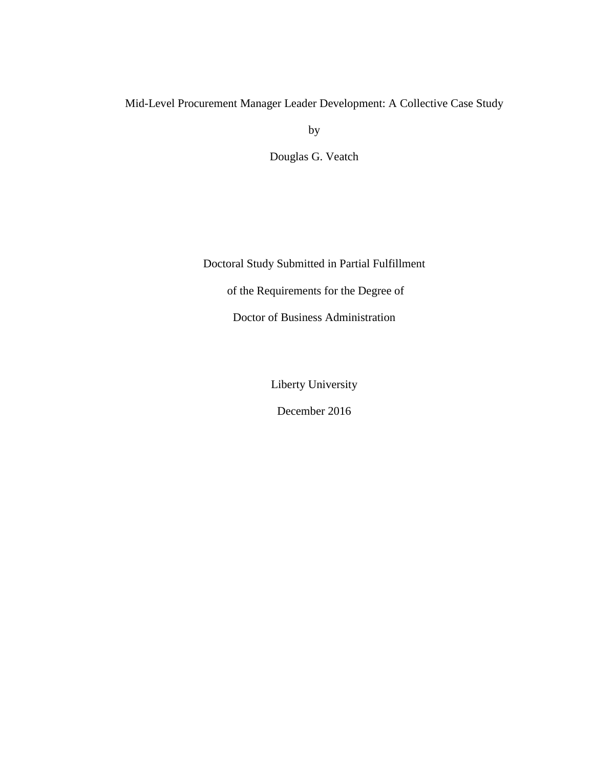# Mid-Level Procurement Manager Leader Development: A Collective Case Study

by

Douglas G. Veatch

Doctoral Study Submitted in Partial Fulfillment

of the Requirements for the Degree of

Doctor of Business Administration

Liberty University

December 2016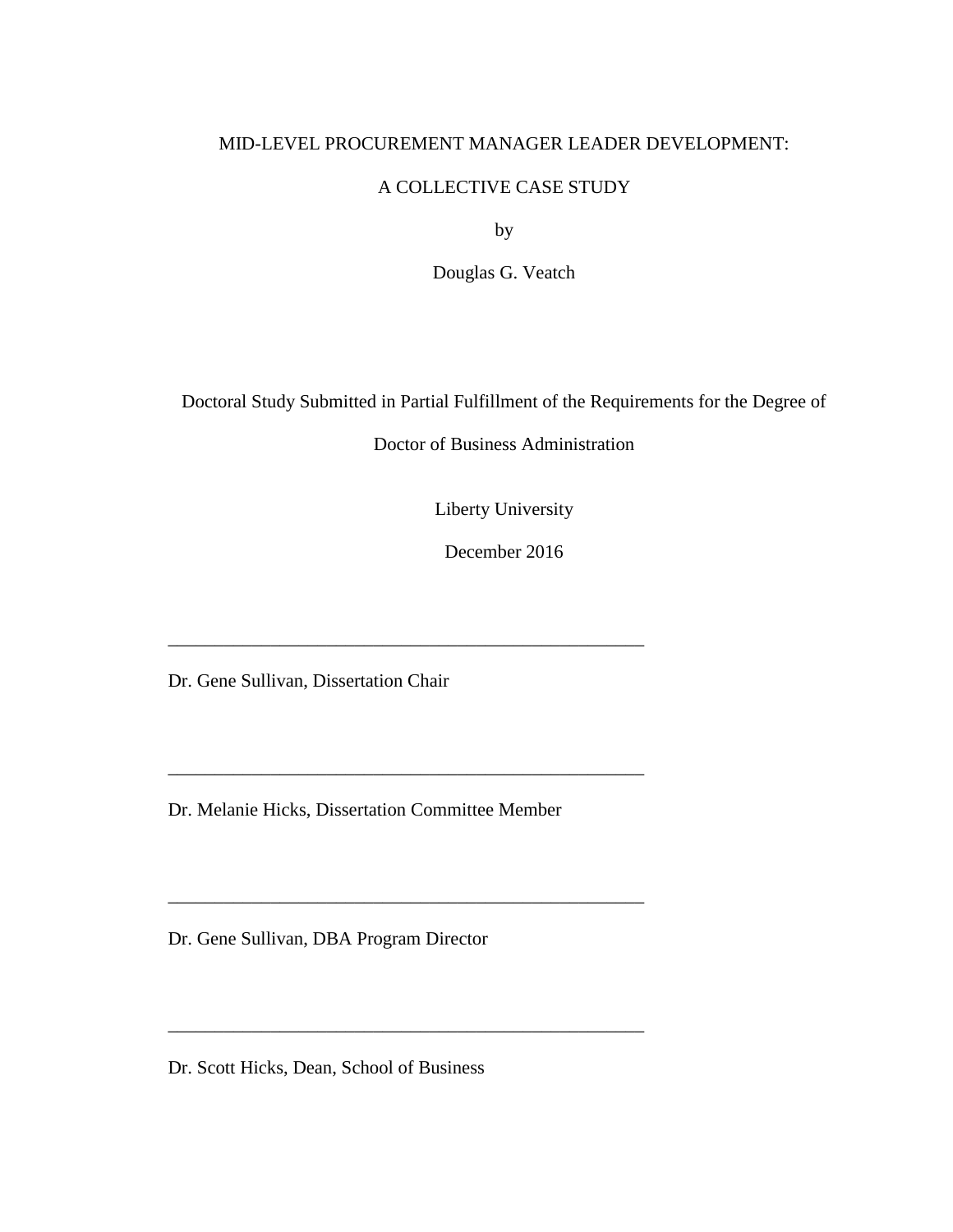MID-LEVEL PROCUREMENT MANAGER LEADER DEVELOPMENT:

A COLLECTIVE CASE STUDY

by

Douglas G. Veatch

Doctoral Study Submitted in Partial Fulfillment of the Requirements for the Degree of

Doctor of Business Administration

Liberty University

December 2016

\_\_\_\_\_\_\_\_\_\_\_\_\_\_\_\_\_\_\_\_\_\_\_\_\_\_\_\_\_\_\_\_\_\_\_\_\_\_\_\_\_\_\_\_\_\_\_\_\_\_

Dr. Gene Sullivan, Dissertation Chair

\_\_\_\_\_\_\_\_\_\_\_\_\_\_\_\_\_\_\_\_\_\_\_\_\_\_\_\_\_\_\_\_\_\_\_\_\_\_\_\_\_\_\_\_\_\_\_\_\_\_

Dr. Melanie Hicks, Dissertation Committee Member

\_\_\_\_\_\_\_\_\_\_\_\_\_\_\_\_\_\_\_\_\_\_\_\_\_\_\_\_\_\_\_\_\_\_\_\_\_\_\_\_\_\_\_\_\_\_\_\_\_\_

Dr. Gene Sullivan, DBA Program Director

\_\_\_\_\_\_\_\_\_\_\_\_\_\_\_\_\_\_\_\_\_\_\_\_\_\_\_\_\_\_\_\_\_\_\_\_\_\_\_\_\_\_\_\_\_\_\_\_\_\_

Dr. Scott Hicks, Dean, School of Business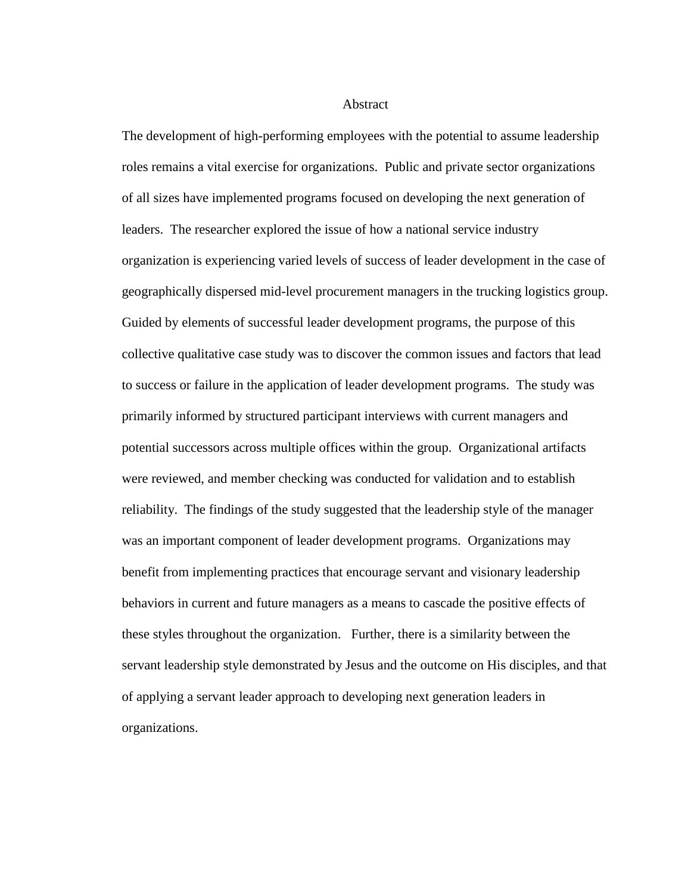# Abstract

The development of high-performing employees with the potential to assume leadership roles remains a vital exercise for organizations. Public and private sector organizations of all sizes have implemented programs focused on developing the next generation of leaders. The researcher explored the issue of how a national service industry organization is experiencing varied levels of success of leader development in the case of geographically dispersed mid-level procurement managers in the trucking logistics group. Guided by elements of successful leader development programs, the purpose of this collective qualitative case study was to discover the common issues and factors that lead to success or failure in the application of leader development programs. The study was primarily informed by structured participant interviews with current managers and potential successors across multiple offices within the group. Organizational artifacts were reviewed, and member checking was conducted for validation and to establish reliability. The findings of the study suggested that the leadership style of the manager was an important component of leader development programs. Organizations may benefit from implementing practices that encourage servant and visionary leadership behaviors in current and future managers as a means to cascade the positive effects of these styles throughout the organization. Further, there is a similarity between the servant leadership style demonstrated by Jesus and the outcome on His disciples, and that of applying a servant leader approach to developing next generation leaders in organizations.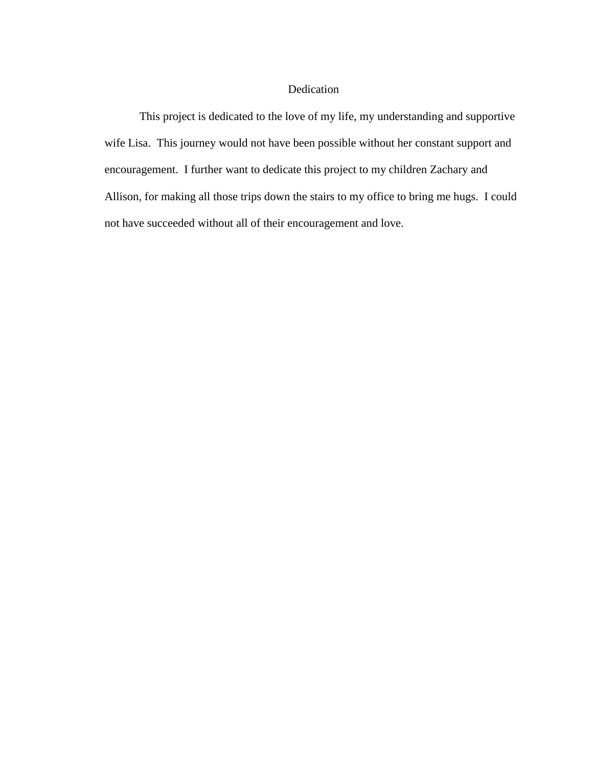# Dedication

This project is dedicated to the love of my life, my understanding and supportive wife Lisa. This journey would not have been possible without her constant support and encouragement. I further want to dedicate this project to my children Zachary and Allison, for making all those trips down the stairs to my office to bring me hugs. I could not have succeeded without all of their encouragement and love.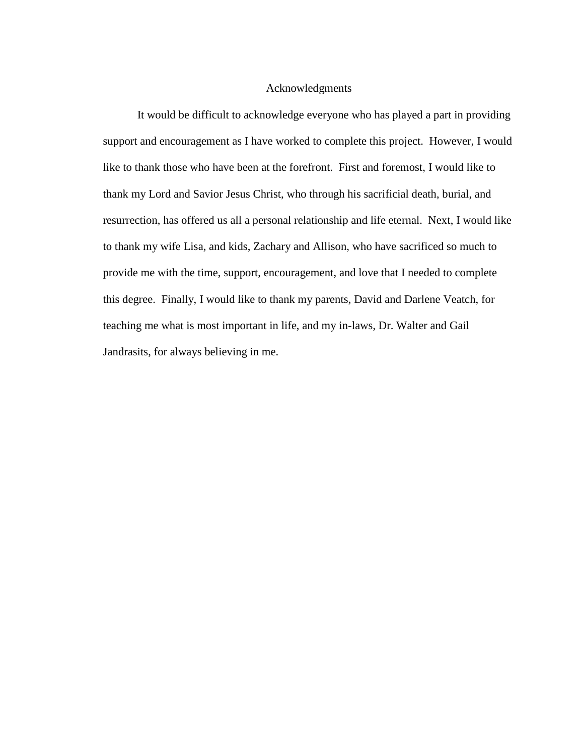# Acknowledgments

It would be difficult to acknowledge everyone who has played a part in providing support and encouragement as I have worked to complete this project. However, I would like to thank those who have been at the forefront. First and foremost, I would like to thank my Lord and Savior Jesus Christ, who through his sacrificial death, burial, and resurrection, has offered us all a personal relationship and life eternal. Next, I would like to thank my wife Lisa, and kids, Zachary and Allison, who have sacrificed so much to provide me with the time, support, encouragement, and love that I needed to complete this degree. Finally, I would like to thank my parents, David and Darlene Veatch, for teaching me what is most important in life, and my in-laws, Dr. Walter and Gail Jandrasits, for always believing in me.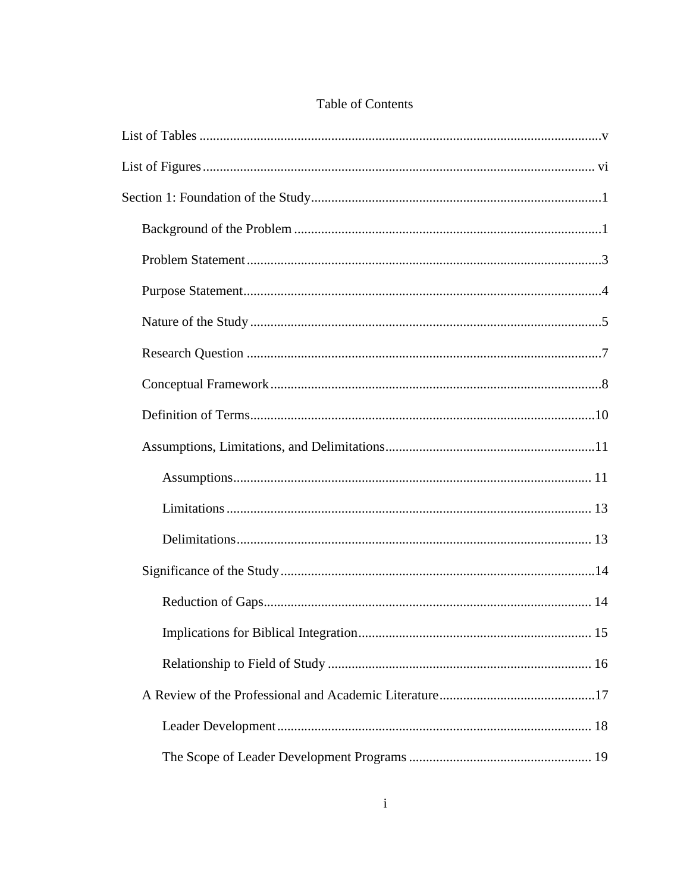# Table of Contents

List of Tables ... v

List of Figures ... vi

Section 1: Foundation of the Study ... 1

- Background of the Problem ... 1
- Problem Statement ... 3
- Purpose Statement ... 4
- Nature of the Study ... 5
- Research Question ... 7
- Conceptual Framework ... 8
- Definition of Terms ... 10
- Assumptions, Limitations, and Delimitations ... 11
  - Assumptions ... 11
  - Limitations ... 13
  - Delimitations ... 13
- Significance of the Study ... 14
  - Reduction of Gaps ... 14
  - Implications for Biblical Integration ... 15
  - Relationship to Field of Study ... 16
- A Review of the Professional and Academic Literature ... 17
  - Leader Development ... 18
  - The Scope of Leader Development Programs ... 19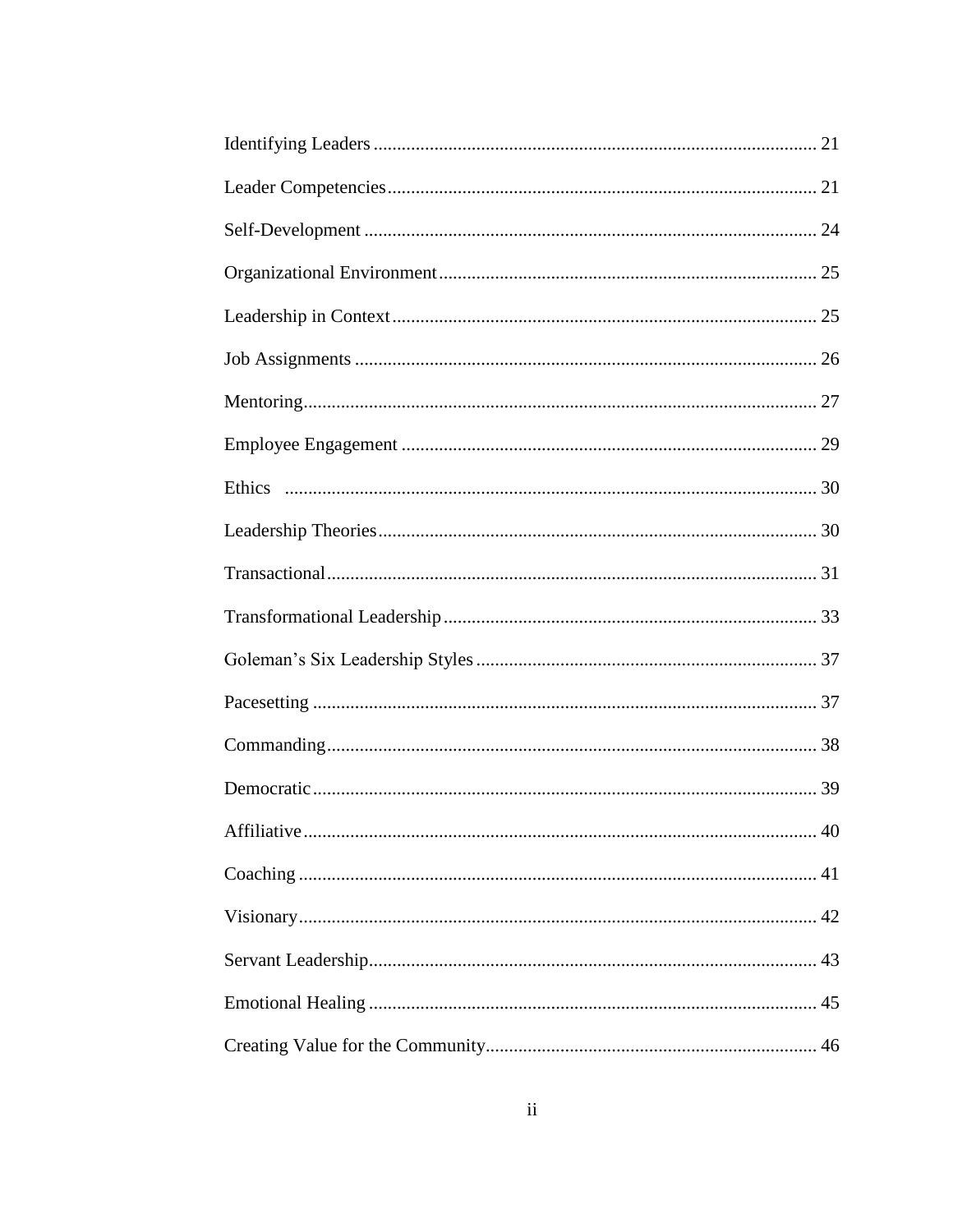Identifying Leaders .............................................................................................. 21

Leader Competencies........................................................................................... 21

Self-Development ................................................................................................ 24

Organizational Environment................................................................................ 25

Leadership in Context.......................................................................................... 25

Job Assignments .................................................................................................. 26

Mentoring............................................................................................................. 27

Employee Engagement ........................................................................................ 29

Ethics ................................................................................................................. 30

Leadership Theories............................................................................................. 30

Transactional........................................................................................................ 31

Transformational Leadership............................................................................... 33

Goleman's Six Leadership Styles......................................................................... 37

Pacesetting ........................................................................................................... 37

Commanding........................................................................................................ 38

Democratic........................................................................................................... 39

Affiliative............................................................................................................. 40

Coaching .............................................................................................................. 41

Visionary.............................................................................................................. 42

Servant Leadership............................................................................................... 43

Emotional Healing ............................................................................................... 45

Creating Value for the Community...................................................................... 46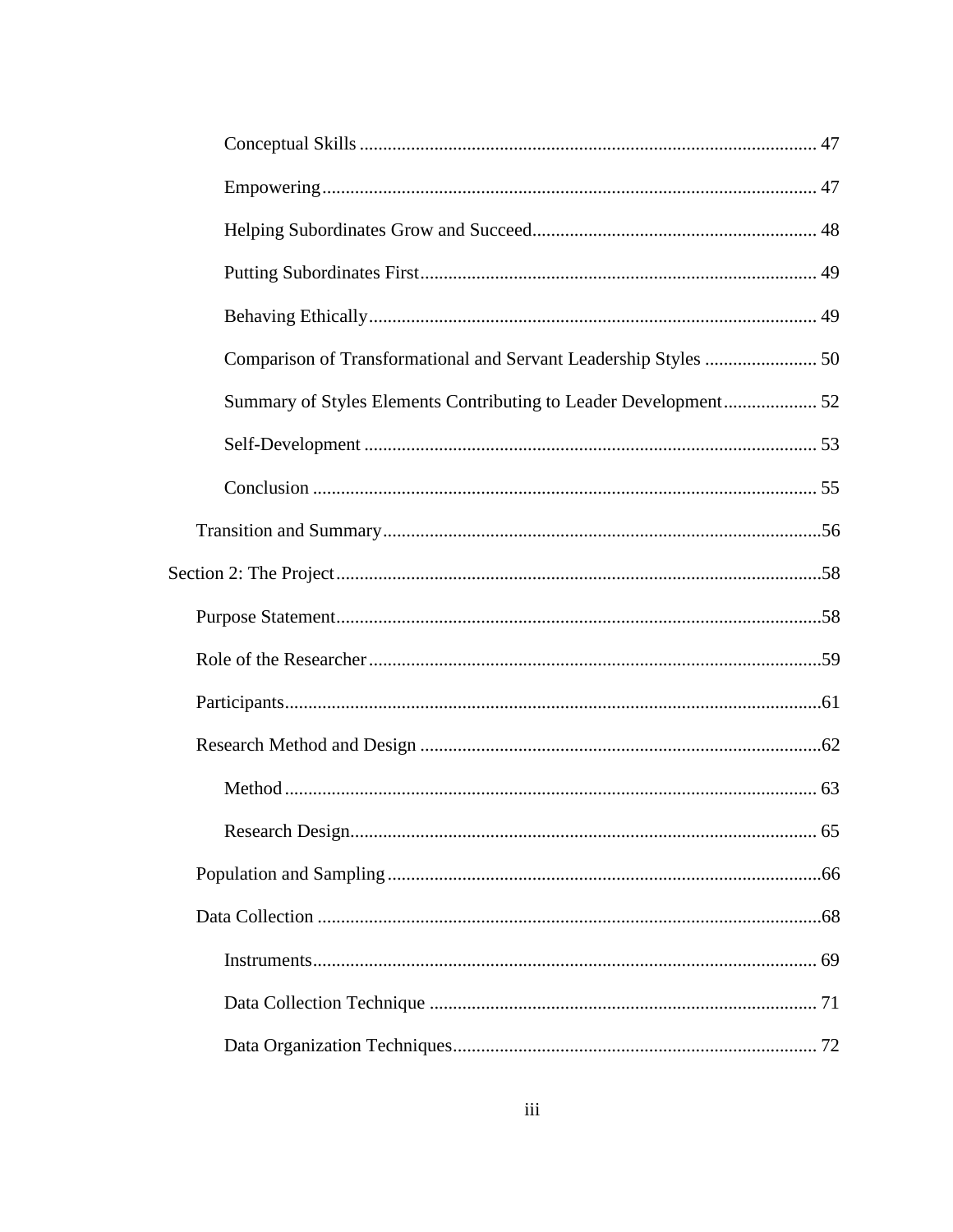Conceptual Skills ................................................................................................ 47

Empowering........................................................................................................ 47

Helping Subordinates Grow and Succeed............................................................ 48

Putting Subordinates First.................................................................................... 49

Behaving Ethically............................................................................................... 49

Comparison of Transformational and Servant Leadership Styles ........................ 50

Summary of Styles Elements Contributing to Leader Development.................... 52

Self-Development ................................................................................................ 53

Conclusion ........................................................................................................... 55

Transition and Summary.............................................................................................56

Section 2: The Project.......................................................................................................58

Purpose Statement.......................................................................................................58

Role of the Researcher................................................................................................59

Participants.................................................................................................................61

Research Method and Design .....................................................................................62

Method ................................................................................................................. 63

Research Design................................................................................................... 65

Population and Sampling ............................................................................................66

Data Collection ...........................................................................................................68

Instruments........................................................................................................... 69

Data Collection Technique .................................................................................. 71

Data Organization Techniques............................................................................. 72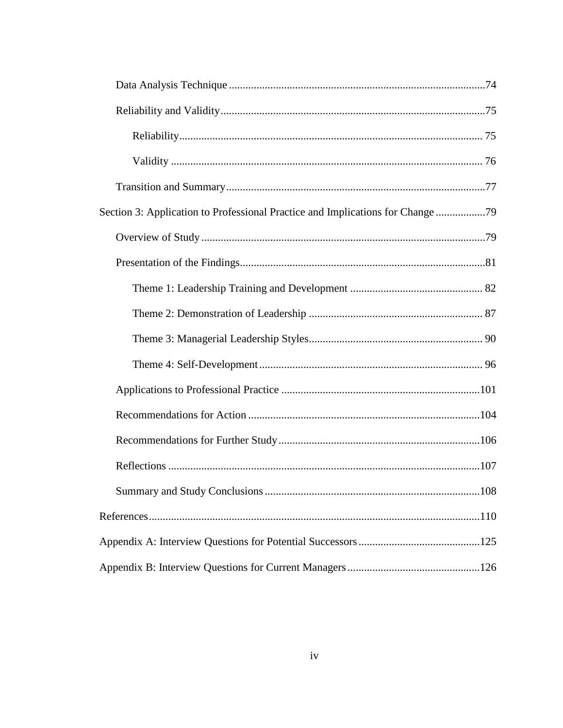Data Analysis Technique ............................................................................................74

Reliability and Validity...............................................................................................75

Reliability............................................................................................................. 75

Validity ................................................................................................................ 76

Transition and Summary.............................................................................................77

Section 3: Application to Professional Practice and Implications for Change ..................79

Overview of Study ......................................................................................................79

Presentation of the Findings........................................................................................81

Theme 1: Leadership Training and Development ................................................ 82

Theme 2: Demonstration of Leadership ............................................................... 87

Theme 3: Managerial Leadership Styles............................................................... 90

Theme 4: Self-Development ................................................................................. 96

Applications to Professional Practice ........................................................................101

Recommendations for Action ....................................................................................104

Recommendations for Further Study .........................................................................106

Reflections .................................................................................................................107

Summary and Study Conclusions ..............................................................................108

References........................................................................................................................110

Appendix A: Interview Questions for Potential Successors ............................................125

Appendix B: Interview Questions for Current Managers ................................................126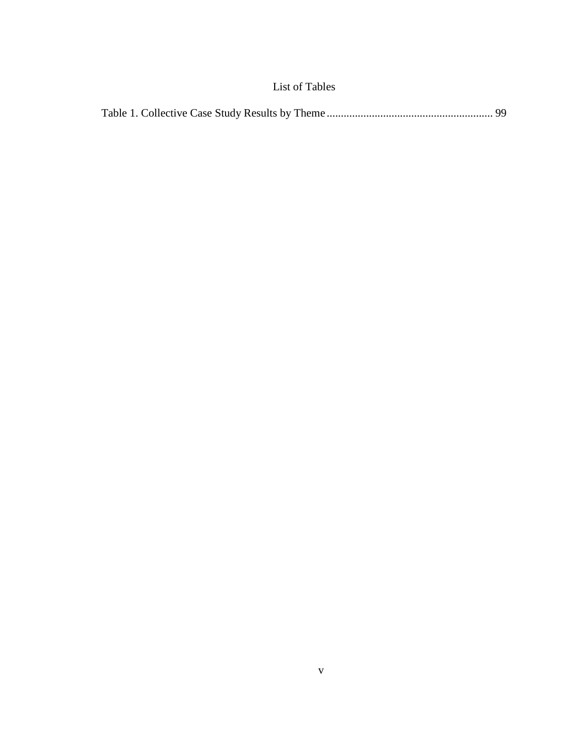# List of Tables

Table 1. Collective Case Study Results by Theme .......................................................... 99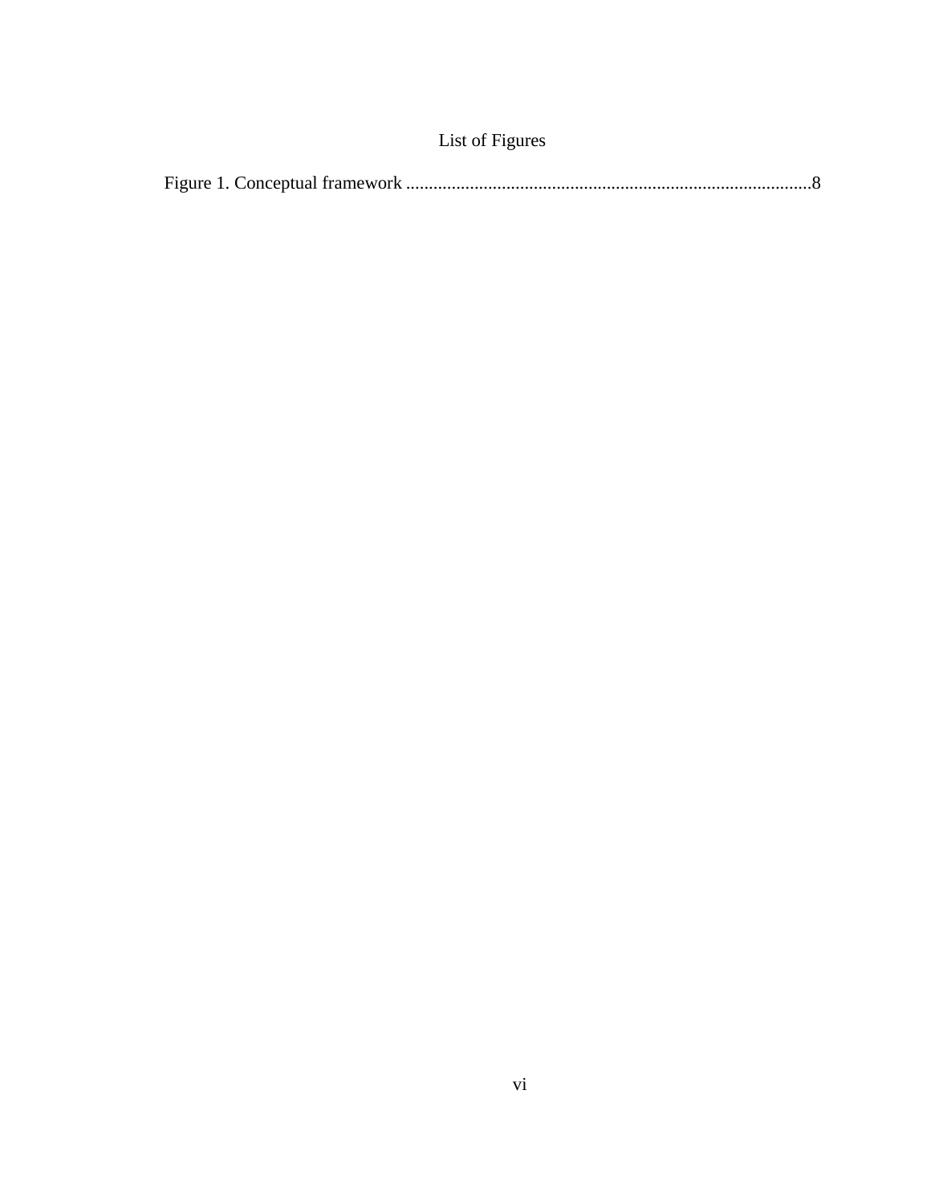# List of Figures

Figure 1. Conceptual framework ......................................................................................8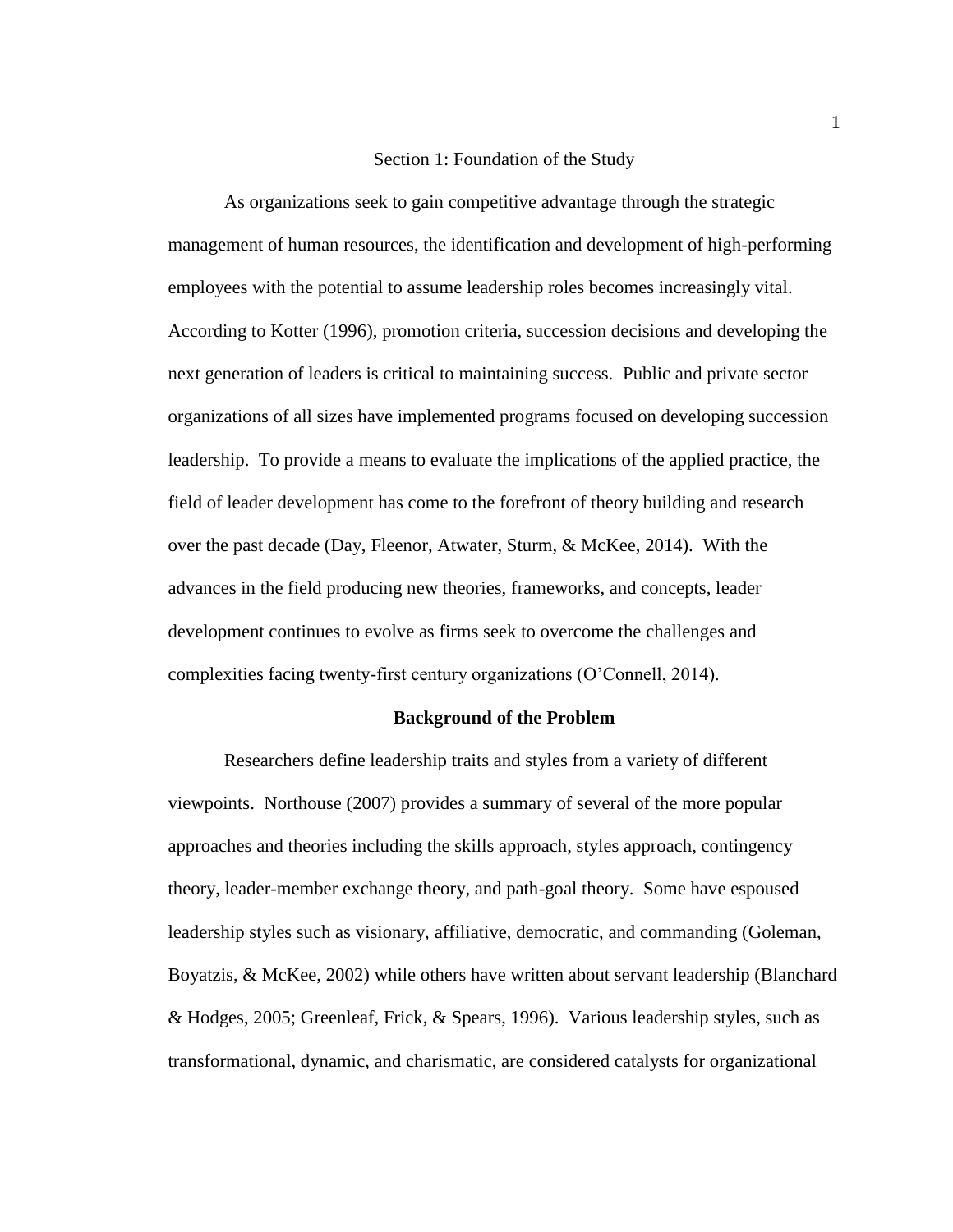# Section 1: Foundation of the Study

As organizations seek to gain competitive advantage through the strategic management of human resources, the identification and development of high-performing employees with the potential to assume leadership roles becomes increasingly vital. According to Kotter (1996), promotion criteria, succession decisions and developing the next generation of leaders is critical to maintaining success. Public and private sector organizations of all sizes have implemented programs focused on developing succession leadership. To provide a means to evaluate the implications of the applied practice, the field of leader development has come to the forefront of theory building and research over the past decade (Day, Fleenor, Atwater, Sturm, & McKee, 2014). With the advances in the field producing new theories, frameworks, and concepts, leader development continues to evolve as firms seek to overcome the challenges and complexities facing twenty-first century organizations (O'Connell, 2014).

## Background of the Problem

Researchers define leadership traits and styles from a variety of different viewpoints. Northouse (2007) provides a summary of several of the more popular approaches and theories including the skills approach, styles approach, contingency theory, leader-member exchange theory, and path-goal theory. Some have espoused leadership styles such as visionary, affiliative, democratic, and commanding (Goleman, Boyatzis, & McKee, 2002) while others have written about servant leadership (Blanchard & Hodges, 2005; Greenleaf, Frick, & Spears, 1996). Various leadership styles, such as transformational, dynamic, and charismatic, are considered catalysts for organizational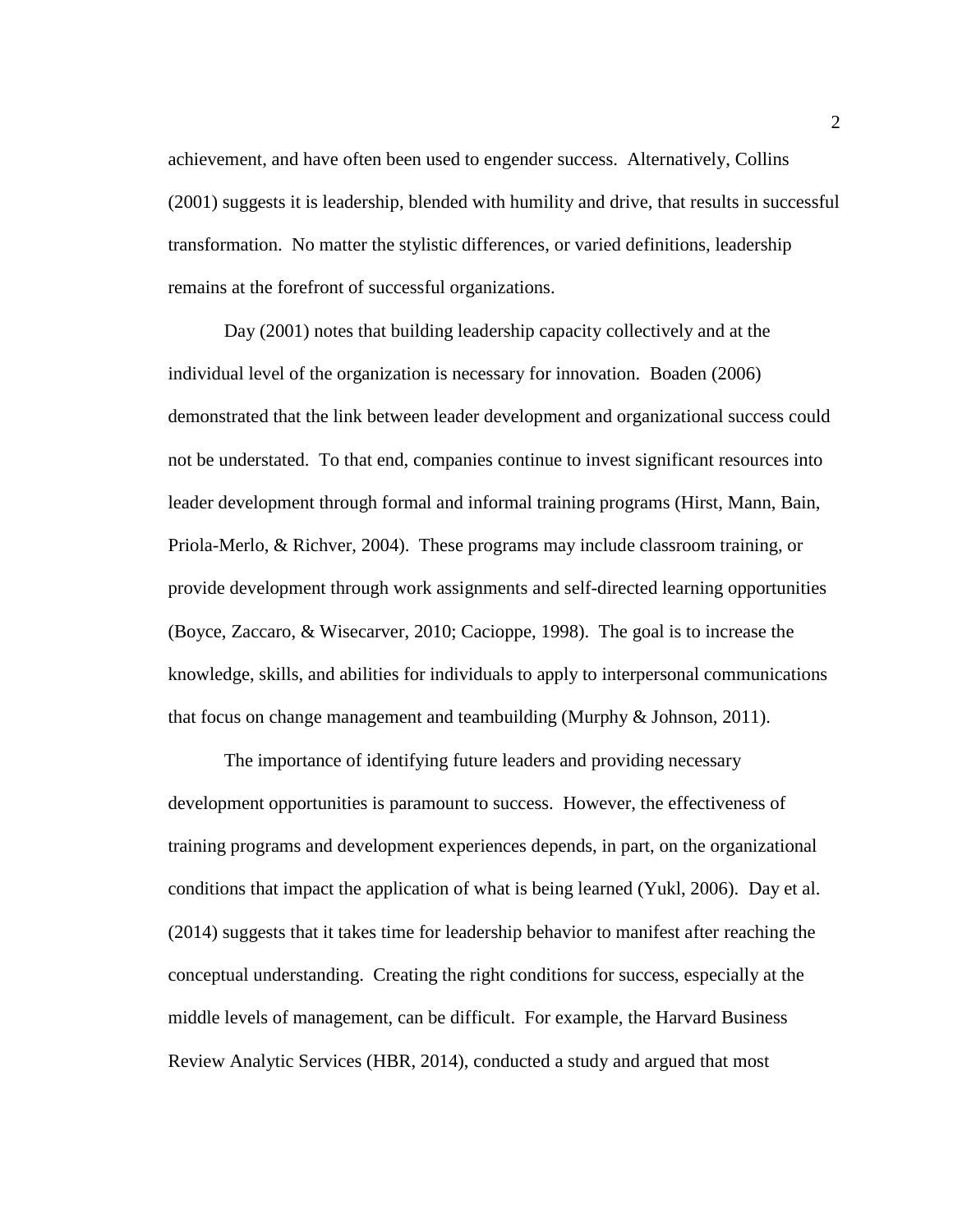achievement, and have often been used to engender success. Alternatively, Collins (2001) suggests it is leadership, blended with humility and drive, that results in successful transformation. No matter the stylistic differences, or varied definitions, leadership remains at the forefront of successful organizations.

Day (2001) notes that building leadership capacity collectively and at the individual level of the organization is necessary for innovation. Boaden (2006) demonstrated that the link between leader development and organizational success could not be understated. To that end, companies continue to invest significant resources into leader development through formal and informal training programs (Hirst, Mann, Bain, Priola-Merlo, & Richver, 2004). These programs may include classroom training, or provide development through work assignments and self-directed learning opportunities (Boyce, Zaccaro, & Wisecarver, 2010; Cacioppe, 1998). The goal is to increase the knowledge, skills, and abilities for individuals to apply to interpersonal communications that focus on change management and teambuilding (Murphy & Johnson, 2011).

The importance of identifying future leaders and providing necessary development opportunities is paramount to success. However, the effectiveness of training programs and development experiences depends, in part, on the organizational conditions that impact the application of what is being learned (Yukl, 2006). Day et al. (2014) suggests that it takes time for leadership behavior to manifest after reaching the conceptual understanding. Creating the right conditions for success, especially at the middle levels of management, can be difficult. For example, the Harvard Business Review Analytic Services (HBR, 2014), conducted a study and argued that most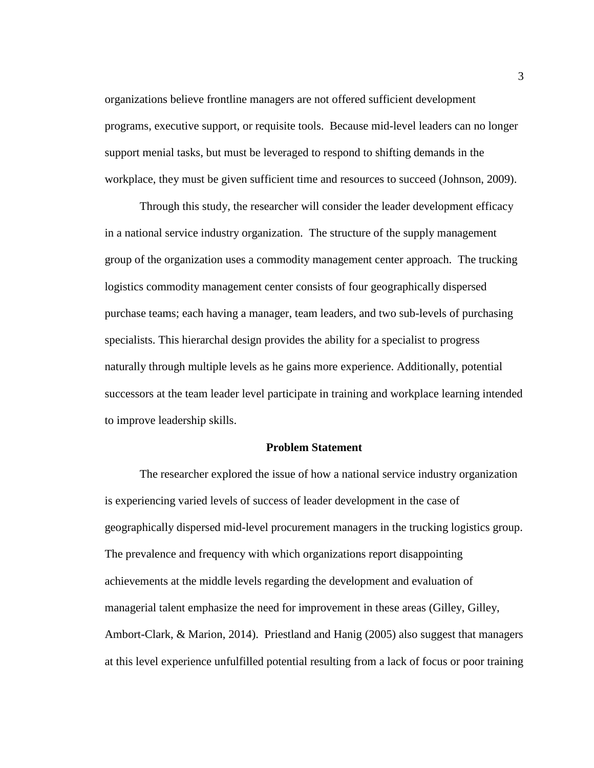organizations believe frontline managers are not offered sufficient development programs, executive support, or requisite tools.  Because mid-level leaders can no longer support menial tasks, but must be leveraged to respond to shifting demands in the workplace, they must be given sufficient time and resources to succeed (Johnson, 2009).

Through this study, the researcher will consider the leader development efficacy in a national service industry organization.  The structure of the supply management group of the organization uses a commodity management center approach.  The trucking logistics commodity management center consists of four geographically dispersed purchase teams; each having a manager, team leaders, and two sub-levels of purchasing specialists. This hierarchal design provides the ability for a specialist to progress naturally through multiple levels as he gains more experience. Additionally, potential successors at the team leader level participate in training and workplace learning intended to improve leadership skills.

## Problem Statement

The researcher explored the issue of how a national service industry organization is experiencing varied levels of success of leader development in the case of geographically dispersed mid-level procurement managers in the trucking logistics group. The prevalence and frequency with which organizations report disappointing achievements at the middle levels regarding the development and evaluation of managerial talent emphasize the need for improvement in these areas (Gilley, Gilley, Ambort-Clark, & Marion, 2014).  Priestland and Hanig (2005) also suggest that managers at this level experience unfulfilled potential resulting from a lack of focus or poor training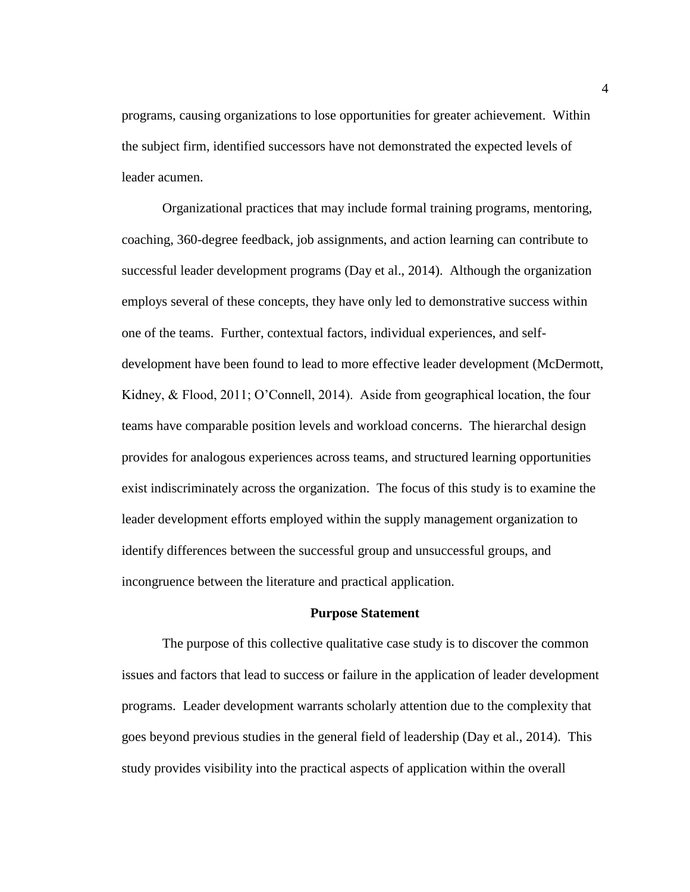programs, causing organizations to lose opportunities for greater achievement. Within the subject firm, identified successors have not demonstrated the expected levels of leader acumen.

Organizational practices that may include formal training programs, mentoring, coaching, 360-degree feedback, job assignments, and action learning can contribute to successful leader development programs (Day et al., 2014). Although the organization employs several of these concepts, they have only led to demonstrative success within one of the teams. Further, contextual factors, individual experiences, and self-development have been found to lead to more effective leader development (McDermott, Kidney, & Flood, 2011; O'Connell, 2014). Aside from geographical location, the four teams have comparable position levels and workload concerns. The hierarchal design provides for analogous experiences across teams, and structured learning opportunities exist indiscriminately across the organization. The focus of this study is to examine the leader development efforts employed within the supply management organization to identify differences between the successful group and unsuccessful groups, and incongruence between the literature and practical application.

## Purpose Statement

The purpose of this collective qualitative case study is to discover the common issues and factors that lead to success or failure in the application of leader development programs. Leader development warrants scholarly attention due to the complexity that goes beyond previous studies in the general field of leadership (Day et al., 2014). This study provides visibility into the practical aspects of application within the overall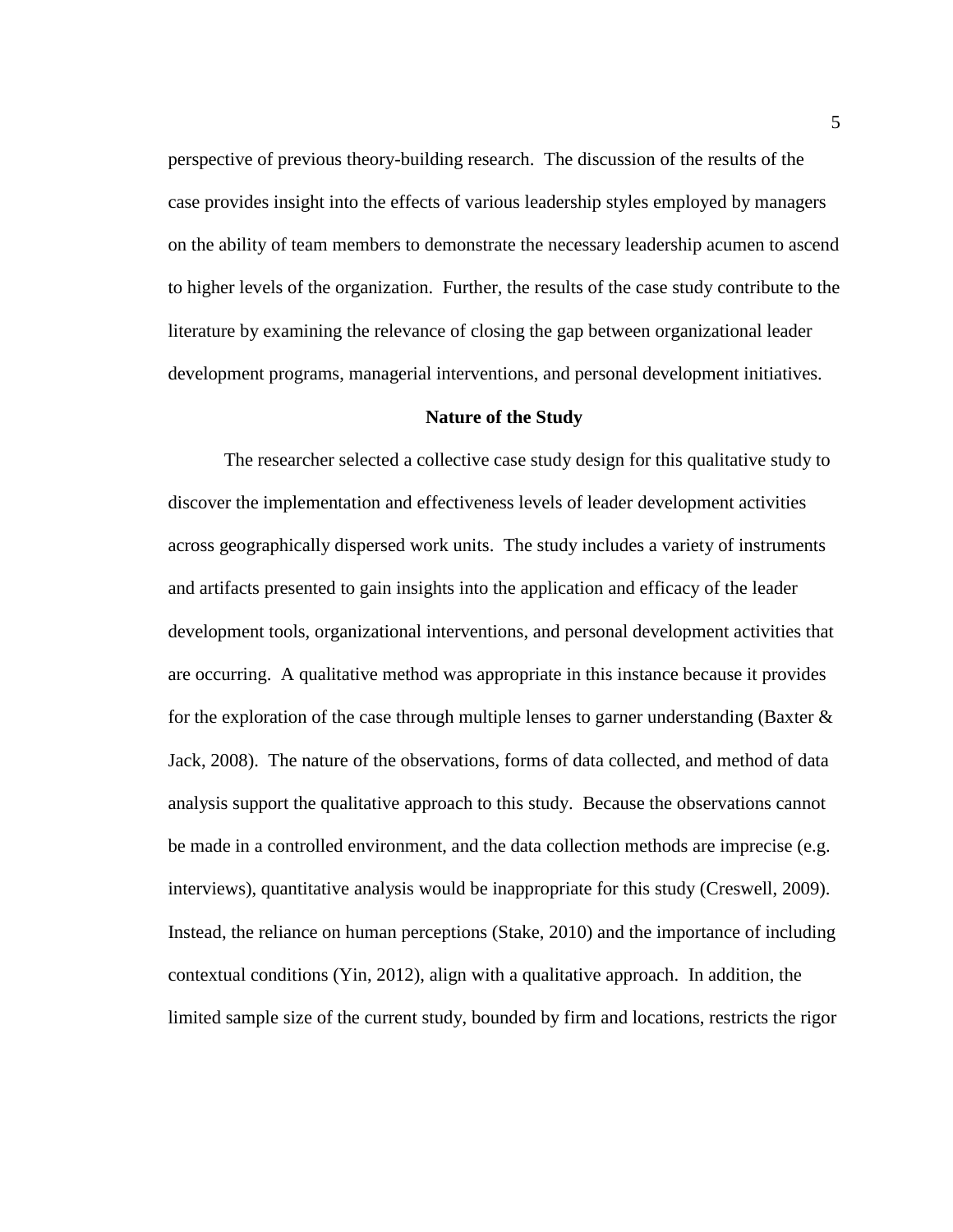perspective of previous theory-building research. The discussion of the results of the case provides insight into the effects of various leadership styles employed by managers on the ability of team members to demonstrate the necessary leadership acumen to ascend to higher levels of the organization. Further, the results of the case study contribute to the literature by examining the relevance of closing the gap between organizational leader development programs, managerial interventions, and personal development initiatives.

## Nature of the Study

The researcher selected a collective case study design for this qualitative study to discover the implementation and effectiveness levels of leader development activities across geographically dispersed work units. The study includes a variety of instruments and artifacts presented to gain insights into the application and efficacy of the leader development tools, organizational interventions, and personal development activities that are occurring. A qualitative method was appropriate in this instance because it provides for the exploration of the case through multiple lenses to garner understanding (Baxter & Jack, 2008). The nature of the observations, forms of data collected, and method of data analysis support the qualitative approach to this study. Because the observations cannot be made in a controlled environment, and the data collection methods are imprecise (e.g. interviews), quantitative analysis would be inappropriate for this study (Creswell, 2009). Instead, the reliance on human perceptions (Stake, 2010) and the importance of including contextual conditions (Yin, 2012), align with a qualitative approach. In addition, the limited sample size of the current study, bounded by firm and locations, restricts the rigor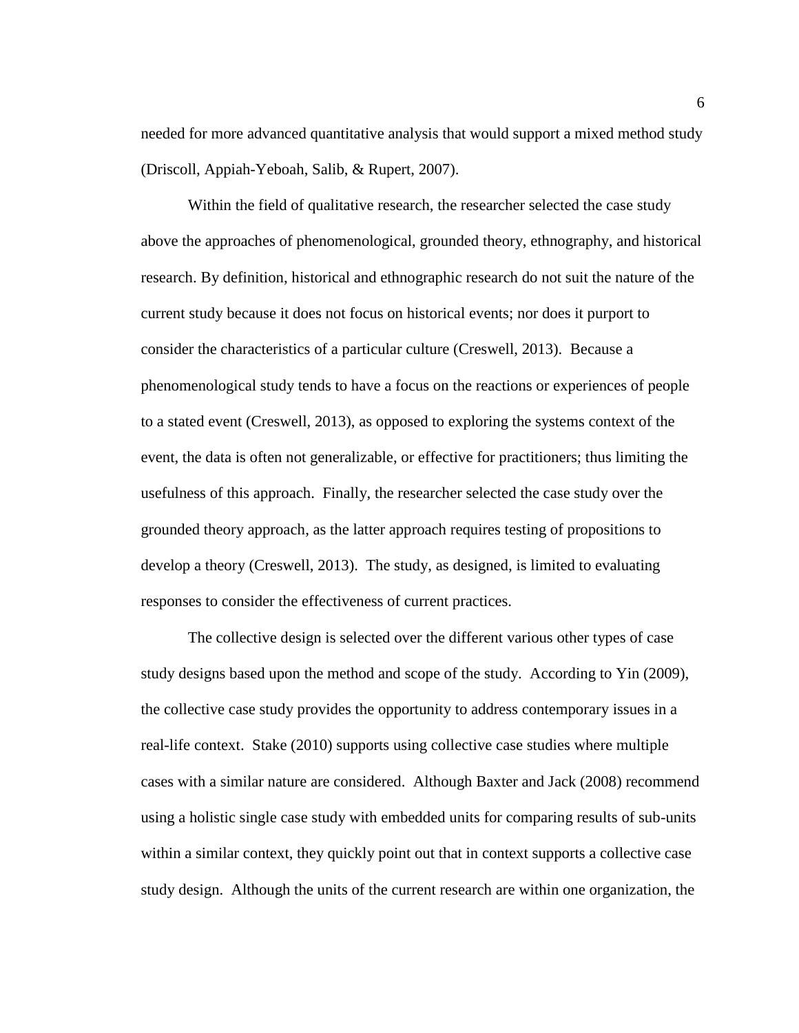needed for more advanced quantitative analysis that would support a mixed method study (Driscoll, Appiah-Yeboah, Salib, & Rupert, 2007).

Within the field of qualitative research, the researcher selected the case study above the approaches of phenomenological, grounded theory, ethnography, and historical research. By definition, historical and ethnographic research do not suit the nature of the current study because it does not focus on historical events; nor does it purport to consider the characteristics of a particular culture (Creswell, 2013). Because a phenomenological study tends to have a focus on the reactions or experiences of people to a stated event (Creswell, 2013), as opposed to exploring the systems context of the event, the data is often not generalizable, or effective for practitioners; thus limiting the usefulness of this approach. Finally, the researcher selected the case study over the grounded theory approach, as the latter approach requires testing of propositions to develop a theory (Creswell, 2013). The study, as designed, is limited to evaluating responses to consider the effectiveness of current practices.

The collective design is selected over the different various other types of case study designs based upon the method and scope of the study. According to Yin (2009), the collective case study provides the opportunity to address contemporary issues in a real-life context. Stake (2010) supports using collective case studies where multiple cases with a similar nature are considered. Although Baxter and Jack (2008) recommend using a holistic single case study with embedded units for comparing results of sub-units within a similar context, they quickly point out that in context supports a collective case study design. Although the units of the current research are within one organization, the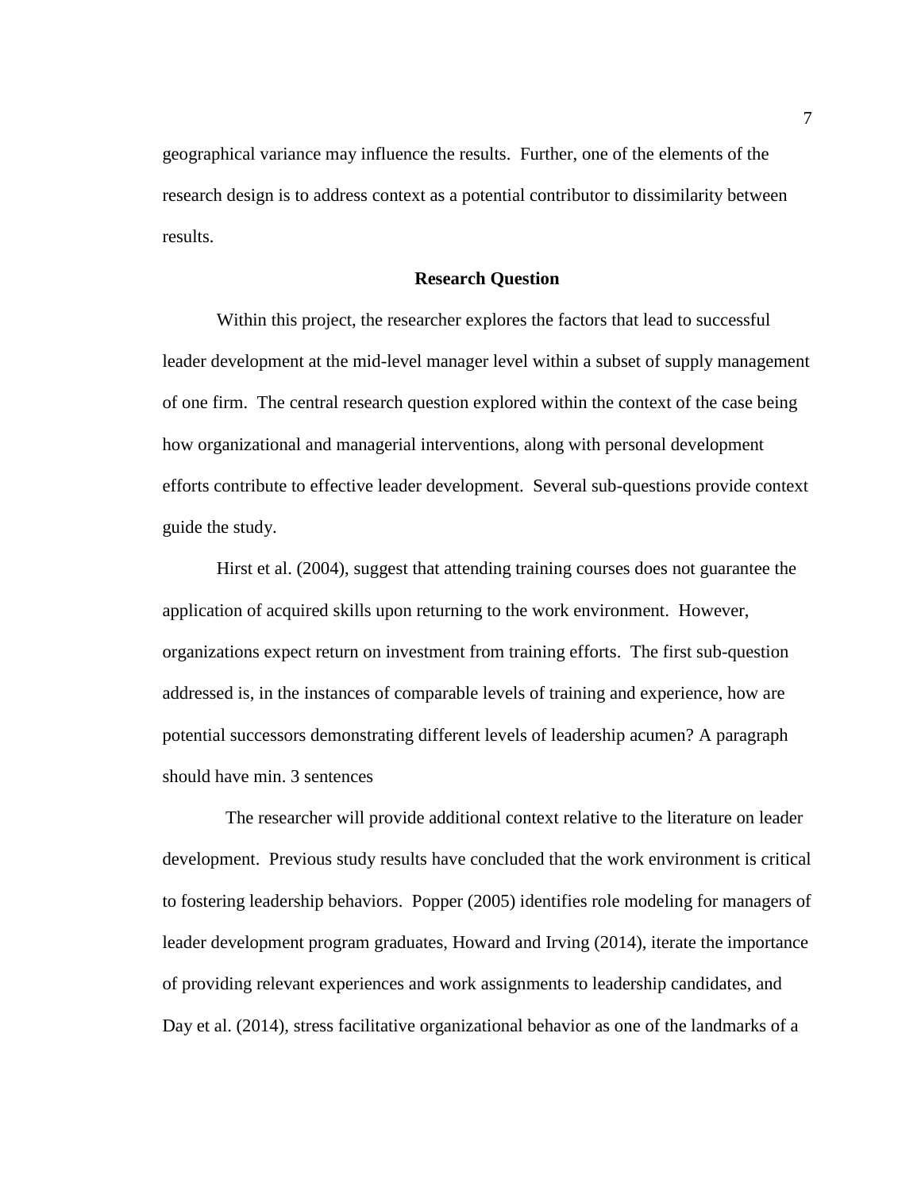geographical variance may influence the results. Further, one of the elements of the research design is to address context as a potential contributor to dissimilarity between results.

## Research Question

Within this project, the researcher explores the factors that lead to successful leader development at the mid-level manager level within a subset of supply management of one firm. The central research question explored within the context of the case being how organizational and managerial interventions, along with personal development efforts contribute to effective leader development. Several sub-questions provide context guide the study.

Hirst et al. (2004), suggest that attending training courses does not guarantee the application of acquired skills upon returning to the work environment. However, organizations expect return on investment from training efforts. The first sub-question addressed is, in the instances of comparable levels of training and experience, how are potential successors demonstrating different levels of leadership acumen? A paragraph should have min. 3 sentences

The researcher will provide additional context relative to the literature on leader development. Previous study results have concluded that the work environment is critical to fostering leadership behaviors. Popper (2005) identifies role modeling for managers of leader development program graduates, Howard and Irving (2014), iterate the importance of providing relevant experiences and work assignments to leadership candidates, and Day et al. (2014), stress facilitative organizational behavior as one of the landmarks of a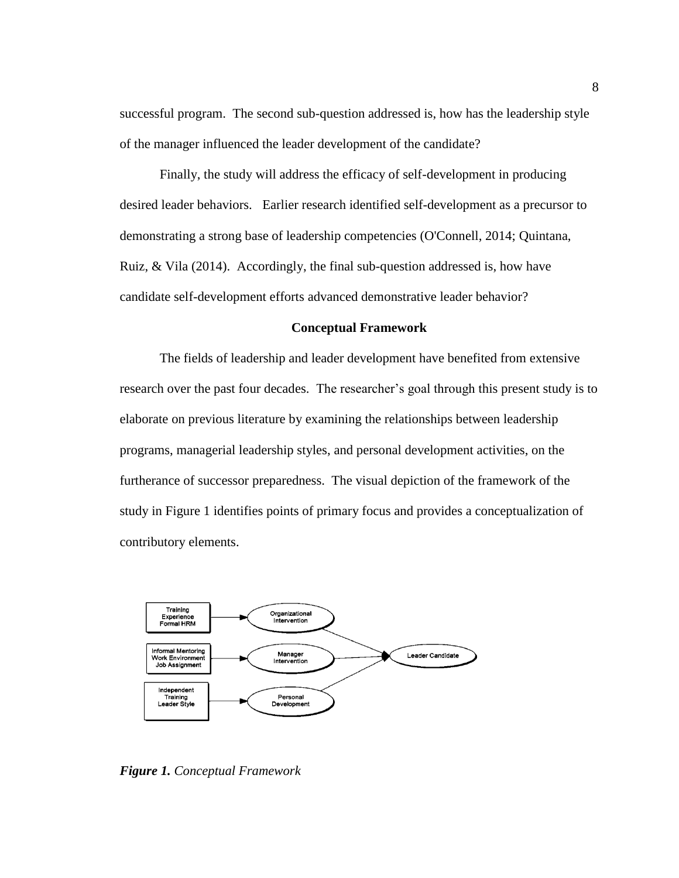successful program.  The second sub-question addressed is, how has the leadership style of the manager influenced the leader development of the candidate?

Finally, the study will address the efficacy of self-development in producing desired leader behaviors.   Earlier research identified self-development as a precursor to demonstrating a strong base of leadership competencies (O'Connell, 2014; Quintana, Ruiz, & Vila (2014).  Accordingly, the final sub-question addressed is, how have candidate self-development efforts advanced demonstrative leader behavior?

## Conceptual Framework

The fields of leadership and leader development have benefited from extensive research over the past four decades.  The researcher's goal through this present study is to elaborate on previous literature by examining the relationships between leadership programs, managerial leadership styles, and personal development activities, on the furtherance of successor preparedness.  The visual depiction of the framework of the study in Figure 1 identifies points of primary focus and provides a conceptualization of contributory elements.

***Figure 1.*** *Conceptual Framework*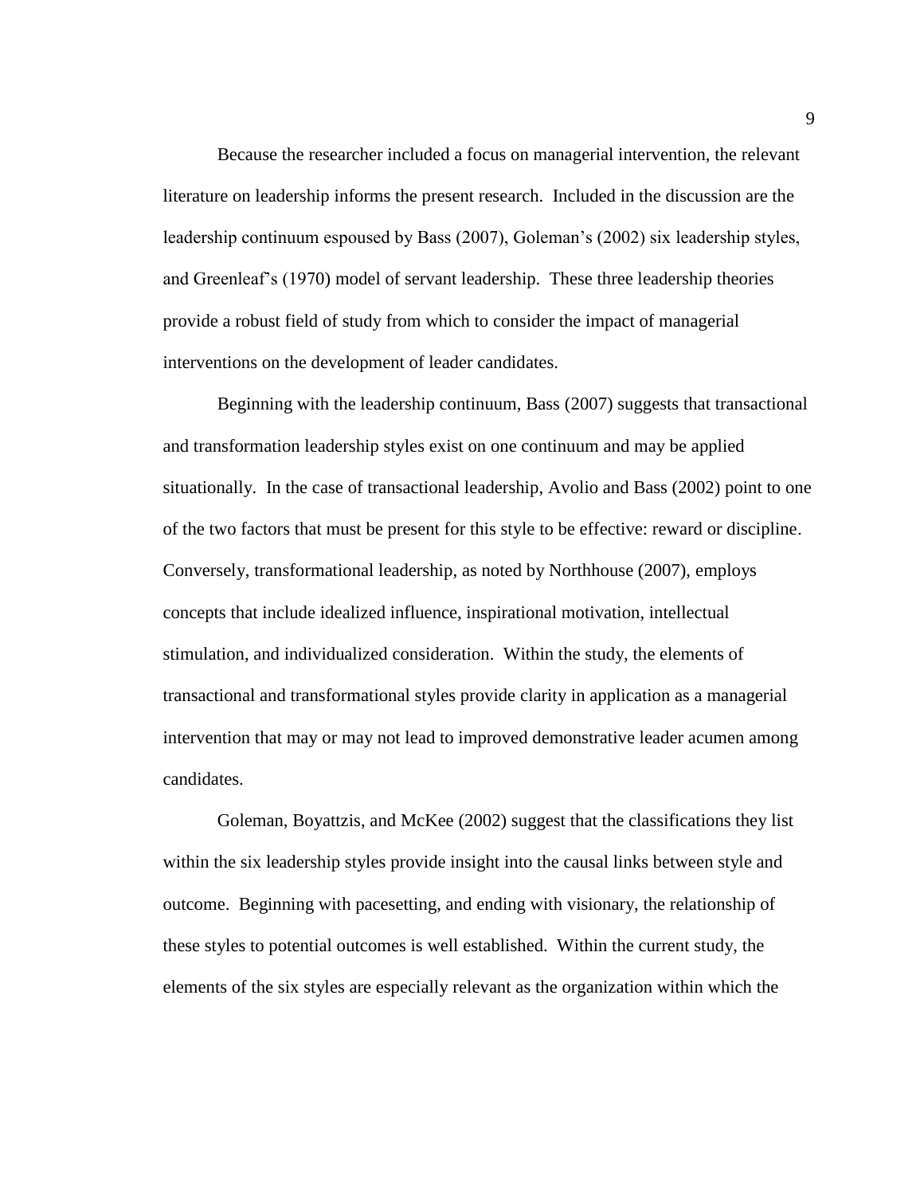Because the researcher included a focus on managerial intervention, the relevant literature on leadership informs the present research. Included in the discussion are the leadership continuum espoused by Bass (2007), Goleman's (2002) six leadership styles, and Greenleaf's (1970) model of servant leadership. These three leadership theories provide a robust field of study from which to consider the impact of managerial interventions on the development of leader candidates.

Beginning with the leadership continuum, Bass (2007) suggests that transactional and transformation leadership styles exist on one continuum and may be applied situationally. In the case of transactional leadership, Avolio and Bass (2002) point to one of the two factors that must be present for this style to be effective: reward or discipline. Conversely, transformational leadership, as noted by Northhouse (2007), employs concepts that include idealized influence, inspirational motivation, intellectual stimulation, and individualized consideration. Within the study, the elements of transactional and transformational styles provide clarity in application as a managerial intervention that may or may not lead to improved demonstrative leader acumen among candidates.

Goleman, Boyattzis, and McKee (2002) suggest that the classifications they list within the six leadership styles provide insight into the causal links between style and outcome. Beginning with pacesetting, and ending with visionary, the relationship of these styles to potential outcomes is well established. Within the current study, the elements of the six styles are especially relevant as the organization within which the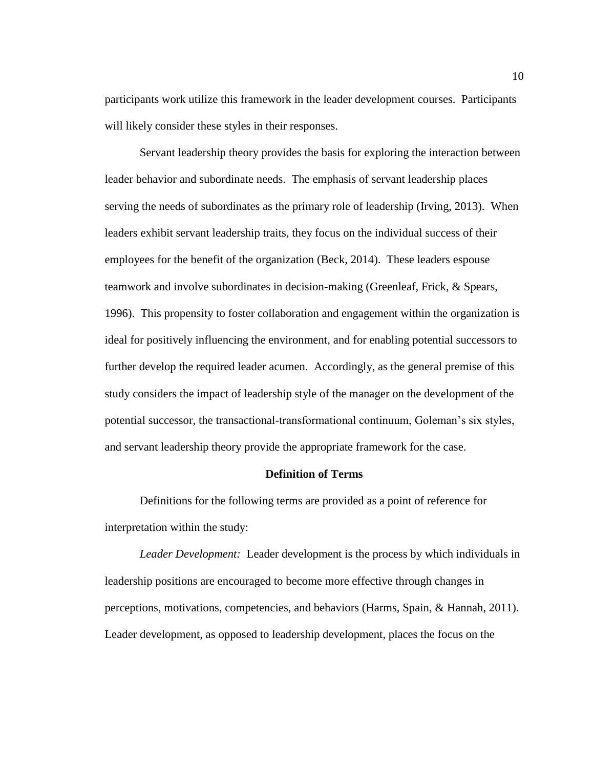participants work utilize this framework in the leader development courses. Participants will likely consider these styles in their responses.

Servant leadership theory provides the basis for exploring the interaction between leader behavior and subordinate needs. The emphasis of servant leadership places serving the needs of subordinates as the primary role of leadership (Irving, 2013). When leaders exhibit servant leadership traits, they focus on the individual success of their employees for the benefit of the organization (Beck, 2014). These leaders espouse teamwork and involve subordinates in decision-making (Greenleaf, Frick, & Spears, 1996). This propensity to foster collaboration and engagement within the organization is ideal for positively influencing the environment, and for enabling potential successors to further develop the required leader acumen. Accordingly, as the general premise of this study considers the impact of leadership style of the manager on the development of the potential successor, the transactional-transformational continuum, Goleman's six styles, and servant leadership theory provide the appropriate framework for the case.

## Definition of Terms

Definitions for the following terms are provided as a point of reference for interpretation within the study:

*Leader Development:* Leader development is the process by which individuals in leadership positions are encouraged to become more effective through changes in perceptions, motivations, competencies, and behaviors (Harms, Spain, & Hannah, 2011). Leader development, as opposed to leadership development, places the focus on the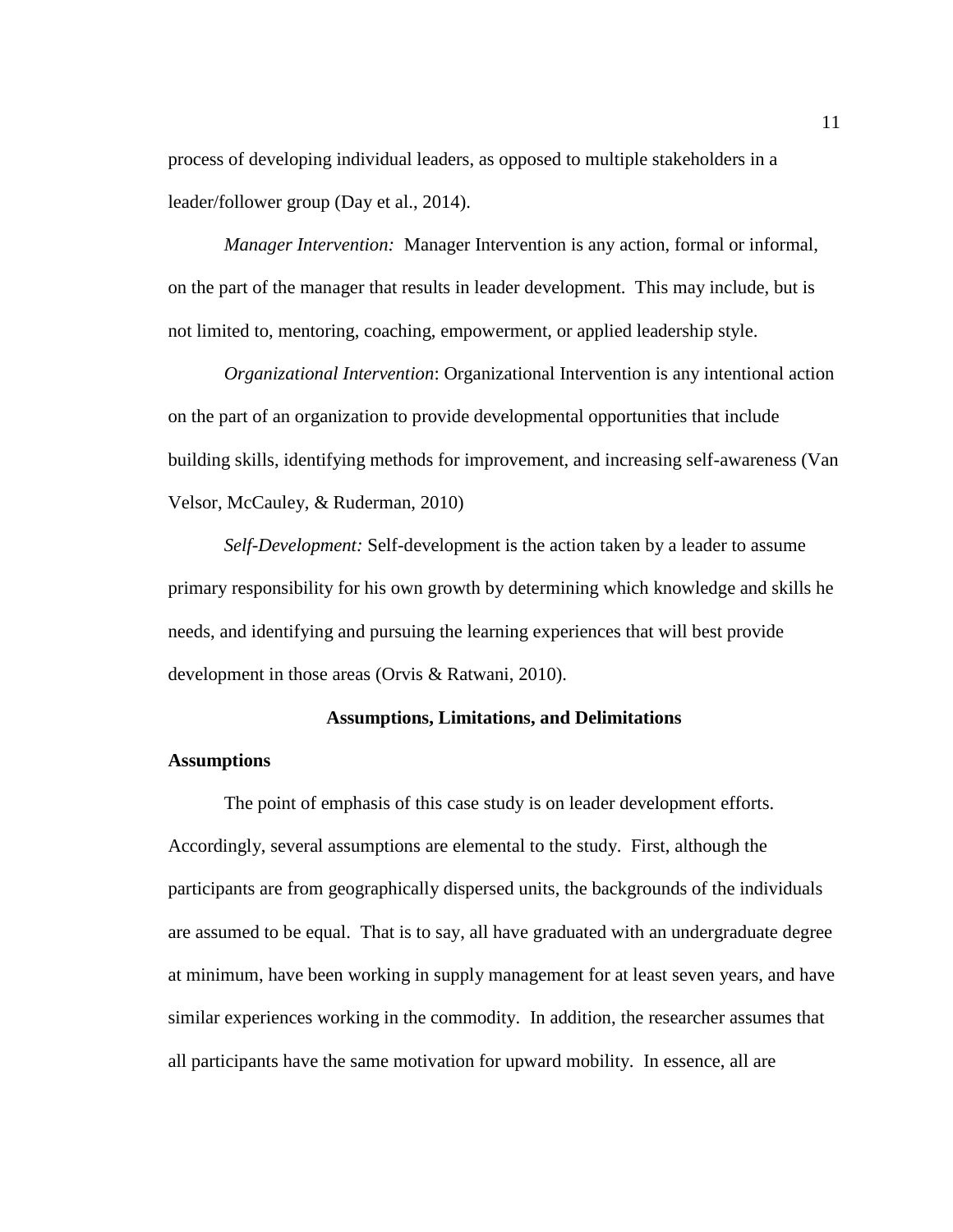process of developing individual leaders, as opposed to multiple stakeholders in a leader/follower group (Day et al., 2014).

*Manager Intervention:* Manager Intervention is any action, formal or informal, on the part of the manager that results in leader development. This may include, but is not limited to, mentoring, coaching, empowerment, or applied leadership style.

*Organizational Intervention*: Organizational Intervention is any intentional action on the part of an organization to provide developmental opportunities that include building skills, identifying methods for improvement, and increasing self-awareness (Van Velsor, McCauley, & Ruderman, 2010)

*Self-Development:* Self-development is the action taken by a leader to assume primary responsibility for his own growth by determining which knowledge and skills he needs, and identifying and pursuing the learning experiences that will best provide development in those areas (Orvis & Ratwani, 2010).

## Assumptions, Limitations, and Delimitations

### Assumptions

The point of emphasis of this case study is on leader development efforts. Accordingly, several assumptions are elemental to the study. First, although the participants are from geographically dispersed units, the backgrounds of the individuals are assumed to be equal. That is to say, all have graduated with an undergraduate degree at minimum, have been working in supply management for at least seven years, and have similar experiences working in the commodity. In addition, the researcher assumes that all participants have the same motivation for upward mobility. In essence, all are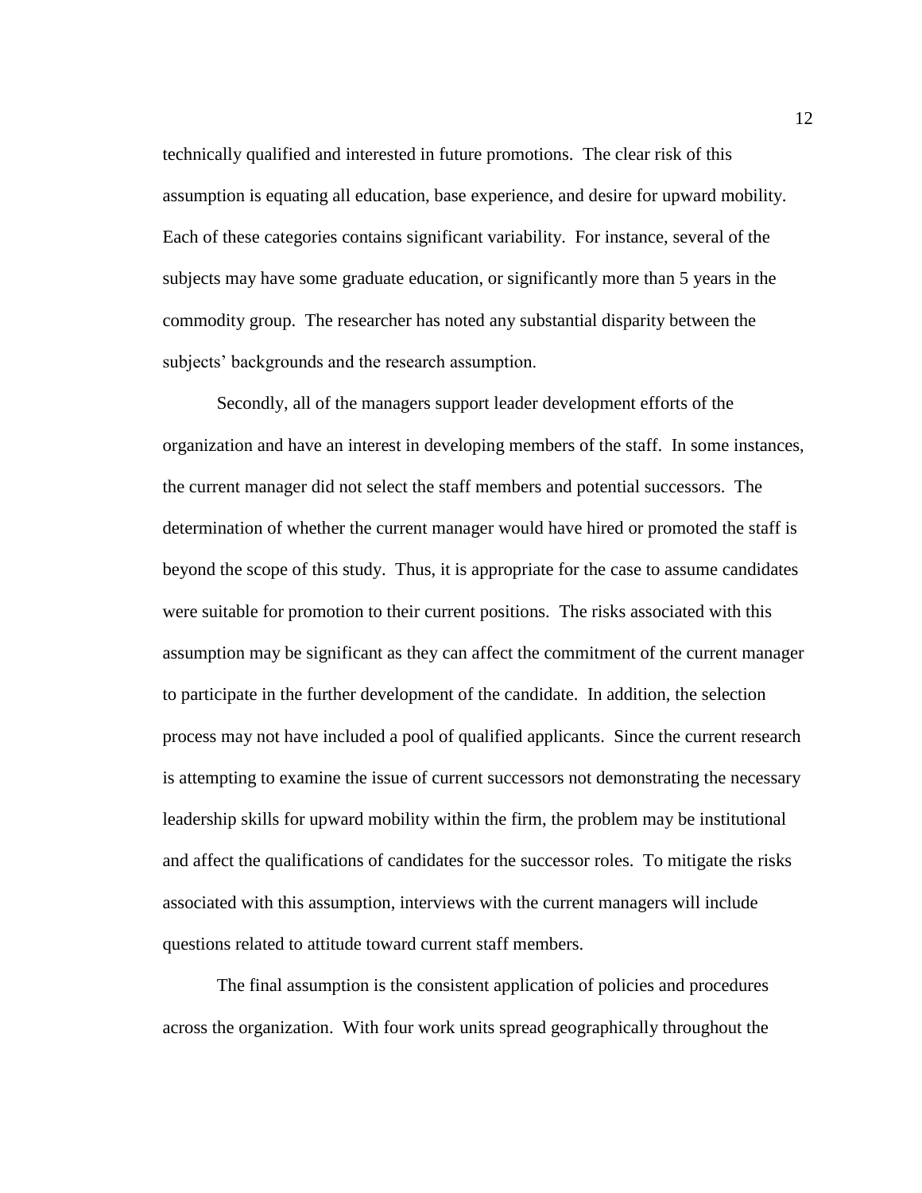technically qualified and interested in future promotions. The clear risk of this assumption is equating all education, base experience, and desire for upward mobility. Each of these categories contains significant variability. For instance, several of the subjects may have some graduate education, or significantly more than 5 years in the commodity group. The researcher has noted any substantial disparity between the subjects' backgrounds and the research assumption.

Secondly, all of the managers support leader development efforts of the organization and have an interest in developing members of the staff. In some instances, the current manager did not select the staff members and potential successors. The determination of whether the current manager would have hired or promoted the staff is beyond the scope of this study. Thus, it is appropriate for the case to assume candidates were suitable for promotion to their current positions. The risks associated with this assumption may be significant as they can affect the commitment of the current manager to participate in the further development of the candidate. In addition, the selection process may not have included a pool of qualified applicants. Since the current research is attempting to examine the issue of current successors not demonstrating the necessary leadership skills for upward mobility within the firm, the problem may be institutional and affect the qualifications of candidates for the successor roles. To mitigate the risks associated with this assumption, interviews with the current managers will include questions related to attitude toward current staff members.

The final assumption is the consistent application of policies and procedures across the organization. With four work units spread geographically throughout the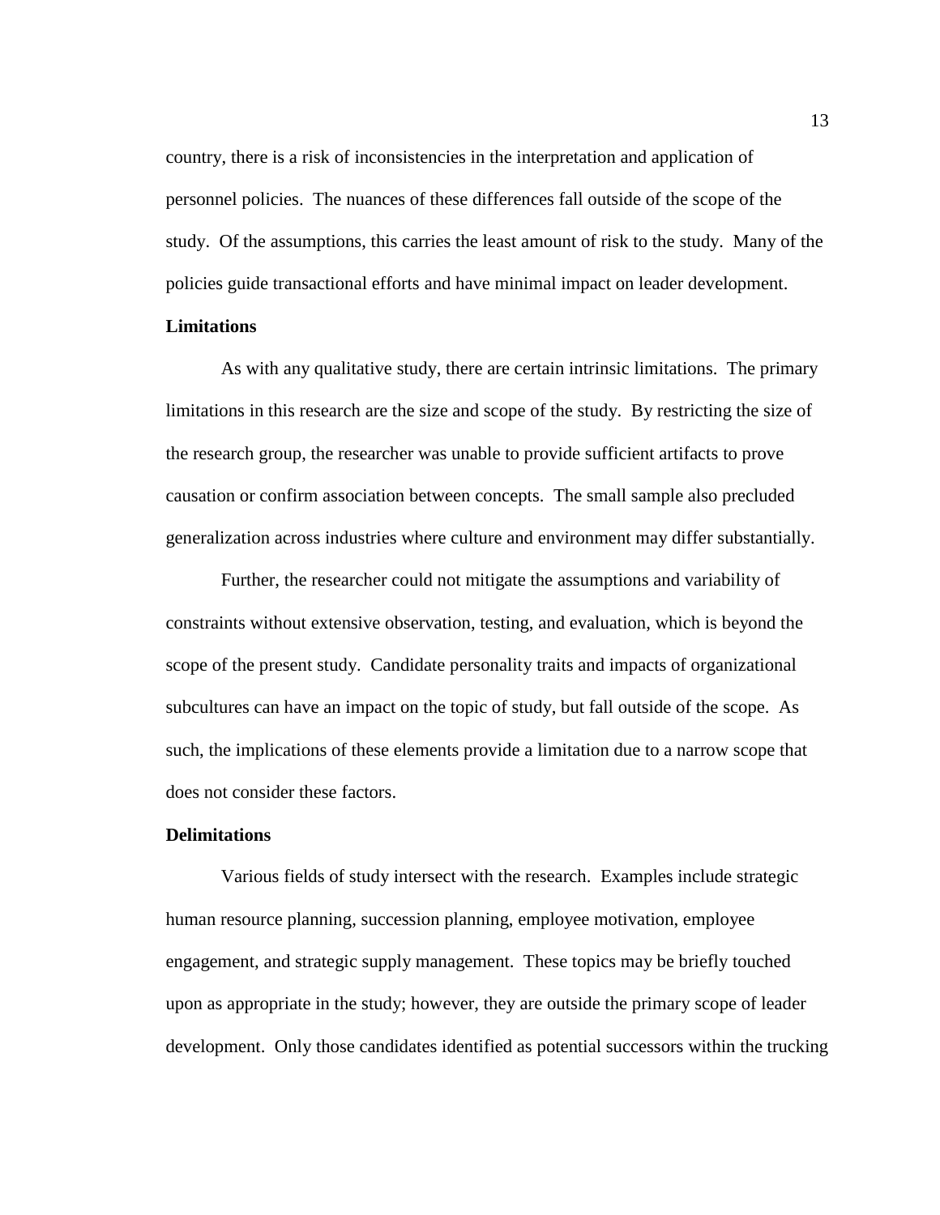country, there is a risk of inconsistencies in the interpretation and application of personnel policies. The nuances of these differences fall outside of the scope of the study. Of the assumptions, this carries the least amount of risk to the study. Many of the policies guide transactional efforts and have minimal impact on leader development.

### Limitations

As with any qualitative study, there are certain intrinsic limitations. The primary limitations in this research are the size and scope of the study. By restricting the size of the research group, the researcher was unable to provide sufficient artifacts to prove causation or confirm association between concepts. The small sample also precluded generalization across industries where culture and environment may differ substantially.

Further, the researcher could not mitigate the assumptions and variability of constraints without extensive observation, testing, and evaluation, which is beyond the scope of the present study. Candidate personality traits and impacts of organizational subcultures can have an impact on the topic of study, but fall outside of the scope. As such, the implications of these elements provide a limitation due to a narrow scope that does not consider these factors.

### Delimitations

Various fields of study intersect with the research. Examples include strategic human resource planning, succession planning, employee motivation, employee engagement, and strategic supply management. These topics may be briefly touched upon as appropriate in the study; however, they are outside the primary scope of leader development. Only those candidates identified as potential successors within the trucking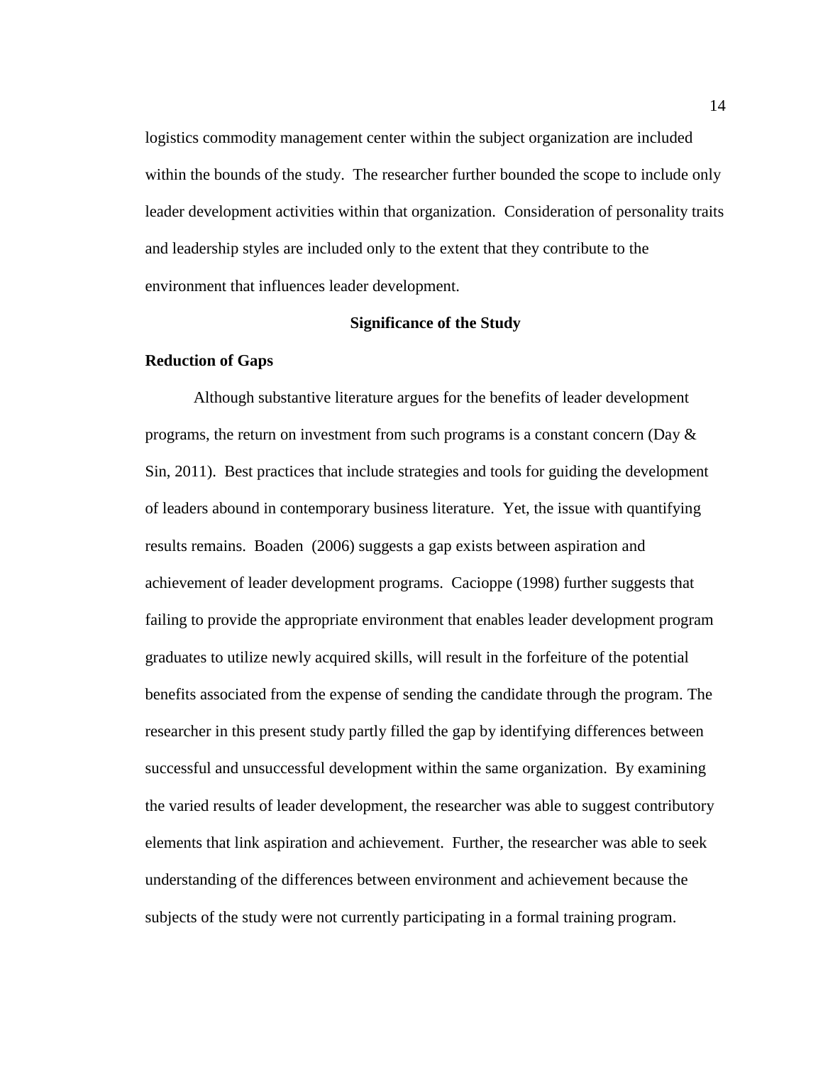logistics commodity management center within the subject organization are included within the bounds of the study. The researcher further bounded the scope to include only leader development activities within that organization. Consideration of personality traits and leadership styles are included only to the extent that they contribute to the environment that influences leader development.

## Significance of the Study

### Reduction of Gaps

Although substantive literature argues for the benefits of leader development programs, the return on investment from such programs is a constant concern (Day & Sin, 2011). Best practices that include strategies and tools for guiding the development of leaders abound in contemporary business literature. Yet, the issue with quantifying results remains. Boaden (2006) suggests a gap exists between aspiration and achievement of leader development programs. Cacioppe (1998) further suggests that failing to provide the appropriate environment that enables leader development program graduates to utilize newly acquired skills, will result in the forfeiture of the potential benefits associated from the expense of sending the candidate through the program. The researcher in this present study partly filled the gap by identifying differences between successful and unsuccessful development within the same organization. By examining the varied results of leader development, the researcher was able to suggest contributory elements that link aspiration and achievement. Further, the researcher was able to seek understanding of the differences between environment and achievement because the subjects of the study were not currently participating in a formal training program.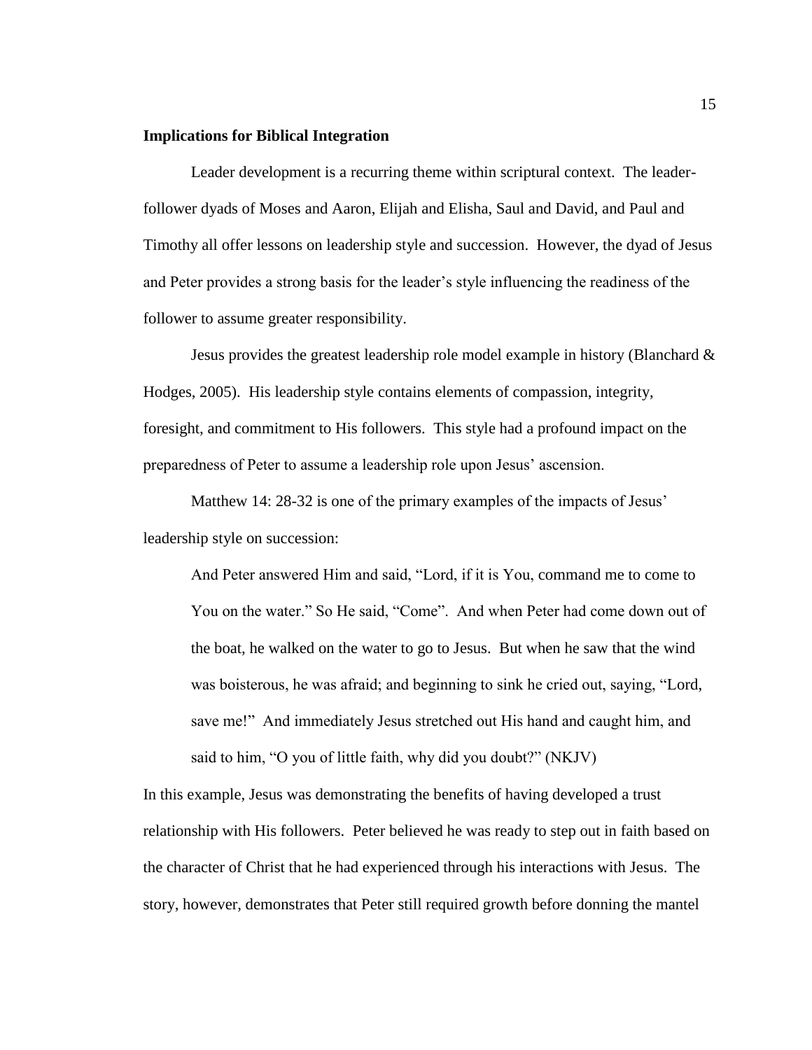**Implications for Biblical Integration**

Leader development is a recurring theme within scriptural context. The leader-follower dyads of Moses and Aaron, Elijah and Elisha, Saul and David, and Paul and Timothy all offer lessons on leadership style and succession. However, the dyad of Jesus and Peter provides a strong basis for the leader's style influencing the readiness of the follower to assume greater responsibility.

Jesus provides the greatest leadership role model example in history (Blanchard & Hodges, 2005). His leadership style contains elements of compassion, integrity, foresight, and commitment to His followers. This style had a profound impact on the preparedness of Peter to assume a leadership role upon Jesus' ascension.

Matthew 14: 28-32 is one of the primary examples of the impacts of Jesus' leadership style on succession:

> And Peter answered Him and said, "Lord, if it is You, command me to come to You on the water." So He said, "Come". And when Peter had come down out of the boat, he walked on the water to go to Jesus. But when he saw that the wind was boisterous, he was afraid; and beginning to sink he cried out, saying, "Lord, save me!" And immediately Jesus stretched out His hand and caught him, and said to him, "O you of little faith, why did you doubt?" (NKJV)

In this example, Jesus was demonstrating the benefits of having developed a trust relationship with His followers. Peter believed he was ready to step out in faith based on the character of Christ that he had experienced through his interactions with Jesus. The story, however, demonstrates that Peter still required growth before donning the mantel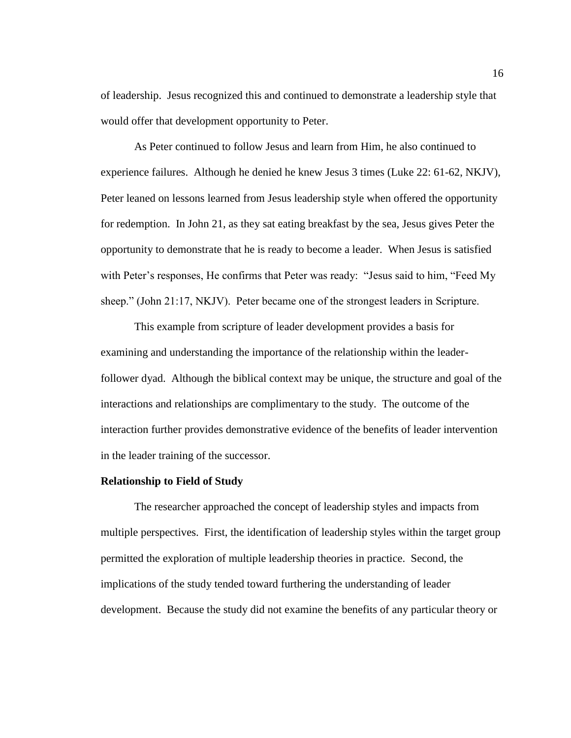of leadership. Jesus recognized this and continued to demonstrate a leadership style that would offer that development opportunity to Peter.

As Peter continued to follow Jesus and learn from Him, he also continued to experience failures. Although he denied he knew Jesus 3 times (Luke 22: 61-62, NKJV), Peter leaned on lessons learned from Jesus leadership style when offered the opportunity for redemption. In John 21, as they sat eating breakfast by the sea, Jesus gives Peter the opportunity to demonstrate that he is ready to become a leader. When Jesus is satisfied with Peter's responses, He confirms that Peter was ready: "Jesus said to him, "Feed My sheep." (John 21:17, NKJV). Peter became one of the strongest leaders in Scripture.

This example from scripture of leader development provides a basis for examining and understanding the importance of the relationship within the leader-follower dyad. Although the biblical context may be unique, the structure and goal of the interactions and relationships are complimentary to the study. The outcome of the interaction further provides demonstrative evidence of the benefits of leader intervention in the leader training of the successor.

**Relationship to Field of Study**

The researcher approached the concept of leadership styles and impacts from multiple perspectives. First, the identification of leadership styles within the target group permitted the exploration of multiple leadership theories in practice. Second, the implications of the study tended toward furthering the understanding of leader development. Because the study did not examine the benefits of any particular theory or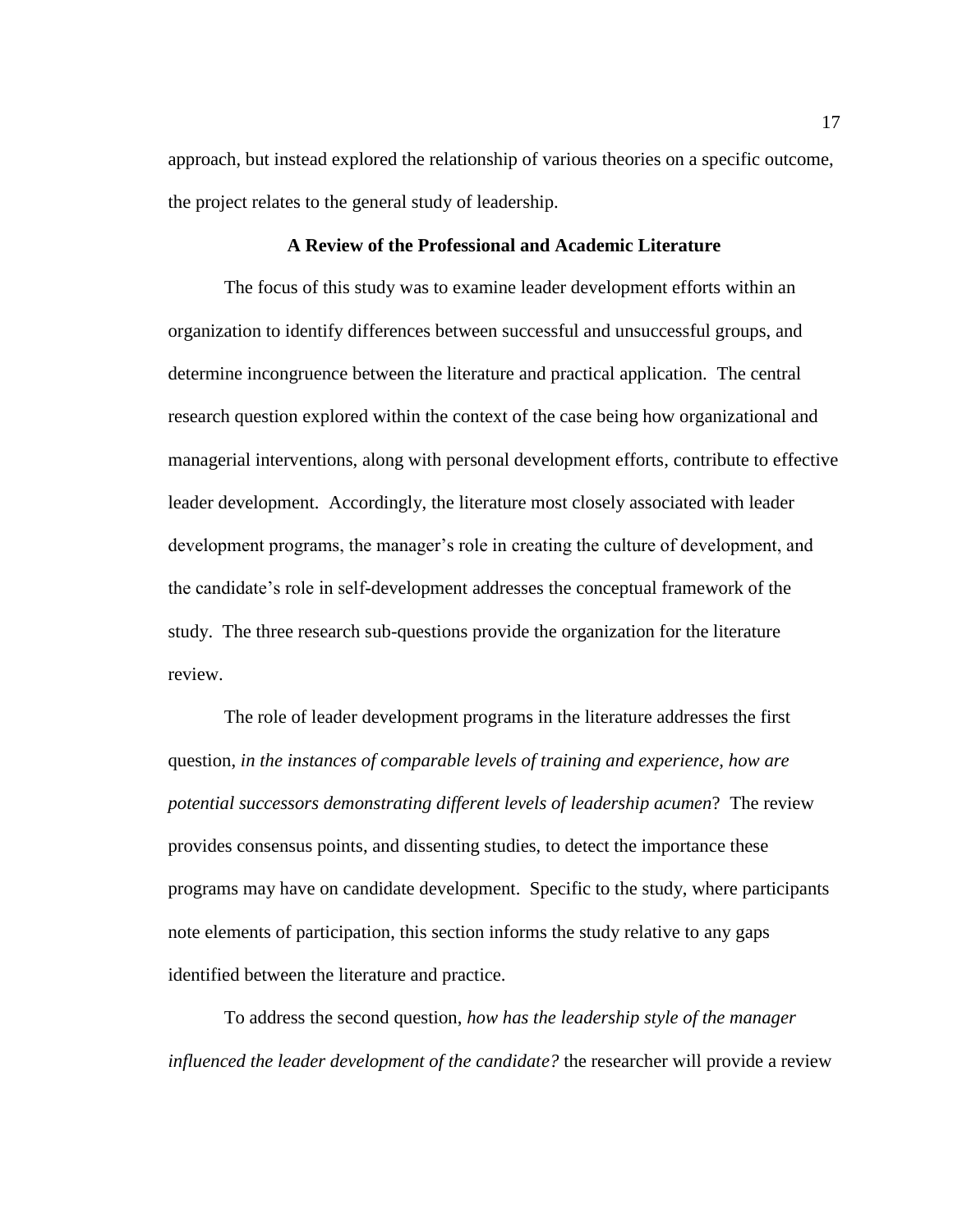approach, but instead explored the relationship of various theories on a specific outcome, the project relates to the general study of leadership.

## A Review of the Professional and Academic Literature

The focus of this study was to examine leader development efforts within an organization to identify differences between successful and unsuccessful groups, and determine incongruence between the literature and practical application. The central research question explored within the context of the case being how organizational and managerial interventions, along with personal development efforts, contribute to effective leader development. Accordingly, the literature most closely associated with leader development programs, the manager's role in creating the culture of development, and the candidate's role in self-development addresses the conceptual framework of the study. The three research sub-questions provide the organization for the literature review.

The role of leader development programs in the literature addresses the first question, *in the instances of comparable levels of training and experience, how are potential successors demonstrating different levels of leadership acumen*? The review provides consensus points, and dissenting studies, to detect the importance these programs may have on candidate development. Specific to the study, where participants note elements of participation, this section informs the study relative to any gaps identified between the literature and practice.

To address the second question, *how has the leadership style of the manager influenced the leader development of the candidate?* the researcher will provide a review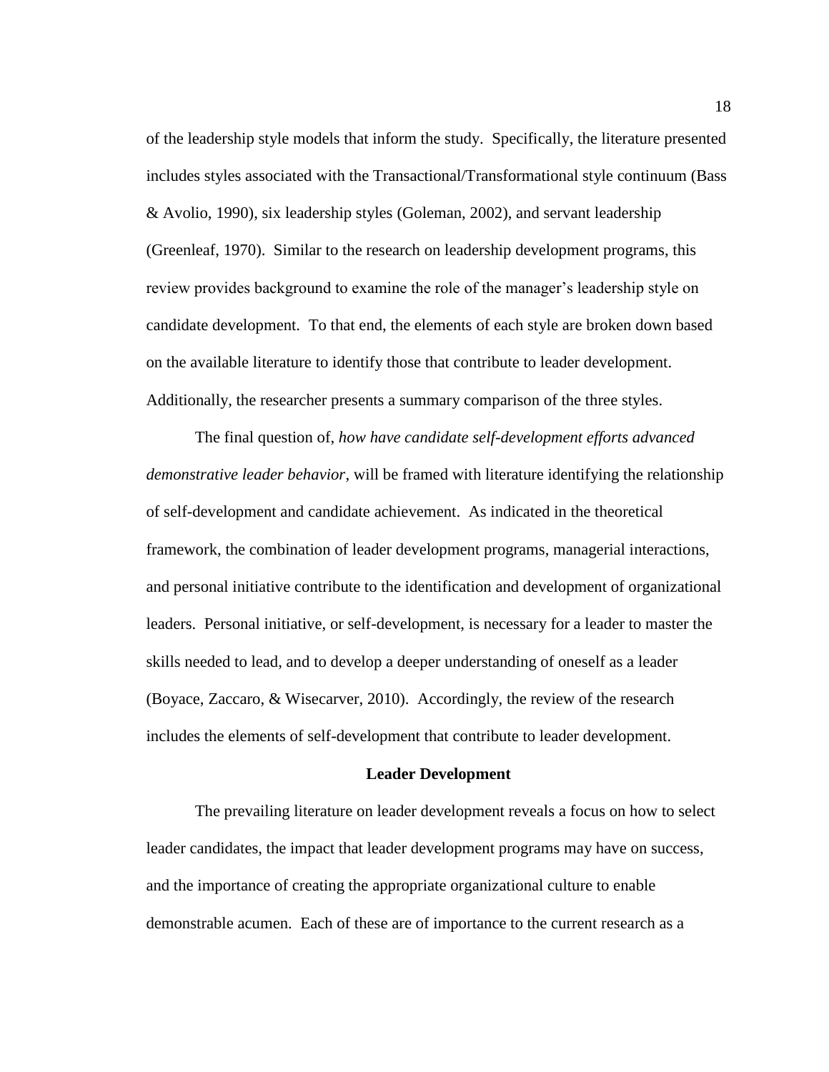of the leadership style models that inform the study. Specifically, the literature presented includes styles associated with the Transactional/Transformational style continuum (Bass & Avolio, 1990), six leadership styles (Goleman, 2002), and servant leadership (Greenleaf, 1970). Similar to the research on leadership development programs, this review provides background to examine the role of the manager's leadership style on candidate development. To that end, the elements of each style are broken down based on the available literature to identify those that contribute to leader development. Additionally, the researcher presents a summary comparison of the three styles.

The final question of, *how have candidate self-development efforts advanced demonstrative leader behavior*, will be framed with literature identifying the relationship of self-development and candidate achievement. As indicated in the theoretical framework, the combination of leader development programs, managerial interactions, and personal initiative contribute to the identification and development of organizational leaders. Personal initiative, or self-development, is necessary for a leader to master the skills needed to lead, and to develop a deeper understanding of oneself as a leader (Boyace, Zaccaro, & Wisecarver, 2010). Accordingly, the review of the research includes the elements of self-development that contribute to leader development.

## Leader Development

The prevailing literature on leader development reveals a focus on how to select leader candidates, the impact that leader development programs may have on success, and the importance of creating the appropriate organizational culture to enable demonstrable acumen. Each of these are of importance to the current research as a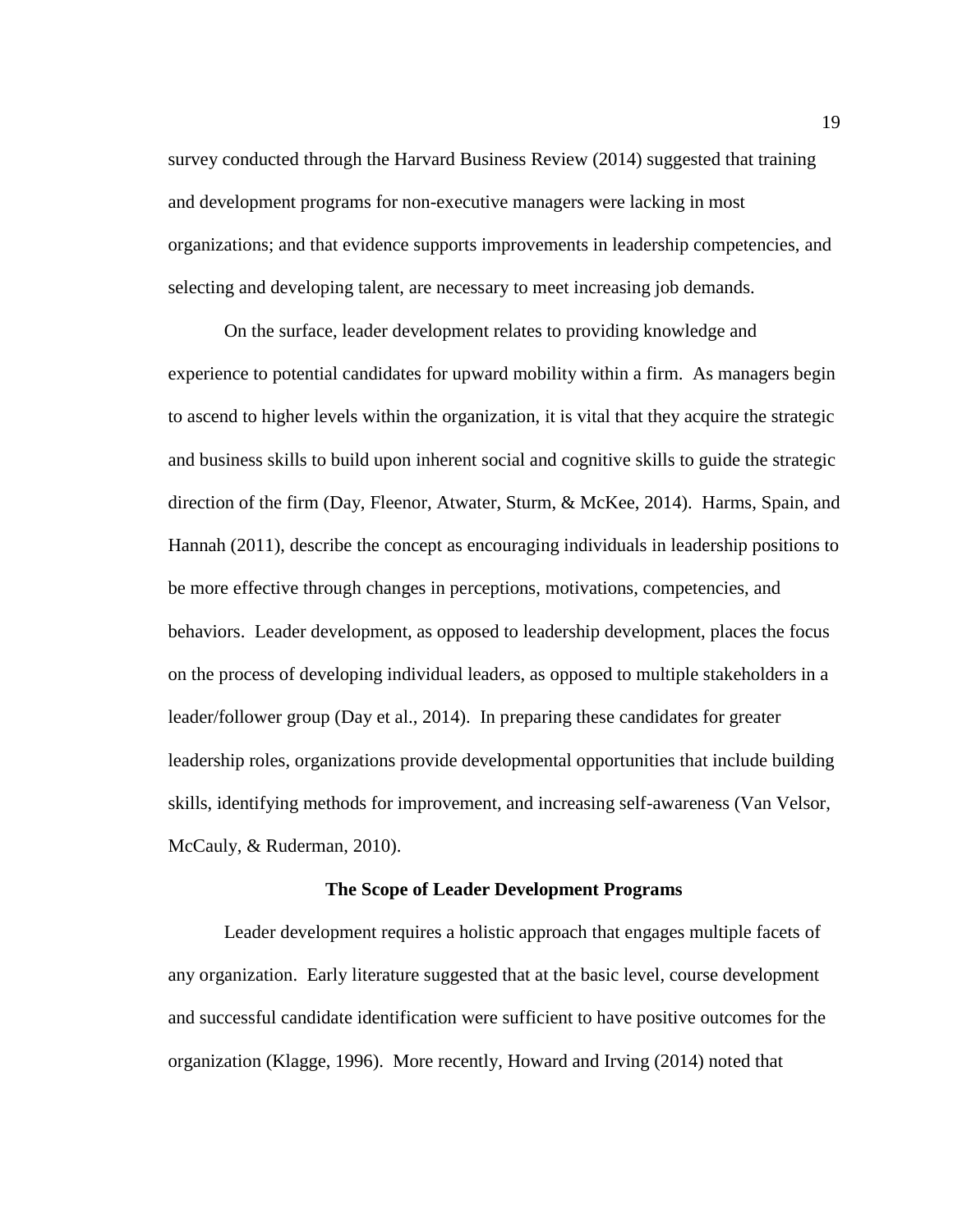survey conducted through the Harvard Business Review (2014) suggested that training and development programs for non-executive managers were lacking in most organizations; and that evidence supports improvements in leadership competencies, and selecting and developing talent, are necessary to meet increasing job demands.

On the surface, leader development relates to providing knowledge and experience to potential candidates for upward mobility within a firm. As managers begin to ascend to higher levels within the organization, it is vital that they acquire the strategic and business skills to build upon inherent social and cognitive skills to guide the strategic direction of the firm (Day, Fleenor, Atwater, Sturm, & McKee, 2014). Harms, Spain, and Hannah (2011), describe the concept as encouraging individuals in leadership positions to be more effective through changes in perceptions, motivations, competencies, and behaviors. Leader development, as opposed to leadership development, places the focus on the process of developing individual leaders, as opposed to multiple stakeholders in a leader/follower group (Day et al., 2014). In preparing these candidates for greater leadership roles, organizations provide developmental opportunities that include building skills, identifying methods for improvement, and increasing self-awareness (Van Velsor, McCauly, & Ruderman, 2010).

## The Scope of Leader Development Programs

Leader development requires a holistic approach that engages multiple facets of any organization. Early literature suggested that at the basic level, course development and successful candidate identification were sufficient to have positive outcomes for the organization (Klagge, 1996). More recently, Howard and Irving (2014) noted that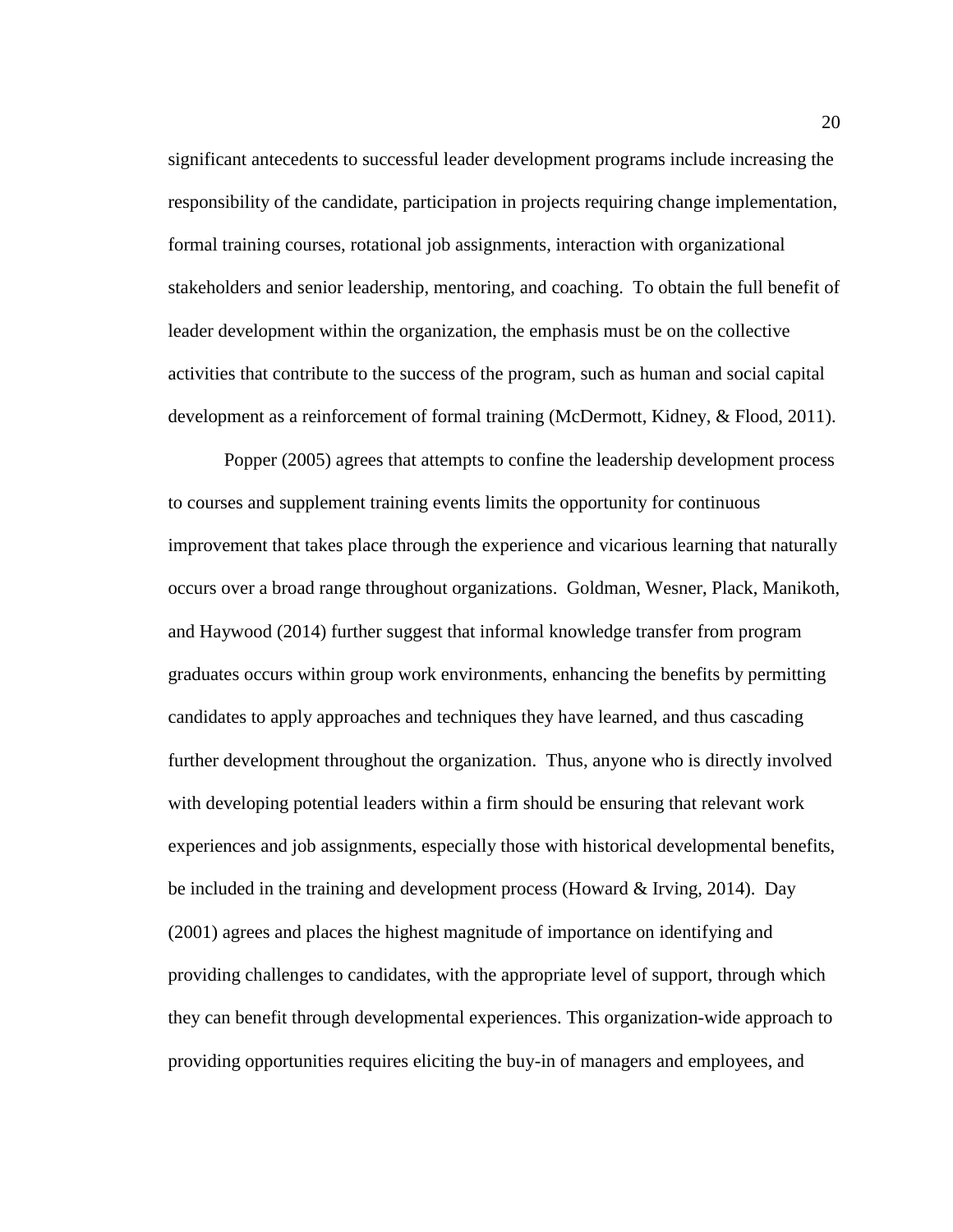significant antecedents to successful leader development programs include increasing the responsibility of the candidate, participation in projects requiring change implementation, formal training courses, rotational job assignments, interaction with organizational stakeholders and senior leadership, mentoring, and coaching. To obtain the full benefit of leader development within the organization, the emphasis must be on the collective activities that contribute to the success of the program, such as human and social capital development as a reinforcement of formal training (McDermott, Kidney, & Flood, 2011).

Popper (2005) agrees that attempts to confine the leadership development process to courses and supplement training events limits the opportunity for continuous improvement that takes place through the experience and vicarious learning that naturally occurs over a broad range throughout organizations. Goldman, Wesner, Plack, Manikoth, and Haywood (2014) further suggest that informal knowledge transfer from program graduates occurs within group work environments, enhancing the benefits by permitting candidates to apply approaches and techniques they have learned, and thus cascading further development throughout the organization. Thus, anyone who is directly involved with developing potential leaders within a firm should be ensuring that relevant work experiences and job assignments, especially those with historical developmental benefits, be included in the training and development process (Howard & Irving, 2014). Day (2001) agrees and places the highest magnitude of importance on identifying and providing challenges to candidates, with the appropriate level of support, through which they can benefit through developmental experiences. This organization-wide approach to providing opportunities requires eliciting the buy-in of managers and employees, and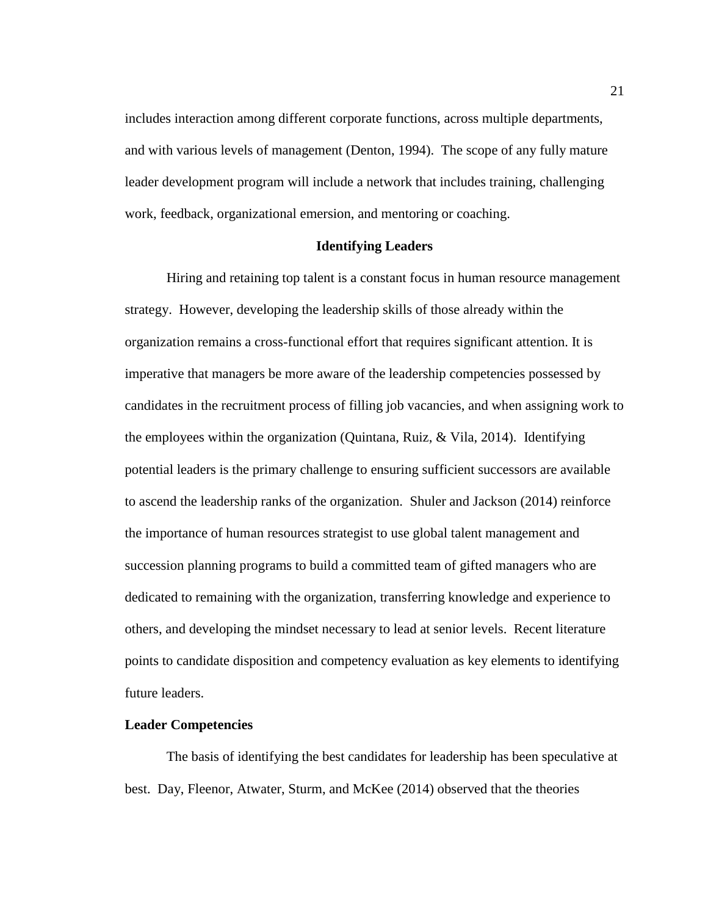includes interaction among different corporate functions, across multiple departments, and with various levels of management (Denton, 1994). The scope of any fully mature leader development program will include a network that includes training, challenging work, feedback, organizational emersion, and mentoring or coaching.

## Identifying Leaders

Hiring and retaining top talent is a constant focus in human resource management strategy. However, developing the leadership skills of those already within the organization remains a cross-functional effort that requires significant attention. It is imperative that managers be more aware of the leadership competencies possessed by candidates in the recruitment process of filling job vacancies, and when assigning work to the employees within the organization (Quintana, Ruiz, & Vila, 2014). Identifying potential leaders is the primary challenge to ensuring sufficient successors are available to ascend the leadership ranks of the organization. Shuler and Jackson (2014) reinforce the importance of human resources strategist to use global talent management and succession planning programs to build a committed team of gifted managers who are dedicated to remaining with the organization, transferring knowledge and experience to others, and developing the mindset necessary to lead at senior levels. Recent literature points to candidate disposition and competency evaluation as key elements to identifying future leaders.

### Leader Competencies

The basis of identifying the best candidates for leadership has been speculative at best. Day, Fleenor, Atwater, Sturm, and McKee (2014) observed that the theories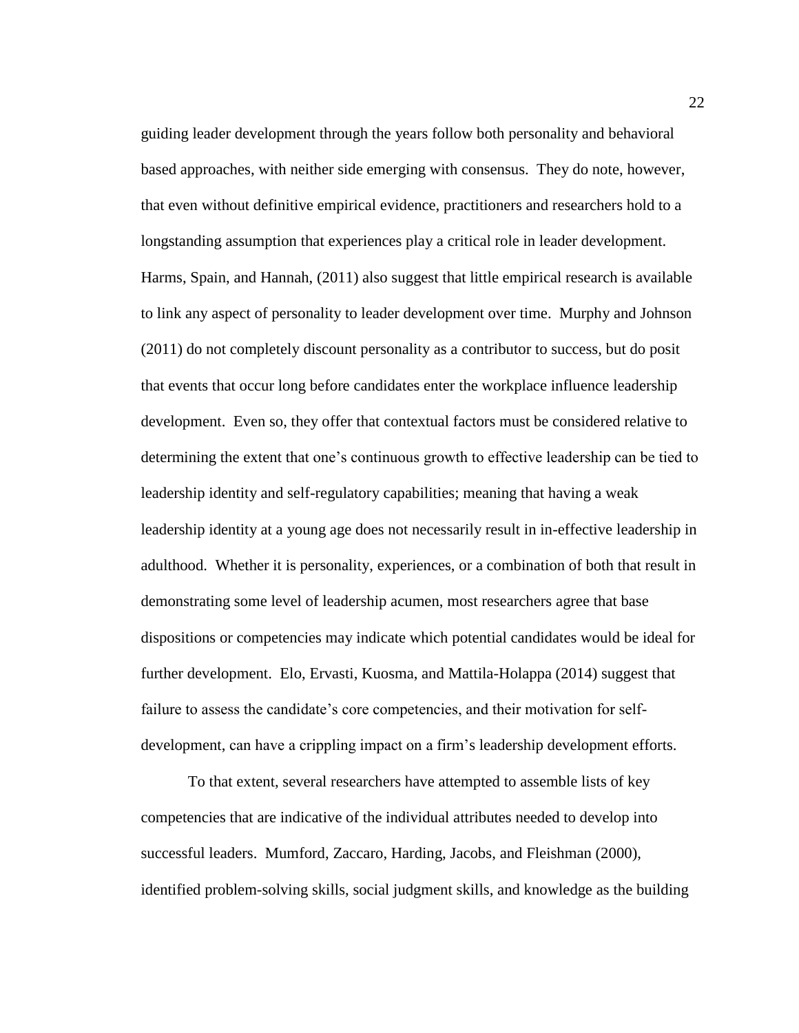guiding leader development through the years follow both personality and behavioral based approaches, with neither side emerging with consensus. They do note, however, that even without definitive empirical evidence, practitioners and researchers hold to a longstanding assumption that experiences play a critical role in leader development. Harms, Spain, and Hannah, (2011) also suggest that little empirical research is available to link any aspect of personality to leader development over time. Murphy and Johnson (2011) do not completely discount personality as a contributor to success, but do posit that events that occur long before candidates enter the workplace influence leadership development. Even so, they offer that contextual factors must be considered relative to determining the extent that one's continuous growth to effective leadership can be tied to leadership identity and self-regulatory capabilities; meaning that having a weak leadership identity at a young age does not necessarily result in in-effective leadership in adulthood. Whether it is personality, experiences, or a combination of both that result in demonstrating some level of leadership acumen, most researchers agree that base dispositions or competencies may indicate which potential candidates would be ideal for further development. Elo, Ervasti, Kuosma, and Mattila-Holappa (2014) suggest that failure to assess the candidate's core competencies, and their motivation for self-development, can have a crippling impact on a firm's leadership development efforts.

To that extent, several researchers have attempted to assemble lists of key competencies that are indicative of the individual attributes needed to develop into successful leaders. Mumford, Zaccaro, Harding, Jacobs, and Fleishman (2000), identified problem-solving skills, social judgment skills, and knowledge as the building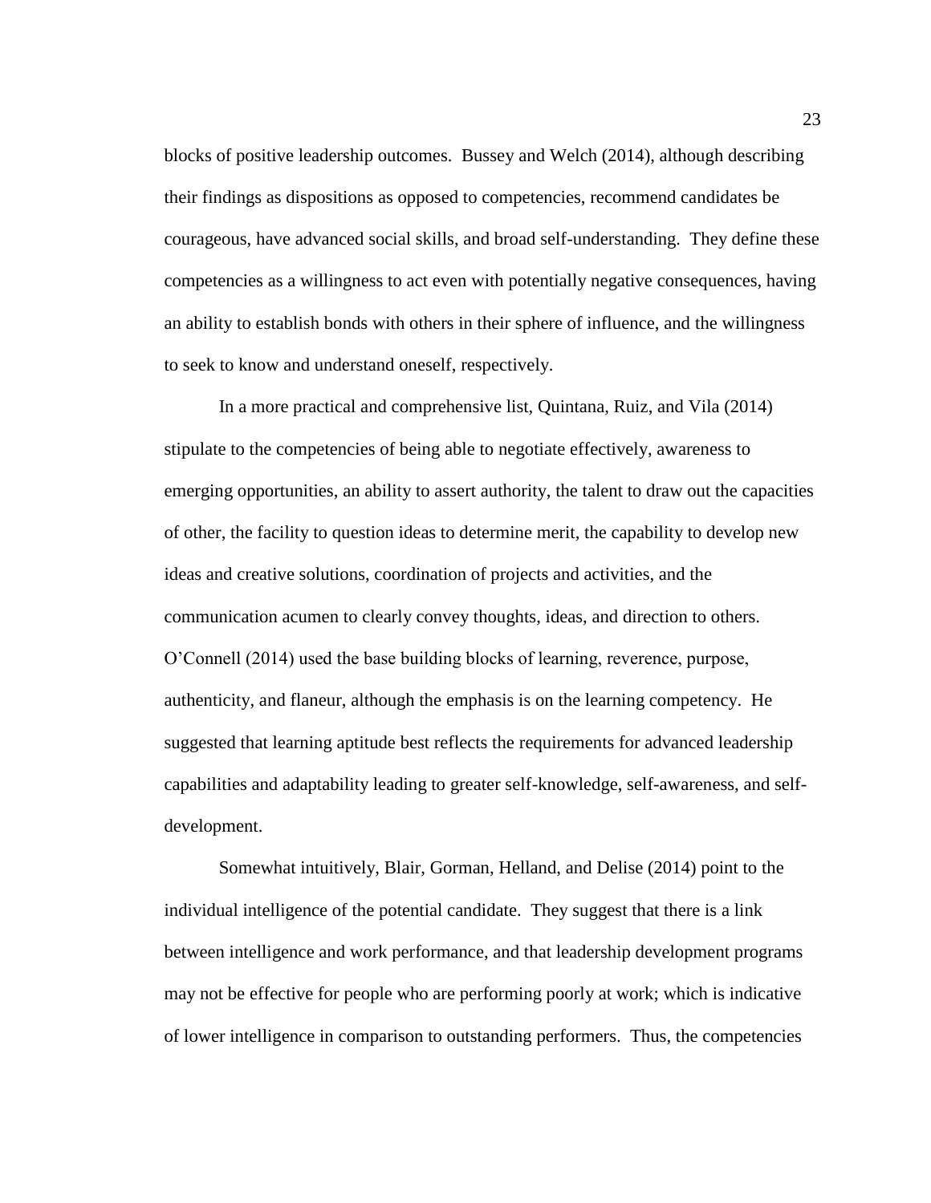blocks of positive leadership outcomes. Bussey and Welch (2014), although describing their findings as dispositions as opposed to competencies, recommend candidates be courageous, have advanced social skills, and broad self-understanding. They define these competencies as a willingness to act even with potentially negative consequences, having an ability to establish bonds with others in their sphere of influence, and the willingness to seek to know and understand oneself, respectively.

In a more practical and comprehensive list, Quintana, Ruiz, and Vila (2014) stipulate to the competencies of being able to negotiate effectively, awareness to emerging opportunities, an ability to assert authority, the talent to draw out the capacities of other, the facility to question ideas to determine merit, the capability to develop new ideas and creative solutions, coordination of projects and activities, and the communication acumen to clearly convey thoughts, ideas, and direction to others. O'Connell (2014) used the base building blocks of learning, reverence, purpose, authenticity, and flaneur, although the emphasis is on the learning competency. He suggested that learning aptitude best reflects the requirements for advanced leadership capabilities and adaptability leading to greater self-knowledge, self-awareness, and self-development.

Somewhat intuitively, Blair, Gorman, Helland, and Delise (2014) point to the individual intelligence of the potential candidate. They suggest that there is a link between intelligence and work performance, and that leadership development programs may not be effective for people who are performing poorly at work; which is indicative of lower intelligence in comparison to outstanding performers. Thus, the competencies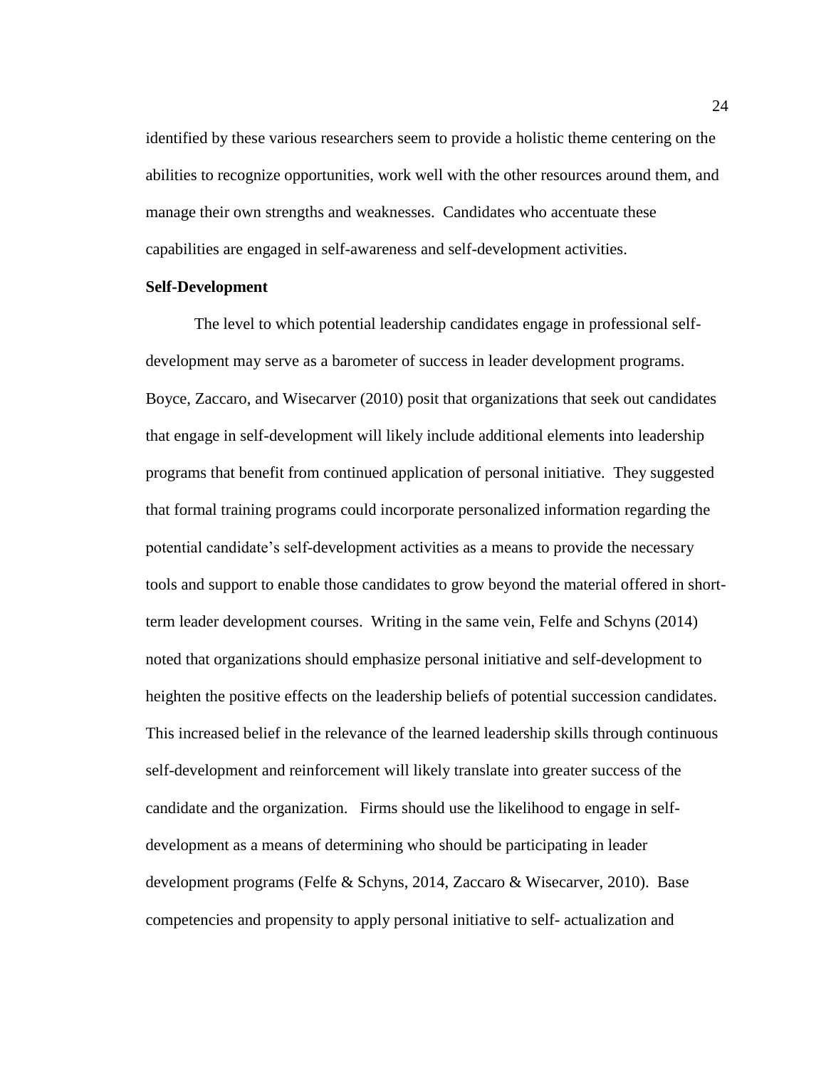identified by these various researchers seem to provide a holistic theme centering on the abilities to recognize opportunities, work well with the other resources around them, and manage their own strengths and weaknesses. Candidates who accentuate these capabilities are engaged in self-awareness and self-development activities.

## Self-Development

The level to which potential leadership candidates engage in professional self-development may serve as a barometer of success in leader development programs. Boyce, Zaccaro, and Wisecarver (2010) posit that organizations that seek out candidates that engage in self-development will likely include additional elements into leadership programs that benefit from continued application of personal initiative. They suggested that formal training programs could incorporate personalized information regarding the potential candidate's self-development activities as a means to provide the necessary tools and support to enable those candidates to grow beyond the material offered in short-term leader development courses. Writing in the same vein, Felfe and Schyns (2014) noted that organizations should emphasize personal initiative and self-development to heighten the positive effects on the leadership beliefs of potential succession candidates. This increased belief in the relevance of the learned leadership skills through continuous self-development and reinforcement will likely translate into greater success of the candidate and the organization. Firms should use the likelihood to engage in self-development as a means of determining who should be participating in leader development programs (Felfe & Schyns, 2014, Zaccaro & Wisecarver, 2010). Base competencies and propensity to apply personal initiative to self- actualization and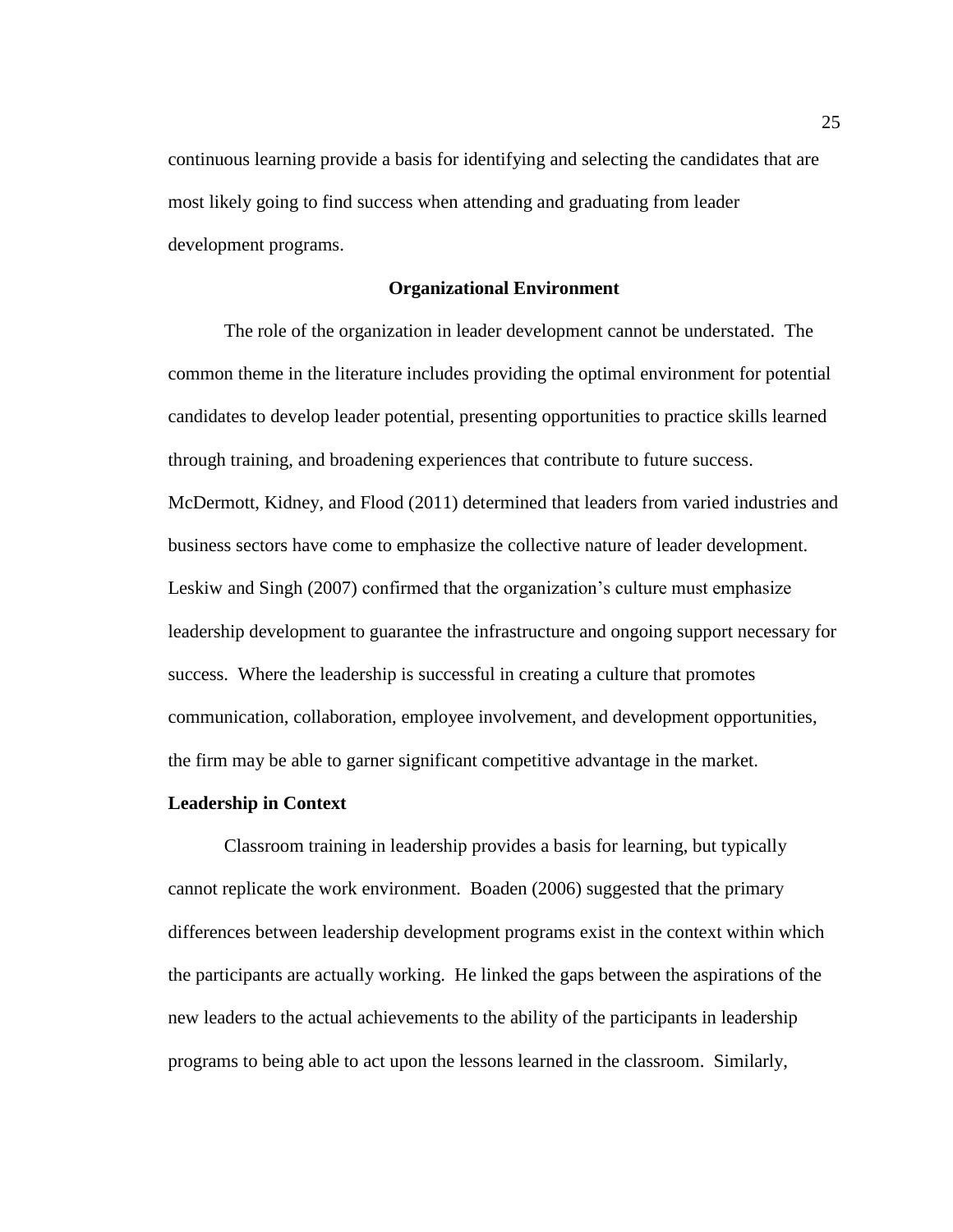continuous learning provide a basis for identifying and selecting the candidates that are most likely going to find success when attending and graduating from leader development programs.

## Organizational Environment

The role of the organization in leader development cannot be understated. The common theme in the literature includes providing the optimal environment for potential candidates to develop leader potential, presenting opportunities to practice skills learned through training, and broadening experiences that contribute to future success. McDermott, Kidney, and Flood (2011) determined that leaders from varied industries and business sectors have come to emphasize the collective nature of leader development. Leskiw and Singh (2007) confirmed that the organization's culture must emphasize leadership development to guarantee the infrastructure and ongoing support necessary for success. Where the leadership is successful in creating a culture that promotes communication, collaboration, employee involvement, and development opportunities, the firm may be able to garner significant competitive advantage in the market.

### Leadership in Context

Classroom training in leadership provides a basis for learning, but typically cannot replicate the work environment. Boaden (2006) suggested that the primary differences between leadership development programs exist in the context within which the participants are actually working. He linked the gaps between the aspirations of the new leaders to the actual achievements to the ability of the participants in leadership programs to being able to act upon the lessons learned in the classroom. Similarly,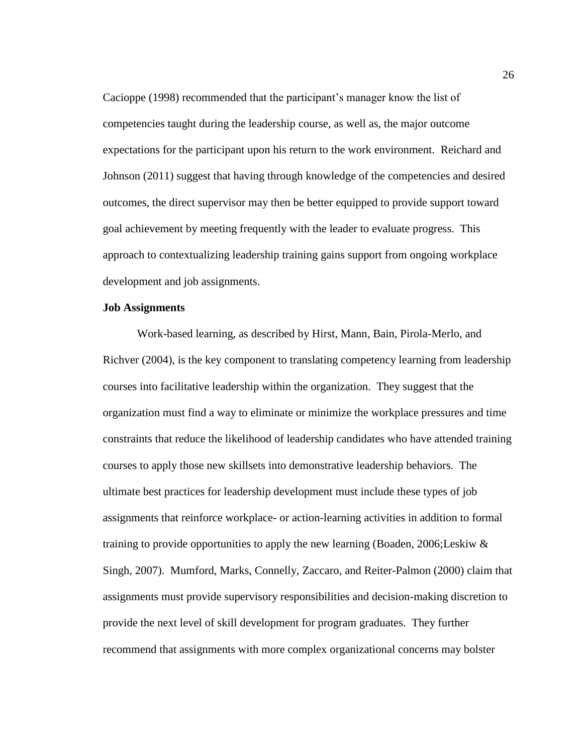Cacioppe (1998) recommended that the participant's manager know the list of competencies taught during the leadership course, as well as, the major outcome expectations for the participant upon his return to the work environment. Reichard and Johnson (2011) suggest that having through knowledge of the competencies and desired outcomes, the direct supervisor may then be better equipped to provide support toward goal achievement by meeting frequently with the leader to evaluate progress. This approach to contextualizing leadership training gains support from ongoing workplace development and job assignments.

**Job Assignments**

Work-based learning, as described by Hirst, Mann, Bain, Pirola-Merlo, and Richver (2004), is the key component to translating competency learning from leadership courses into facilitative leadership within the organization. They suggest that the organization must find a way to eliminate or minimize the workplace pressures and time constraints that reduce the likelihood of leadership candidates who have attended training courses to apply those new skillsets into demonstrative leadership behaviors. The ultimate best practices for leadership development must include these types of job assignments that reinforce workplace- or action-learning activities in addition to formal training to provide opportunities to apply the new learning (Boaden, 2006;Leskiw & Singh, 2007). Mumford, Marks, Connelly, Zaccaro, and Reiter-Palmon (2000) claim that assignments must provide supervisory responsibilities and decision-making discretion to provide the next level of skill development for program graduates. They further recommend that assignments with more complex organizational concerns may bolster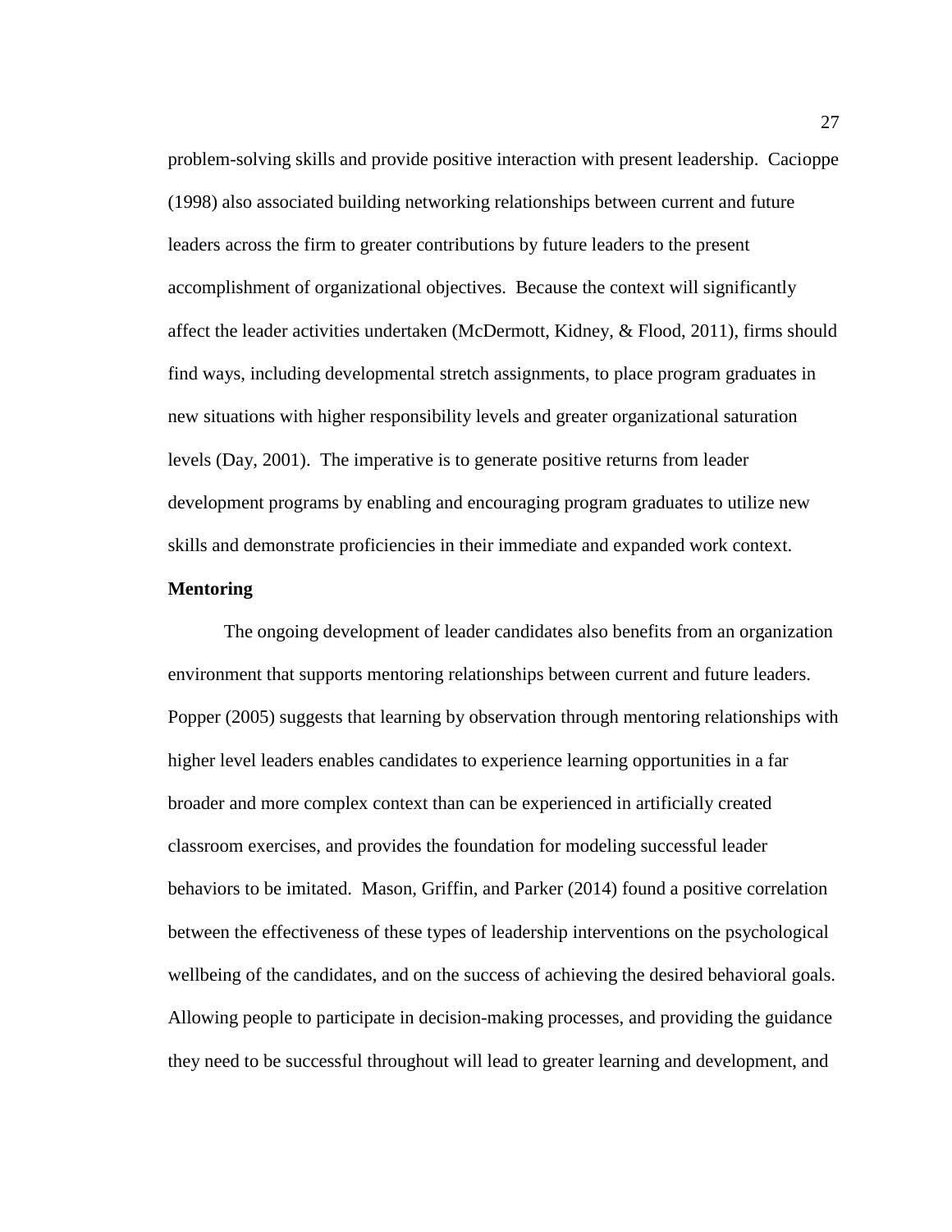problem-solving skills and provide positive interaction with present leadership. Cacioppe (1998) also associated building networking relationships between current and future leaders across the firm to greater contributions by future leaders to the present accomplishment of organizational objectives. Because the context will significantly affect the leader activities undertaken (McDermott, Kidney, & Flood, 2011), firms should find ways, including developmental stretch assignments, to place program graduates in new situations with higher responsibility levels and greater organizational saturation levels (Day, 2001). The imperative is to generate positive returns from leader development programs by enabling and encouraging program graduates to utilize new skills and demonstrate proficiencies in their immediate and expanded work context.

**Mentoring**

The ongoing development of leader candidates also benefits from an organization environment that supports mentoring relationships between current and future leaders. Popper (2005) suggests that learning by observation through mentoring relationships with higher level leaders enables candidates to experience learning opportunities in a far broader and more complex context than can be experienced in artificially created classroom exercises, and provides the foundation for modeling successful leader behaviors to be imitated. Mason, Griffin, and Parker (2014) found a positive correlation between the effectiveness of these types of leadership interventions on the psychological wellbeing of the candidates, and on the success of achieving the desired behavioral goals. Allowing people to participate in decision-making processes, and providing the guidance they need to be successful throughout will lead to greater learning and development, and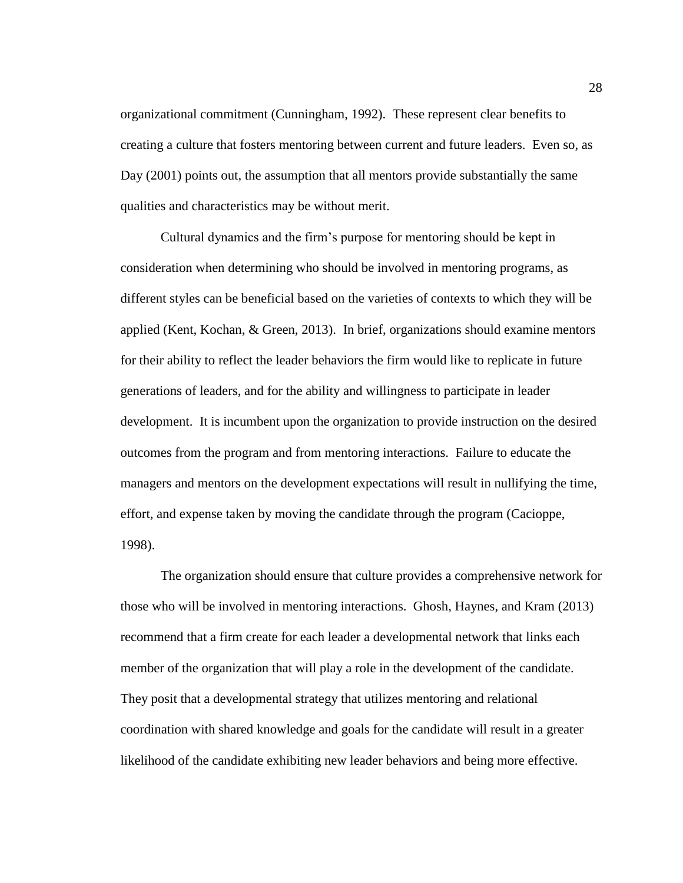organizational commitment (Cunningham, 1992). These represent clear benefits to creating a culture that fosters mentoring between current and future leaders. Even so, as Day (2001) points out, the assumption that all mentors provide substantially the same qualities and characteristics may be without merit.

Cultural dynamics and the firm's purpose for mentoring should be kept in consideration when determining who should be involved in mentoring programs, as different styles can be beneficial based on the varieties of contexts to which they will be applied (Kent, Kochan, & Green, 2013). In brief, organizations should examine mentors for their ability to reflect the leader behaviors the firm would like to replicate in future generations of leaders, and for the ability and willingness to participate in leader development. It is incumbent upon the organization to provide instruction on the desired outcomes from the program and from mentoring interactions. Failure to educate the managers and mentors on the development expectations will result in nullifying the time, effort, and expense taken by moving the candidate through the program (Cacioppe, 1998).

The organization should ensure that culture provides a comprehensive network for those who will be involved in mentoring interactions. Ghosh, Haynes, and Kram (2013) recommend that a firm create for each leader a developmental network that links each member of the organization that will play a role in the development of the candidate. They posit that a developmental strategy that utilizes mentoring and relational coordination with shared knowledge and goals for the candidate will result in a greater likelihood of the candidate exhibiting new leader behaviors and being more effective.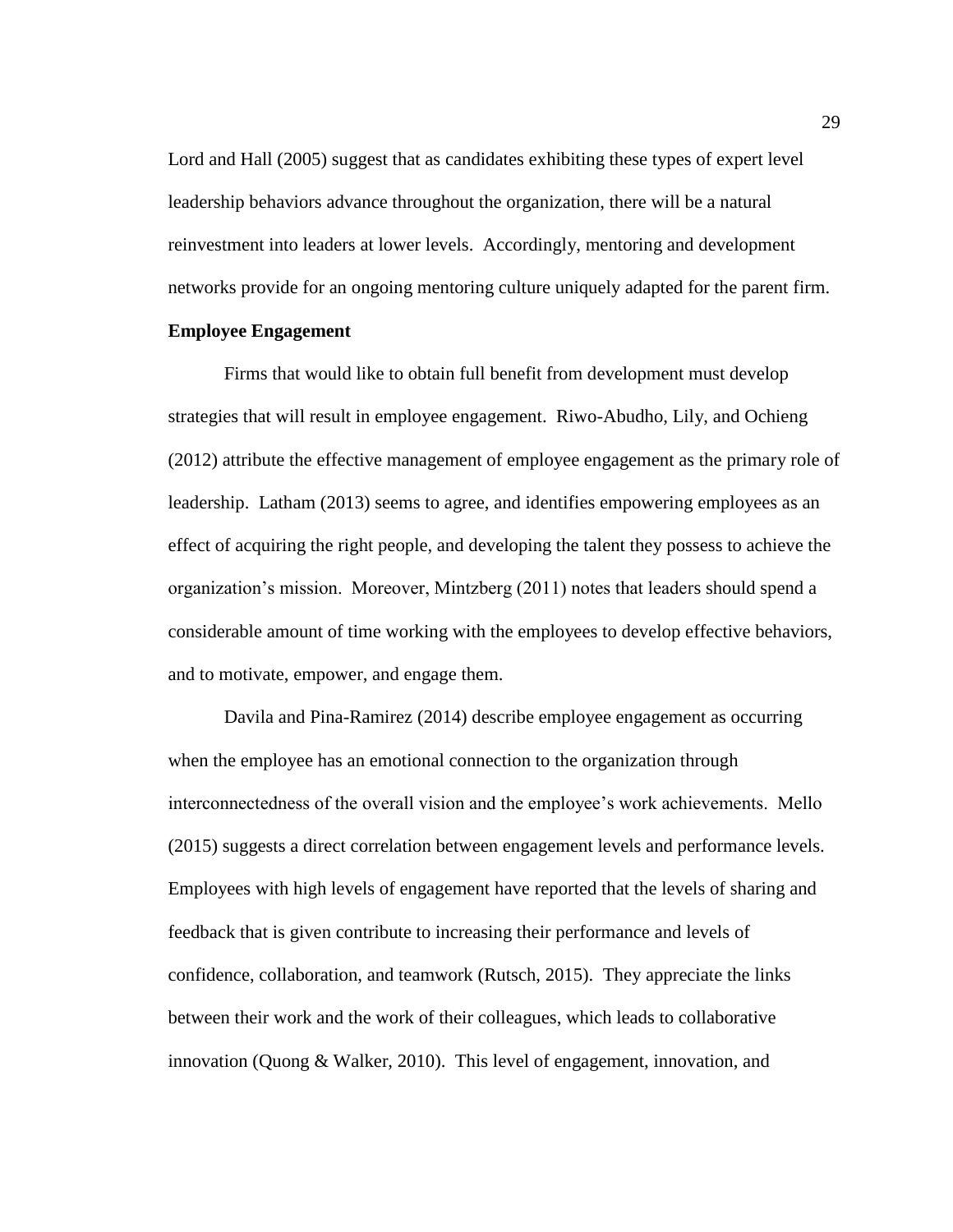Lord and Hall (2005) suggest that as candidates exhibiting these types of expert level leadership behaviors advance throughout the organization, there will be a natural reinvestment into leaders at lower levels. Accordingly, mentoring and development networks provide for an ongoing mentoring culture uniquely adapted for the parent firm.

**Employee Engagement**

Firms that would like to obtain full benefit from development must develop strategies that will result in employee engagement. Riwo-Abudho, Lily, and Ochieng (2012) attribute the effective management of employee engagement as the primary role of leadership. Latham (2013) seems to agree, and identifies empowering employees as an effect of acquiring the right people, and developing the talent they possess to achieve the organization's mission. Moreover, Mintzberg (2011) notes that leaders should spend a considerable amount of time working with the employees to develop effective behaviors, and to motivate, empower, and engage them.

Davila and Pina-Ramirez (2014) describe employee engagement as occurring when the employee has an emotional connection to the organization through interconnectedness of the overall vision and the employee's work achievements. Mello (2015) suggests a direct correlation between engagement levels and performance levels. Employees with high levels of engagement have reported that the levels of sharing and feedback that is given contribute to increasing their performance and levels of confidence, collaboration, and teamwork (Rutsch, 2015). They appreciate the links between their work and the work of their colleagues, which leads to collaborative innovation (Quong & Walker, 2010). This level of engagement, innovation, and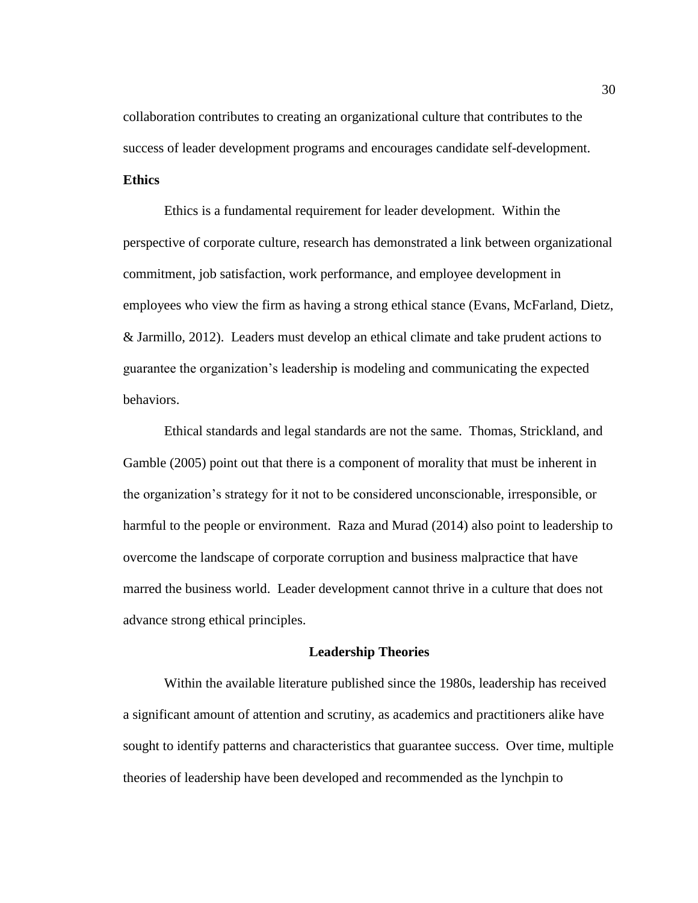collaboration contributes to creating an organizational culture that contributes to the success of leader development programs and encourages candidate self-development.

**Ethics**

Ethics is a fundamental requirement for leader development. Within the perspective of corporate culture, research has demonstrated a link between organizational commitment, job satisfaction, work performance, and employee development in employees who view the firm as having a strong ethical stance (Evans, McFarland, Dietz, & Jarmillo, 2012). Leaders must develop an ethical climate and take prudent actions to guarantee the organization's leadership is modeling and communicating the expected behaviors.

Ethical standards and legal standards are not the same. Thomas, Strickland, and Gamble (2005) point out that there is a component of morality that must be inherent in the organization's strategy for it not to be considered unconscionable, irresponsible, or harmful to the people or environment. Raza and Murad (2014) also point to leadership to overcome the landscape of corporate corruption and business malpractice that have marred the business world. Leader development cannot thrive in a culture that does not advance strong ethical principles.

## Leadership Theories

Within the available literature published since the 1980s, leadership has received a significant amount of attention and scrutiny, as academics and practitioners alike have sought to identify patterns and characteristics that guarantee success. Over time, multiple theories of leadership have been developed and recommended as the lynchpin to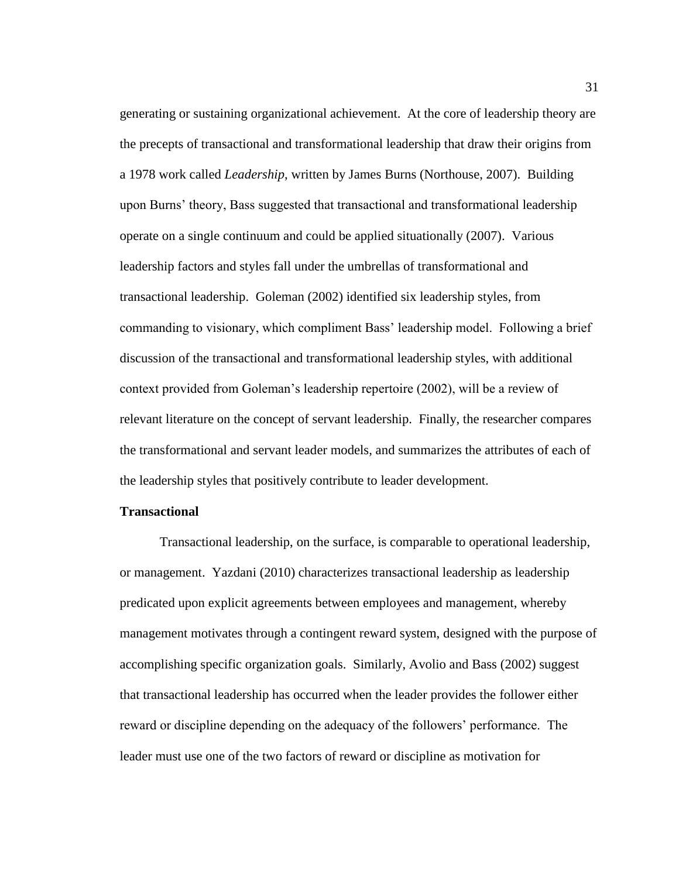generating or sustaining organizational achievement. At the core of leadership theory are the precepts of transactional and transformational leadership that draw their origins from a 1978 work called *Leadership*, written by James Burns (Northouse, 2007). Building upon Burns' theory, Bass suggested that transactional and transformational leadership operate on a single continuum and could be applied situationally (2007). Various leadership factors and styles fall under the umbrellas of transformational and transactional leadership. Goleman (2002) identified six leadership styles, from commanding to visionary, which compliment Bass' leadership model. Following a brief discussion of the transactional and transformational leadership styles, with additional context provided from Goleman's leadership repertoire (2002), will be a review of relevant literature on the concept of servant leadership. Finally, the researcher compares the transformational and servant leader models, and summarizes the attributes of each of the leadership styles that positively contribute to leader development.

**Transactional**

Transactional leadership, on the surface, is comparable to operational leadership, or management. Yazdani (2010) characterizes transactional leadership as leadership predicated upon explicit agreements between employees and management, whereby management motivates through a contingent reward system, designed with the purpose of accomplishing specific organization goals. Similarly, Avolio and Bass (2002) suggest that transactional leadership has occurred when the leader provides the follower either reward or discipline depending on the adequacy of the followers' performance. The leader must use one of the two factors of reward or discipline as motivation for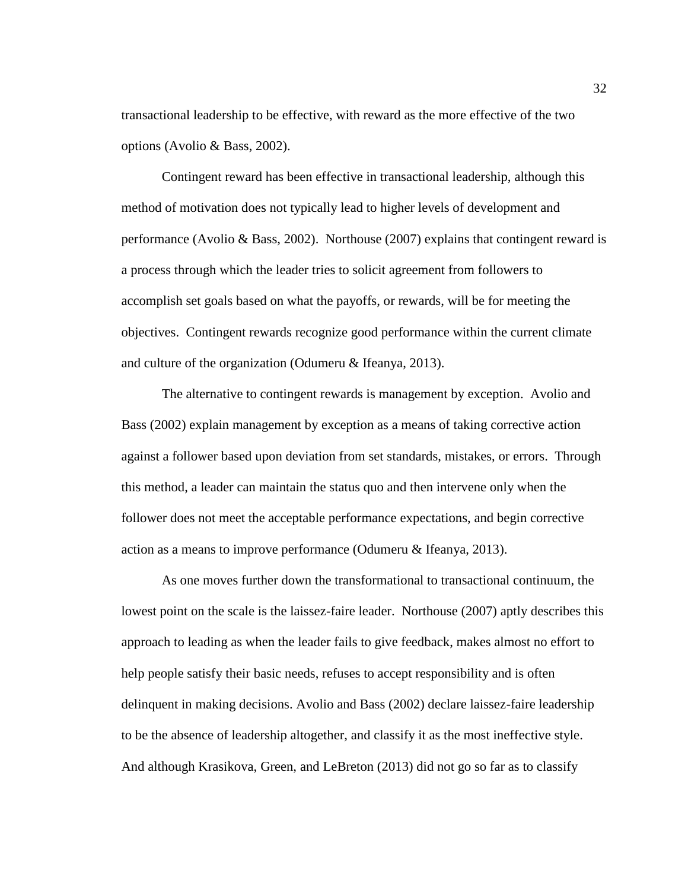transactional leadership to be effective, with reward as the more effective of the two options (Avolio & Bass, 2002).

Contingent reward has been effective in transactional leadership, although this method of motivation does not typically lead to higher levels of development and performance (Avolio & Bass, 2002). Northouse (2007) explains that contingent reward is a process through which the leader tries to solicit agreement from followers to accomplish set goals based on what the payoffs, or rewards, will be for meeting the objectives. Contingent rewards recognize good performance within the current climate and culture of the organization (Odumeru & Ifeanya, 2013).

The alternative to contingent rewards is management by exception. Avolio and Bass (2002) explain management by exception as a means of taking corrective action against a follower based upon deviation from set standards, mistakes, or errors. Through this method, a leader can maintain the status quo and then intervene only when the follower does not meet the acceptable performance expectations, and begin corrective action as a means to improve performance (Odumeru & Ifeanya, 2013).

As one moves further down the transformational to transactional continuum, the lowest point on the scale is the laissez-faire leader. Northouse (2007) aptly describes this approach to leading as when the leader fails to give feedback, makes almost no effort to help people satisfy their basic needs, refuses to accept responsibility and is often delinquent in making decisions. Avolio and Bass (2002) declare laissez-faire leadership to be the absence of leadership altogether, and classify it as the most ineffective style. And although Krasikova, Green, and LeBreton (2013) did not go so far as to classify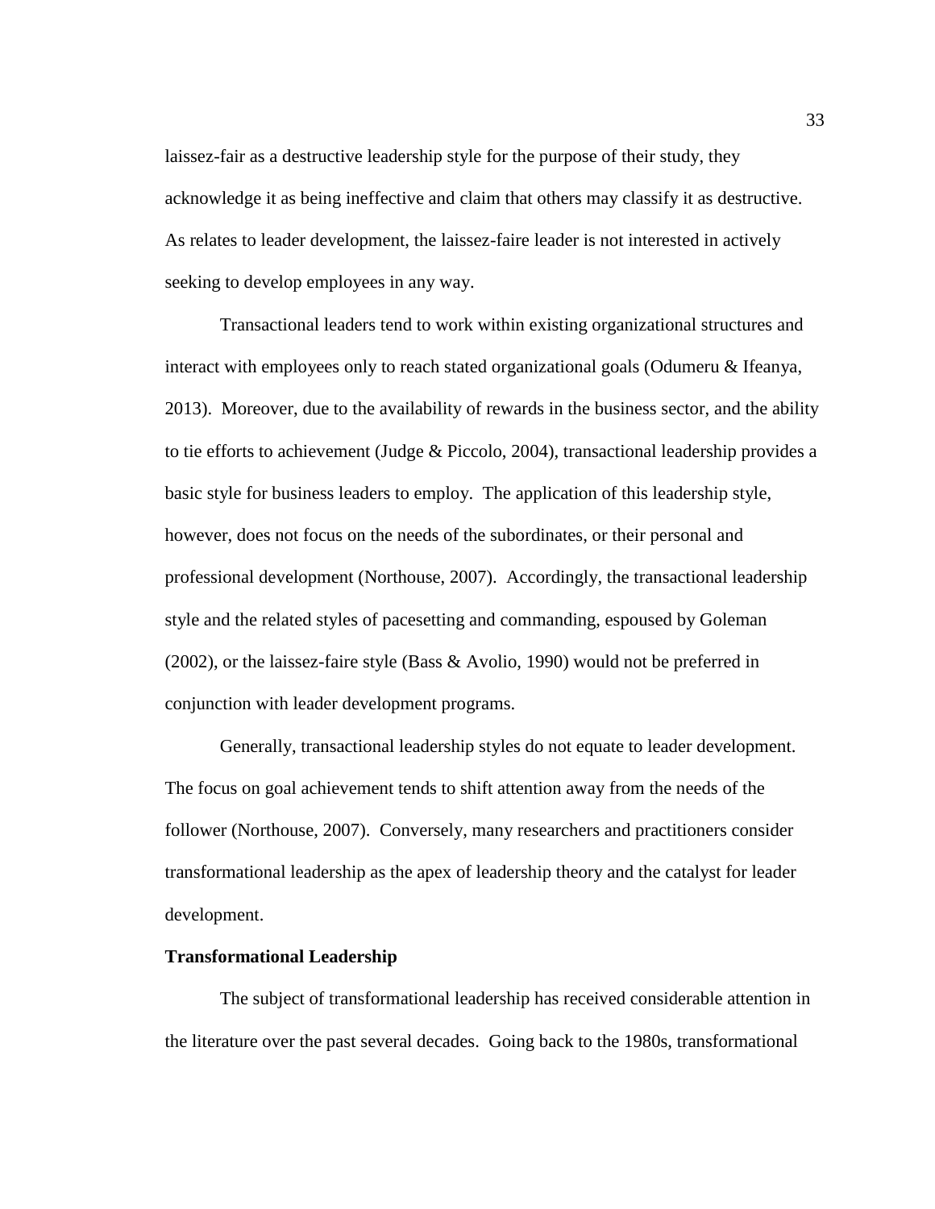laissez-fair as a destructive leadership style for the purpose of their study, they acknowledge it as being ineffective and claim that others may classify it as destructive. As relates to leader development, the laissez-faire leader is not interested in actively seeking to develop employees in any way.

Transactional leaders tend to work within existing organizational structures and interact with employees only to reach stated organizational goals (Odumeru & Ifeanya, 2013). Moreover, due to the availability of rewards in the business sector, and the ability to tie efforts to achievement (Judge & Piccolo, 2004), transactional leadership provides a basic style for business leaders to employ. The application of this leadership style, however, does not focus on the needs of the subordinates, or their personal and professional development (Northouse, 2007). Accordingly, the transactional leadership style and the related styles of pacesetting and commanding, espoused by Goleman (2002), or the laissez-faire style (Bass & Avolio, 1990) would not be preferred in conjunction with leader development programs.

Generally, transactional leadership styles do not equate to leader development. The focus on goal achievement tends to shift attention away from the needs of the follower (Northouse, 2007). Conversely, many researchers and practitioners consider transformational leadership as the apex of leadership theory and the catalyst for leader development.

**Transformational Leadership**

The subject of transformational leadership has received considerable attention in the literature over the past several decades. Going back to the 1980s, transformational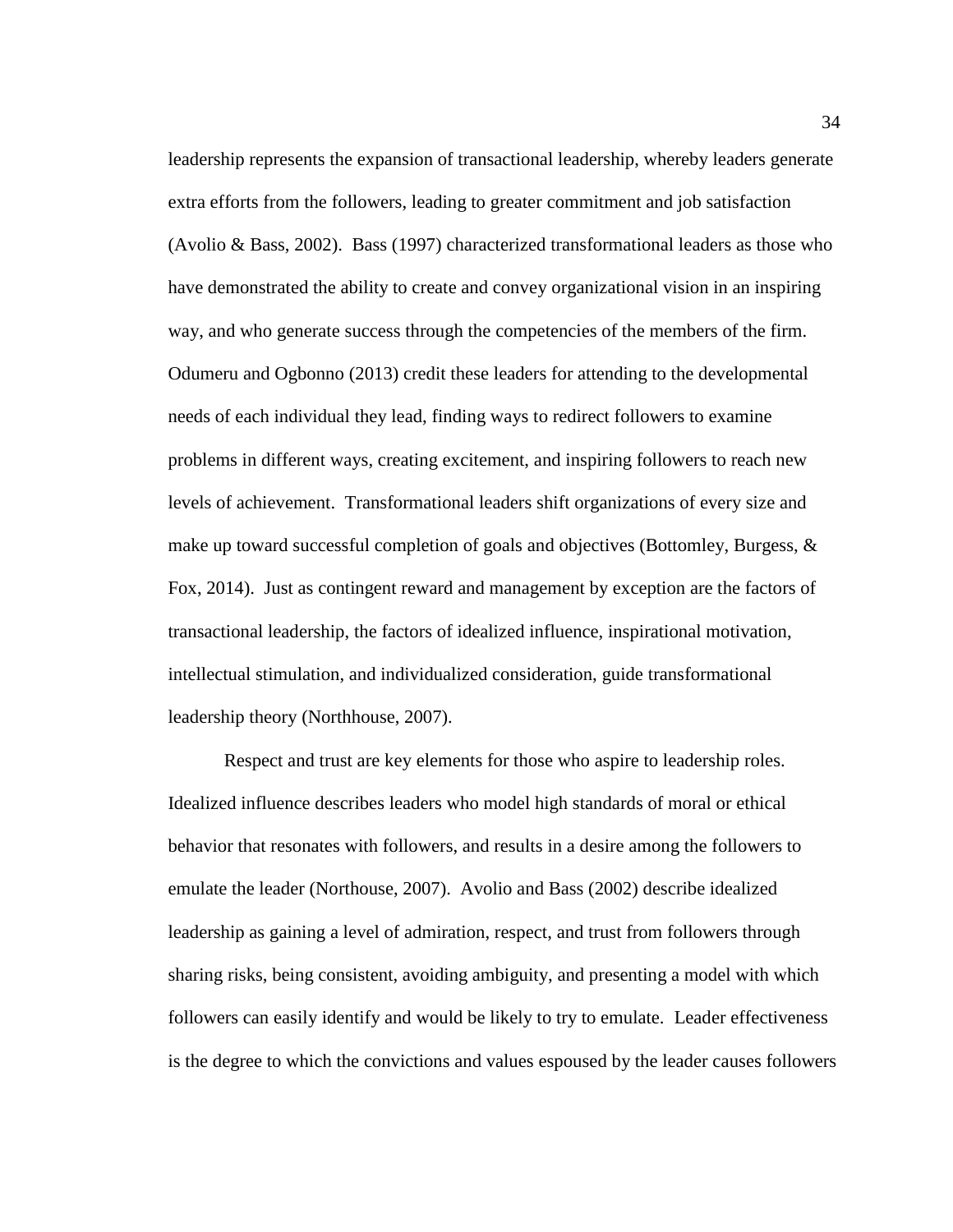leadership represents the expansion of transactional leadership, whereby leaders generate extra efforts from the followers, leading to greater commitment and job satisfaction (Avolio & Bass, 2002). Bass (1997) characterized transformational leaders as those who have demonstrated the ability to create and convey organizational vision in an inspiring way, and who generate success through the competencies of the members of the firm. Odumeru and Ogbonno (2013) credit these leaders for attending to the developmental needs of each individual they lead, finding ways to redirect followers to examine problems in different ways, creating excitement, and inspiring followers to reach new levels of achievement. Transformational leaders shift organizations of every size and make up toward successful completion of goals and objectives (Bottomley, Burgess, & Fox, 2014). Just as contingent reward and management by exception are the factors of transactional leadership, the factors of idealized influence, inspirational motivation, intellectual stimulation, and individualized consideration, guide transformational leadership theory (Northhouse, 2007).

Respect and trust are key elements for those who aspire to leadership roles. Idealized influence describes leaders who model high standards of moral or ethical behavior that resonates with followers, and results in a desire among the followers to emulate the leader (Northouse, 2007). Avolio and Bass (2002) describe idealized leadership as gaining a level of admiration, respect, and trust from followers through sharing risks, being consistent, avoiding ambiguity, and presenting a model with which followers can easily identify and would be likely to try to emulate. Leader effectiveness is the degree to which the convictions and values espoused by the leader causes followers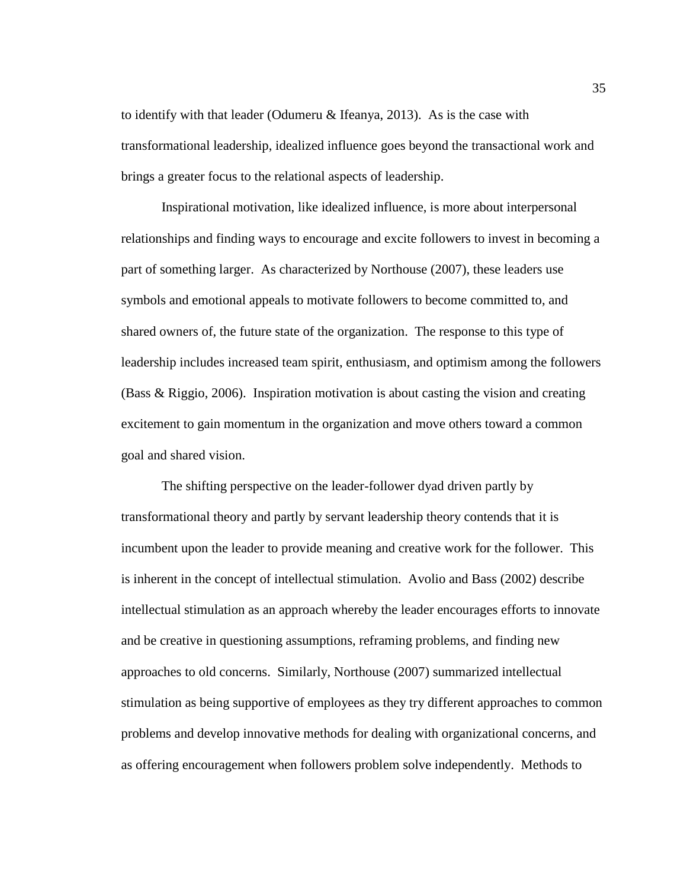to identify with that leader (Odumeru & Ifeanya, 2013). As is the case with transformational leadership, idealized influence goes beyond the transactional work and brings a greater focus to the relational aspects of leadership.

Inspirational motivation, like idealized influence, is more about interpersonal relationships and finding ways to encourage and excite followers to invest in becoming a part of something larger. As characterized by Northouse (2007), these leaders use symbols and emotional appeals to motivate followers to become committed to, and shared owners of, the future state of the organization. The response to this type of leadership includes increased team spirit, enthusiasm, and optimism among the followers (Bass & Riggio, 2006). Inspiration motivation is about casting the vision and creating excitement to gain momentum in the organization and move others toward a common goal and shared vision.

The shifting perspective on the leader-follower dyad driven partly by transformational theory and partly by servant leadership theory contends that it is incumbent upon the leader to provide meaning and creative work for the follower. This is inherent in the concept of intellectual stimulation. Avolio and Bass (2002) describe intellectual stimulation as an approach whereby the leader encourages efforts to innovate and be creative in questioning assumptions, reframing problems, and finding new approaches to old concerns. Similarly, Northouse (2007) summarized intellectual stimulation as being supportive of employees as they try different approaches to common problems and develop innovative methods for dealing with organizational concerns, and as offering encouragement when followers problem solve independently. Methods to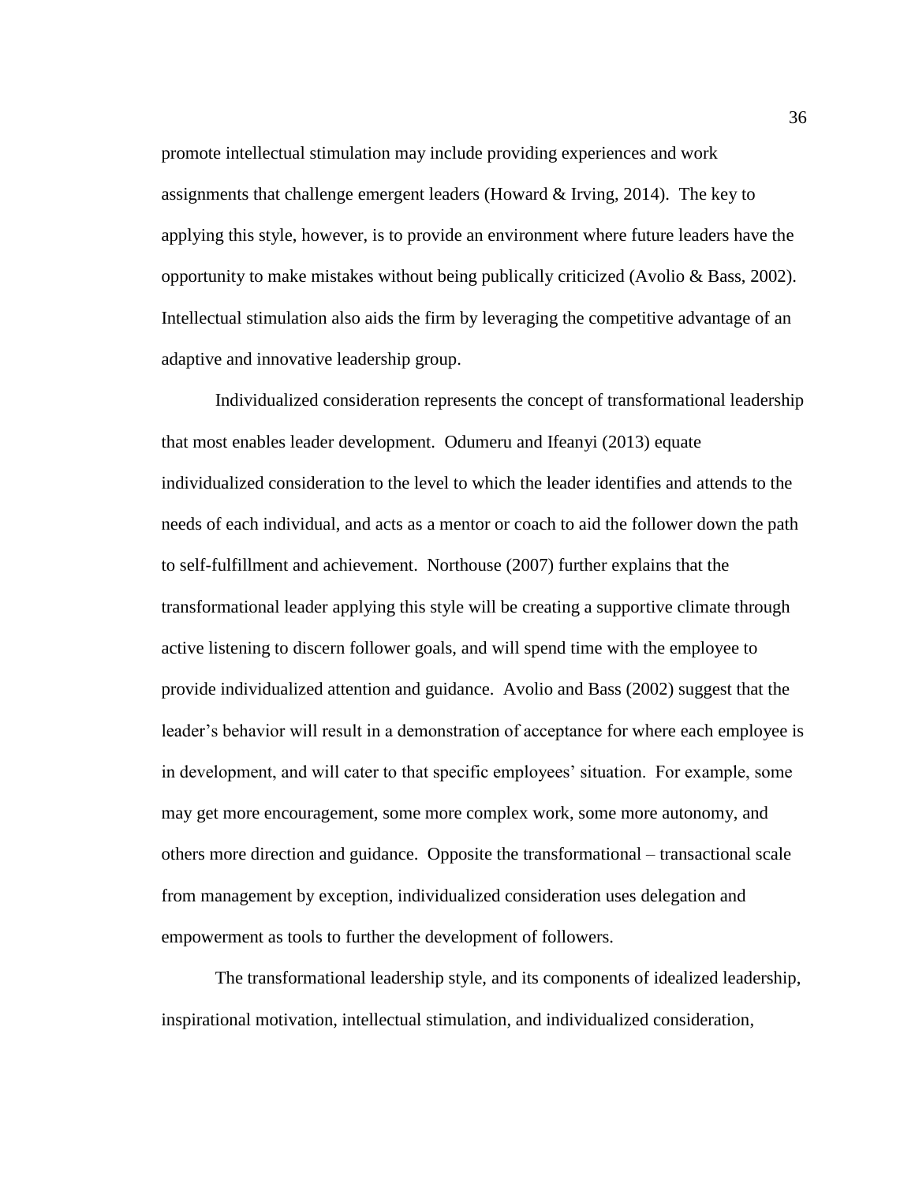promote intellectual stimulation may include providing experiences and work assignments that challenge emergent leaders (Howard & Irving, 2014). The key to applying this style, however, is to provide an environment where future leaders have the opportunity to make mistakes without being publically criticized (Avolio & Bass, 2002). Intellectual stimulation also aids the firm by leveraging the competitive advantage of an adaptive and innovative leadership group.

Individualized consideration represents the concept of transformational leadership that most enables leader development. Odumeru and Ifeanyi (2013) equate individualized consideration to the level to which the leader identifies and attends to the needs of each individual, and acts as a mentor or coach to aid the follower down the path to self-fulfillment and achievement. Northouse (2007) further explains that the transformational leader applying this style will be creating a supportive climate through active listening to discern follower goals, and will spend time with the employee to provide individualized attention and guidance. Avolio and Bass (2002) suggest that the leader's behavior will result in a demonstration of acceptance for where each employee is in development, and will cater to that specific employees' situation. For example, some may get more encouragement, some more complex work, some more autonomy, and others more direction and guidance. Opposite the transformational – transactional scale from management by exception, individualized consideration uses delegation and empowerment as tools to further the development of followers.

The transformational leadership style, and its components of idealized leadership, inspirational motivation, intellectual stimulation, and individualized consideration,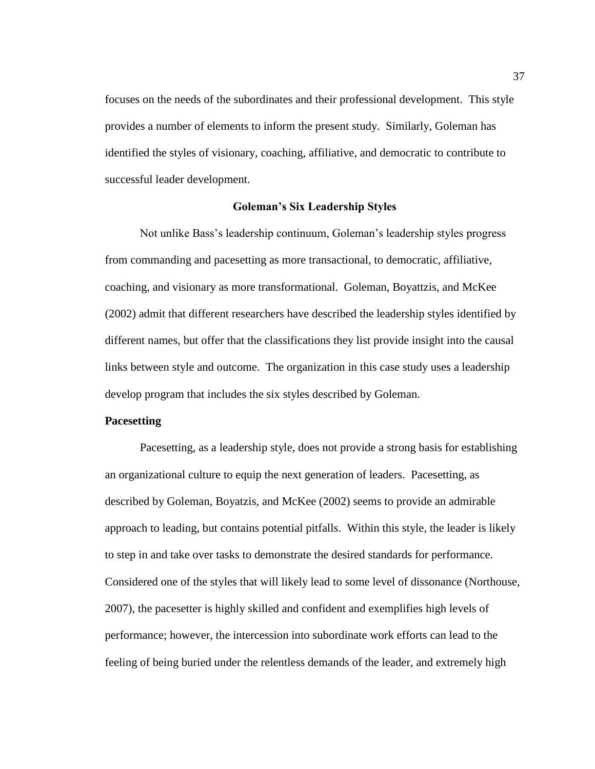focuses on the needs of the subordinates and their professional development. This style provides a number of elements to inform the present study. Similarly, Goleman has identified the styles of visionary, coaching, affiliative, and democratic to contribute to successful leader development.

## Goleman's Six Leadership Styles

Not unlike Bass's leadership continuum, Goleman's leadership styles progress from commanding and pacesetting as more transactional, to democratic, affiliative, coaching, and visionary as more transformational. Goleman, Boyattzis, and McKee (2002) admit that different researchers have described the leadership styles identified by different names, but offer that the classifications they list provide insight into the causal links between style and outcome. The organization in this case study uses a leadership develop program that includes the six styles described by Goleman.

### Pacesetting

Pacesetting, as a leadership style, does not provide a strong basis for establishing an organizational culture to equip the next generation of leaders. Pacesetting, as described by Goleman, Boyatzis, and McKee (2002) seems to provide an admirable approach to leading, but contains potential pitfalls. Within this style, the leader is likely to step in and take over tasks to demonstrate the desired standards for performance. Considered one of the styles that will likely lead to some level of dissonance (Northouse, 2007), the pacesetter is highly skilled and confident and exemplifies high levels of performance; however, the intercession into subordinate work efforts can lead to the feeling of being buried under the relentless demands of the leader, and extremely high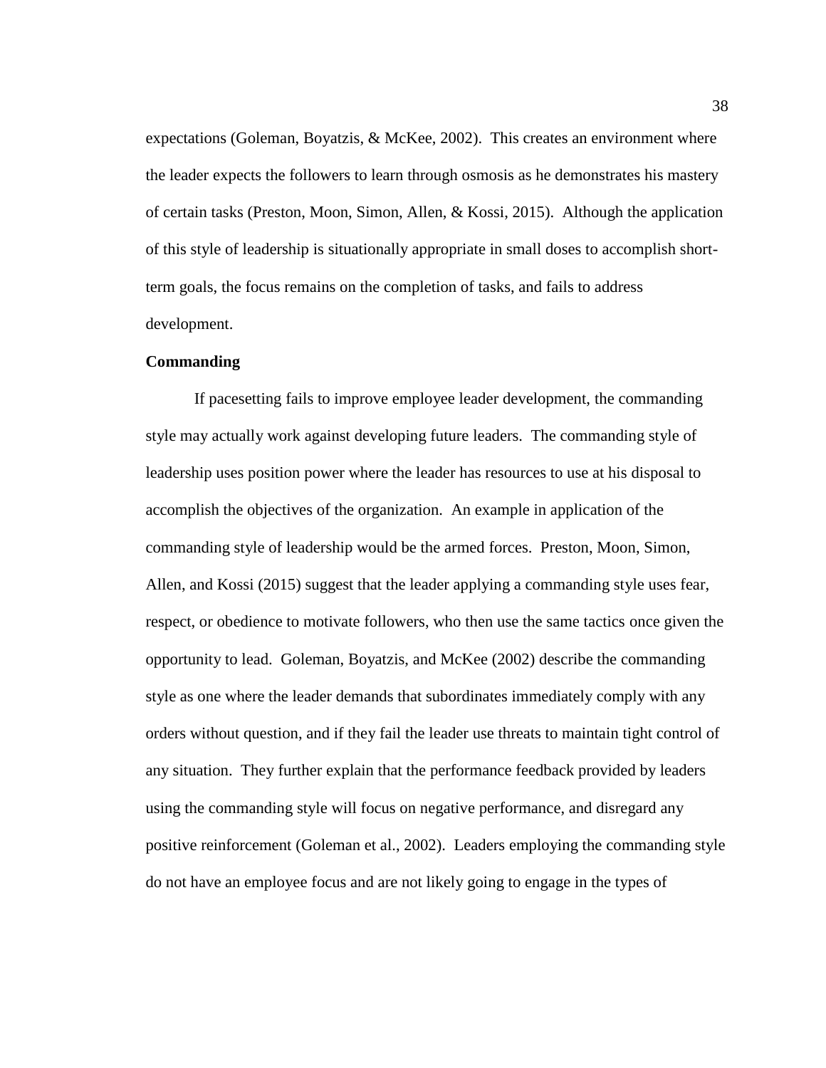expectations (Goleman, Boyatzis, & McKee, 2002). This creates an environment where the leader expects the followers to learn through osmosis as he demonstrates his mastery of certain tasks (Preston, Moon, Simon, Allen, & Kossi, 2015). Although the application of this style of leadership is situationally appropriate in small doses to accomplish short-term goals, the focus remains on the completion of tasks, and fails to address development.

### Commanding

If pacesetting fails to improve employee leader development, the commanding style may actually work against developing future leaders. The commanding style of leadership uses position power where the leader has resources to use at his disposal to accomplish the objectives of the organization. An example in application of the commanding style of leadership would be the armed forces. Preston, Moon, Simon, Allen, and Kossi (2015) suggest that the leader applying a commanding style uses fear, respect, or obedience to motivate followers, who then use the same tactics once given the opportunity to lead. Goleman, Boyatzis, and McKee (2002) describe the commanding style as one where the leader demands that subordinates immediately comply with any orders without question, and if they fail the leader use threats to maintain tight control of any situation. They further explain that the performance feedback provided by leaders using the commanding style will focus on negative performance, and disregard any positive reinforcement (Goleman et al., 2002). Leaders employing the commanding style do not have an employee focus and are not likely going to engage in the types of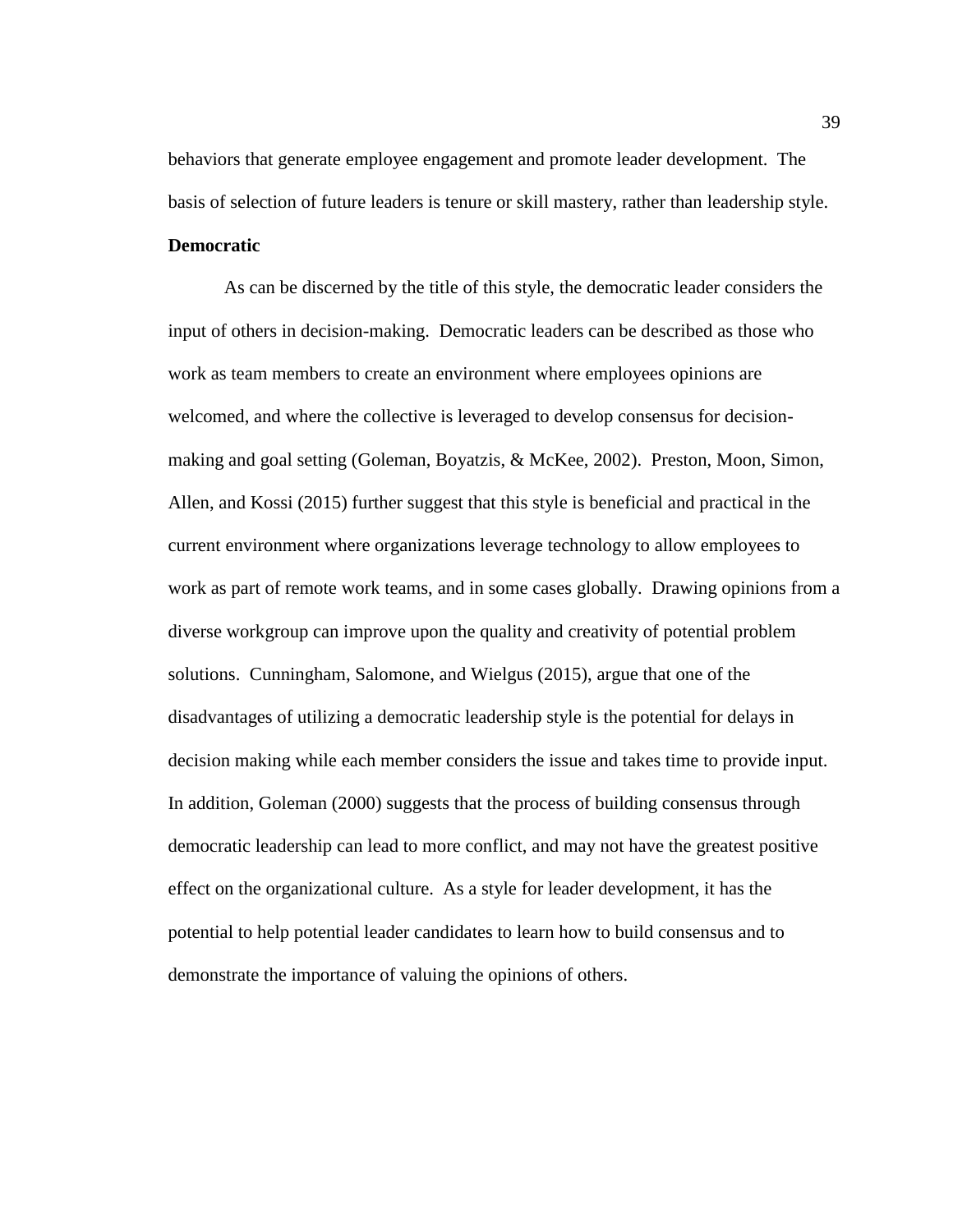behaviors that generate employee engagement and promote leader development. The basis of selection of future leaders is tenure or skill mastery, rather than leadership style.

**Democratic**

As can be discerned by the title of this style, the democratic leader considers the input of others in decision-making. Democratic leaders can be described as those who work as team members to create an environment where employees opinions are welcomed, and where the collective is leveraged to develop consensus for decision-making and goal setting (Goleman, Boyatzis, & McKee, 2002). Preston, Moon, Simon, Allen, and Kossi (2015) further suggest that this style is beneficial and practical in the current environment where organizations leverage technology to allow employees to work as part of remote work teams, and in some cases globally. Drawing opinions from a diverse workgroup can improve upon the quality and creativity of potential problem solutions. Cunningham, Salomone, and Wielgus (2015), argue that one of the disadvantages of utilizing a democratic leadership style is the potential for delays in decision making while each member considers the issue and takes time to provide input. In addition, Goleman (2000) suggests that the process of building consensus through democratic leadership can lead to more conflict, and may not have the greatest positive effect on the organizational culture. As a style for leader development, it has the potential to help potential leader candidates to learn how to build consensus and to demonstrate the importance of valuing the opinions of others.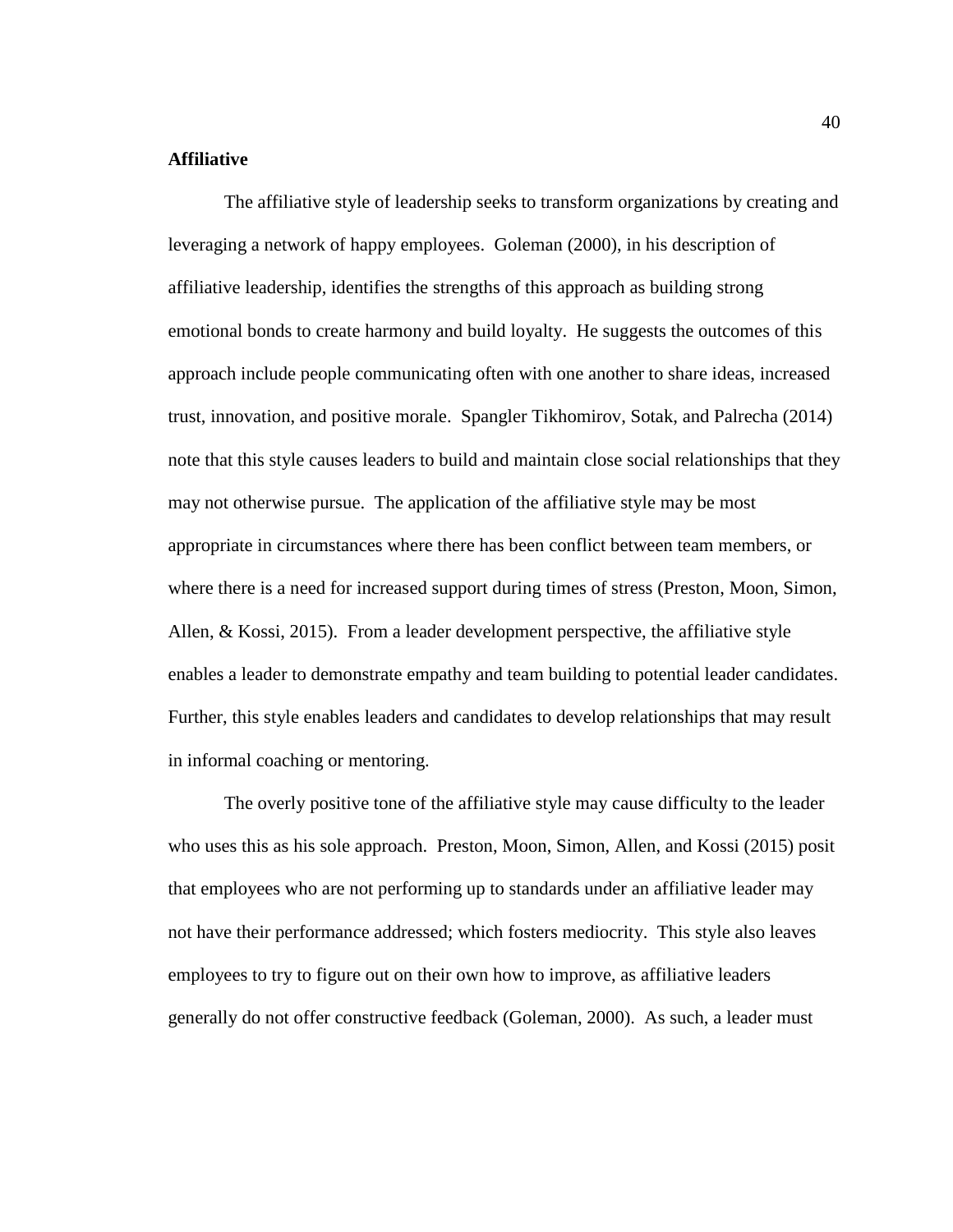**Affiliative**

The affiliative style of leadership seeks to transform organizations by creating and leveraging a network of happy employees. Goleman (2000), in his description of affiliative leadership, identifies the strengths of this approach as building strong emotional bonds to create harmony and build loyalty. He suggests the outcomes of this approach include people communicating often with one another to share ideas, increased trust, innovation, and positive morale. Spangler Tikhomirov, Sotak, and Palrecha (2014) note that this style causes leaders to build and maintain close social relationships that they may not otherwise pursue. The application of the affiliative style may be most appropriate in circumstances where there has been conflict between team members, or where there is a need for increased support during times of stress (Preston, Moon, Simon, Allen, & Kossi, 2015). From a leader development perspective, the affiliative style enables a leader to demonstrate empathy and team building to potential leader candidates. Further, this style enables leaders and candidates to develop relationships that may result in informal coaching or mentoring.

The overly positive tone of the affiliative style may cause difficulty to the leader who uses this as his sole approach. Preston, Moon, Simon, Allen, and Kossi (2015) posit that employees who are not performing up to standards under an affiliative leader may not have their performance addressed; which fosters mediocrity. This style also leaves employees to try to figure out on their own how to improve, as affiliative leaders generally do not offer constructive feedback (Goleman, 2000). As such, a leader must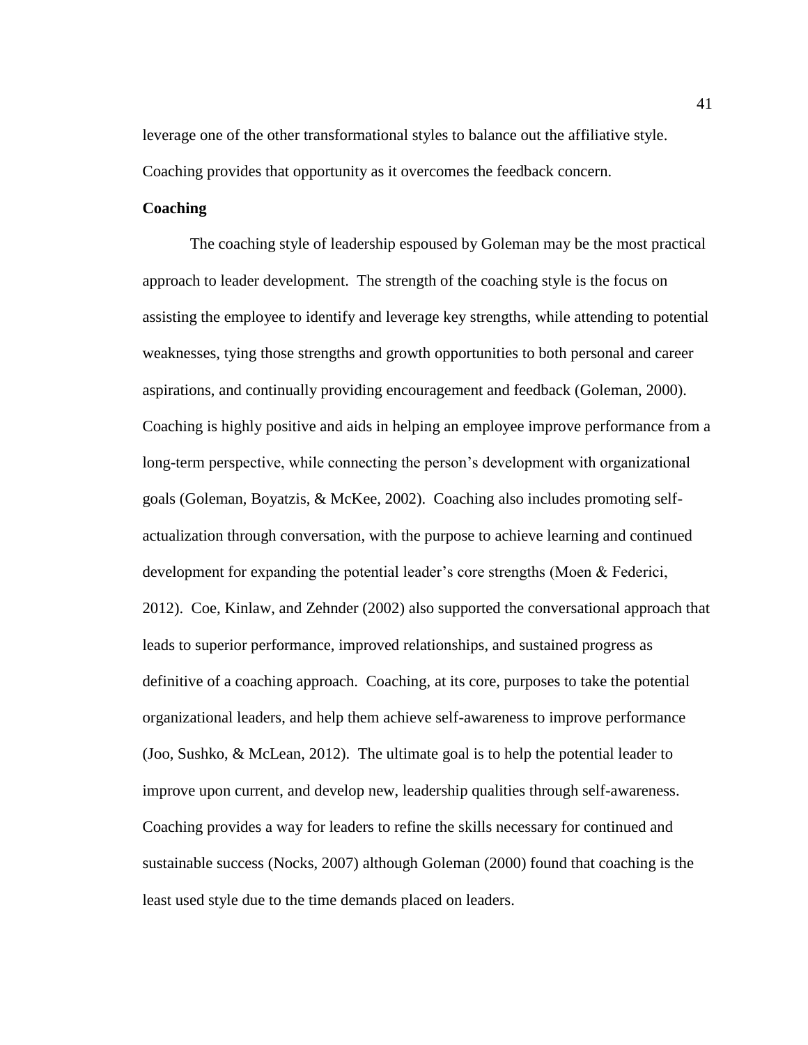leverage one of the other transformational styles to balance out the affiliative style. Coaching provides that opportunity as it overcomes the feedback concern.

**Coaching**

The coaching style of leadership espoused by Goleman may be the most practical approach to leader development. The strength of the coaching style is the focus on assisting the employee to identify and leverage key strengths, while attending to potential weaknesses, tying those strengths and growth opportunities to both personal and career aspirations, and continually providing encouragement and feedback (Goleman, 2000). Coaching is highly positive and aids in helping an employee improve performance from a long-term perspective, while connecting the person's development with organizational goals (Goleman, Boyatzis, & McKee, 2002). Coaching also includes promoting self-actualization through conversation, with the purpose to achieve learning and continued development for expanding the potential leader's core strengths (Moen & Federici, 2012). Coe, Kinlaw, and Zehnder (2002) also supported the conversational approach that leads to superior performance, improved relationships, and sustained progress as definitive of a coaching approach. Coaching, at its core, purposes to take the potential organizational leaders, and help them achieve self-awareness to improve performance (Joo, Sushko, & McLean, 2012). The ultimate goal is to help the potential leader to improve upon current, and develop new, leadership qualities through self-awareness. Coaching provides a way for leaders to refine the skills necessary for continued and sustainable success (Nocks, 2007) although Goleman (2000) found that coaching is the least used style due to the time demands placed on leaders.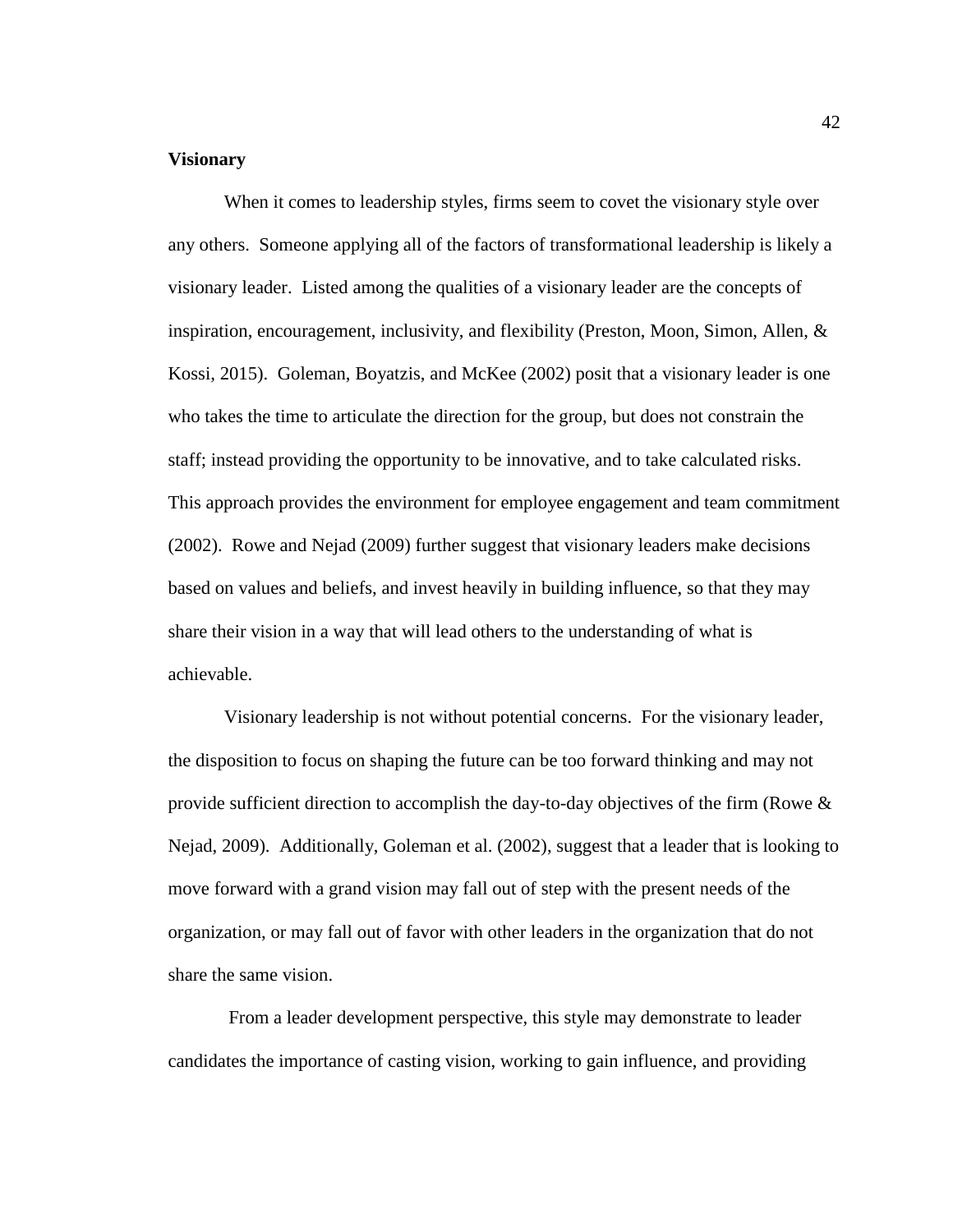**Visionary**

When it comes to leadership styles, firms seem to covet the visionary style over any others. Someone applying all of the factors of transformational leadership is likely a visionary leader. Listed among the qualities of a visionary leader are the concepts of inspiration, encouragement, inclusivity, and flexibility (Preston, Moon, Simon, Allen, & Kossi, 2015). Goleman, Boyatzis, and McKee (2002) posit that a visionary leader is one who takes the time to articulate the direction for the group, but does not constrain the staff; instead providing the opportunity to be innovative, and to take calculated risks. This approach provides the environment for employee engagement and team commitment (2002). Rowe and Nejad (2009) further suggest that visionary leaders make decisions based on values and beliefs, and invest heavily in building influence, so that they may share their vision in a way that will lead others to the understanding of what is achievable.

Visionary leadership is not without potential concerns. For the visionary leader, the disposition to focus on shaping the future can be too forward thinking and may not provide sufficient direction to accomplish the day-to-day objectives of the firm (Rowe & Nejad, 2009). Additionally, Goleman et al. (2002), suggest that a leader that is looking to move forward with a grand vision may fall out of step with the present needs of the organization, or may fall out of favor with other leaders in the organization that do not share the same vision.

From a leader development perspective, this style may demonstrate to leader candidates the importance of casting vision, working to gain influence, and providing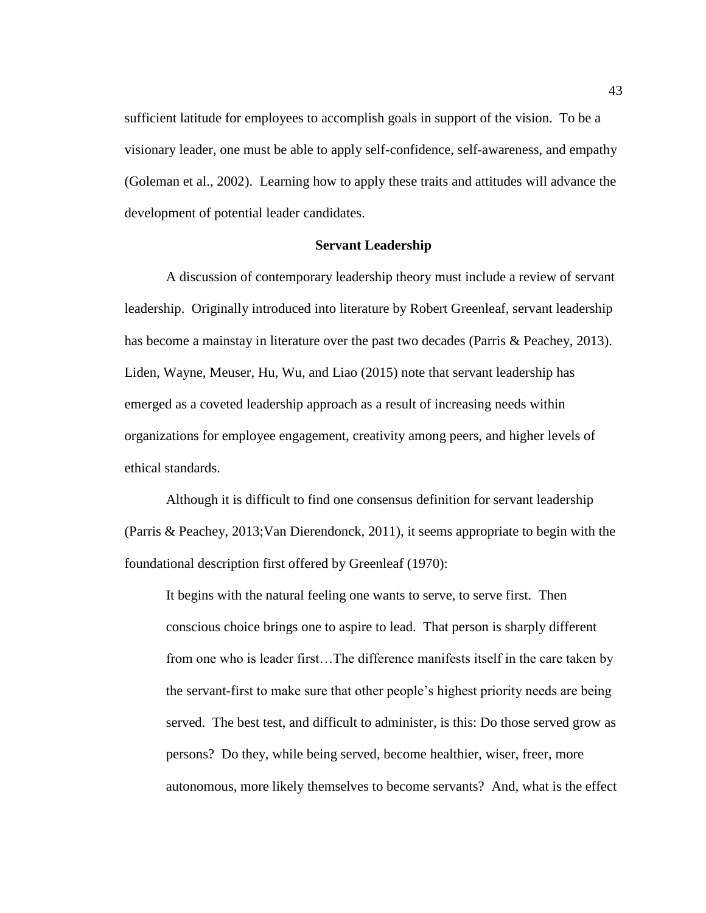sufficient latitude for employees to accomplish goals in support of the vision. To be a visionary leader, one must be able to apply self-confidence, self-awareness, and empathy (Goleman et al., 2002). Learning how to apply these traits and attitudes will advance the development of potential leader candidates.

## Servant Leadership

A discussion of contemporary leadership theory must include a review of servant leadership. Originally introduced into literature by Robert Greenleaf, servant leadership has become a mainstay in literature over the past two decades (Parris & Peachey, 2013). Liden, Wayne, Meuser, Hu, Wu, and Liao (2015) note that servant leadership has emerged as a coveted leadership approach as a result of increasing needs within organizations for employee engagement, creativity among peers, and higher levels of ethical standards.

Although it is difficult to find one consensus definition for servant leadership (Parris & Peachey, 2013;Van Dierendonck, 2011), it seems appropriate to begin with the foundational description first offered by Greenleaf (1970):

> It begins with the natural feeling one wants to serve, to serve first. Then conscious choice brings one to aspire to lead. That person is sharply different from one who is leader first…The difference manifests itself in the care taken by the servant-first to make sure that other people's highest priority needs are being served. The best test, and difficult to administer, is this: Do those served grow as persons? Do they, while being served, become healthier, wiser, freer, more autonomous, more likely themselves to become servants? And, what is the effect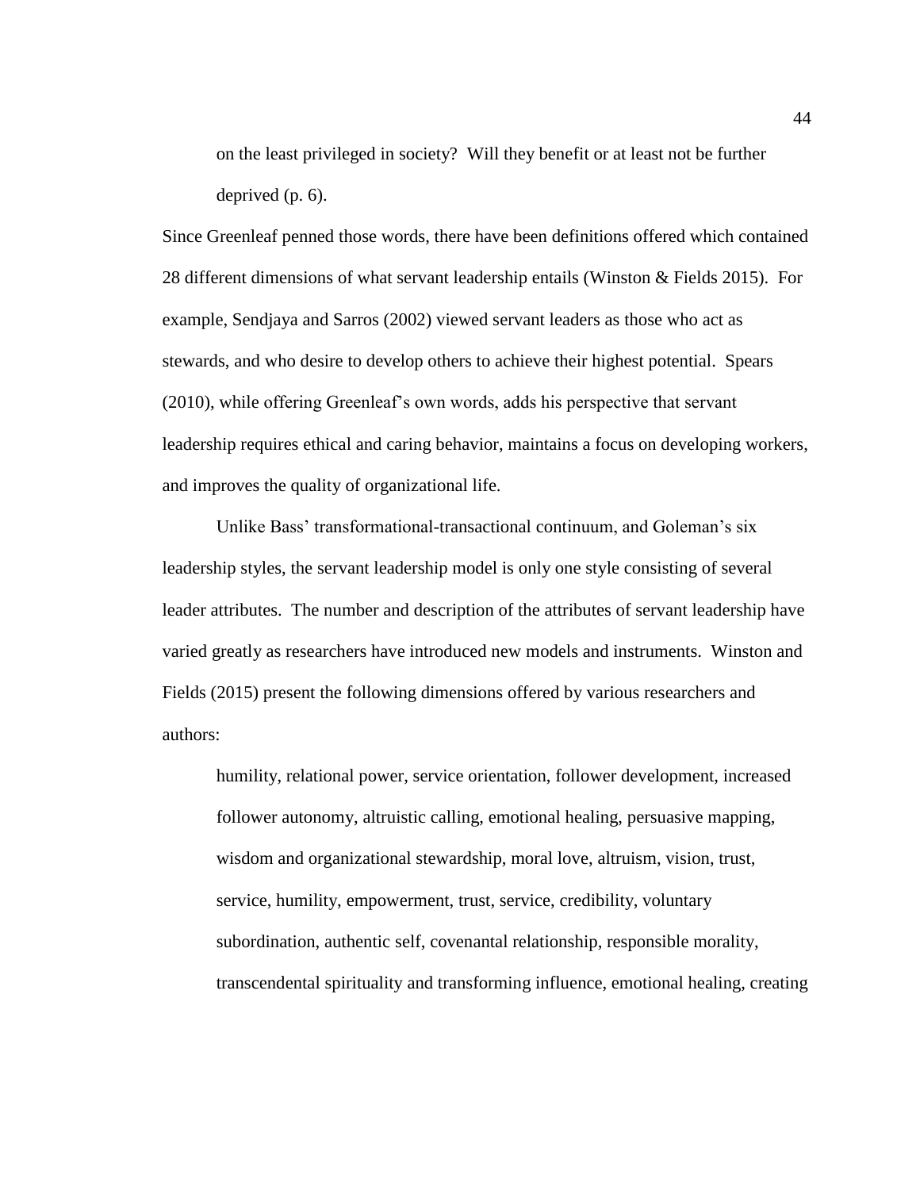> on the least privileged in society? Will they benefit or at least not be further deprived (p. 6).

Since Greenleaf penned those words, there have been definitions offered which contained 28 different dimensions of what servant leadership entails (Winston & Fields 2015). For example, Sendjaya and Sarros (2002) viewed servant leaders as those who act as stewards, and who desire to develop others to achieve their highest potential. Spears (2010), while offering Greenleaf's own words, adds his perspective that servant leadership requires ethical and caring behavior, maintains a focus on developing workers, and improves the quality of organizational life.

Unlike Bass' transformational-transactional continuum, and Goleman's six leadership styles, the servant leadership model is only one style consisting of several leader attributes. The number and description of the attributes of servant leadership have varied greatly as researchers have introduced new models and instruments. Winston and Fields (2015) present the following dimensions offered by various researchers and authors:

> humility, relational power, service orientation, follower development, increased follower autonomy, altruistic calling, emotional healing, persuasive mapping, wisdom and organizational stewardship, moral love, altruism, vision, trust, service, humility, empowerment, trust, service, credibility, voluntary subordination, authentic self, covenantal relationship, responsible morality, transcendental spirituality and transforming influence, emotional healing, creating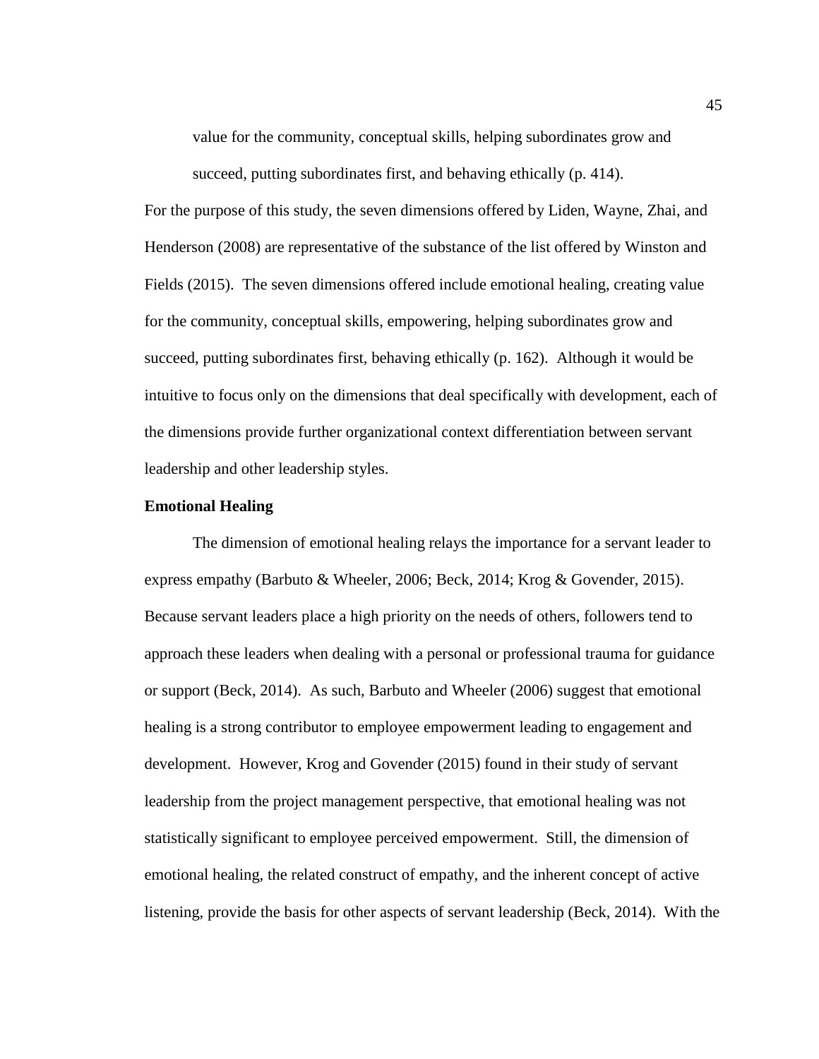> value for the community, conceptual skills, helping subordinates grow and succeed, putting subordinates first, and behaving ethically (p. 414).

For the purpose of this study, the seven dimensions offered by Liden, Wayne, Zhai, and Henderson (2008) are representative of the substance of the list offered by Winston and Fields (2015). The seven dimensions offered include emotional healing, creating value for the community, conceptual skills, empowering, helping subordinates grow and succeed, putting subordinates first, behaving ethically (p. 162). Although it would be intuitive to focus only on the dimensions that deal specifically with development, each of the dimensions provide further organizational context differentiation between servant leadership and other leadership styles.

**Emotional Healing**

The dimension of emotional healing relays the importance for a servant leader to express empathy (Barbuto & Wheeler, 2006; Beck, 2014; Krog & Govender, 2015). Because servant leaders place a high priority on the needs of others, followers tend to approach these leaders when dealing with a personal or professional trauma for guidance or support (Beck, 2014). As such, Barbuto and Wheeler (2006) suggest that emotional healing is a strong contributor to employee empowerment leading to engagement and development. However, Krog and Govender (2015) found in their study of servant leadership from the project management perspective, that emotional healing was not statistically significant to employee perceived empowerment. Still, the dimension of emotional healing, the related construct of empathy, and the inherent concept of active listening, provide the basis for other aspects of servant leadership (Beck, 2014). With the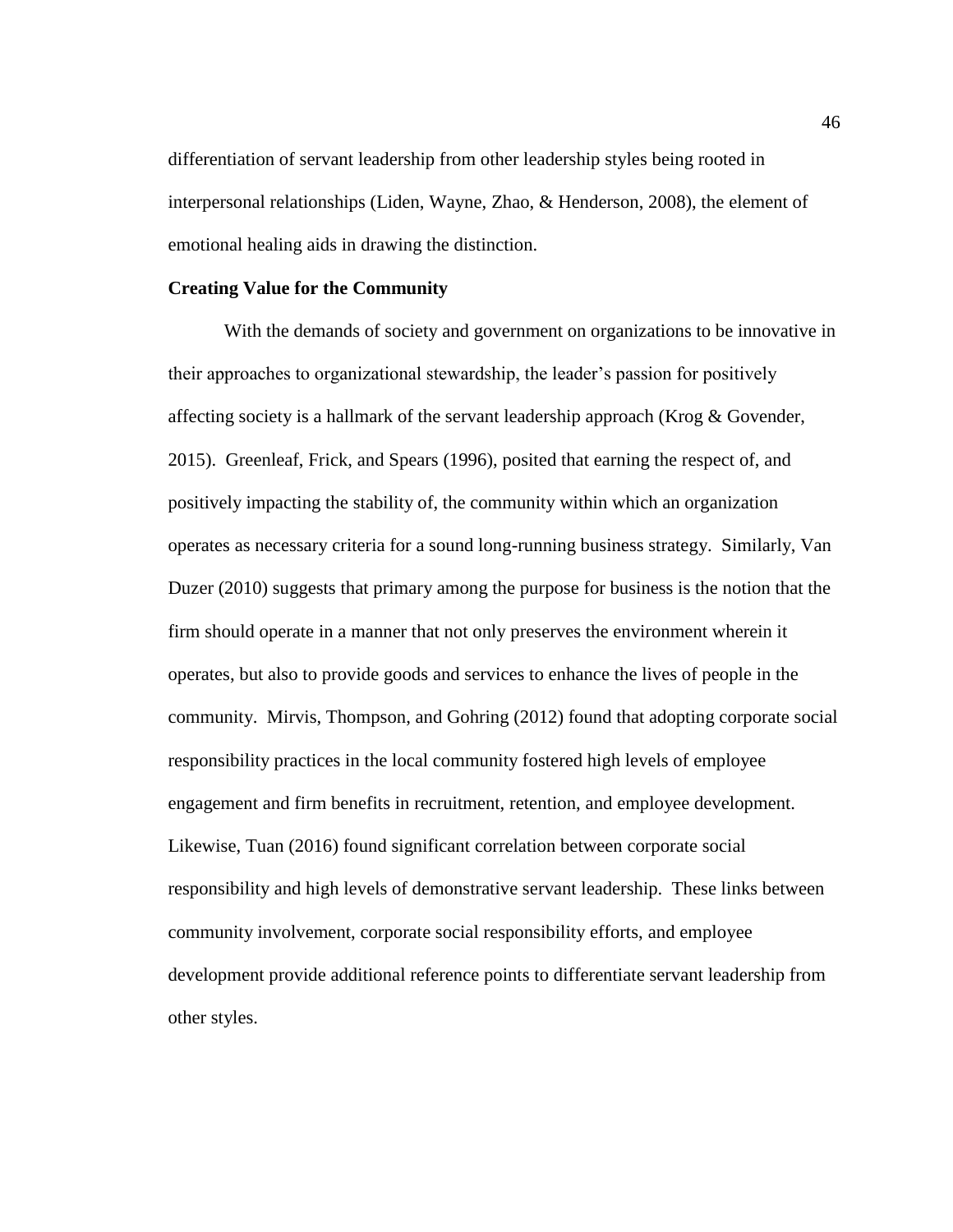differentiation of servant leadership from other leadership styles being rooted in interpersonal relationships (Liden, Wayne, Zhao, & Henderson, 2008), the element of emotional healing aids in drawing the distinction.

**Creating Value for the Community**

With the demands of society and government on organizations to be innovative in their approaches to organizational stewardship, the leader's passion for positively affecting society is a hallmark of the servant leadership approach (Krog & Govender, 2015). Greenleaf, Frick, and Spears (1996), posited that earning the respect of, and positively impacting the stability of, the community within which an organization operates as necessary criteria for a sound long-running business strategy. Similarly, Van Duzer (2010) suggests that primary among the purpose for business is the notion that the firm should operate in a manner that not only preserves the environment wherein it operates, but also to provide goods and services to enhance the lives of people in the community. Mirvis, Thompson, and Gohring (2012) found that adopting corporate social responsibility practices in the local community fostered high levels of employee engagement and firm benefits in recruitment, retention, and employee development. Likewise, Tuan (2016) found significant correlation between corporate social responsibility and high levels of demonstrative servant leadership. These links between community involvement, corporate social responsibility efforts, and employee development provide additional reference points to differentiate servant leadership from other styles.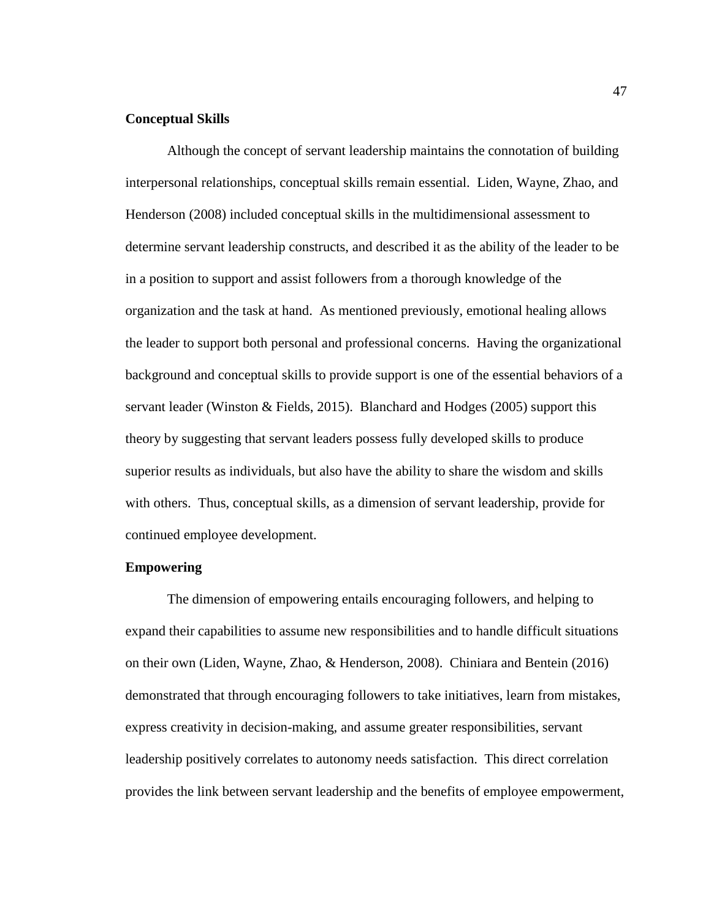### Conceptual Skills

Although the concept of servant leadership maintains the connotation of building interpersonal relationships, conceptual skills remain essential. Liden, Wayne, Zhao, and Henderson (2008) included conceptual skills in the multidimensional assessment to determine servant leadership constructs, and described it as the ability of the leader to be in a position to support and assist followers from a thorough knowledge of the organization and the task at hand. As mentioned previously, emotional healing allows the leader to support both personal and professional concerns. Having the organizational background and conceptual skills to provide support is one of the essential behaviors of a servant leader (Winston & Fields, 2015). Blanchard and Hodges (2005) support this theory by suggesting that servant leaders possess fully developed skills to produce superior results as individuals, but also have the ability to share the wisdom and skills with others. Thus, conceptual skills, as a dimension of servant leadership, provide for continued employee development.

### Empowering

The dimension of empowering entails encouraging followers, and helping to expand their capabilities to assume new responsibilities and to handle difficult situations on their own (Liden, Wayne, Zhao, & Henderson, 2008). Chiniara and Bentein (2016) demonstrated that through encouraging followers to take initiatives, learn from mistakes, express creativity in decision-making, and assume greater responsibilities, servant leadership positively correlates to autonomy needs satisfaction. This direct correlation provides the link between servant leadership and the benefits of employee empowerment,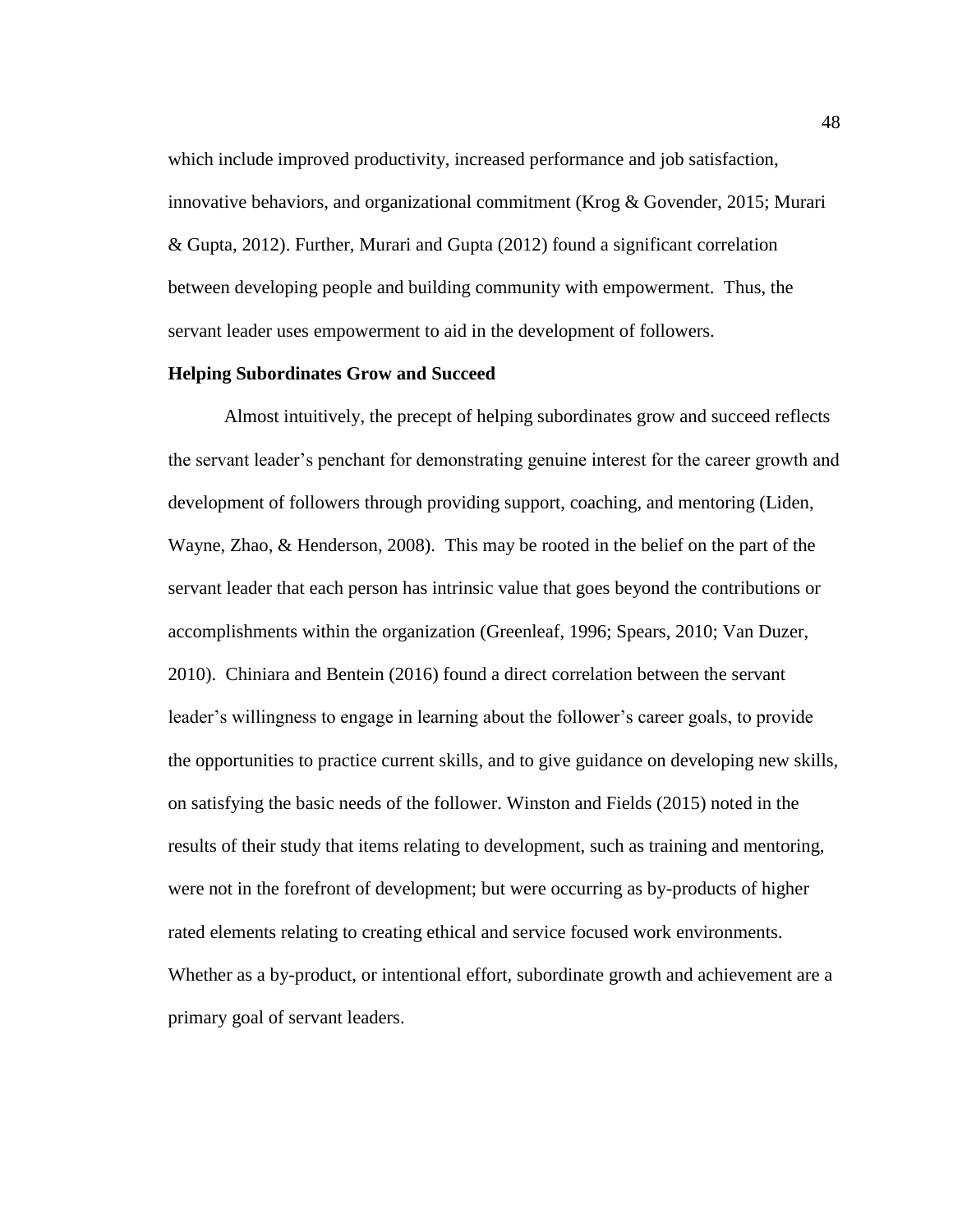which include improved productivity, increased performance and job satisfaction, innovative behaviors, and organizational commitment (Krog & Govender, 2015; Murari & Gupta, 2012). Further, Murari and Gupta (2012) found a significant correlation between developing people and building community with empowerment.  Thus, the servant leader uses empowerment to aid in the development of followers.

**Helping Subordinates Grow and Succeed**

Almost intuitively, the precept of helping subordinates grow and succeed reflects the servant leader's penchant for demonstrating genuine interest for the career growth and development of followers through providing support, coaching, and mentoring (Liden, Wayne, Zhao, & Henderson, 2008).  This may be rooted in the belief on the part of the servant leader that each person has intrinsic value that goes beyond the contributions or accomplishments within the organization (Greenleaf, 1996; Spears, 2010; Van Duzer, 2010).  Chiniara and Bentein (2016) found a direct correlation between the servant leader's willingness to engage in learning about the follower's career goals, to provide the opportunities to practice current skills, and to give guidance on developing new skills, on satisfying the basic needs of the follower. Winston and Fields (2015) noted in the results of their study that items relating to development, such as training and mentoring, were not in the forefront of development; but were occurring as by-products of higher rated elements relating to creating ethical and service focused work environments. Whether as a by-product, or intentional effort, subordinate growth and achievement are a primary goal of servant leaders.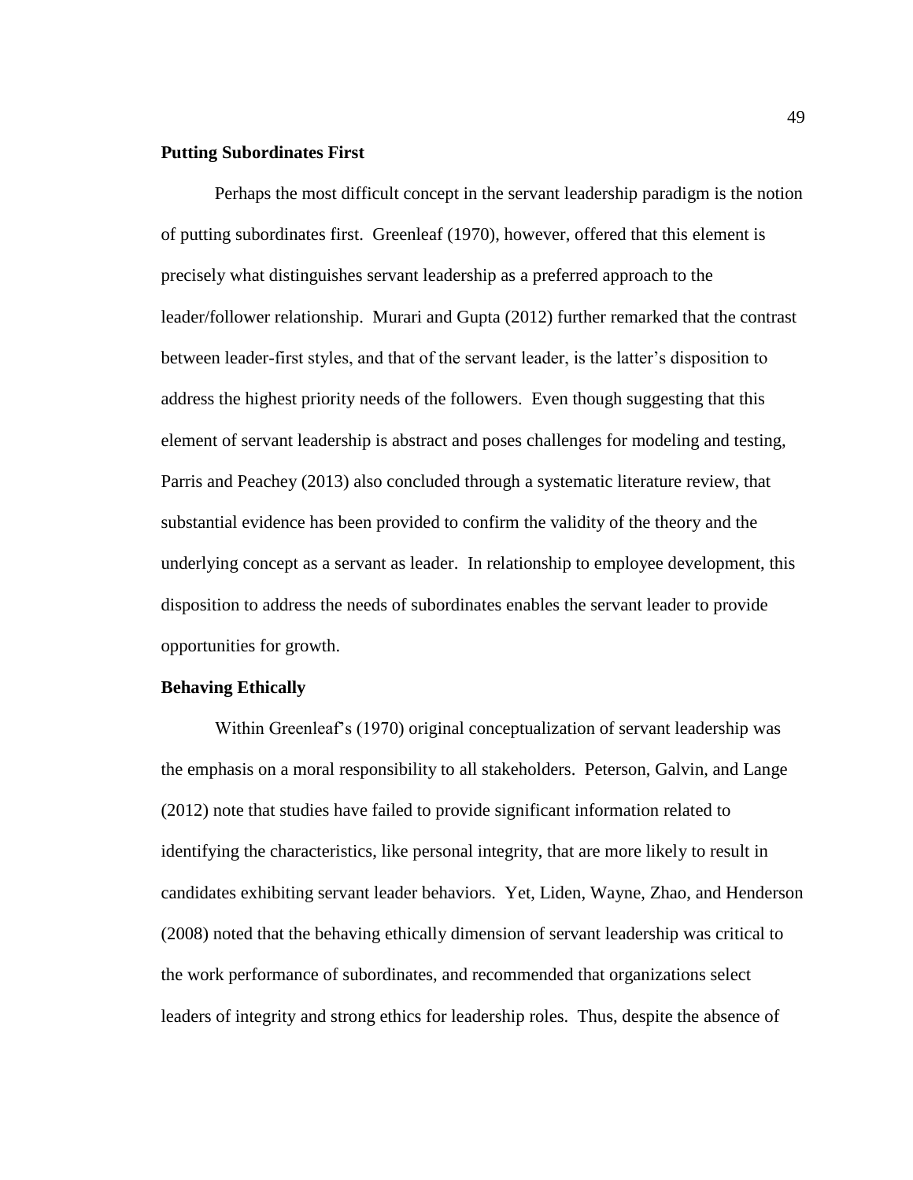**Putting Subordinates First**

Perhaps the most difficult concept in the servant leadership paradigm is the notion of putting subordinates first. Greenleaf (1970), however, offered that this element is precisely what distinguishes servant leadership as a preferred approach to the leader/follower relationship. Murari and Gupta (2012) further remarked that the contrast between leader-first styles, and that of the servant leader, is the latter's disposition to address the highest priority needs of the followers. Even though suggesting that this element of servant leadership is abstract and poses challenges for modeling and testing, Parris and Peachey (2013) also concluded through a systematic literature review, that substantial evidence has been provided to confirm the validity of the theory and the underlying concept as a servant as leader. In relationship to employee development, this disposition to address the needs of subordinates enables the servant leader to provide opportunities for growth.

**Behaving Ethically**

Within Greenleaf's (1970) original conceptualization of servant leadership was the emphasis on a moral responsibility to all stakeholders. Peterson, Galvin, and Lange (2012) note that studies have failed to provide significant information related to identifying the characteristics, like personal integrity, that are more likely to result in candidates exhibiting servant leader behaviors. Yet, Liden, Wayne, Zhao, and Henderson (2008) noted that the behaving ethically dimension of servant leadership was critical to the work performance of subordinates, and recommended that organizations select leaders of integrity and strong ethics for leadership roles. Thus, despite the absence of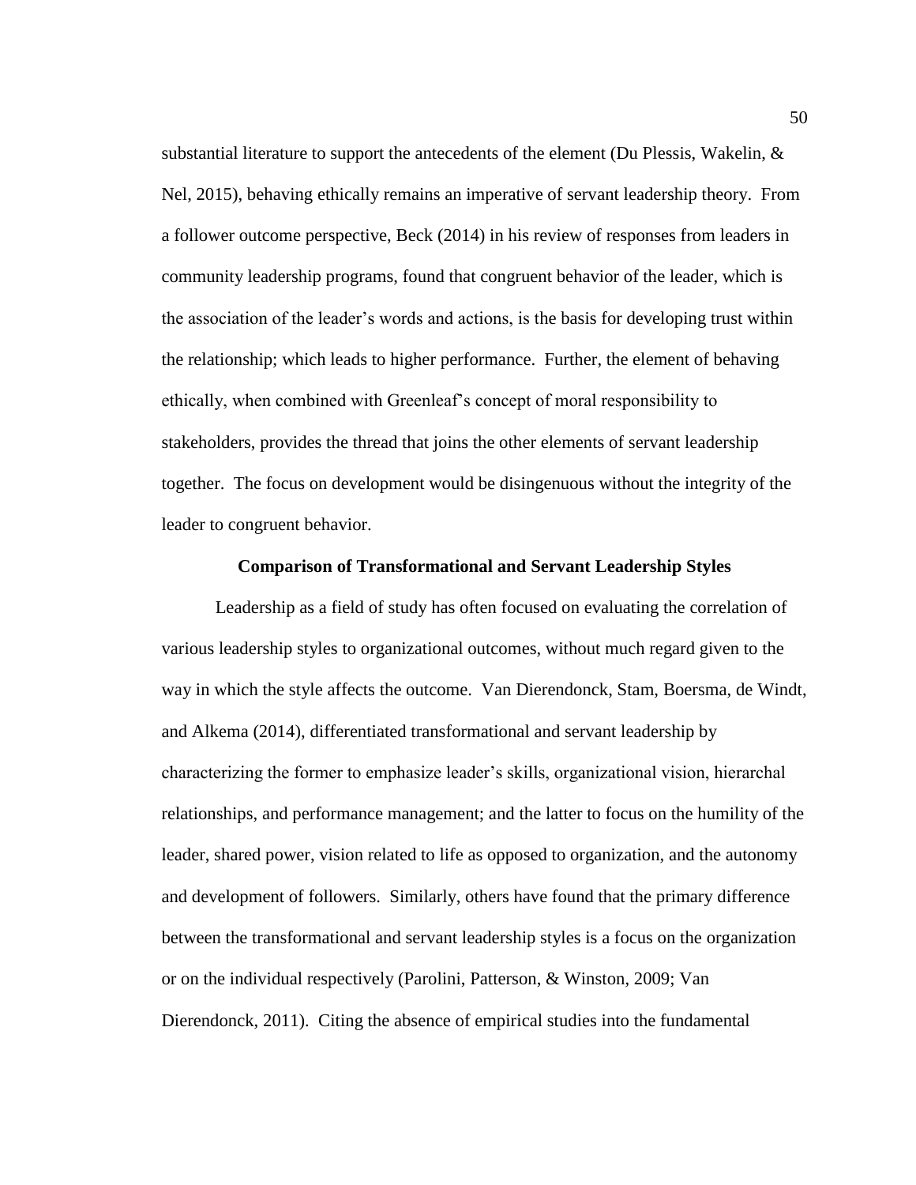substantial literature to support the antecedents of the element (Du Plessis, Wakelin, & Nel, 2015), behaving ethically remains an imperative of servant leadership theory. From a follower outcome perspective, Beck (2014) in his review of responses from leaders in community leadership programs, found that congruent behavior of the leader, which is the association of the leader's words and actions, is the basis for developing trust within the relationship; which leads to higher performance. Further, the element of behaving ethically, when combined with Greenleaf's concept of moral responsibility to stakeholders, provides the thread that joins the other elements of servant leadership together. The focus on development would be disingenuous without the integrity of the leader to congruent behavior.

## Comparison of Transformational and Servant Leadership Styles

Leadership as a field of study has often focused on evaluating the correlation of various leadership styles to organizational outcomes, without much regard given to the way in which the style affects the outcome. Van Dierendonck, Stam, Boersma, de Windt, and Alkema (2014), differentiated transformational and servant leadership by characterizing the former to emphasize leader's skills, organizational vision, hierarchal relationships, and performance management; and the latter to focus on the humility of the leader, shared power, vision related to life as opposed to organization, and the autonomy and development of followers. Similarly, others have found that the primary difference between the transformational and servant leadership styles is a focus on the organization or on the individual respectively (Parolini, Patterson, & Winston, 2009; Van Dierendonck, 2011). Citing the absence of empirical studies into the fundamental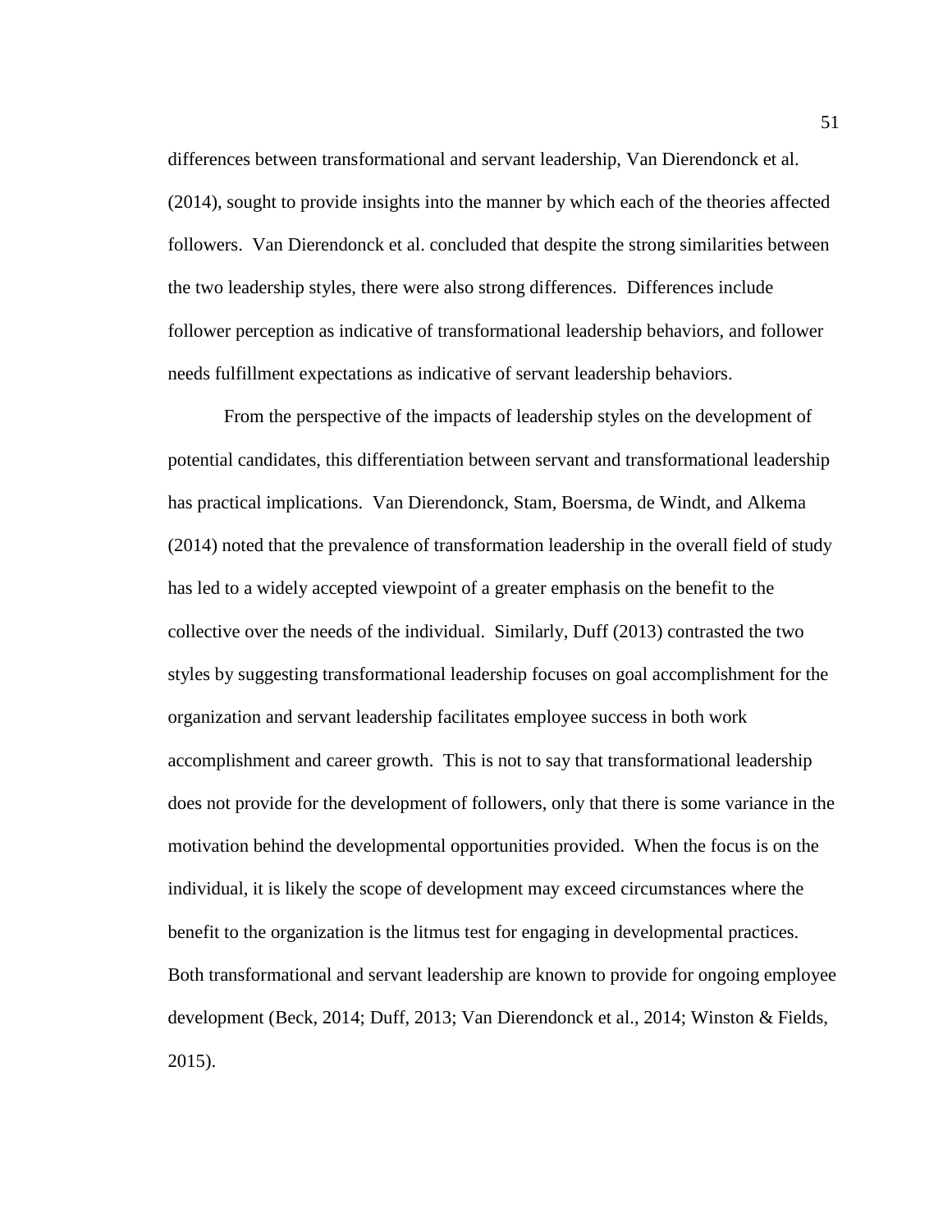differences between transformational and servant leadership, Van Dierendonck et al. (2014), sought to provide insights into the manner by which each of the theories affected followers. Van Dierendonck et al. concluded that despite the strong similarities between the two leadership styles, there were also strong differences. Differences include follower perception as indicative of transformational leadership behaviors, and follower needs fulfillment expectations as indicative of servant leadership behaviors.

From the perspective of the impacts of leadership styles on the development of potential candidates, this differentiation between servant and transformational leadership has practical implications. Van Dierendonck, Stam, Boersma, de Windt, and Alkema (2014) noted that the prevalence of transformation leadership in the overall field of study has led to a widely accepted viewpoint of a greater emphasis on the benefit to the collective over the needs of the individual. Similarly, Duff (2013) contrasted the two styles by suggesting transformational leadership focuses on goal accomplishment for the organization and servant leadership facilitates employee success in both work accomplishment and career growth. This is not to say that transformational leadership does not provide for the development of followers, only that there is some variance in the motivation behind the developmental opportunities provided. When the focus is on the individual, it is likely the scope of development may exceed circumstances where the benefit to the organization is the litmus test for engaging in developmental practices. Both transformational and servant leadership are known to provide for ongoing employee development (Beck, 2014; Duff, 2013; Van Dierendonck et al., 2014; Winston & Fields, 2015).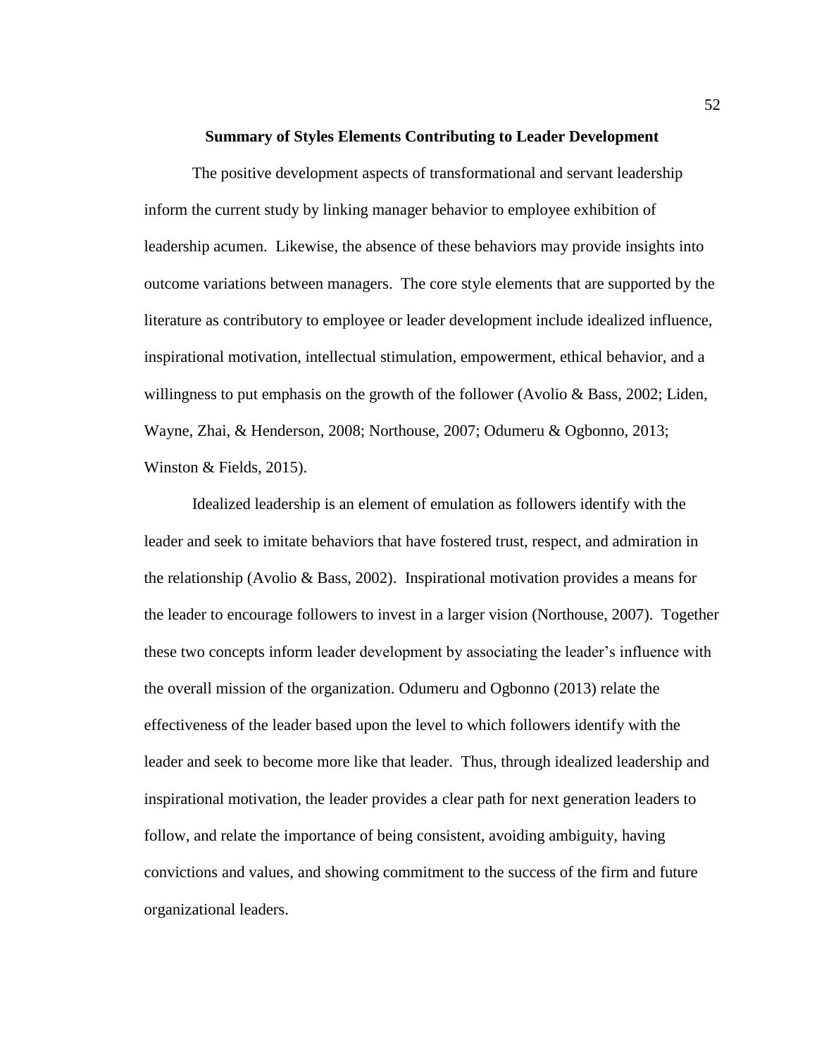## Summary of Styles Elements Contributing to Leader Development

The positive development aspects of transformational and servant leadership inform the current study by linking manager behavior to employee exhibition of leadership acumen. Likewise, the absence of these behaviors may provide insights into outcome variations between managers. The core style elements that are supported by the literature as contributory to employee or leader development include idealized influence, inspirational motivation, intellectual stimulation, empowerment, ethical behavior, and a willingness to put emphasis on the growth of the follower (Avolio & Bass, 2002; Liden, Wayne, Zhai, & Henderson, 2008; Northouse, 2007; Odumeru & Ogbonno, 2013; Winston & Fields, 2015).

Idealized leadership is an element of emulation as followers identify with the leader and seek to imitate behaviors that have fostered trust, respect, and admiration in the relationship (Avolio & Bass, 2002). Inspirational motivation provides a means for the leader to encourage followers to invest in a larger vision (Northouse, 2007). Together these two concepts inform leader development by associating the leader's influence with the overall mission of the organization. Odumeru and Ogbonno (2013) relate the effectiveness of the leader based upon the level to which followers identify with the leader and seek to become more like that leader. Thus, through idealized leadership and inspirational motivation, the leader provides a clear path for next generation leaders to follow, and relate the importance of being consistent, avoiding ambiguity, having convictions and values, and showing commitment to the success of the firm and future organizational leaders.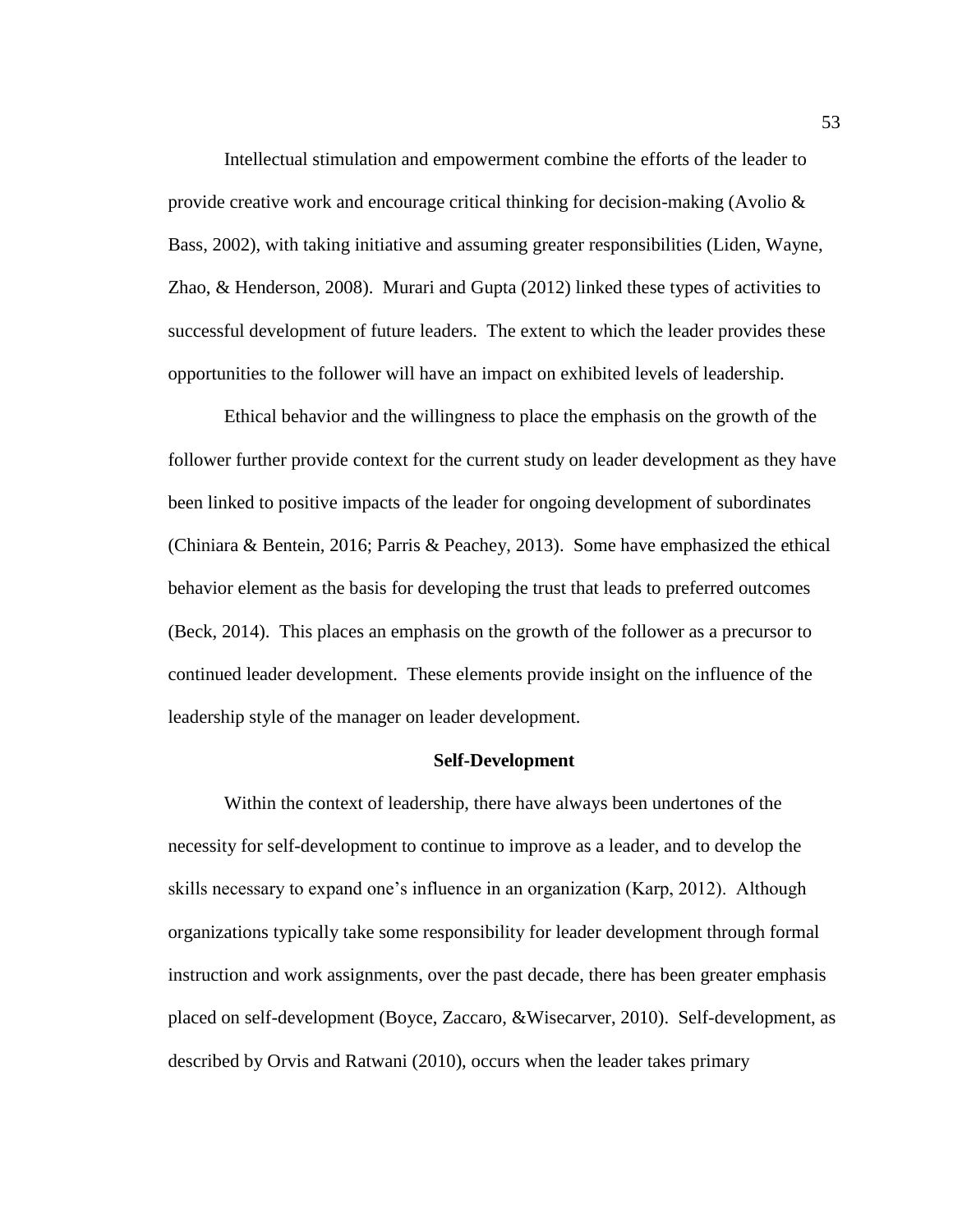Intellectual stimulation and empowerment combine the efforts of the leader to provide creative work and encourage critical thinking for decision-making (Avolio & Bass, 2002), with taking initiative and assuming greater responsibilities (Liden, Wayne, Zhao, & Henderson, 2008). Murari and Gupta (2012) linked these types of activities to successful development of future leaders. The extent to which the leader provides these opportunities to the follower will have an impact on exhibited levels of leadership.

Ethical behavior and the willingness to place the emphasis on the growth of the follower further provide context for the current study on leader development as they have been linked to positive impacts of the leader for ongoing development of subordinates (Chiniara & Bentein, 2016; Parris & Peachey, 2013). Some have emphasized the ethical behavior element as the basis for developing the trust that leads to preferred outcomes (Beck, 2014). This places an emphasis on the growth of the follower as a precursor to continued leader development. These elements provide insight on the influence of the leadership style of the manager on leader development.

## Self-Development

Within the context of leadership, there have always been undertones of the necessity for self-development to continue to improve as a leader, and to develop the skills necessary to expand one's influence in an organization (Karp, 2012). Although organizations typically take some responsibility for leader development through formal instruction and work assignments, over the past decade, there has been greater emphasis placed on self-development (Boyce, Zaccaro, &Wisecarver, 2010). Self-development, as described by Orvis and Ratwani (2010), occurs when the leader takes primary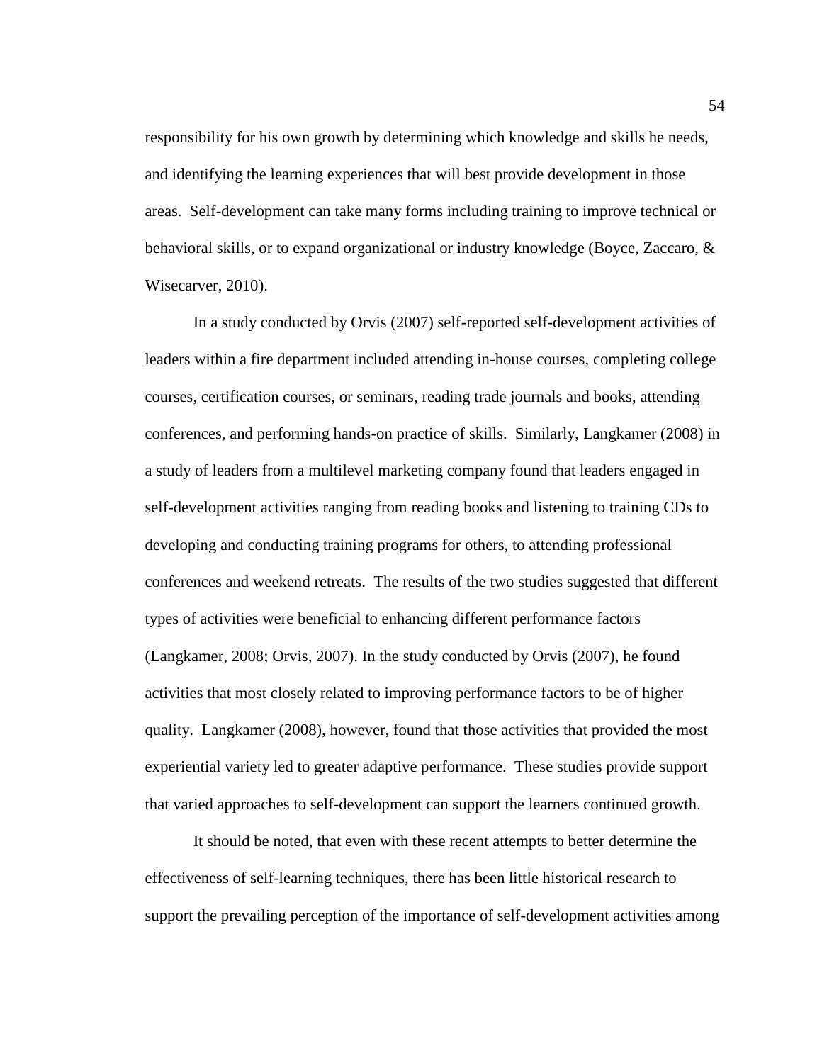responsibility for his own growth by determining which knowledge and skills he needs, and identifying the learning experiences that will best provide development in those areas. Self-development can take many forms including training to improve technical or behavioral skills, or to expand organizational or industry knowledge (Boyce, Zaccaro, & Wisecarver, 2010).

In a study conducted by Orvis (2007) self-reported self-development activities of leaders within a fire department included attending in-house courses, completing college courses, certification courses, or seminars, reading trade journals and books, attending conferences, and performing hands-on practice of skills. Similarly, Langkamer (2008) in a study of leaders from a multilevel marketing company found that leaders engaged in self-development activities ranging from reading books and listening to training CDs to developing and conducting training programs for others, to attending professional conferences and weekend retreats. The results of the two studies suggested that different types of activities were beneficial to enhancing different performance factors (Langkamer, 2008; Orvis, 2007). In the study conducted by Orvis (2007), he found activities that most closely related to improving performance factors to be of higher quality. Langkamer (2008), however, found that those activities that provided the most experiential variety led to greater adaptive performance. These studies provide support that varied approaches to self-development can support the learners continued growth.

It should be noted, that even with these recent attempts to better determine the effectiveness of self-learning techniques, there has been little historical research to support the prevailing perception of the importance of self-development activities among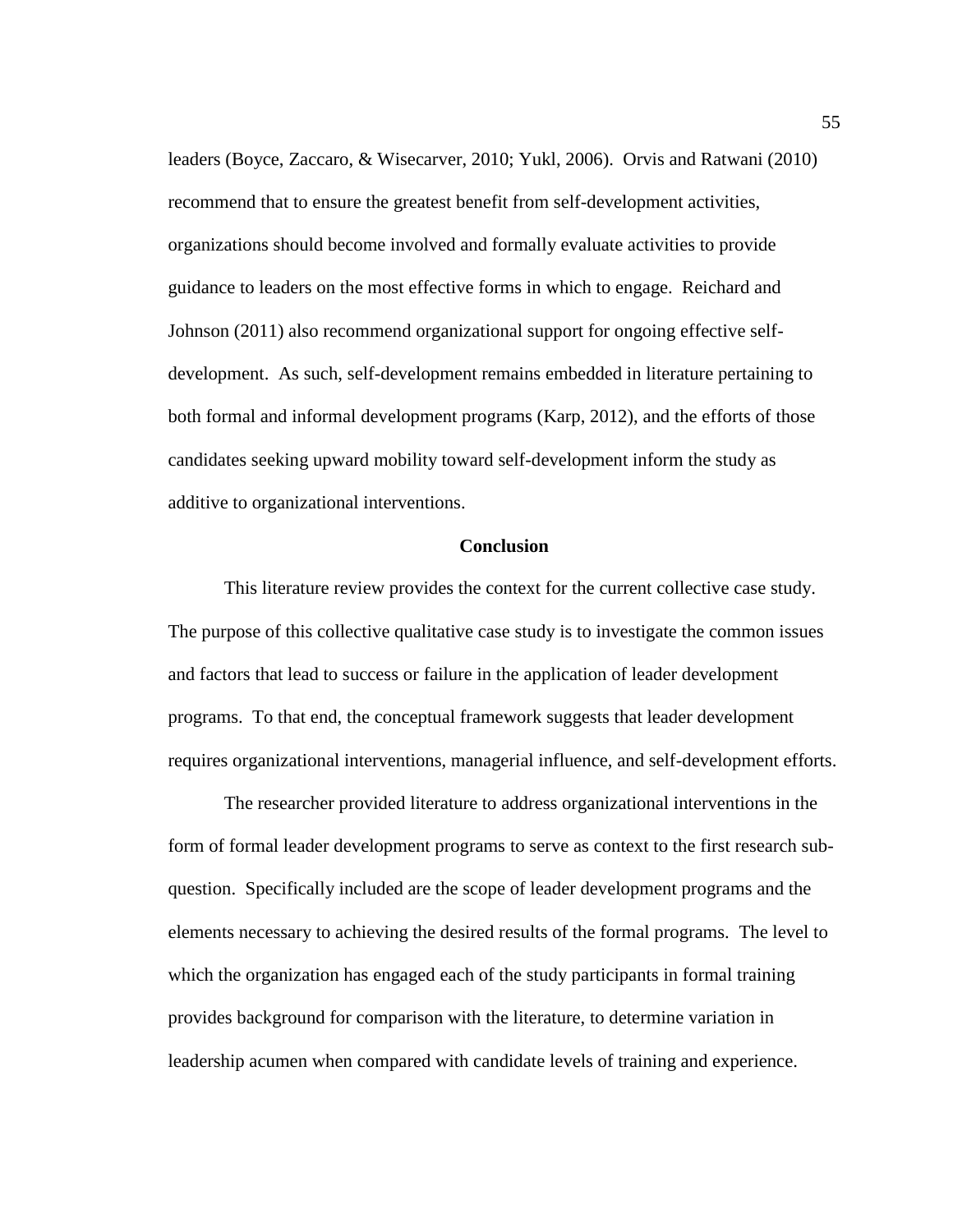leaders (Boyce, Zaccaro, & Wisecarver, 2010; Yukl, 2006). Orvis and Ratwani (2010) recommend that to ensure the greatest benefit from self-development activities, organizations should become involved and formally evaluate activities to provide guidance to leaders on the most effective forms in which to engage. Reichard and Johnson (2011) also recommend organizational support for ongoing effective self-development. As such, self-development remains embedded in literature pertaining to both formal and informal development programs (Karp, 2012), and the efforts of those candidates seeking upward mobility toward self-development inform the study as additive to organizational interventions.

## Conclusion

This literature review provides the context for the current collective case study. The purpose of this collective qualitative case study is to investigate the common issues and factors that lead to success or failure in the application of leader development programs. To that end, the conceptual framework suggests that leader development requires organizational interventions, managerial influence, and self-development efforts.

The researcher provided literature to address organizational interventions in the form of formal leader development programs to serve as context to the first research sub-question. Specifically included are the scope of leader development programs and the elements necessary to achieving the desired results of the formal programs. The level to which the organization has engaged each of the study participants in formal training provides background for comparison with the literature, to determine variation in leadership acumen when compared with candidate levels of training and experience.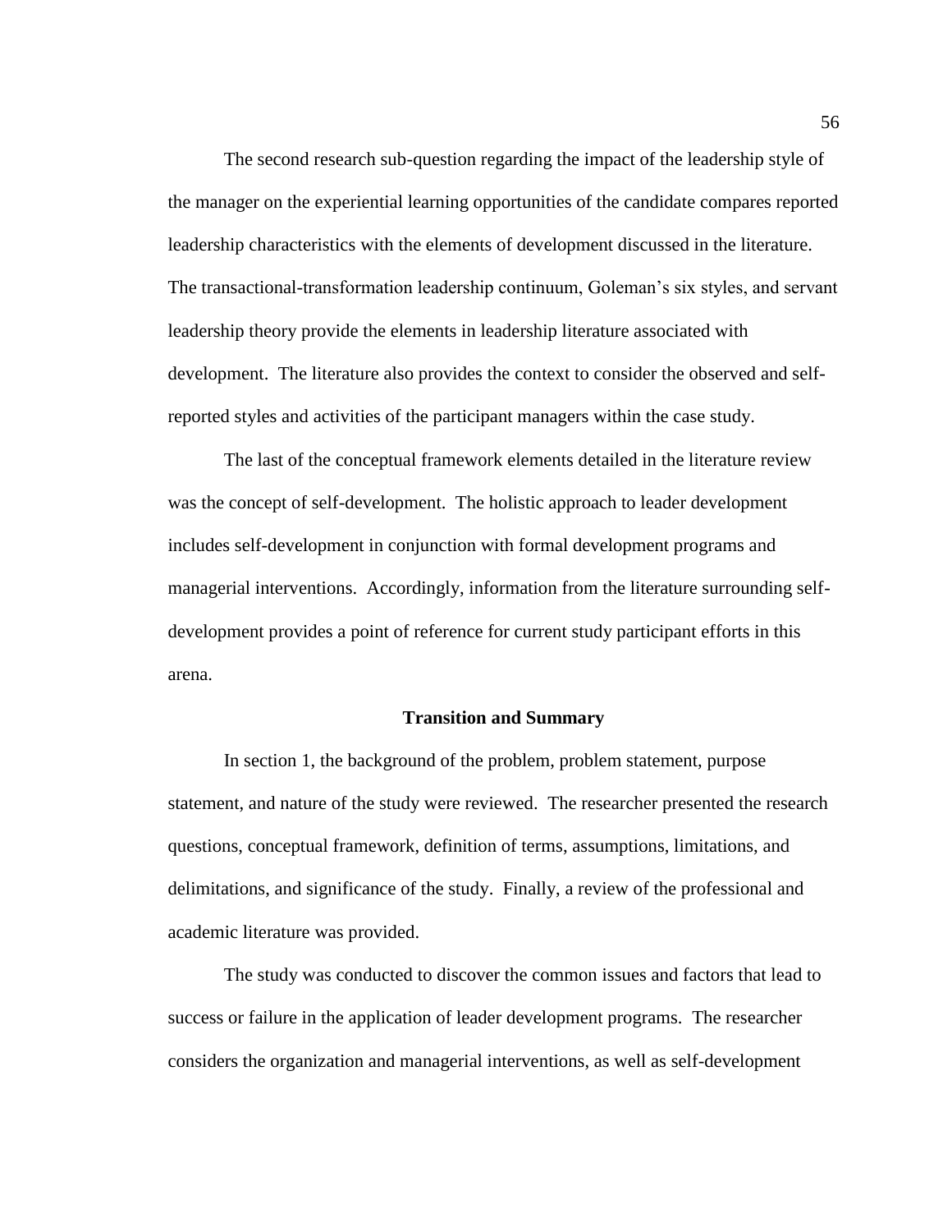The second research sub-question regarding the impact of the leadership style of the manager on the experiential learning opportunities of the candidate compares reported leadership characteristics with the elements of development discussed in the literature. The transactional-transformation leadership continuum, Goleman's six styles, and servant leadership theory provide the elements in leadership literature associated with development. The literature also provides the context to consider the observed and self-reported styles and activities of the participant managers within the case study.

The last of the conceptual framework elements detailed in the literature review was the concept of self-development. The holistic approach to leader development includes self-development in conjunction with formal development programs and managerial interventions. Accordingly, information from the literature surrounding self-development provides a point of reference for current study participant efforts in this arena.

## Transition and Summary

In section 1, the background of the problem, problem statement, purpose statement, and nature of the study were reviewed. The researcher presented the research questions, conceptual framework, definition of terms, assumptions, limitations, and delimitations, and significance of the study. Finally, a review of the professional and academic literature was provided.

The study was conducted to discover the common issues and factors that lead to success or failure in the application of leader development programs. The researcher considers the organization and managerial interventions, as well as self-development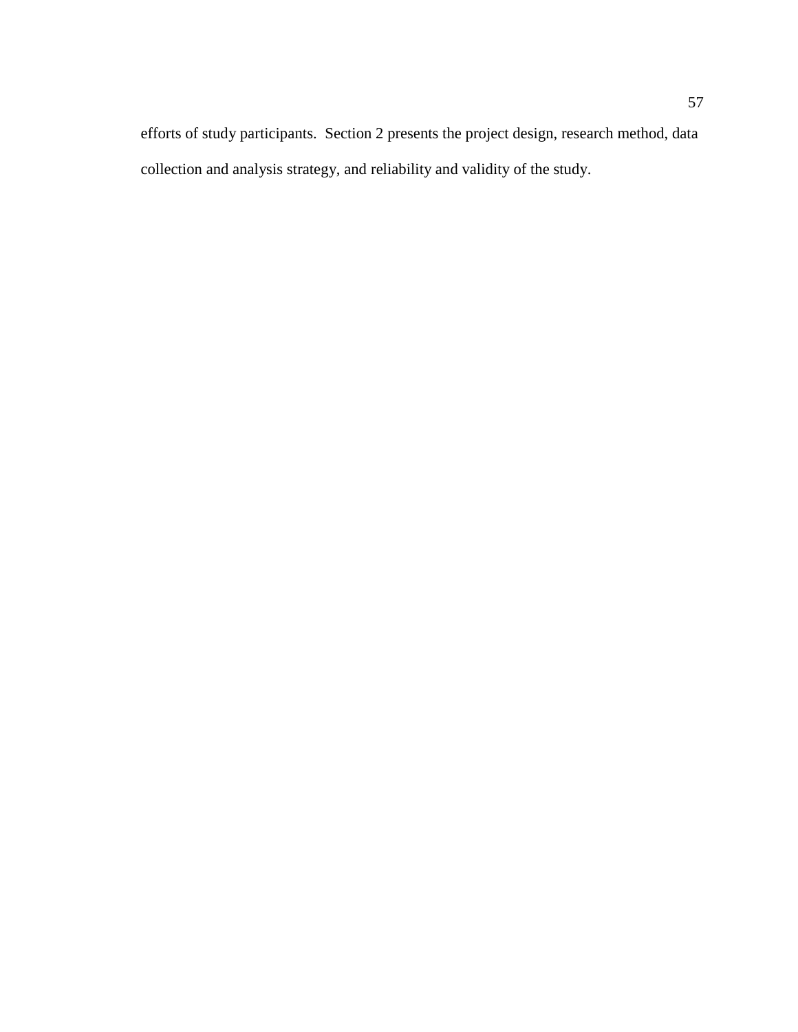efforts of study participants. Section 2 presents the project design, research method, data collection and analysis strategy, and reliability and validity of the study.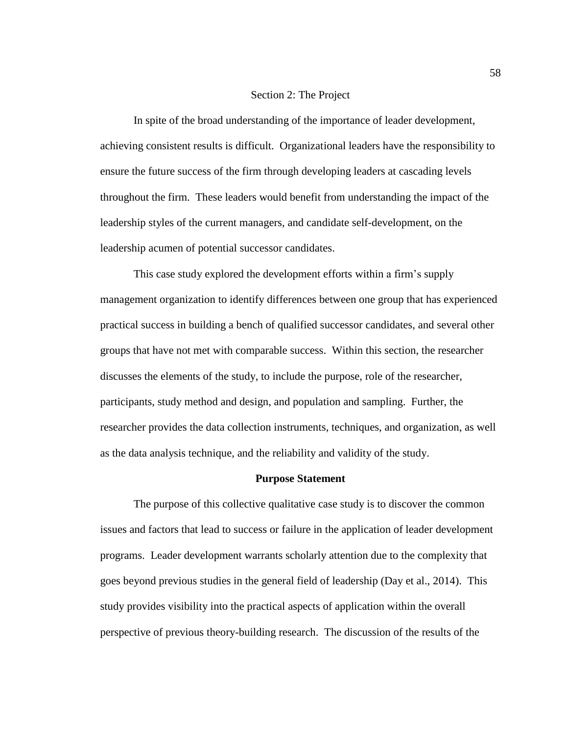# Section 2: The Project

In spite of the broad understanding of the importance of leader development, achieving consistent results is difficult. Organizational leaders have the responsibility to ensure the future success of the firm through developing leaders at cascading levels throughout the firm. These leaders would benefit from understanding the impact of the leadership styles of the current managers, and candidate self-development, on the leadership acumen of potential successor candidates.

This case study explored the development efforts within a firm's supply management organization to identify differences between one group that has experienced practical success in building a bench of qualified successor candidates, and several other groups that have not met with comparable success. Within this section, the researcher discusses the elements of the study, to include the purpose, role of the researcher, participants, study method and design, and population and sampling. Further, the researcher provides the data collection instruments, techniques, and organization, as well as the data analysis technique, and the reliability and validity of the study.

## Purpose Statement

The purpose of this collective qualitative case study is to discover the common issues and factors that lead to success or failure in the application of leader development programs. Leader development warrants scholarly attention due to the complexity that goes beyond previous studies in the general field of leadership (Day et al., 2014). This study provides visibility into the practical aspects of application within the overall perspective of previous theory-building research. The discussion of the results of the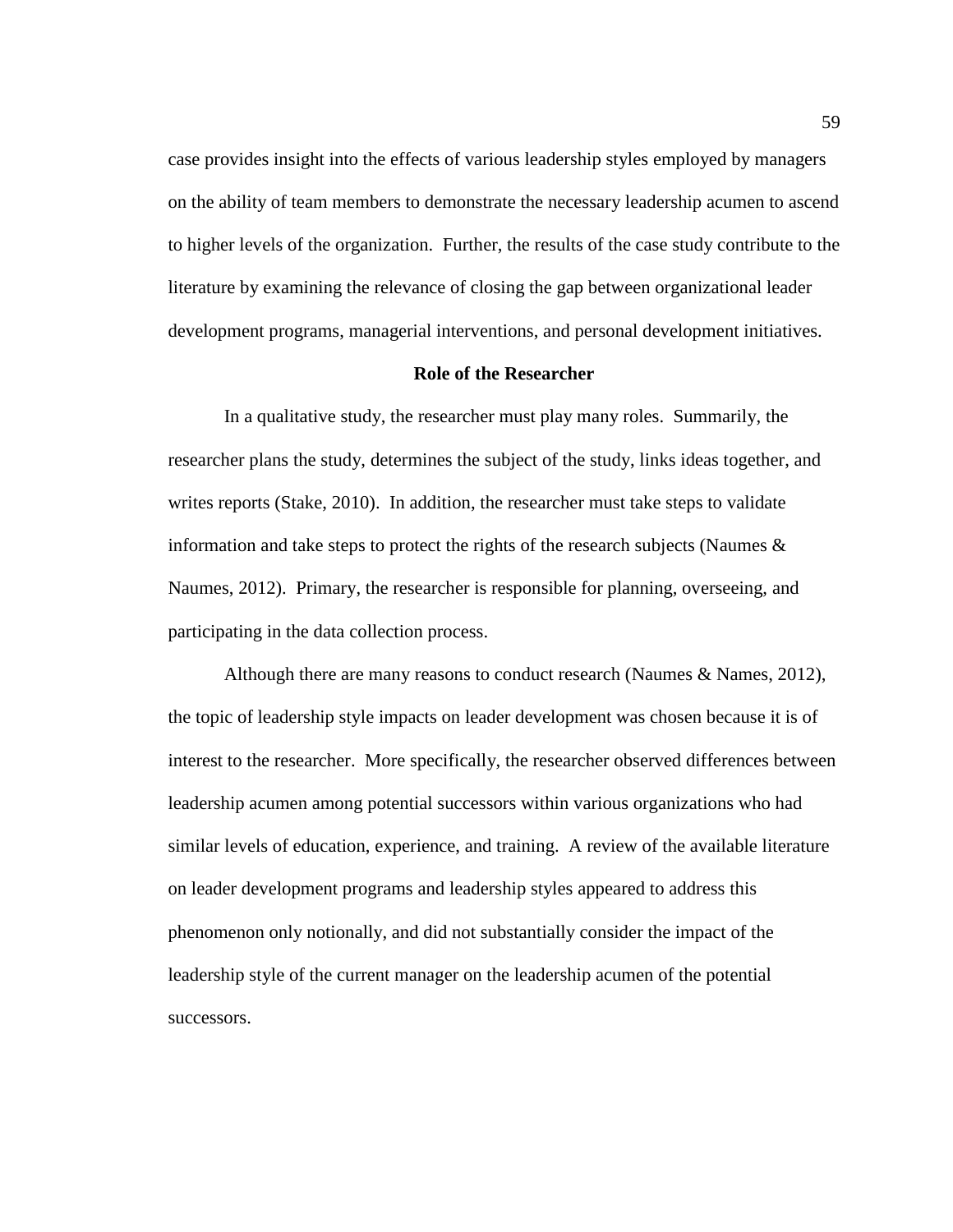case provides insight into the effects of various leadership styles employed by managers on the ability of team members to demonstrate the necessary leadership acumen to ascend to higher levels of the organization. Further, the results of the case study contribute to the literature by examining the relevance of closing the gap between organizational leader development programs, managerial interventions, and personal development initiatives.

## Role of the Researcher

In a qualitative study, the researcher must play many roles. Summarily, the researcher plans the study, determines the subject of the study, links ideas together, and writes reports (Stake, 2010). In addition, the researcher must take steps to validate information and take steps to protect the rights of the research subjects (Naumes & Naumes, 2012). Primary, the researcher is responsible for planning, overseeing, and participating in the data collection process.

Although there are many reasons to conduct research (Naumes & Names, 2012), the topic of leadership style impacts on leader development was chosen because it is of interest to the researcher. More specifically, the researcher observed differences between leadership acumen among potential successors within various organizations who had similar levels of education, experience, and training. A review of the available literature on leader development programs and leadership styles appeared to address this phenomenon only notionally, and did not substantially consider the impact of the leadership style of the current manager on the leadership acumen of the potential successors.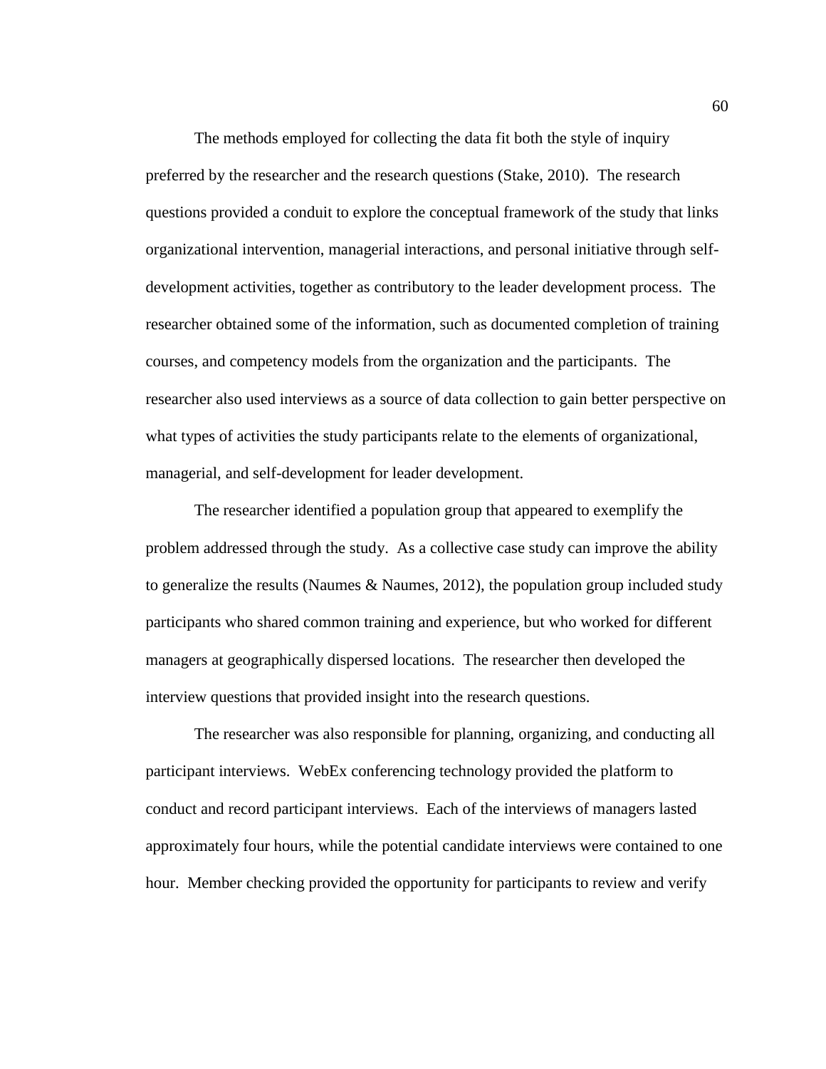The methods employed for collecting the data fit both the style of inquiry preferred by the researcher and the research questions (Stake, 2010). The research questions provided a conduit to explore the conceptual framework of the study that links organizational intervention, managerial interactions, and personal initiative through self-development activities, together as contributory to the leader development process. The researcher obtained some of the information, such as documented completion of training courses, and competency models from the organization and the participants. The researcher also used interviews as a source of data collection to gain better perspective on what types of activities the study participants relate to the elements of organizational, managerial, and self-development for leader development.

The researcher identified a population group that appeared to exemplify the problem addressed through the study. As a collective case study can improve the ability to generalize the results (Naumes & Naumes, 2012), the population group included study participants who shared common training and experience, but who worked for different managers at geographically dispersed locations. The researcher then developed the interview questions that provided insight into the research questions.

The researcher was also responsible for planning, organizing, and conducting all participant interviews. WebEx conferencing technology provided the platform to conduct and record participant interviews. Each of the interviews of managers lasted approximately four hours, while the potential candidate interviews were contained to one hour. Member checking provided the opportunity for participants to review and verify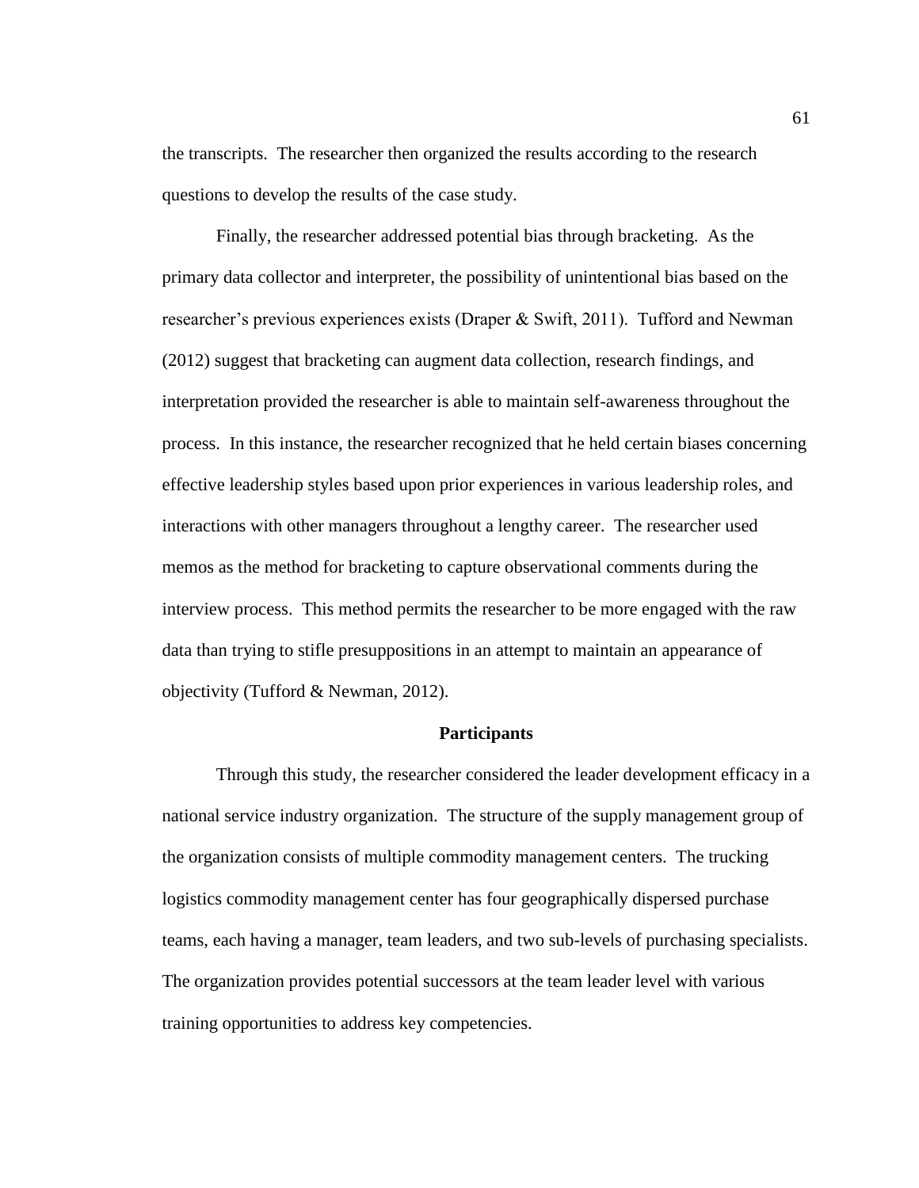the transcripts. The researcher then organized the results according to the research questions to develop the results of the case study.

Finally, the researcher addressed potential bias through bracketing. As the primary data collector and interpreter, the possibility of unintentional bias based on the researcher's previous experiences exists (Draper & Swift, 2011). Tufford and Newman (2012) suggest that bracketing can augment data collection, research findings, and interpretation provided the researcher is able to maintain self-awareness throughout the process. In this instance, the researcher recognized that he held certain biases concerning effective leadership styles based upon prior experiences in various leadership roles, and interactions with other managers throughout a lengthy career. The researcher used memos as the method for bracketing to capture observational comments during the interview process. This method permits the researcher to be more engaged with the raw data than trying to stifle presuppositions in an attempt to maintain an appearance of objectivity (Tufford & Newman, 2012).

## Participants

Through this study, the researcher considered the leader development efficacy in a national service industry organization. The structure of the supply management group of the organization consists of multiple commodity management centers. The trucking logistics commodity management center has four geographically dispersed purchase teams, each having a manager, team leaders, and two sub-levels of purchasing specialists. The organization provides potential successors at the team leader level with various training opportunities to address key competencies.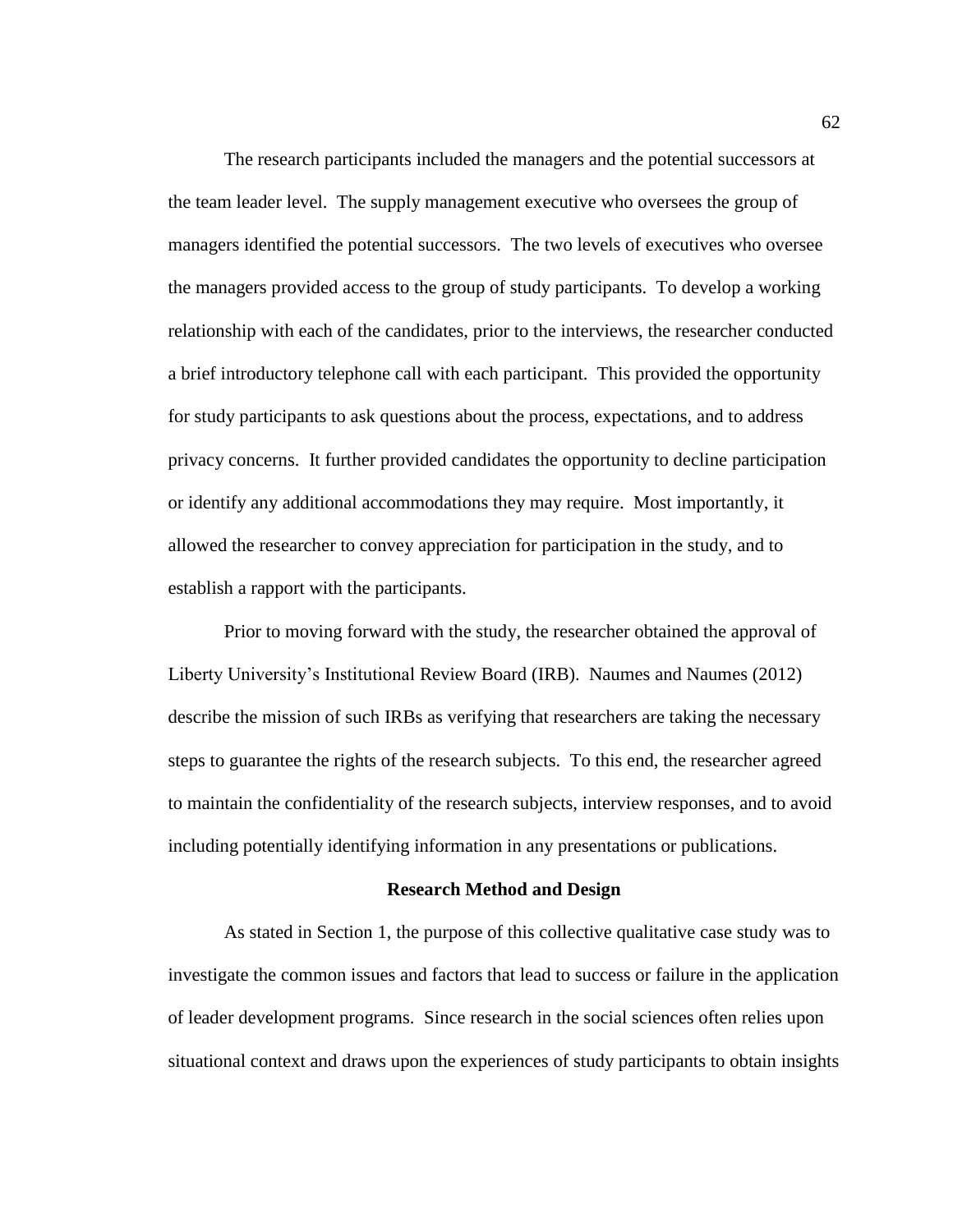The research participants included the managers and the potential successors at the team leader level. The supply management executive who oversees the group of managers identified the potential successors. The two levels of executives who oversee the managers provided access to the group of study participants. To develop a working relationship with each of the candidates, prior to the interviews, the researcher conducted a brief introductory telephone call with each participant. This provided the opportunity for study participants to ask questions about the process, expectations, and to address privacy concerns. It further provided candidates the opportunity to decline participation or identify any additional accommodations they may require. Most importantly, it allowed the researcher to convey appreciation for participation in the study, and to establish a rapport with the participants.

Prior to moving forward with the study, the researcher obtained the approval of Liberty University's Institutional Review Board (IRB). Naumes and Naumes (2012) describe the mission of such IRBs as verifying that researchers are taking the necessary steps to guarantee the rights of the research subjects. To this end, the researcher agreed to maintain the confidentiality of the research subjects, interview responses, and to avoid including potentially identifying information in any presentations or publications.

## Research Method and Design

As stated in Section 1, the purpose of this collective qualitative case study was to investigate the common issues and factors that lead to success or failure in the application of leader development programs. Since research in the social sciences often relies upon situational context and draws upon the experiences of study participants to obtain insights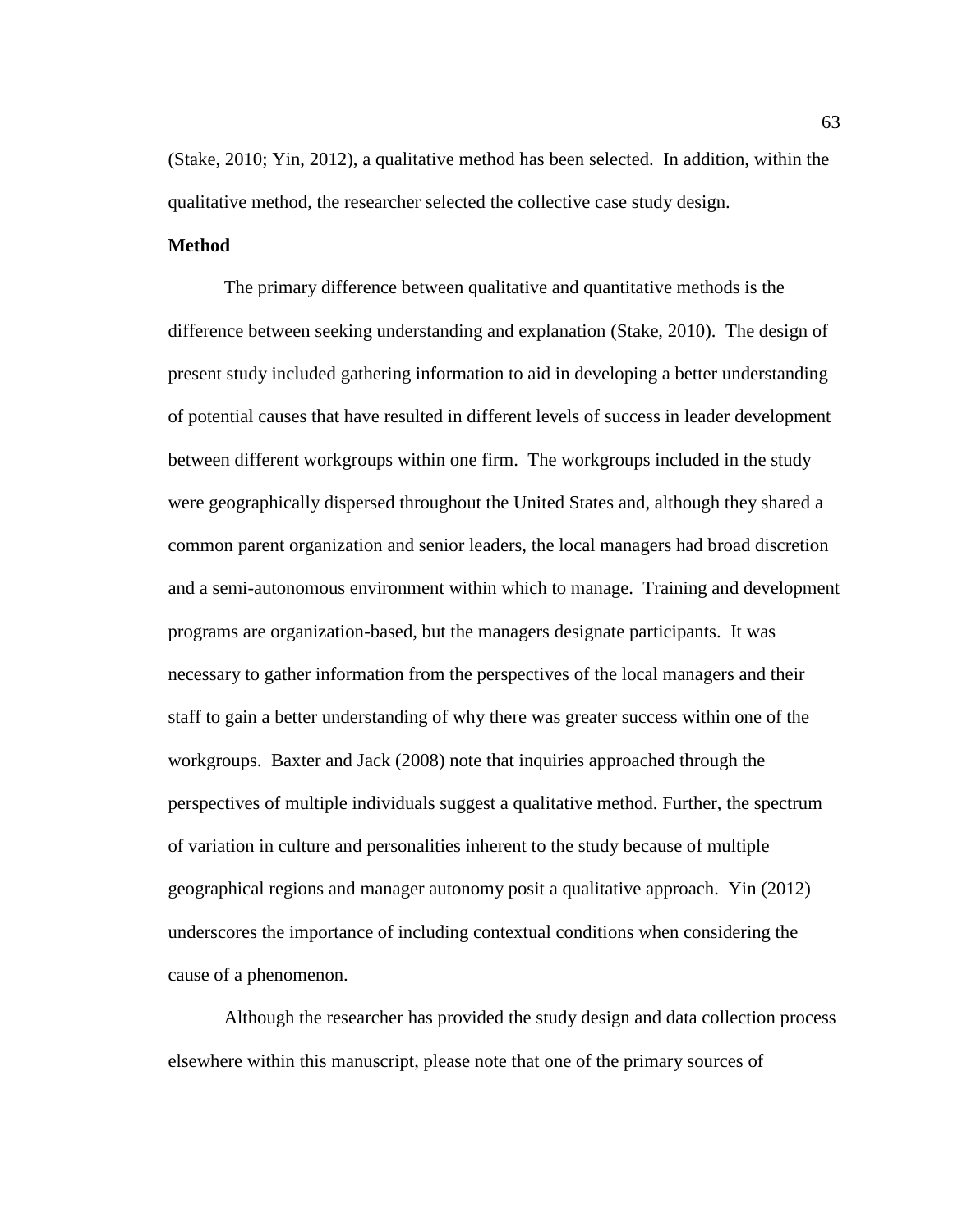(Stake, 2010; Yin, 2012), a qualitative method has been selected. In addition, within the qualitative method, the researcher selected the collective case study design.

**Method**

The primary difference between qualitative and quantitative methods is the difference between seeking understanding and explanation (Stake, 2010). The design of present study included gathering information to aid in developing a better understanding of potential causes that have resulted in different levels of success in leader development between different workgroups within one firm. The workgroups included in the study were geographically dispersed throughout the United States and, although they shared a common parent organization and senior leaders, the local managers had broad discretion and a semi-autonomous environment within which to manage. Training and development programs are organization-based, but the managers designate participants. It was necessary to gather information from the perspectives of the local managers and their staff to gain a better understanding of why there was greater success within one of the workgroups. Baxter and Jack (2008) note that inquiries approached through the perspectives of multiple individuals suggest a qualitative method. Further, the spectrum of variation in culture and personalities inherent to the study because of multiple geographical regions and manager autonomy posit a qualitative approach. Yin (2012) underscores the importance of including contextual conditions when considering the cause of a phenomenon.

Although the researcher has provided the study design and data collection process elsewhere within this manuscript, please note that one of the primary sources of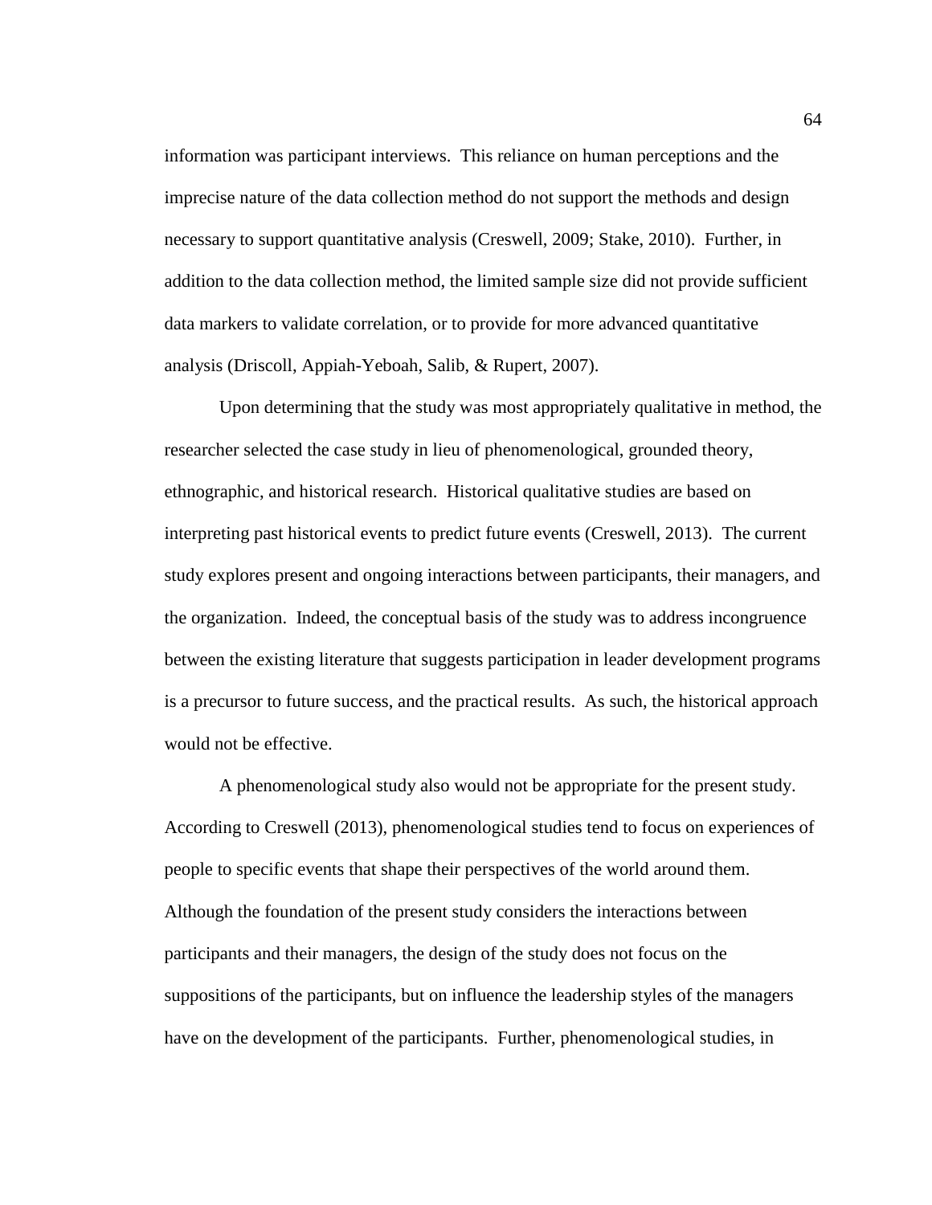information was participant interviews. This reliance on human perceptions and the imprecise nature of the data collection method do not support the methods and design necessary to support quantitative analysis (Creswell, 2009; Stake, 2010). Further, in addition to the data collection method, the limited sample size did not provide sufficient data markers to validate correlation, or to provide for more advanced quantitative analysis (Driscoll, Appiah-Yeboah, Salib, & Rupert, 2007).

Upon determining that the study was most appropriately qualitative in method, the researcher selected the case study in lieu of phenomenological, grounded theory, ethnographic, and historical research. Historical qualitative studies are based on interpreting past historical events to predict future events (Creswell, 2013). The current study explores present and ongoing interactions between participants, their managers, and the organization. Indeed, the conceptual basis of the study was to address incongruence between the existing literature that suggests participation in leader development programs is a precursor to future success, and the practical results. As such, the historical approach would not be effective.

A phenomenological study also would not be appropriate for the present study. According to Creswell (2013), phenomenological studies tend to focus on experiences of people to specific events that shape their perspectives of the world around them. Although the foundation of the present study considers the interactions between participants and their managers, the design of the study does not focus on the suppositions of the participants, but on influence the leadership styles of the managers have on the development of the participants. Further, phenomenological studies, in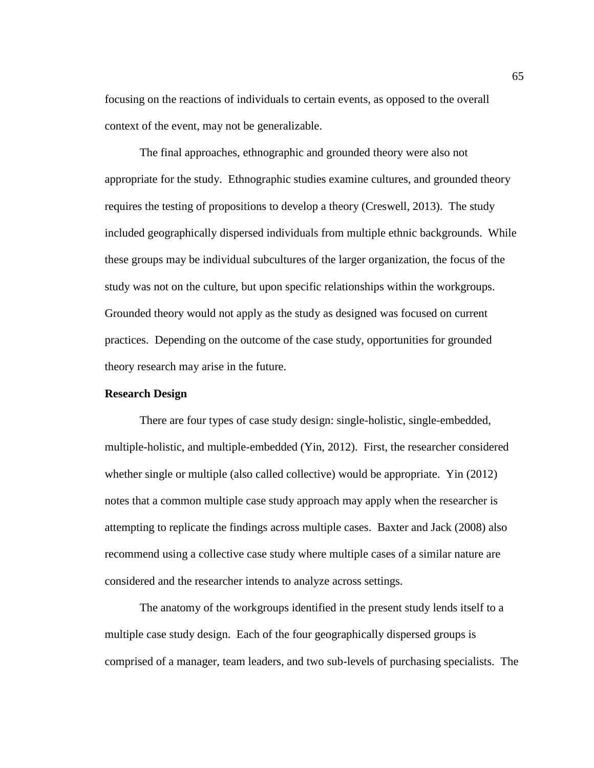focusing on the reactions of individuals to certain events, as opposed to the overall context of the event, may not be generalizable.

The final approaches, ethnographic and grounded theory were also not appropriate for the study. Ethnographic studies examine cultures, and grounded theory requires the testing of propositions to develop a theory (Creswell, 2013). The study included geographically dispersed individuals from multiple ethnic backgrounds. While these groups may be individual subcultures of the larger organization, the focus of the study was not on the culture, but upon specific relationships within the workgroups. Grounded theory would not apply as the study as designed was focused on current practices. Depending on the outcome of the case study, opportunities for grounded theory research may arise in the future.

**Research Design**

There are four types of case study design: single-holistic, single-embedded, multiple-holistic, and multiple-embedded (Yin, 2012). First, the researcher considered whether single or multiple (also called collective) would be appropriate. Yin (2012) notes that a common multiple case study approach may apply when the researcher is attempting to replicate the findings across multiple cases. Baxter and Jack (2008) also recommend using a collective case study where multiple cases of a similar nature are considered and the researcher intends to analyze across settings.

The anatomy of the workgroups identified in the present study lends itself to a multiple case study design. Each of the four geographically dispersed groups is comprised of a manager, team leaders, and two sub-levels of purchasing specialists. The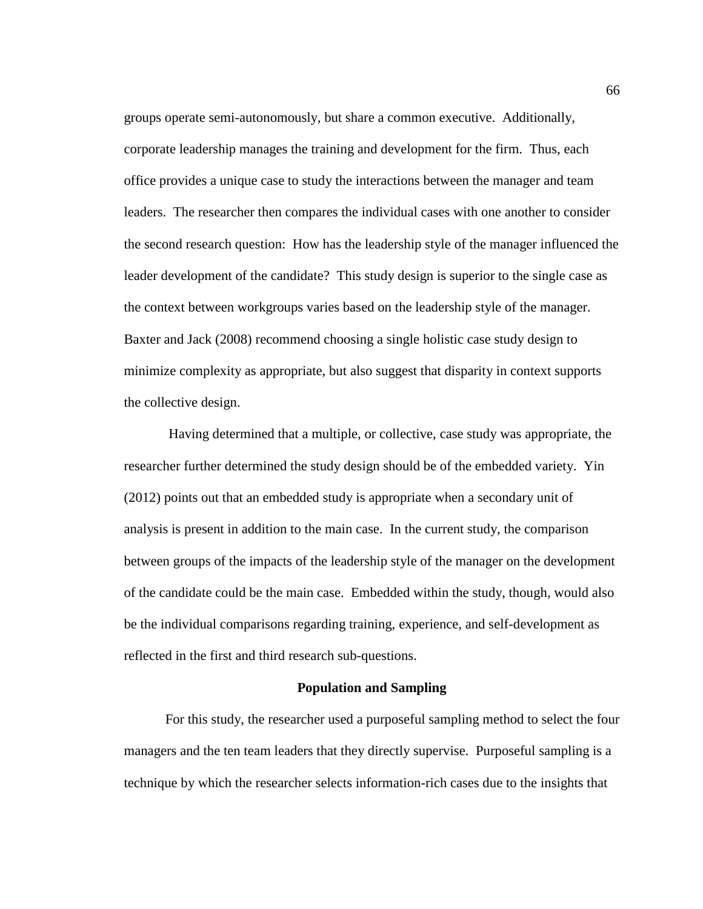groups operate semi-autonomously, but share a common executive. Additionally, corporate leadership manages the training and development for the firm. Thus, each office provides a unique case to study the interactions between the manager and team leaders. The researcher then compares the individual cases with one another to consider the second research question: How has the leadership style of the manager influenced the leader development of the candidate? This study design is superior to the single case as the context between workgroups varies based on the leadership style of the manager. Baxter and Jack (2008) recommend choosing a single holistic case study design to minimize complexity as appropriate, but also suggest that disparity in context supports the collective design.

Having determined that a multiple, or collective, case study was appropriate, the researcher further determined the study design should be of the embedded variety. Yin (2012) points out that an embedded study is appropriate when a secondary unit of analysis is present in addition to the main case. In the current study, the comparison between groups of the impacts of the leadership style of the manager on the development of the candidate could be the main case. Embedded within the study, though, would also be the individual comparisons regarding training, experience, and self-development as reflected in the first and third research sub-questions.

## Population and Sampling

For this study, the researcher used a purposeful sampling method to select the four managers and the ten team leaders that they directly supervise. Purposeful sampling is a technique by which the researcher selects information-rich cases due to the insights that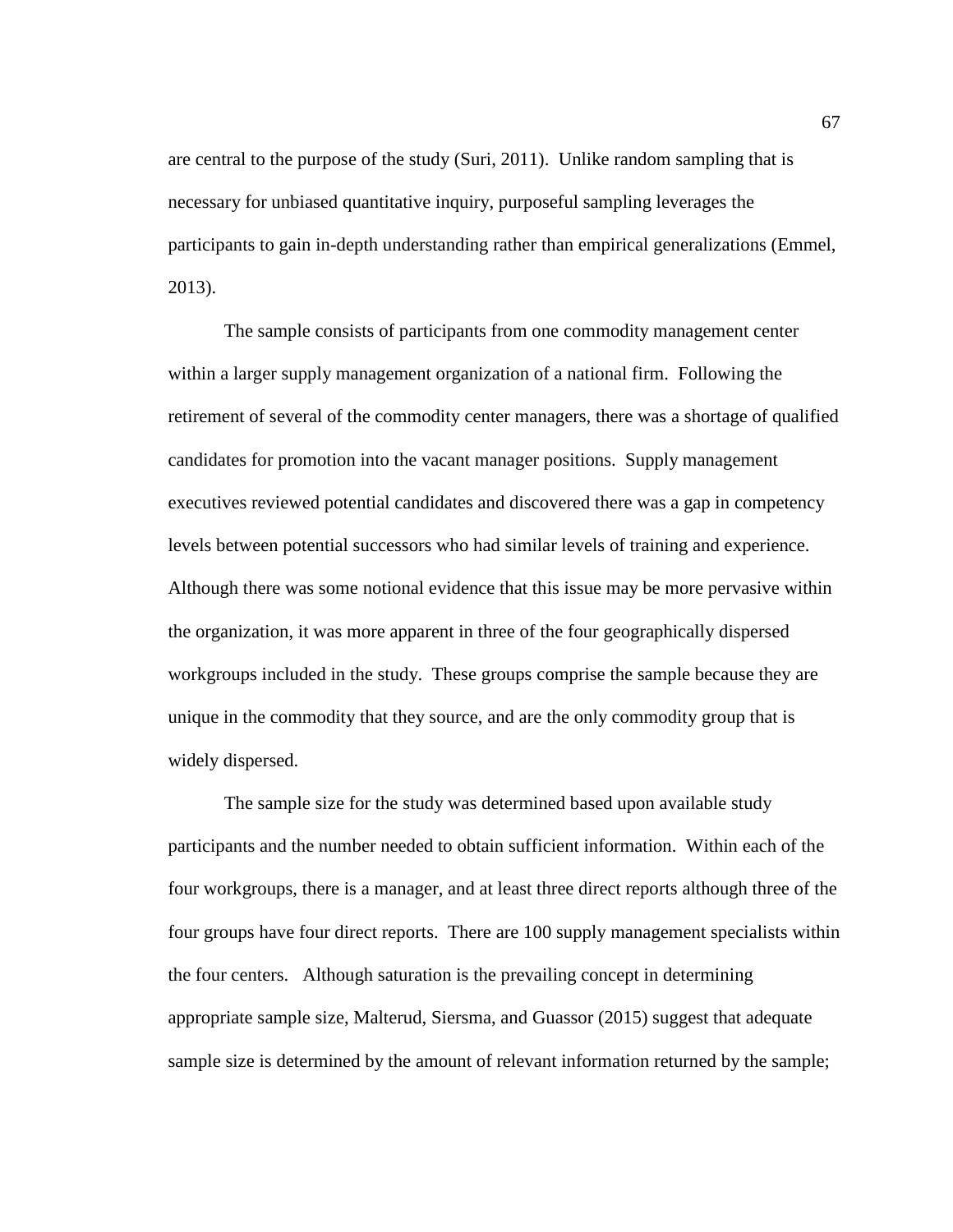are central to the purpose of the study (Suri, 2011). Unlike random sampling that is necessary for unbiased quantitative inquiry, purposeful sampling leverages the participants to gain in-depth understanding rather than empirical generalizations (Emmel, 2013).

The sample consists of participants from one commodity management center within a larger supply management organization of a national firm. Following the retirement of several of the commodity center managers, there was a shortage of qualified candidates for promotion into the vacant manager positions. Supply management executives reviewed potential candidates and discovered there was a gap in competency levels between potential successors who had similar levels of training and experience. Although there was some notional evidence that this issue may be more pervasive within the organization, it was more apparent in three of the four geographically dispersed workgroups included in the study. These groups comprise the sample because they are unique in the commodity that they source, and are the only commodity group that is widely dispersed.

The sample size for the study was determined based upon available study participants and the number needed to obtain sufficient information. Within each of the four workgroups, there is a manager, and at least three direct reports although three of the four groups have four direct reports. There are 100 supply management specialists within the four centers. Although saturation is the prevailing concept in determining appropriate sample size, Malterud, Siersma, and Guassor (2015) suggest that adequate sample size is determined by the amount of relevant information returned by the sample;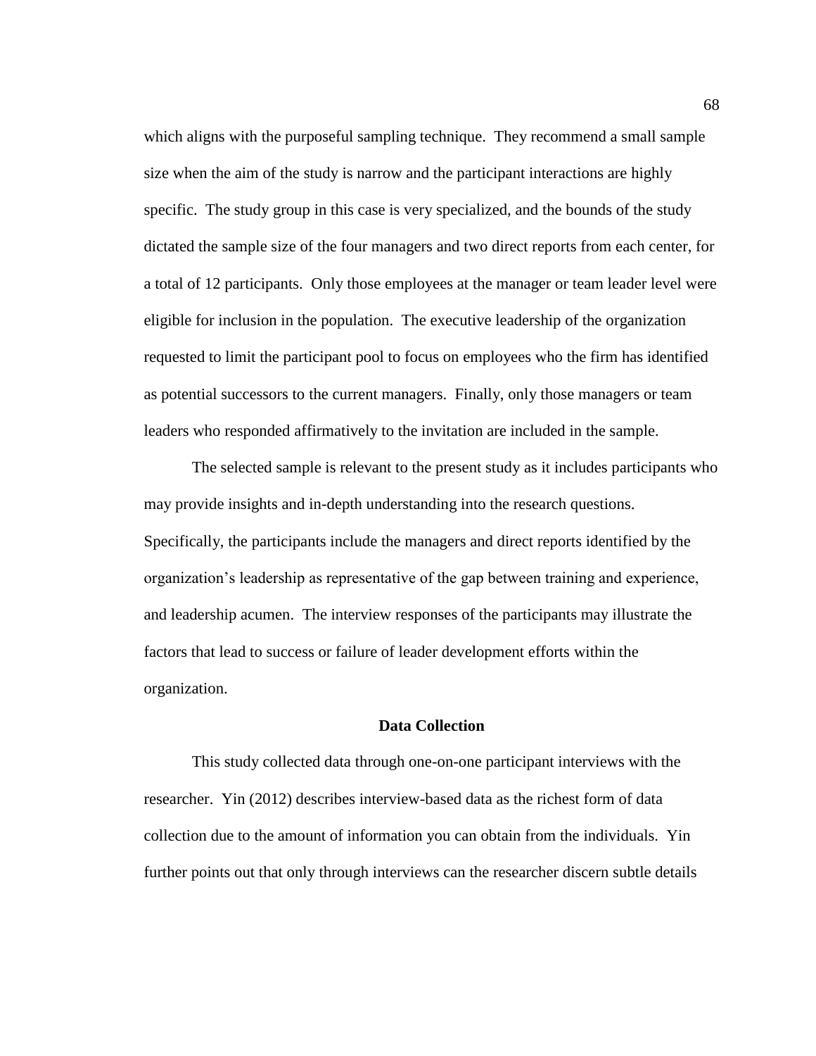which aligns with the purposeful sampling technique. They recommend a small sample size when the aim of the study is narrow and the participant interactions are highly specific. The study group in this case is very specialized, and the bounds of the study dictated the sample size of the four managers and two direct reports from each center, for a total of 12 participants. Only those employees at the manager or team leader level were eligible for inclusion in the population. The executive leadership of the organization requested to limit the participant pool to focus on employees who the firm has identified as potential successors to the current managers. Finally, only those managers or team leaders who responded affirmatively to the invitation are included in the sample.

The selected sample is relevant to the present study as it includes participants who may provide insights and in-depth understanding into the research questions. Specifically, the participants include the managers and direct reports identified by the organization's leadership as representative of the gap between training and experience, and leadership acumen. The interview responses of the participants may illustrate the factors that lead to success or failure of leader development efforts within the organization.

## Data Collection

This study collected data through one-on-one participant interviews with the researcher. Yin (2012) describes interview-based data as the richest form of data collection due to the amount of information you can obtain from the individuals. Yin further points out that only through interviews can the researcher discern subtle details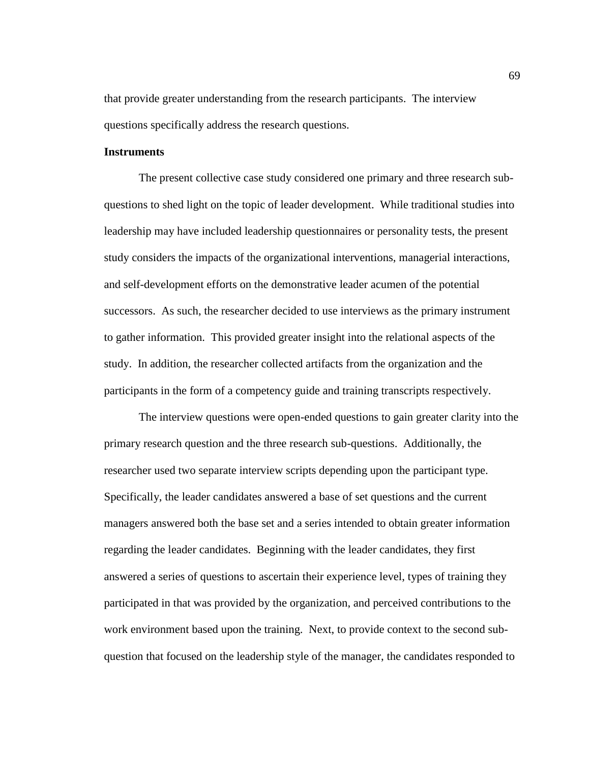that provide greater understanding from the research participants. The interview questions specifically address the research questions.

**Instruments**

The present collective case study considered one primary and three research sub-questions to shed light on the topic of leader development. While traditional studies into leadership may have included leadership questionnaires or personality tests, the present study considers the impacts of the organizational interventions, managerial interactions, and self-development efforts on the demonstrative leader acumen of the potential successors. As such, the researcher decided to use interviews as the primary instrument to gather information. This provided greater insight into the relational aspects of the study. In addition, the researcher collected artifacts from the organization and the participants in the form of a competency guide and training transcripts respectively.

The interview questions were open-ended questions to gain greater clarity into the primary research question and the three research sub-questions. Additionally, the researcher used two separate interview scripts depending upon the participant type. Specifically, the leader candidates answered a base of set questions and the current managers answered both the base set and a series intended to obtain greater information regarding the leader candidates. Beginning with the leader candidates, they first answered a series of questions to ascertain their experience level, types of training they participated in that was provided by the organization, and perceived contributions to the work environment based upon the training. Next, to provide context to the second sub-question that focused on the leadership style of the manager, the candidates responded to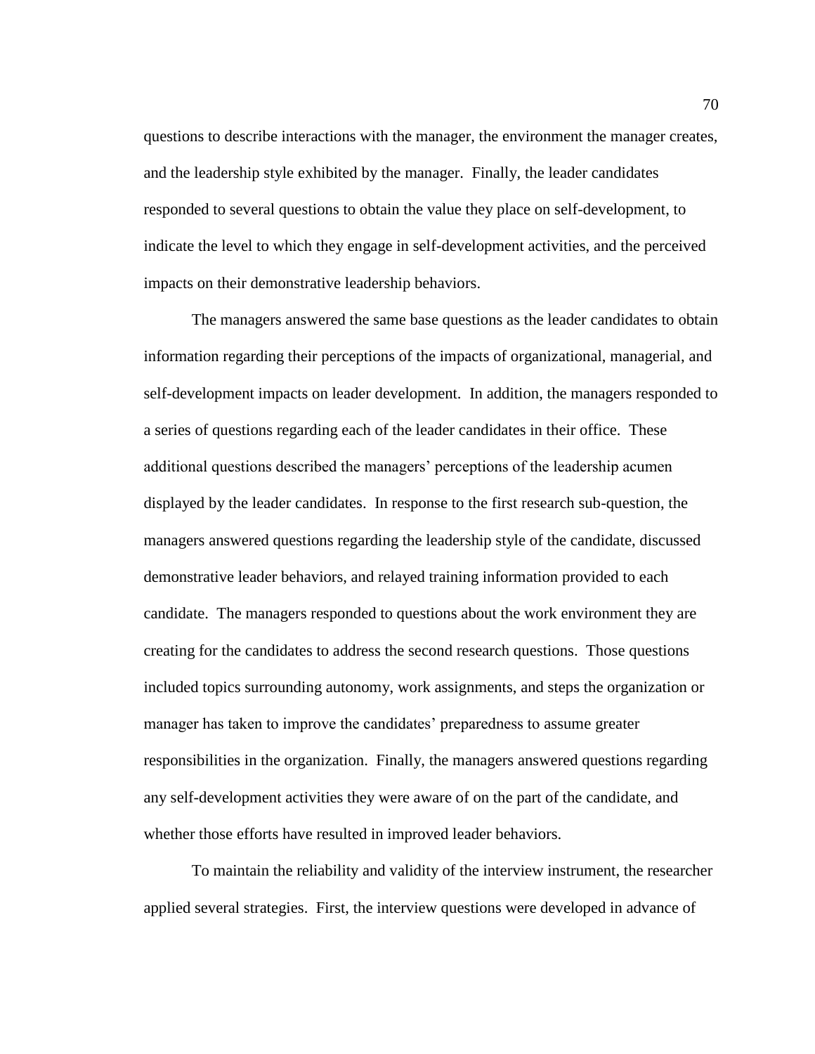questions to describe interactions with the manager, the environment the manager creates, and the leadership style exhibited by the manager. Finally, the leader candidates responded to several questions to obtain the value they place on self-development, to indicate the level to which they engage in self-development activities, and the perceived impacts on their demonstrative leadership behaviors.

The managers answered the same base questions as the leader candidates to obtain information regarding their perceptions of the impacts of organizational, managerial, and self-development impacts on leader development. In addition, the managers responded to a series of questions regarding each of the leader candidates in their office. These additional questions described the managers' perceptions of the leadership acumen displayed by the leader candidates. In response to the first research sub-question, the managers answered questions regarding the leadership style of the candidate, discussed demonstrative leader behaviors, and relayed training information provided to each candidate. The managers responded to questions about the work environment they are creating for the candidates to address the second research questions. Those questions included topics surrounding autonomy, work assignments, and steps the organization or manager has taken to improve the candidates' preparedness to assume greater responsibilities in the organization. Finally, the managers answered questions regarding any self-development activities they were aware of on the part of the candidate, and whether those efforts have resulted in improved leader behaviors.

To maintain the reliability and validity of the interview instrument, the researcher applied several strategies. First, the interview questions were developed in advance of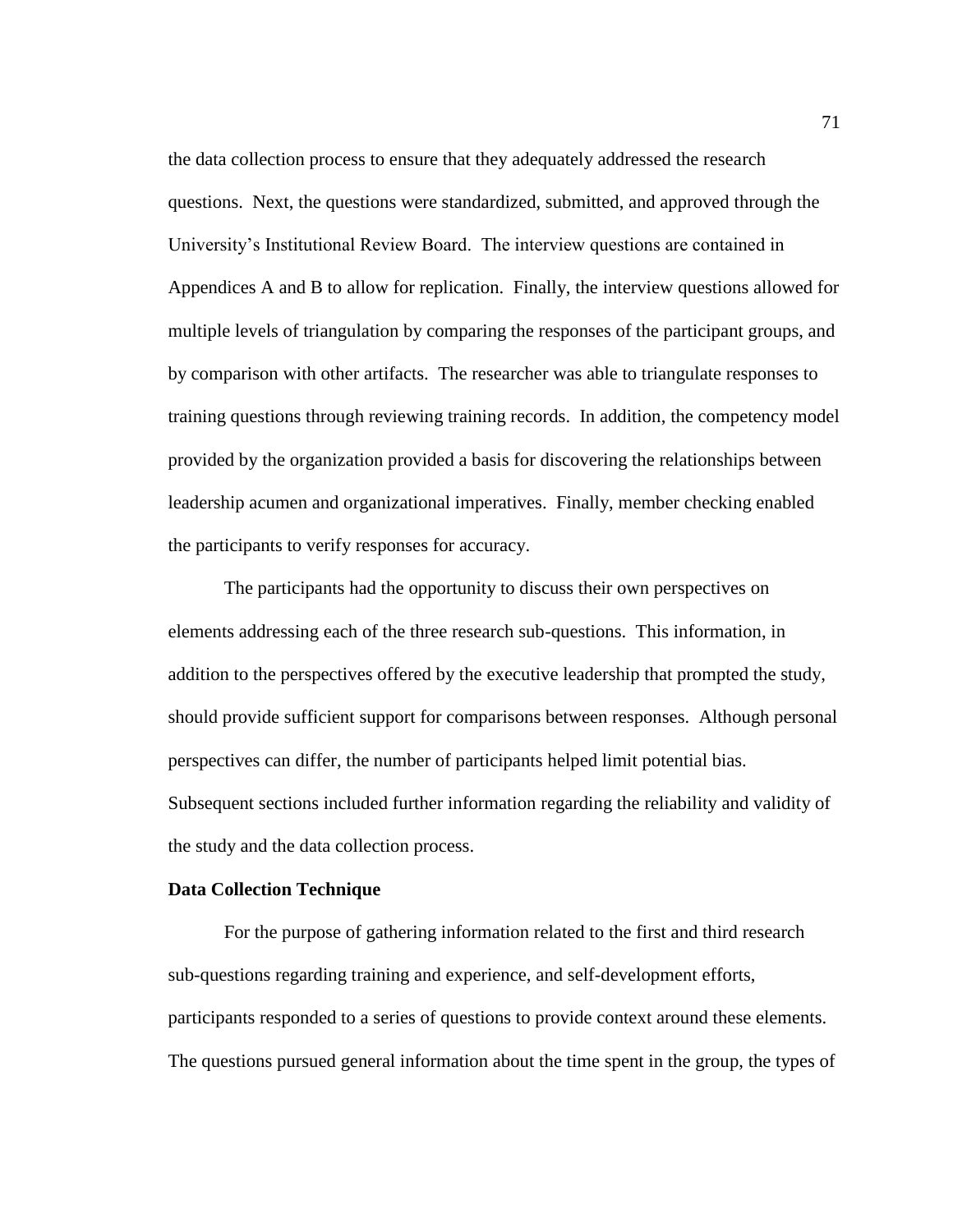the data collection process to ensure that they adequately addressed the research questions. Next, the questions were standardized, submitted, and approved through the University's Institutional Review Board. The interview questions are contained in Appendices A and B to allow for replication. Finally, the interview questions allowed for multiple levels of triangulation by comparing the responses of the participant groups, and by comparison with other artifacts. The researcher was able to triangulate responses to training questions through reviewing training records. In addition, the competency model provided by the organization provided a basis for discovering the relationships between leadership acumen and organizational imperatives. Finally, member checking enabled the participants to verify responses for accuracy.

The participants had the opportunity to discuss their own perspectives on elements addressing each of the three research sub-questions. This information, in addition to the perspectives offered by the executive leadership that prompted the study, should provide sufficient support for comparisons between responses. Although personal perspectives can differ, the number of participants helped limit potential bias. Subsequent sections included further information regarding the reliability and validity of the study and the data collection process.

**Data Collection Technique**

For the purpose of gathering information related to the first and third research sub-questions regarding training and experience, and self-development efforts, participants responded to a series of questions to provide context around these elements. The questions pursued general information about the time spent in the group, the types of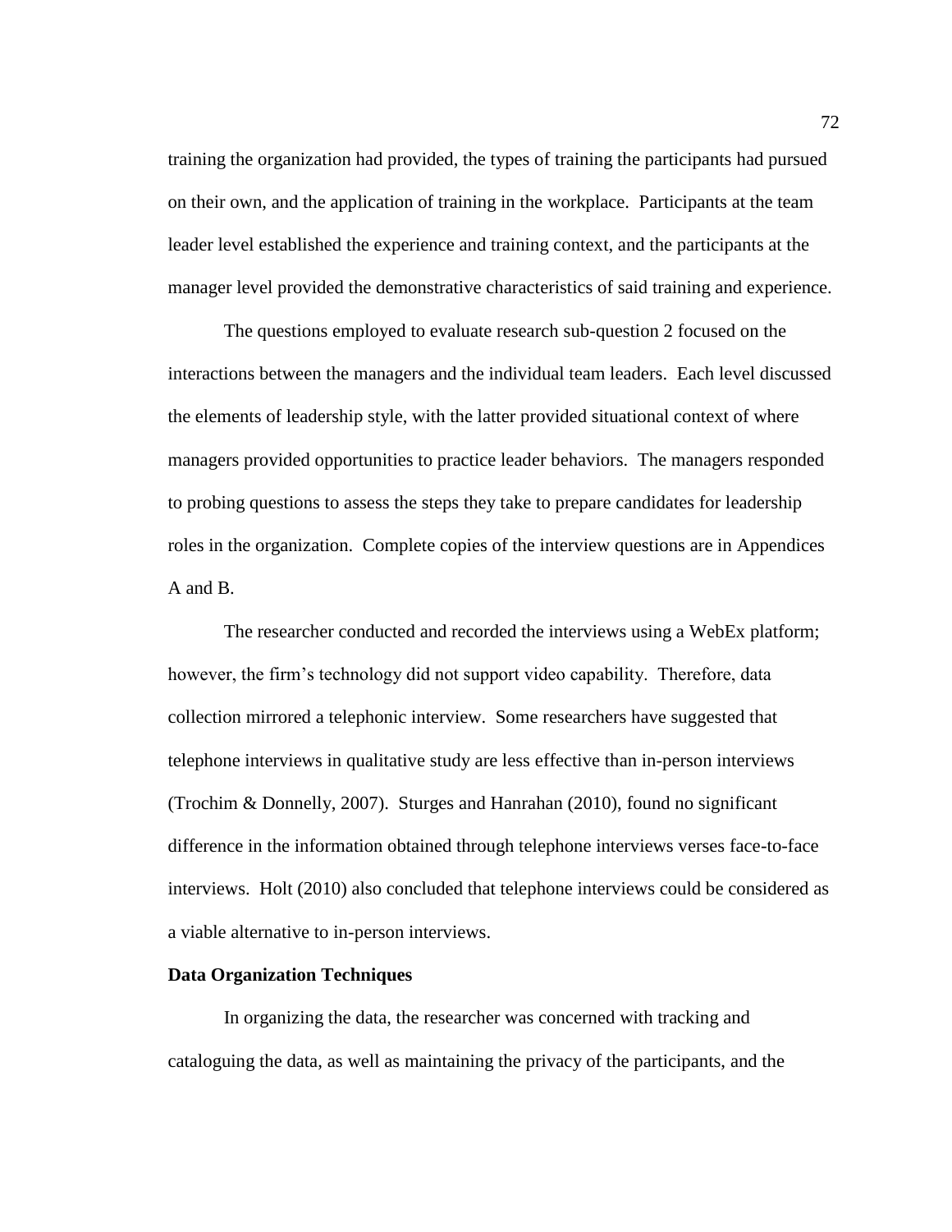training the organization had provided, the types of training the participants had pursued on their own, and the application of training in the workplace. Participants at the team leader level established the experience and training context, and the participants at the manager level provided the demonstrative characteristics of said training and experience.

The questions employed to evaluate research sub-question 2 focused on the interactions between the managers and the individual team leaders. Each level discussed the elements of leadership style, with the latter provided situational context of where managers provided opportunities to practice leader behaviors. The managers responded to probing questions to assess the steps they take to prepare candidates for leadership roles in the organization. Complete copies of the interview questions are in Appendices A and B.

The researcher conducted and recorded the interviews using a WebEx platform; however, the firm's technology did not support video capability. Therefore, data collection mirrored a telephonic interview. Some researchers have suggested that telephone interviews in qualitative study are less effective than in-person interviews (Trochim & Donnelly, 2007). Sturges and Hanrahan (2010), found no significant difference in the information obtained through telephone interviews verses face-to-face interviews. Holt (2010) also concluded that telephone interviews could be considered as a viable alternative to in-person interviews.

## Data Organization Techniques

In organizing the data, the researcher was concerned with tracking and cataloguing the data, as well as maintaining the privacy of the participants, and the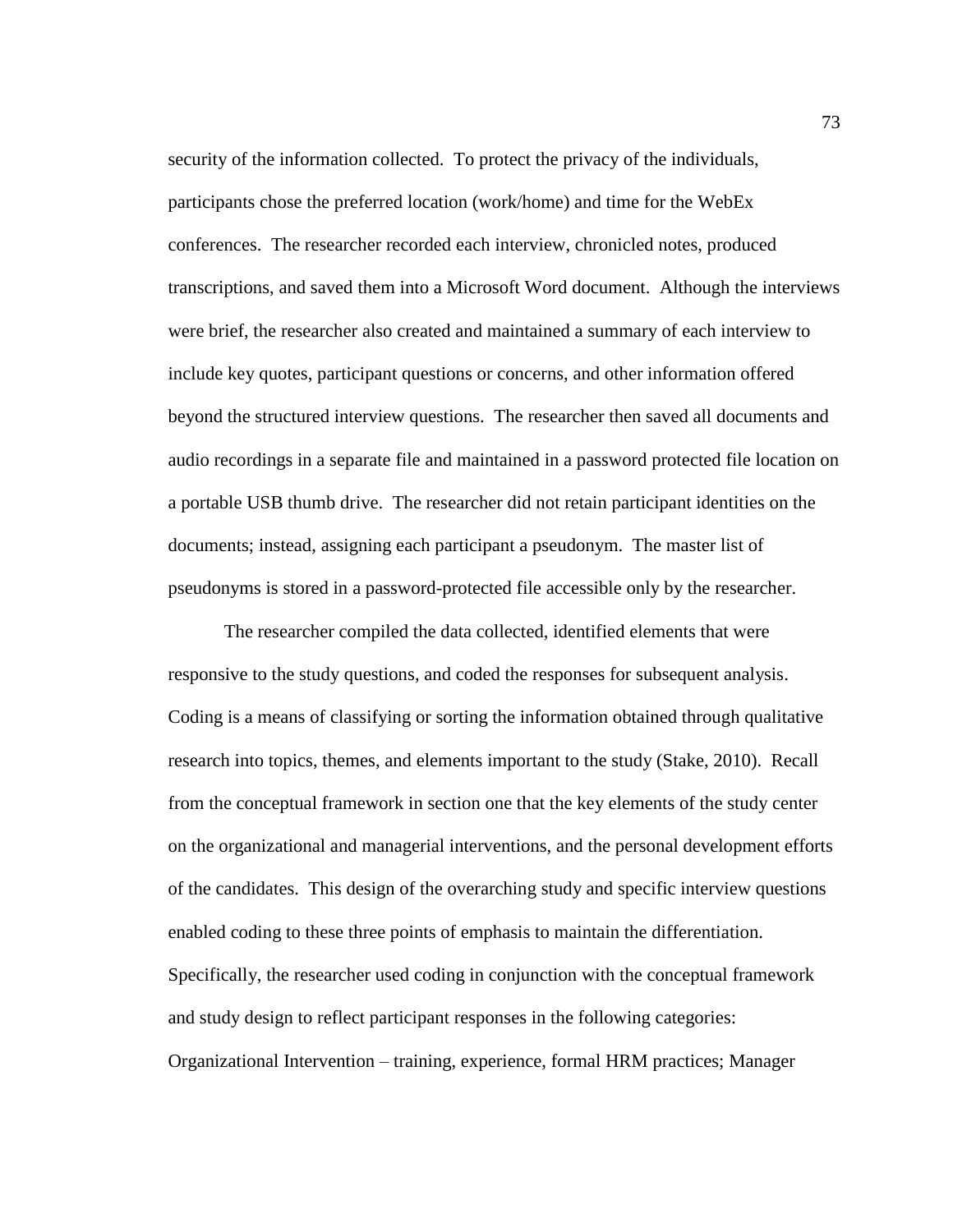security of the information collected. To protect the privacy of the individuals, participants chose the preferred location (work/home) and time for the WebEx conferences. The researcher recorded each interview, chronicled notes, produced transcriptions, and saved them into a Microsoft Word document. Although the interviews were brief, the researcher also created and maintained a summary of each interview to include key quotes, participant questions or concerns, and other information offered beyond the structured interview questions. The researcher then saved all documents and audio recordings in a separate file and maintained in a password protected file location on a portable USB thumb drive. The researcher did not retain participant identities on the documents; instead, assigning each participant a pseudonym. The master list of pseudonyms is stored in a password-protected file accessible only by the researcher.

The researcher compiled the data collected, identified elements that were responsive to the study questions, and coded the responses for subsequent analysis. Coding is a means of classifying or sorting the information obtained through qualitative research into topics, themes, and elements important to the study (Stake, 2010). Recall from the conceptual framework in section one that the key elements of the study center on the organizational and managerial interventions, and the personal development efforts of the candidates. This design of the overarching study and specific interview questions enabled coding to these three points of emphasis to maintain the differentiation. Specifically, the researcher used coding in conjunction with the conceptual framework and study design to reflect participant responses in the following categories: Organizational Intervention – training, experience, formal HRM practices; Manager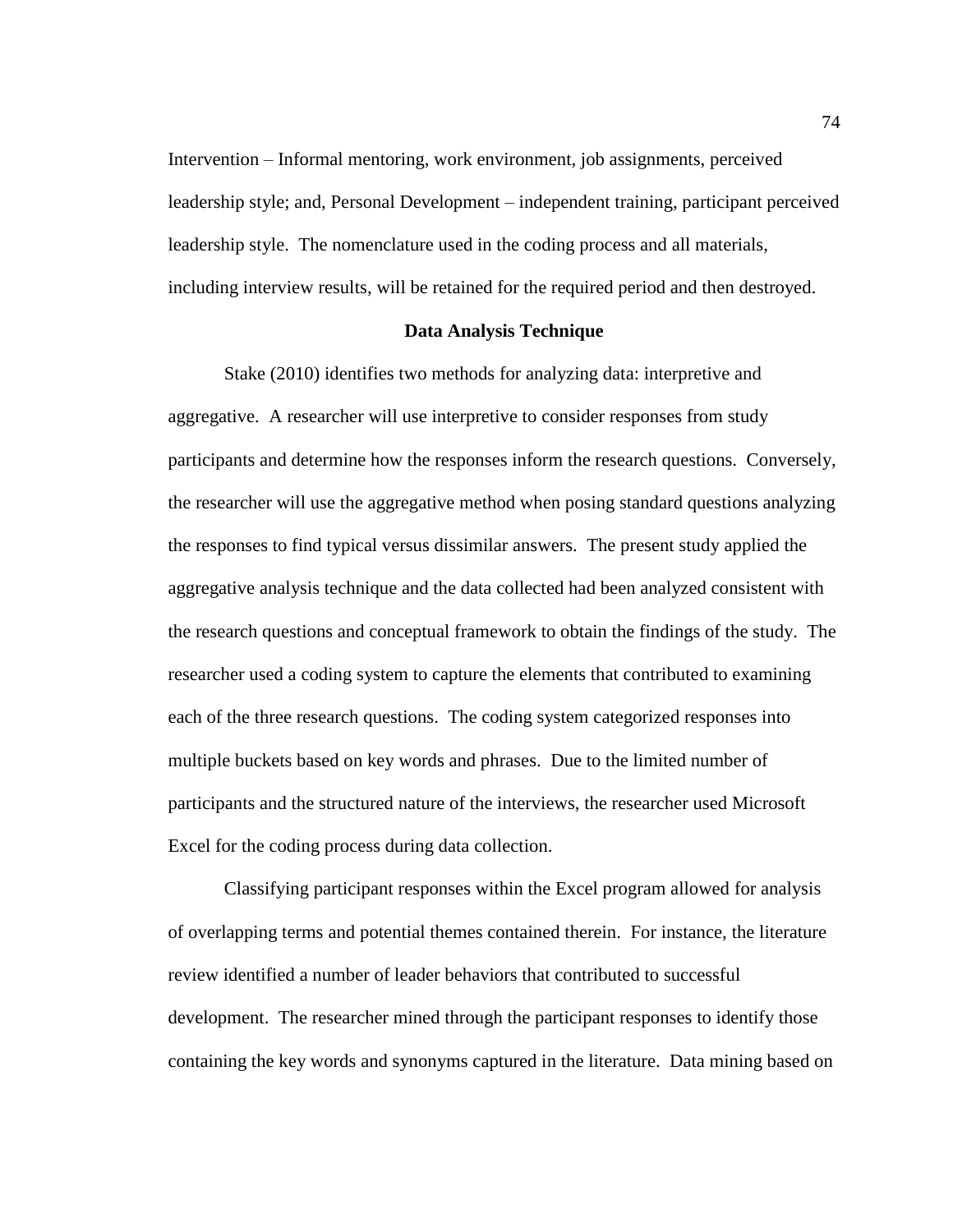Intervention – Informal mentoring, work environment, job assignments, perceived leadership style; and, Personal Development – independent training, participant perceived leadership style. The nomenclature used in the coding process and all materials, including interview results, will be retained for the required period and then destroyed.

## Data Analysis Technique

Stake (2010) identifies two methods for analyzing data: interpretive and aggregative. A researcher will use interpretive to consider responses from study participants and determine how the responses inform the research questions. Conversely, the researcher will use the aggregative method when posing standard questions analyzing the responses to find typical versus dissimilar answers. The present study applied the aggregative analysis technique and the data collected had been analyzed consistent with the research questions and conceptual framework to obtain the findings of the study. The researcher used a coding system to capture the elements that contributed to examining each of the three research questions. The coding system categorized responses into multiple buckets based on key words and phrases. Due to the limited number of participants and the structured nature of the interviews, the researcher used Microsoft Excel for the coding process during data collection.

Classifying participant responses within the Excel program allowed for analysis of overlapping terms and potential themes contained therein. For instance, the literature review identified a number of leader behaviors that contributed to successful development. The researcher mined through the participant responses to identify those containing the key words and synonyms captured in the literature. Data mining based on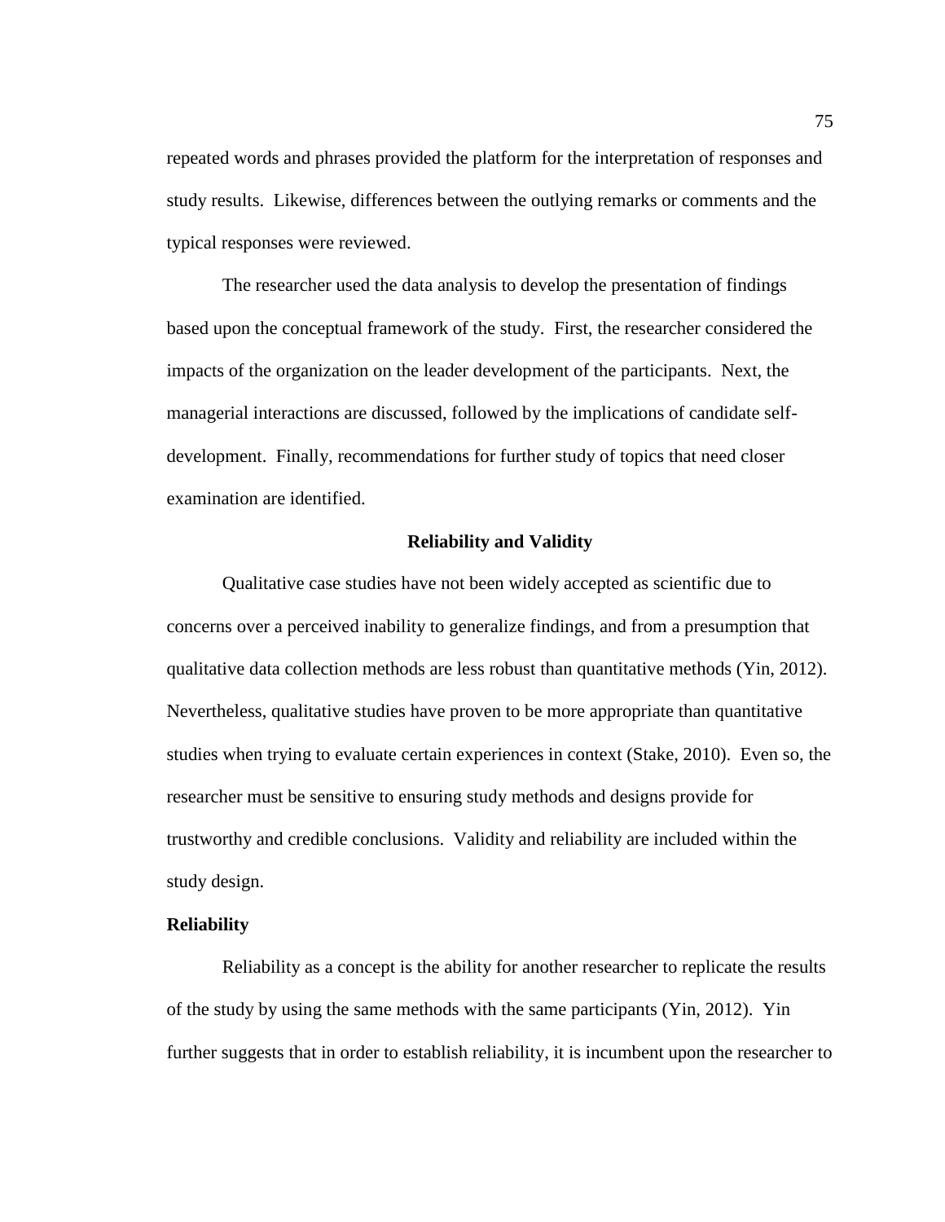repeated words and phrases provided the platform for the interpretation of responses and study results. Likewise, differences between the outlying remarks or comments and the typical responses were reviewed.

The researcher used the data analysis to develop the presentation of findings based upon the conceptual framework of the study. First, the researcher considered the impacts of the organization on the leader development of the participants. Next, the managerial interactions are discussed, followed by the implications of candidate self-development. Finally, recommendations for further study of topics that need closer examination are identified.

## Reliability and Validity

Qualitative case studies have not been widely accepted as scientific due to concerns over a perceived inability to generalize findings, and from a presumption that qualitative data collection methods are less robust than quantitative methods (Yin, 2012). Nevertheless, qualitative studies have proven to be more appropriate than quantitative studies when trying to evaluate certain experiences in context (Stake, 2010). Even so, the researcher must be sensitive to ensuring study methods and designs provide for trustworthy and credible conclusions. Validity and reliability are included within the study design.

### Reliability

Reliability as a concept is the ability for another researcher to replicate the results of the study by using the same methods with the same participants (Yin, 2012). Yin further suggests that in order to establish reliability, it is incumbent upon the researcher to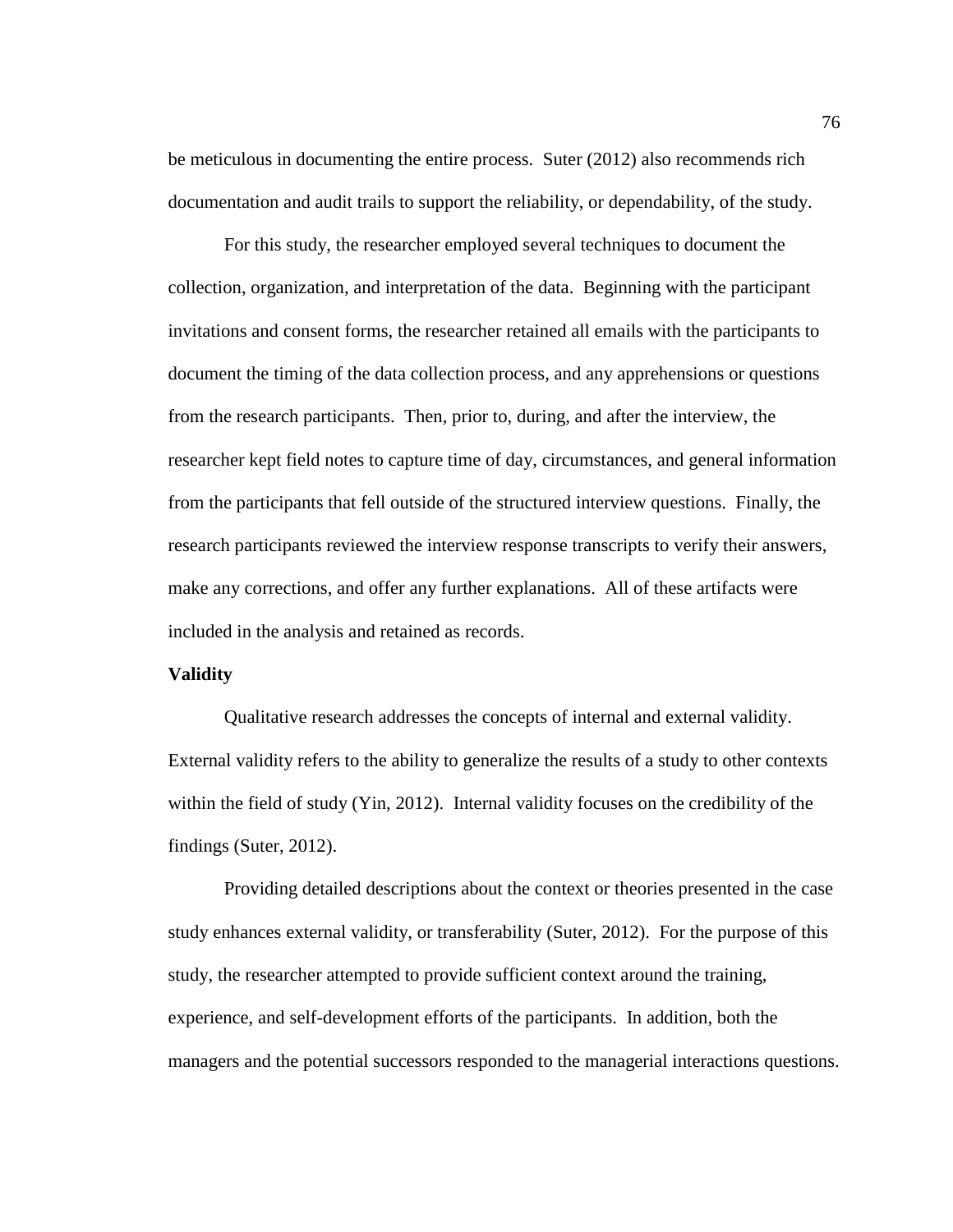be meticulous in documenting the entire process. Suter (2012) also recommends rich documentation and audit trails to support the reliability, or dependability, of the study.

For this study, the researcher employed several techniques to document the collection, organization, and interpretation of the data. Beginning with the participant invitations and consent forms, the researcher retained all emails with the participants to document the timing of the data collection process, and any apprehensions or questions from the research participants. Then, prior to, during, and after the interview, the researcher kept field notes to capture time of day, circumstances, and general information from the participants that fell outside of the structured interview questions. Finally, the research participants reviewed the interview response transcripts to verify their answers, make any corrections, and offer any further explanations. All of these artifacts were included in the analysis and retained as records.

**Validity**

Qualitative research addresses the concepts of internal and external validity. External validity refers to the ability to generalize the results of a study to other contexts within the field of study (Yin, 2012). Internal validity focuses on the credibility of the findings (Suter, 2012).

Providing detailed descriptions about the context or theories presented in the case study enhances external validity, or transferability (Suter, 2012). For the purpose of this study, the researcher attempted to provide sufficient context around the training, experience, and self-development efforts of the participants. In addition, both the managers and the potential successors responded to the managerial interactions questions.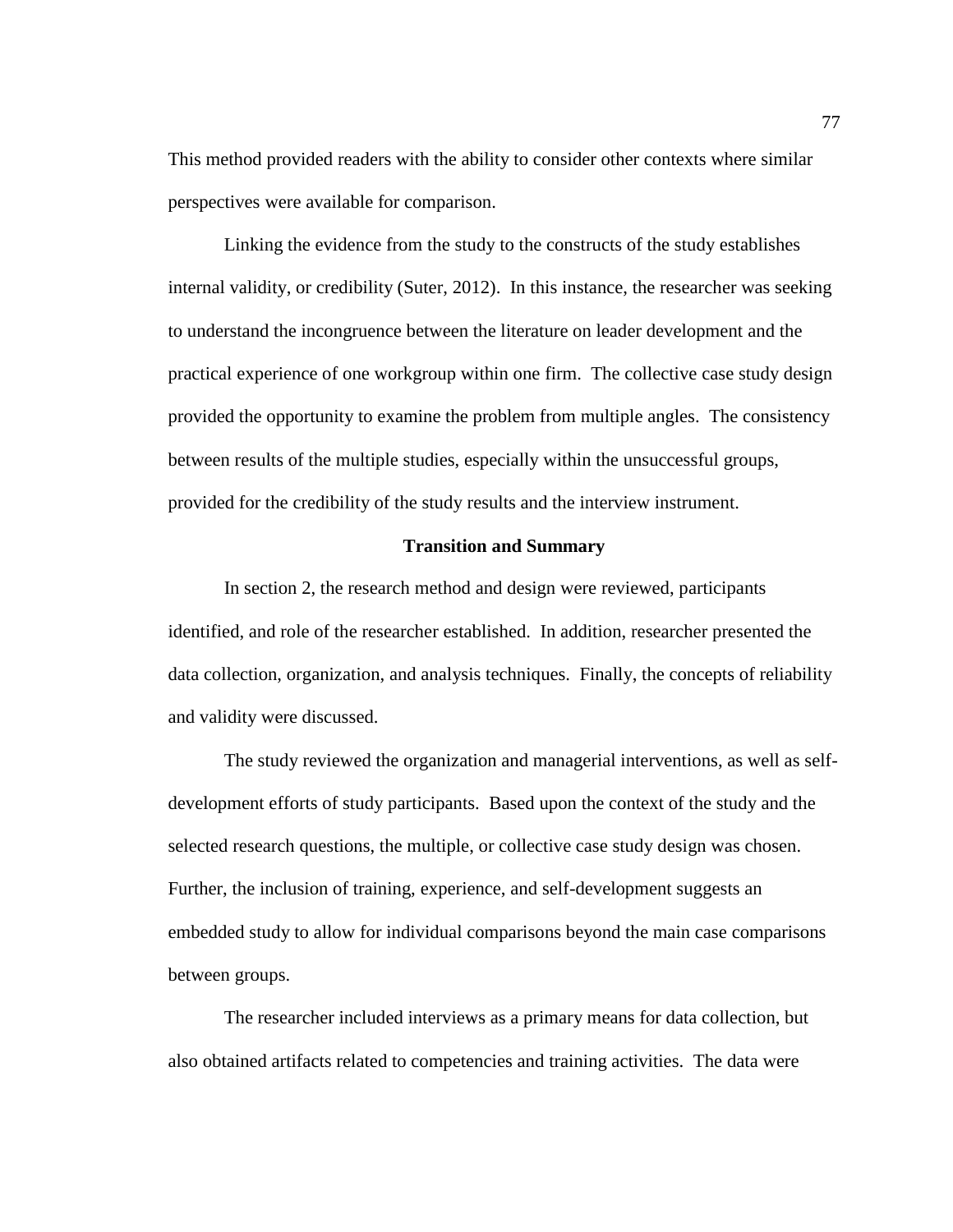This method provided readers with the ability to consider other contexts where similar perspectives were available for comparison.

Linking the evidence from the study to the constructs of the study establishes internal validity, or credibility (Suter, 2012). In this instance, the researcher was seeking to understand the incongruence between the literature on leader development and the practical experience of one workgroup within one firm. The collective case study design provided the opportunity to examine the problem from multiple angles. The consistency between results of the multiple studies, especially within the unsuccessful groups, provided for the credibility of the study results and the interview instrument.

## Transition and Summary

In section 2, the research method and design were reviewed, participants identified, and role of the researcher established. In addition, researcher presented the data collection, organization, and analysis techniques. Finally, the concepts of reliability and validity were discussed.

The study reviewed the organization and managerial interventions, as well as self-development efforts of study participants. Based upon the context of the study and the selected research questions, the multiple, or collective case study design was chosen. Further, the inclusion of training, experience, and self-development suggests an embedded study to allow for individual comparisons beyond the main case comparisons between groups.

The researcher included interviews as a primary means for data collection, but also obtained artifacts related to competencies and training activities. The data were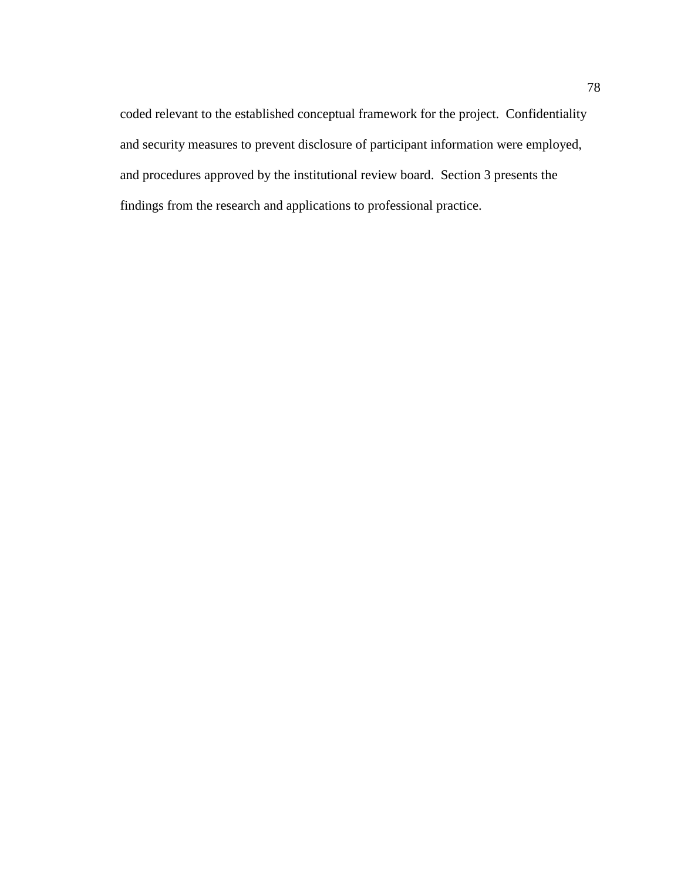coded relevant to the established conceptual framework for the project. Confidentiality and security measures to prevent disclosure of participant information were employed, and procedures approved by the institutional review board. Section 3 presents the findings from the research and applications to professional practice.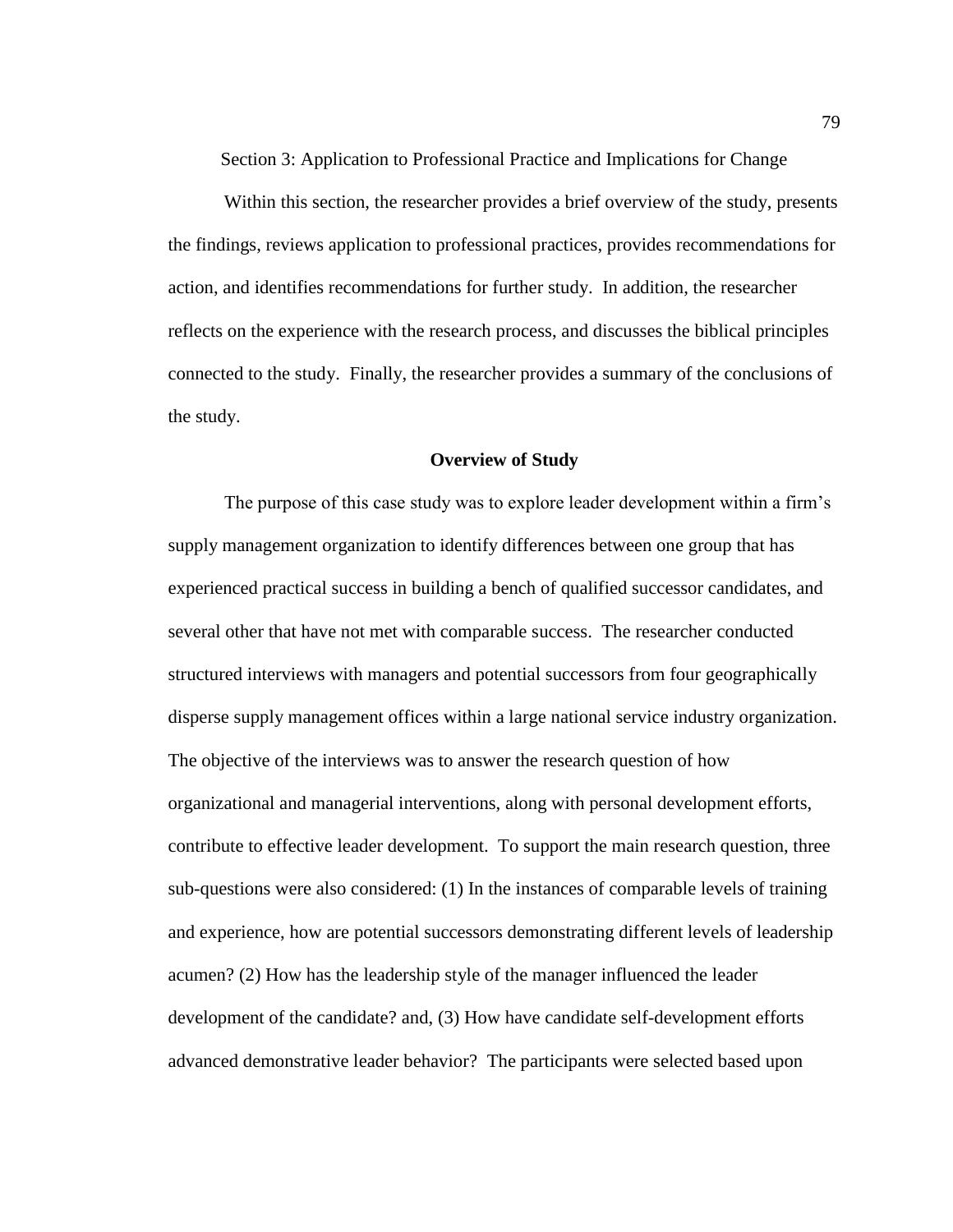# Section 3: Application to Professional Practice and Implications for Change

Within this section, the researcher provides a brief overview of the study, presents the findings, reviews application to professional practices, provides recommendations for action, and identifies recommendations for further study. In addition, the researcher reflects on the experience with the research process, and discusses the biblical principles connected to the study. Finally, the researcher provides a summary of the conclusions of the study.

## Overview of Study

The purpose of this case study was to explore leader development within a firm's supply management organization to identify differences between one group that has experienced practical success in building a bench of qualified successor candidates, and several other that have not met with comparable success. The researcher conducted structured interviews with managers and potential successors from four geographically disperse supply management offices within a large national service industry organization. The objective of the interviews was to answer the research question of how organizational and managerial interventions, along with personal development efforts, contribute to effective leader development. To support the main research question, three sub-questions were also considered: (1) In the instances of comparable levels of training and experience, how are potential successors demonstrating different levels of leadership acumen? (2) How has the leadership style of the manager influenced the leader development of the candidate? and, (3) How have candidate self-development efforts advanced demonstrative leader behavior? The participants were selected based upon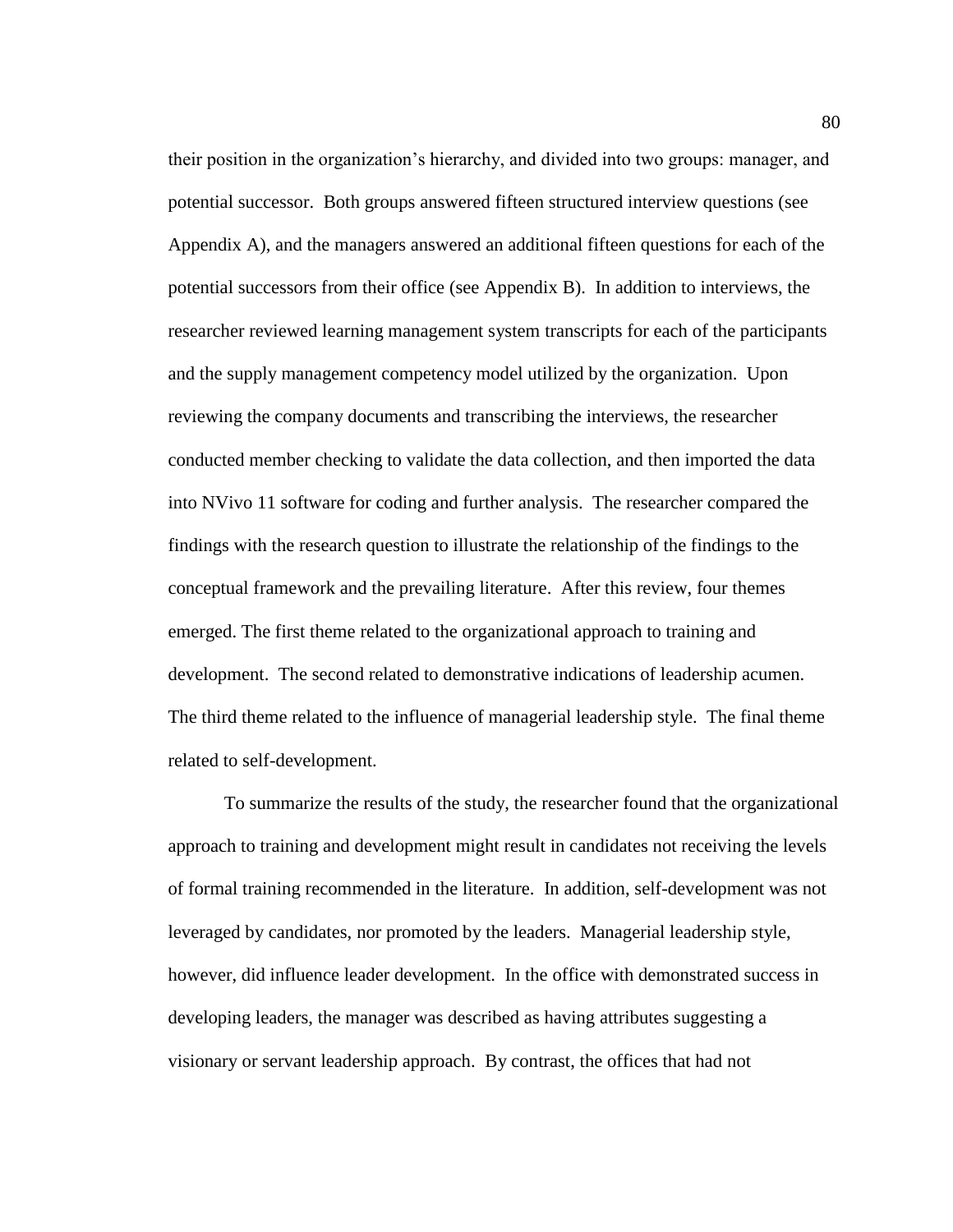their position in the organization's hierarchy, and divided into two groups: manager, and potential successor. Both groups answered fifteen structured interview questions (see Appendix A), and the managers answered an additional fifteen questions for each of the potential successors from their office (see Appendix B). In addition to interviews, the researcher reviewed learning management system transcripts for each of the participants and the supply management competency model utilized by the organization. Upon reviewing the company documents and transcribing the interviews, the researcher conducted member checking to validate the data collection, and then imported the data into NVivo 11 software for coding and further analysis. The researcher compared the findings with the research question to illustrate the relationship of the findings to the conceptual framework and the prevailing literature. After this review, four themes emerged. The first theme related to the organizational approach to training and development. The second related to demonstrative indications of leadership acumen. The third theme related to the influence of managerial leadership style. The final theme related to self-development.

To summarize the results of the study, the researcher found that the organizational approach to training and development might result in candidates not receiving the levels of formal training recommended in the literature. In addition, self-development was not leveraged by candidates, nor promoted by the leaders. Managerial leadership style, however, did influence leader development. In the office with demonstrated success in developing leaders, the manager was described as having attributes suggesting a visionary or servant leadership approach. By contrast, the offices that had not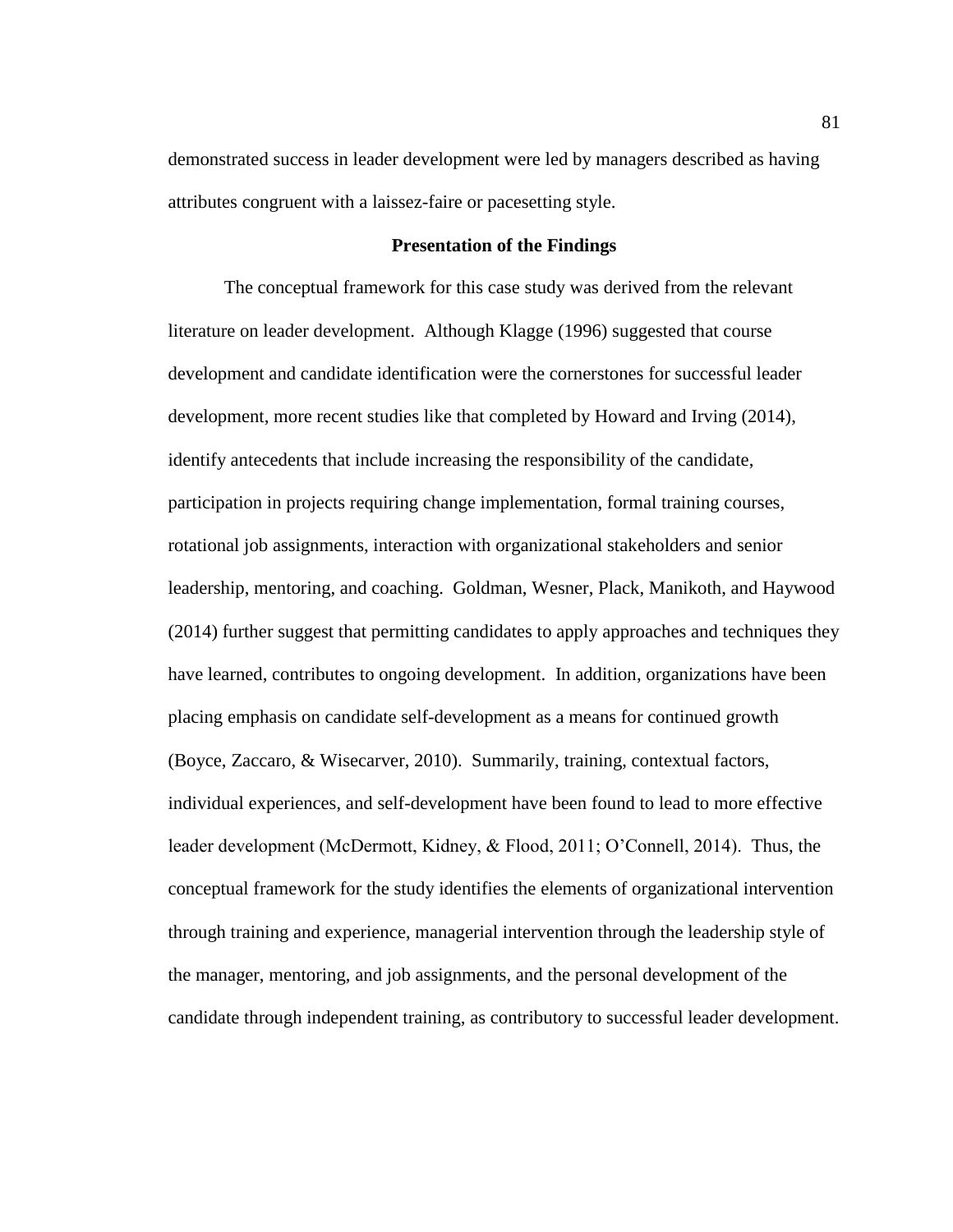demonstrated success in leader development were led by managers described as having attributes congruent with a laissez-faire or pacesetting style.

## Presentation of the Findings

The conceptual framework for this case study was derived from the relevant literature on leader development. Although Klagge (1996) suggested that course development and candidate identification were the cornerstones for successful leader development, more recent studies like that completed by Howard and Irving (2014), identify antecedents that include increasing the responsibility of the candidate, participation in projects requiring change implementation, formal training courses, rotational job assignments, interaction with organizational stakeholders and senior leadership, mentoring, and coaching. Goldman, Wesner, Plack, Manikoth, and Haywood (2014) further suggest that permitting candidates to apply approaches and techniques they have learned, contributes to ongoing development. In addition, organizations have been placing emphasis on candidate self-development as a means for continued growth (Boyce, Zaccaro, & Wisecarver, 2010). Summarily, training, contextual factors, individual experiences, and self-development have been found to lead to more effective leader development (McDermott, Kidney, & Flood, 2011; O'Connell, 2014). Thus, the conceptual framework for the study identifies the elements of organizational intervention through training and experience, managerial intervention through the leadership style of the manager, mentoring, and job assignments, and the personal development of the candidate through independent training, as contributory to successful leader development.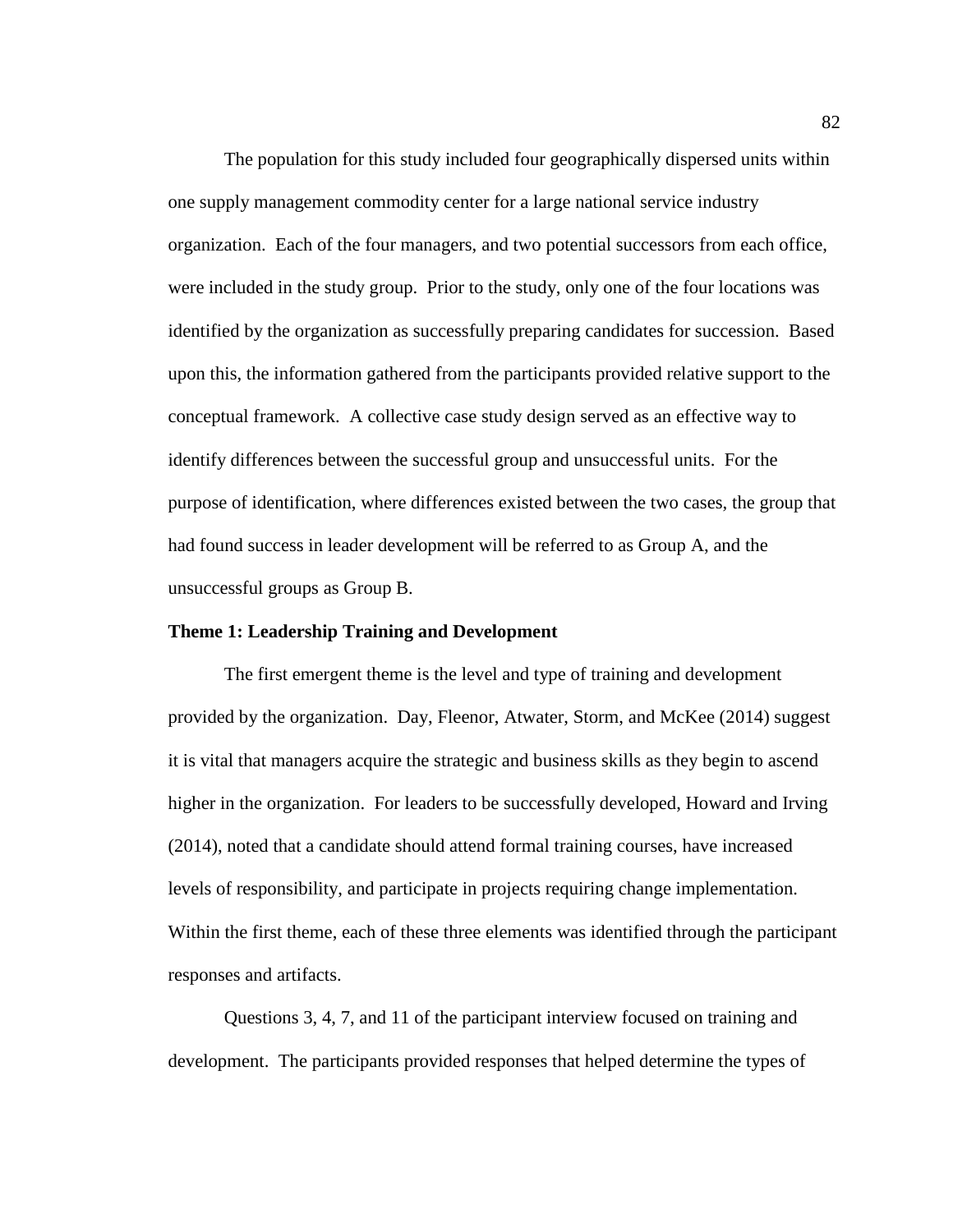The population for this study included four geographically dispersed units within one supply management commodity center for a large national service industry organization. Each of the four managers, and two potential successors from each office, were included in the study group. Prior to the study, only one of the four locations was identified by the organization as successfully preparing candidates for succession. Based upon this, the information gathered from the participants provided relative support to the conceptual framework. A collective case study design served as an effective way to identify differences between the successful group and unsuccessful units. For the purpose of identification, where differences existed between the two cases, the group that had found success in leader development will be referred to as Group A, and the unsuccessful groups as Group B.

**Theme 1: Leadership Training and Development**

The first emergent theme is the level and type of training and development provided by the organization. Day, Fleenor, Atwater, Storm, and McKee (2014) suggest it is vital that managers acquire the strategic and business skills as they begin to ascend higher in the organization. For leaders to be successfully developed, Howard and Irving (2014), noted that a candidate should attend formal training courses, have increased levels of responsibility, and participate in projects requiring change implementation. Within the first theme, each of these three elements was identified through the participant responses and artifacts.

Questions 3, 4, 7, and 11 of the participant interview focused on training and development. The participants provided responses that helped determine the types of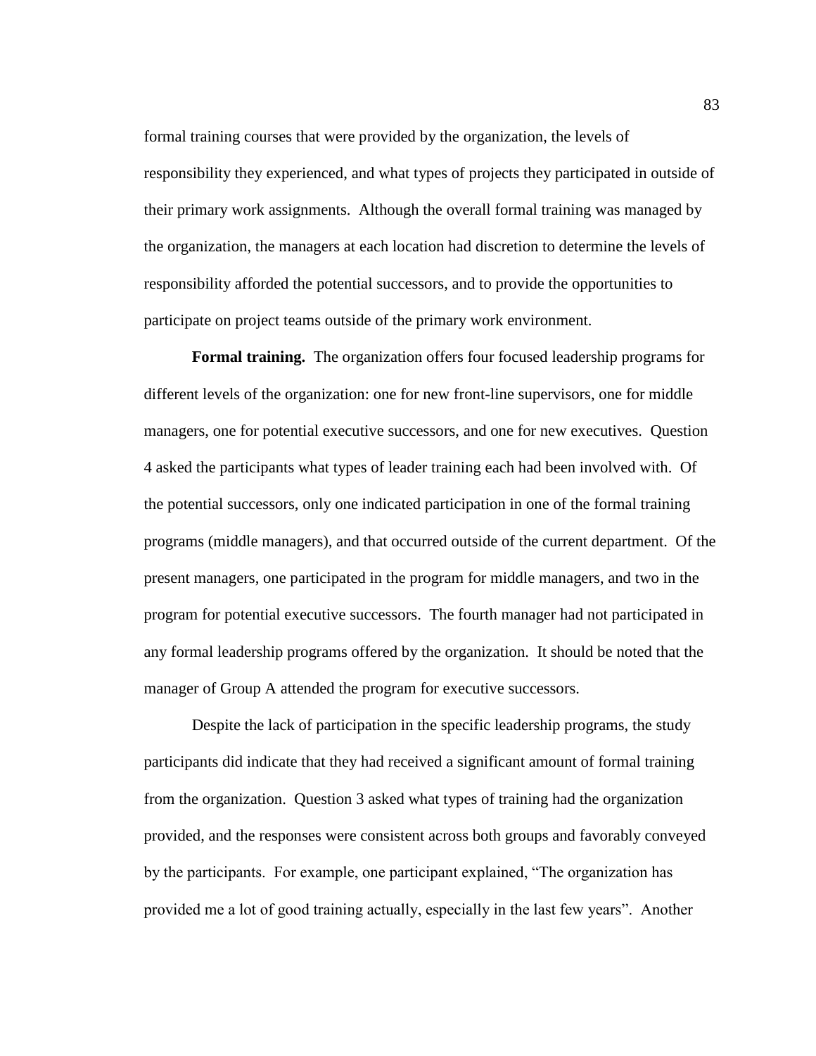formal training courses that were provided by the organization, the levels of responsibility they experienced, and what types of projects they participated in outside of their primary work assignments. Although the overall formal training was managed by the organization, the managers at each location had discretion to determine the levels of responsibility afforded the potential successors, and to provide the opportunities to participate on project teams outside of the primary work environment.

**Formal training.** The organization offers four focused leadership programs for different levels of the organization: one for new front-line supervisors, one for middle managers, one for potential executive successors, and one for new executives. Question 4 asked the participants what types of leader training each had been involved with. Of the potential successors, only one indicated participation in one of the formal training programs (middle managers), and that occurred outside of the current department. Of the present managers, one participated in the program for middle managers, and two in the program for potential executive successors. The fourth manager had not participated in any formal leadership programs offered by the organization. It should be noted that the manager of Group A attended the program for executive successors.

Despite the lack of participation in the specific leadership programs, the study participants did indicate that they had received a significant amount of formal training from the organization. Question 3 asked what types of training had the organization provided, and the responses were consistent across both groups and favorably conveyed by the participants. For example, one participant explained, "The organization has provided me a lot of good training actually, especially in the last few years". Another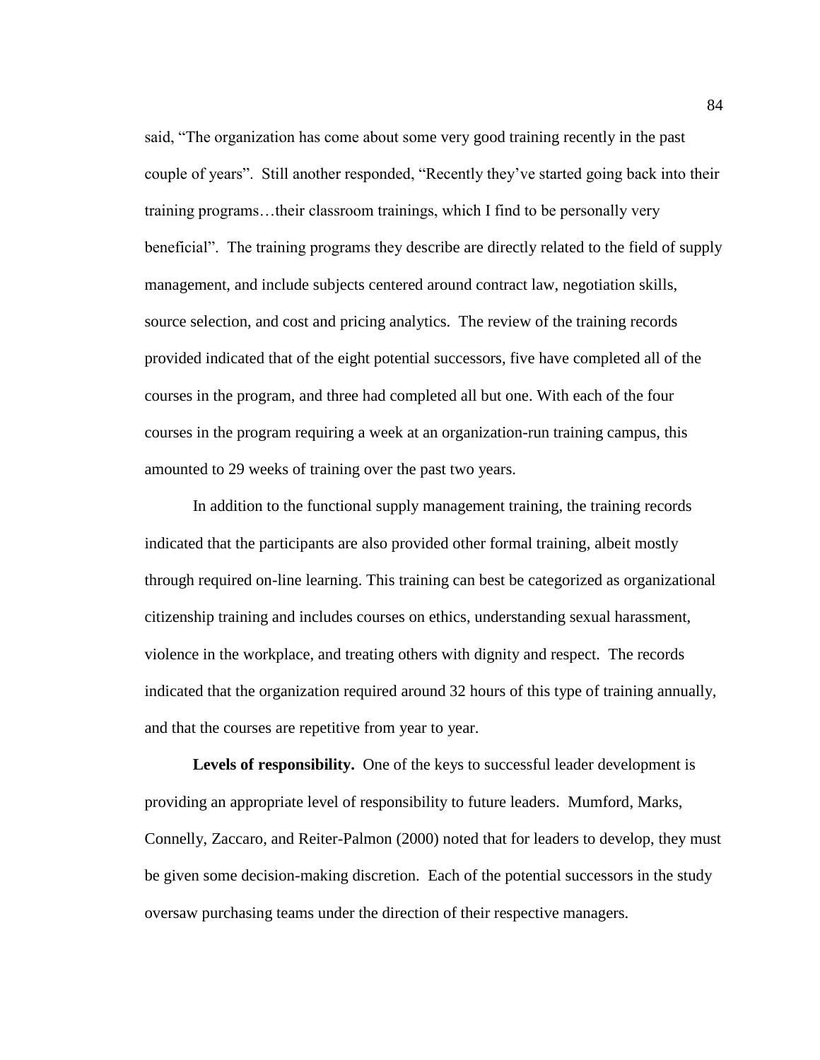said, “The organization has come about some very good training recently in the past couple of years”. Still another responded, “Recently they’ve started going back into their training programs…their classroom trainings, which I find to be personally very beneficial”. The training programs they describe are directly related to the field of supply management, and include subjects centered around contract law, negotiation skills, source selection, and cost and pricing analytics. The review of the training records provided indicated that of the eight potential successors, five have completed all of the courses in the program, and three had completed all but one. With each of the four courses in the program requiring a week at an organization-run training campus, this amounted to 29 weeks of training over the past two years.

In addition to the functional supply management training, the training records indicated that the participants are also provided other formal training, albeit mostly through required on-line learning. This training can best be categorized as organizational citizenship training and includes courses on ethics, understanding sexual harassment, violence in the workplace, and treating others with dignity and respect. The records indicated that the organization required around 32 hours of this type of training annually, and that the courses are repetitive from year to year.

**Levels of responsibility.** One of the keys to successful leader development is providing an appropriate level of responsibility to future leaders. Mumford, Marks, Connelly, Zaccaro, and Reiter-Palmon (2000) noted that for leaders to develop, they must be given some decision-making discretion. Each of the potential successors in the study oversaw purchasing teams under the direction of their respective managers.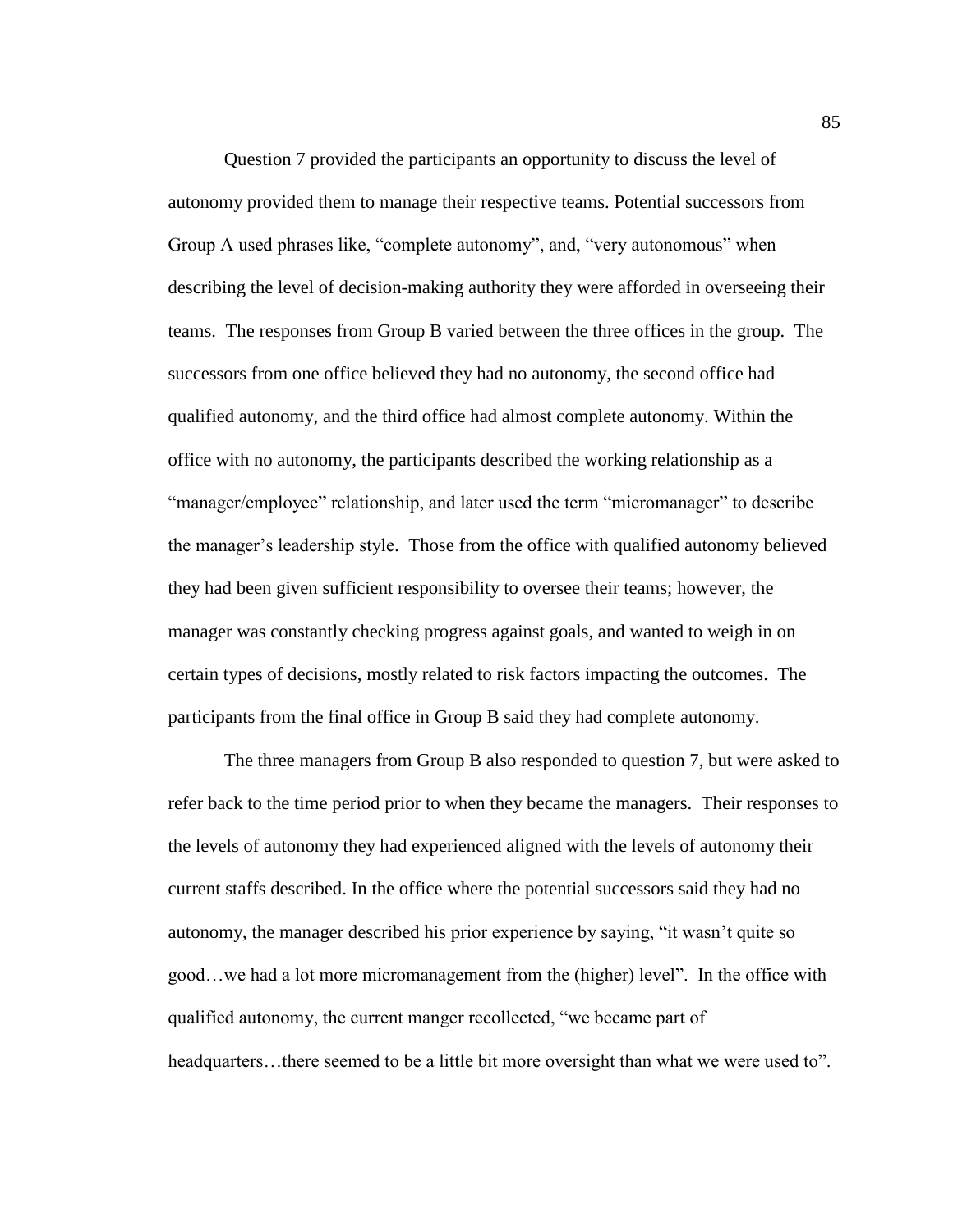Question 7 provided the participants an opportunity to discuss the level of autonomy provided them to manage their respective teams. Potential successors from Group A used phrases like, "complete autonomy", and, "very autonomous" when describing the level of decision-making authority they were afforded in overseeing their teams. The responses from Group B varied between the three offices in the group. The successors from one office believed they had no autonomy, the second office had qualified autonomy, and the third office had almost complete autonomy. Within the office with no autonomy, the participants described the working relationship as a "manager/employee" relationship, and later used the term "micromanager" to describe the manager's leadership style. Those from the office with qualified autonomy believed they had been given sufficient responsibility to oversee their teams; however, the manager was constantly checking progress against goals, and wanted to weigh in on certain types of decisions, mostly related to risk factors impacting the outcomes. The participants from the final office in Group B said they had complete autonomy.

The three managers from Group B also responded to question 7, but were asked to refer back to the time period prior to when they became the managers. Their responses to the levels of autonomy they had experienced aligned with the levels of autonomy their current staffs described. In the office where the potential successors said they had no autonomy, the manager described his prior experience by saying, "it wasn't quite so good…we had a lot more micromanagement from the (higher) level". In the office with qualified autonomy, the current manger recollected, "we became part of headquarters…there seemed to be a little bit more oversight than what we were used to".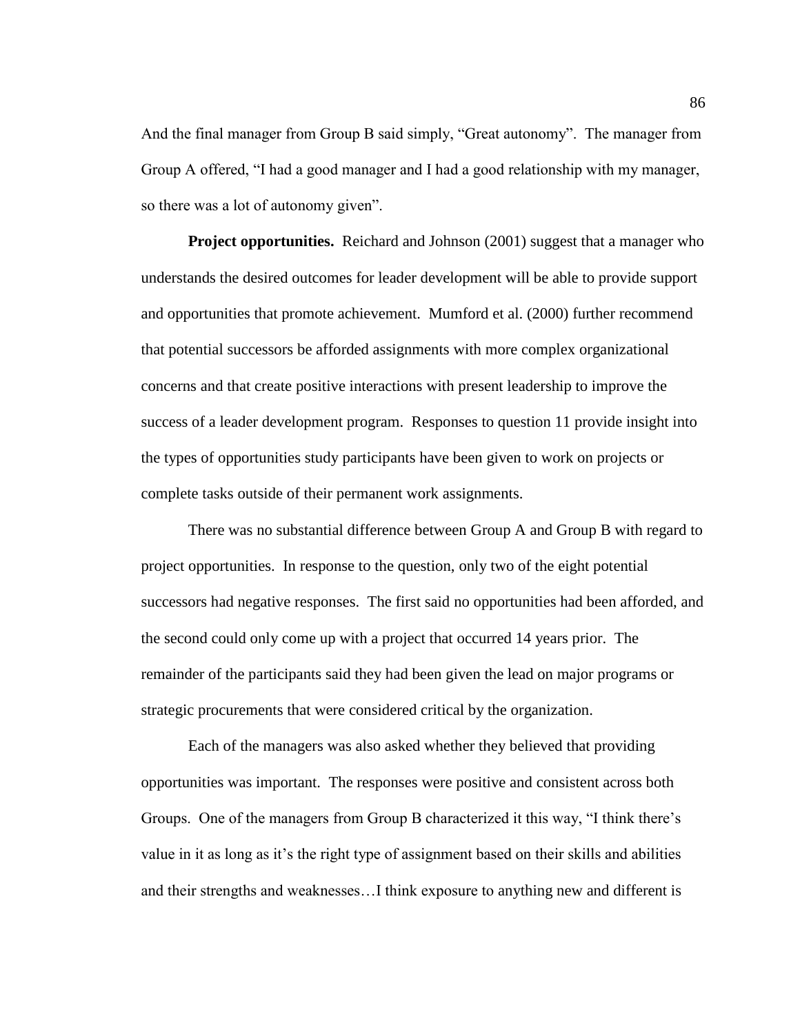And the final manager from Group B said simply, "Great autonomy". The manager from Group A offered, "I had a good manager and I had a good relationship with my manager, so there was a lot of autonomy given".

**Project opportunities.** Reichard and Johnson (2001) suggest that a manager who understands the desired outcomes for leader development will be able to provide support and opportunities that promote achievement. Mumford et al. (2000) further recommend that potential successors be afforded assignments with more complex organizational concerns and that create positive interactions with present leadership to improve the success of a leader development program. Responses to question 11 provide insight into the types of opportunities study participants have been given to work on projects or complete tasks outside of their permanent work assignments.

There was no substantial difference between Group A and Group B with regard to project opportunities. In response to the question, only two of the eight potential successors had negative responses. The first said no opportunities had been afforded, and the second could only come up with a project that occurred 14 years prior. The remainder of the participants said they had been given the lead on major programs or strategic procurements that were considered critical by the organization.

Each of the managers was also asked whether they believed that providing opportunities was important. The responses were positive and consistent across both Groups. One of the managers from Group B characterized it this way, "I think there's value in it as long as it's the right type of assignment based on their skills and abilities and their strengths and weaknesses…I think exposure to anything new and different is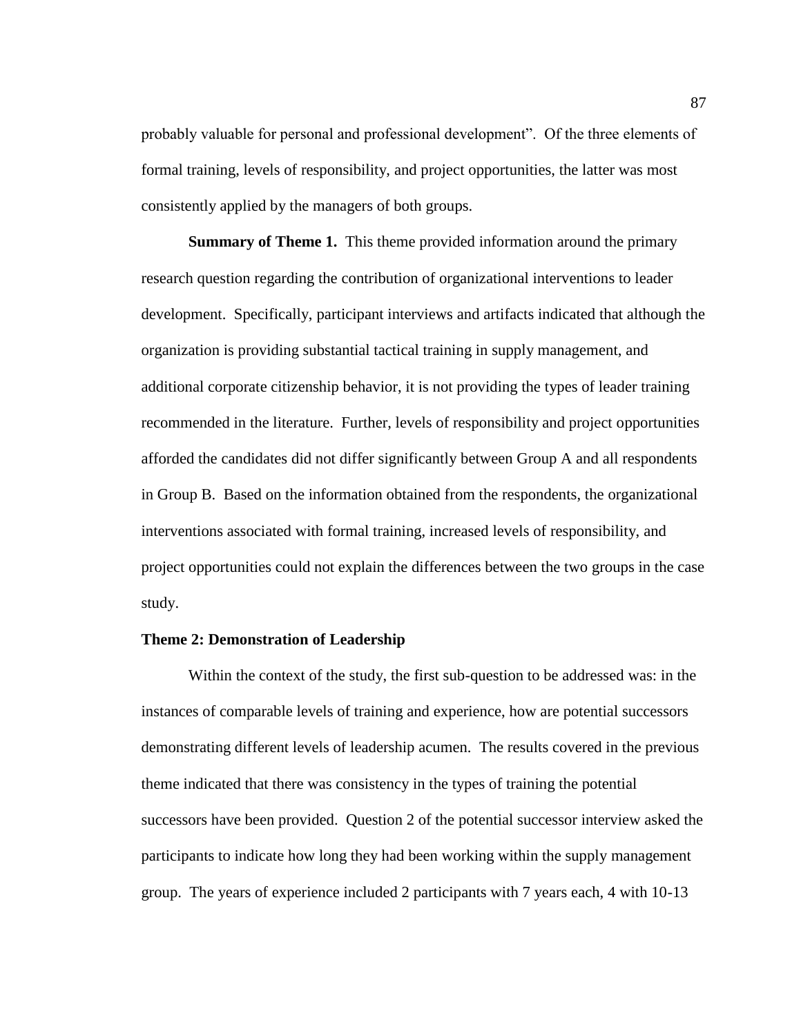probably valuable for personal and professional development". Of the three elements of formal training, levels of responsibility, and project opportunities, the latter was most consistently applied by the managers of both groups.

**Summary of Theme 1.** This theme provided information around the primary research question regarding the contribution of organizational interventions to leader development. Specifically, participant interviews and artifacts indicated that although the organization is providing substantial tactical training in supply management, and additional corporate citizenship behavior, it is not providing the types of leader training recommended in the literature. Further, levels of responsibility and project opportunities afforded the candidates did not differ significantly between Group A and all respondents in Group B. Based on the information obtained from the respondents, the organizational interventions associated with formal training, increased levels of responsibility, and project opportunities could not explain the differences between the two groups in the case study.

### Theme 2: Demonstration of Leadership

Within the context of the study, the first sub-question to be addressed was: in the instances of comparable levels of training and experience, how are potential successors demonstrating different levels of leadership acumen. The results covered in the previous theme indicated that there was consistency in the types of training the potential successors have been provided. Question 2 of the potential successor interview asked the participants to indicate how long they had been working within the supply management group. The years of experience included 2 participants with 7 years each, 4 with 10-13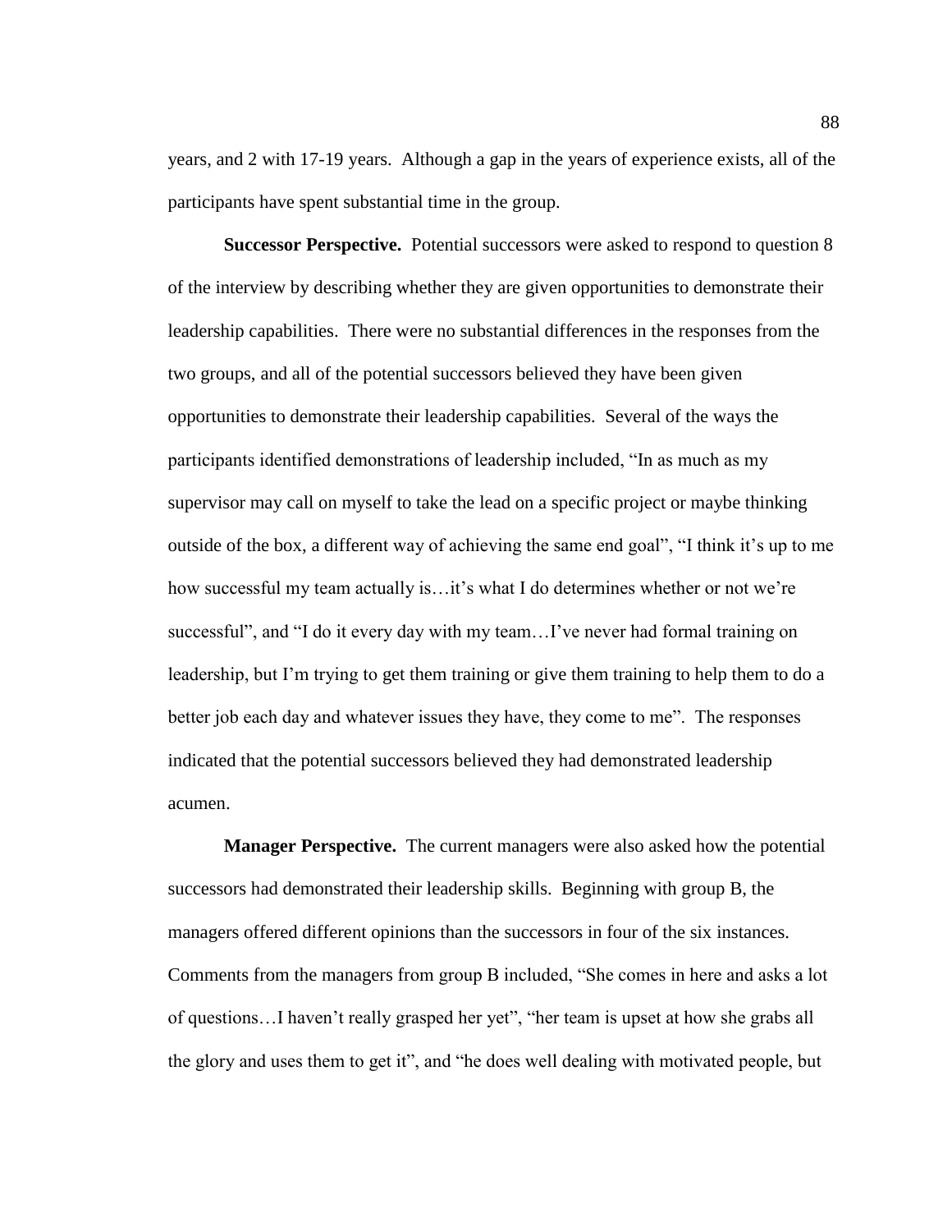years, and 2 with 17-19 years. Although a gap in the years of experience exists, all of the participants have spent substantial time in the group.

**Successor Perspective.** Potential successors were asked to respond to question 8 of the interview by describing whether they are given opportunities to demonstrate their leadership capabilities. There were no substantial differences in the responses from the two groups, and all of the potential successors believed they have been given opportunities to demonstrate their leadership capabilities. Several of the ways the participants identified demonstrations of leadership included, "In as much as my supervisor may call on myself to take the lead on a specific project or maybe thinking outside of the box, a different way of achieving the same end goal", "I think it's up to me how successful my team actually is…it's what I do determines whether or not we're successful", and "I do it every day with my team…I've never had formal training on leadership, but I'm trying to get them training or give them training to help them to do a better job each day and whatever issues they have, they come to me". The responses indicated that the potential successors believed they had demonstrated leadership acumen.

**Manager Perspective.** The current managers were also asked how the potential successors had demonstrated their leadership skills. Beginning with group B, the managers offered different opinions than the successors in four of the six instances. Comments from the managers from group B included, "She comes in here and asks a lot of questions…I haven't really grasped her yet", "her team is upset at how she grabs all the glory and uses them to get it", and "he does well dealing with motivated people, but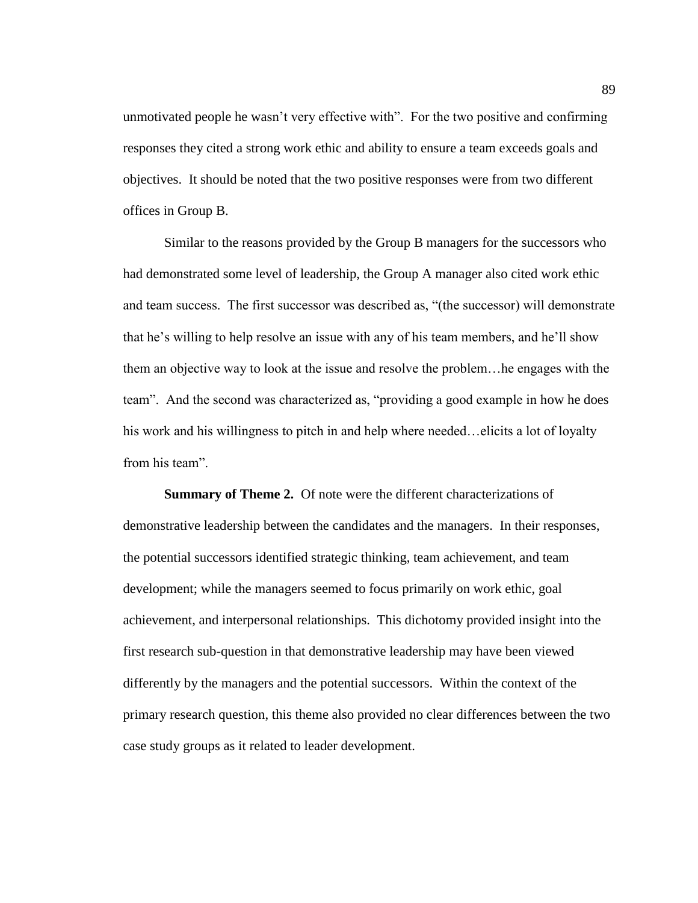unmotivated people he wasn’t very effective with”. For the two positive and confirming responses they cited a strong work ethic and ability to ensure a team exceeds goals and objectives. It should be noted that the two positive responses were from two different offices in Group B.

Similar to the reasons provided by the Group B managers for the successors who had demonstrated some level of leadership, the Group A manager also cited work ethic and team success. The first successor was described as, “(the successor) will demonstrate that he’s willing to help resolve an issue with any of his team members, and he’ll show them an objective way to look at the issue and resolve the problem…he engages with the team”. And the second was characterized as, “providing a good example in how he does his work and his willingness to pitch in and help where needed…elicits a lot of loyalty from his team”.

**Summary of Theme 2.** Of note were the different characterizations of demonstrative leadership between the candidates and the managers. In their responses, the potential successors identified strategic thinking, team achievement, and team development; while the managers seemed to focus primarily on work ethic, goal achievement, and interpersonal relationships. This dichotomy provided insight into the first research sub-question in that demonstrative leadership may have been viewed differently by the managers and the potential successors. Within the context of the primary research question, this theme also provided no clear differences between the two case study groups as it related to leader development.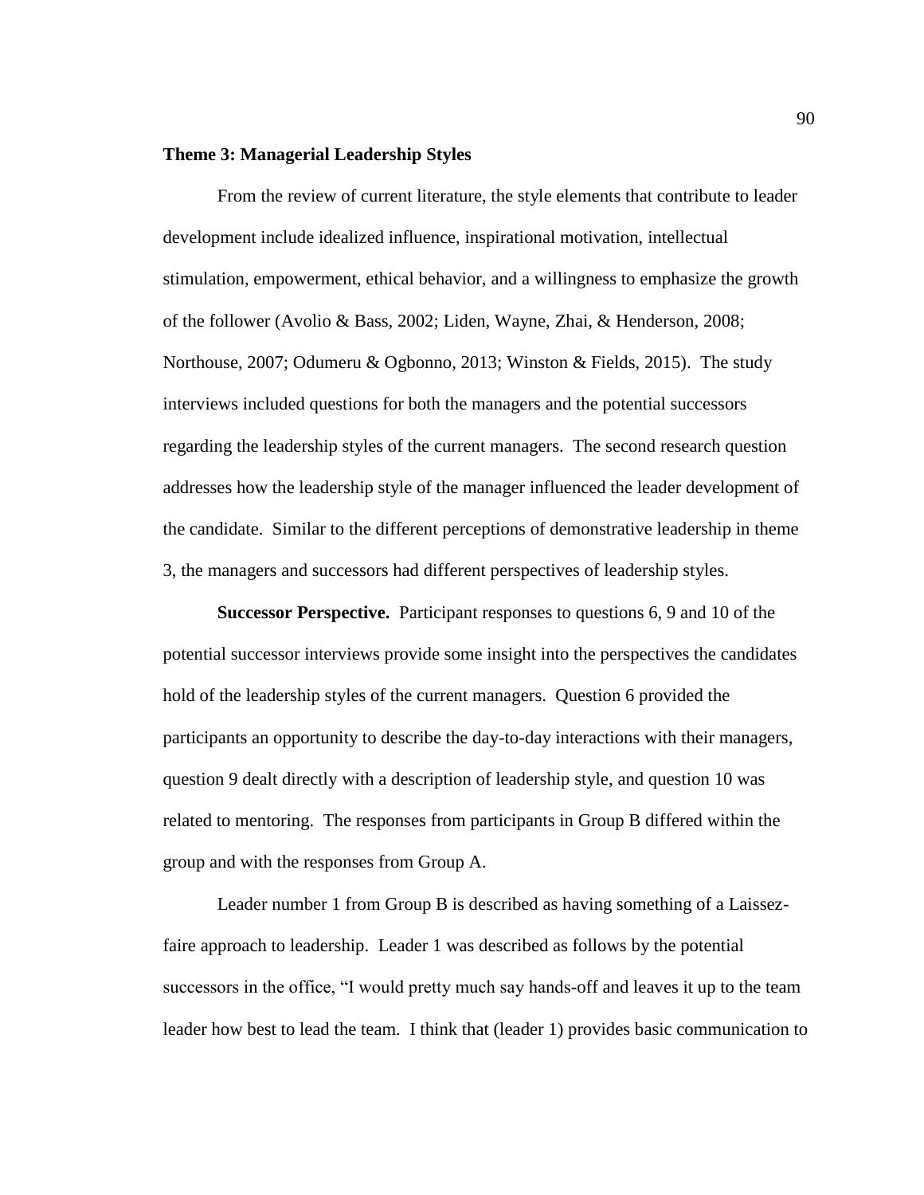**Theme 3: Managerial Leadership Styles**

From the review of current literature, the style elements that contribute to leader development include idealized influence, inspirational motivation, intellectual stimulation, empowerment, ethical behavior, and a willingness to emphasize the growth of the follower (Avolio & Bass, 2002; Liden, Wayne, Zhai, & Henderson, 2008; Northouse, 2007; Odumeru & Ogbonno, 2013; Winston & Fields, 2015). The study interviews included questions for both the managers and the potential successors regarding the leadership styles of the current managers. The second research question addresses how the leadership style of the manager influenced the leader development of the candidate. Similar to the different perceptions of demonstrative leadership in theme 3, the managers and successors had different perspectives of leadership styles.

**Successor Perspective.** Participant responses to questions 6, 9 and 10 of the potential successor interviews provide some insight into the perspectives the candidates hold of the leadership styles of the current managers. Question 6 provided the participants an opportunity to describe the day-to-day interactions with their managers, question 9 dealt directly with a description of leadership style, and question 10 was related to mentoring. The responses from participants in Group B differed within the group and with the responses from Group A.

Leader number 1 from Group B is described as having something of a Laissez-faire approach to leadership. Leader 1 was described as follows by the potential successors in the office, "I would pretty much say hands-off and leaves it up to the team leader how best to lead the team. I think that (leader 1) provides basic communication to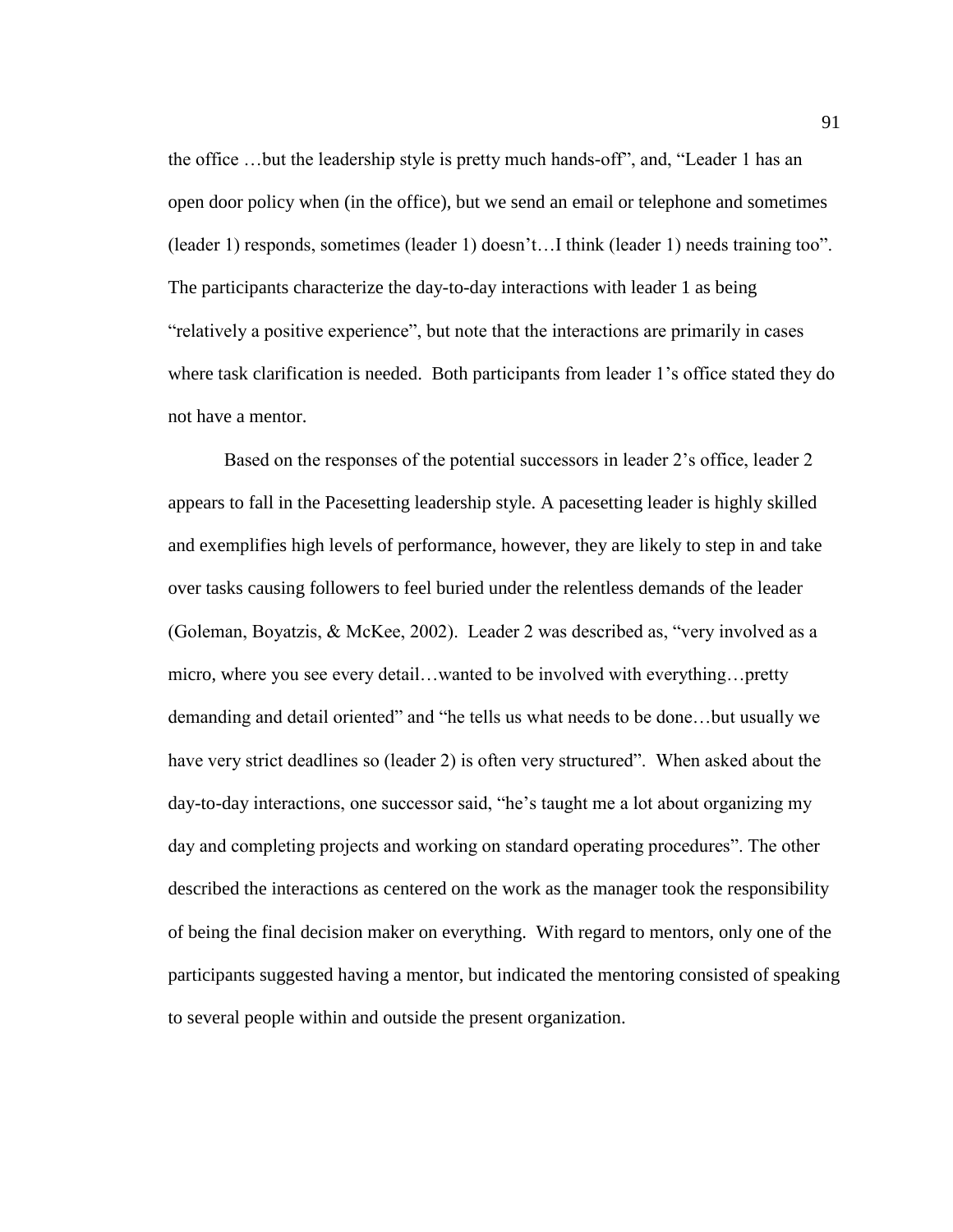the office …but the leadership style is pretty much hands-off", and, "Leader 1 has an open door policy when (in the office), but we send an email or telephone and sometimes (leader 1) responds, sometimes (leader 1) doesn't…I think (leader 1) needs training too". The participants characterize the day-to-day interactions with leader 1 as being "relatively a positive experience", but note that the interactions are primarily in cases where task clarification is needed. Both participants from leader 1's office stated they do not have a mentor.

Based on the responses of the potential successors in leader 2's office, leader 2 appears to fall in the Pacesetting leadership style. A pacesetting leader is highly skilled and exemplifies high levels of performance, however, they are likely to step in and take over tasks causing followers to feel buried under the relentless demands of the leader (Goleman, Boyatzis, & McKee, 2002). Leader 2 was described as, "very involved as a micro, where you see every detail…wanted to be involved with everything…pretty demanding and detail oriented" and "he tells us what needs to be done…but usually we have very strict deadlines so (leader 2) is often very structured". When asked about the day-to-day interactions, one successor said, "he's taught me a lot about organizing my day and completing projects and working on standard operating procedures". The other described the interactions as centered on the work as the manager took the responsibility of being the final decision maker on everything. With regard to mentors, only one of the participants suggested having a mentor, but indicated the mentoring consisted of speaking to several people within and outside the present organization.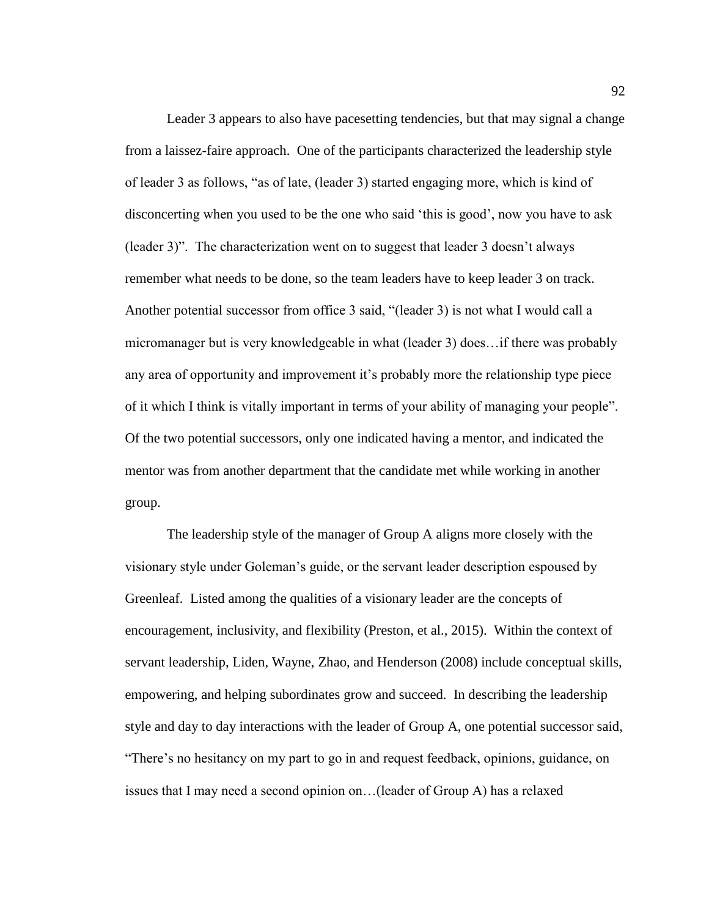Leader 3 appears to also have pacesetting tendencies, but that may signal a change from a laissez-faire approach. One of the participants characterized the leadership style of leader 3 as follows, “as of late, (leader 3) started engaging more, which is kind of disconcerting when you used to be the one who said ‘this is good’, now you have to ask (leader 3)”. The characterization went on to suggest that leader 3 doesn’t always remember what needs to be done, so the team leaders have to keep leader 3 on track. Another potential successor from office 3 said, “(leader 3) is not what I would call a micromanager but is very knowledgeable in what (leader 3) does…if there was probably any area of opportunity and improvement it’s probably more the relationship type piece of it which I think is vitally important in terms of your ability of managing your people”. Of the two potential successors, only one indicated having a mentor, and indicated the mentor was from another department that the candidate met while working in another group.

The leadership style of the manager of Group A aligns more closely with the visionary style under Goleman’s guide, or the servant leader description espoused by Greenleaf. Listed among the qualities of a visionary leader are the concepts of encouragement, inclusivity, and flexibility (Preston, et al., 2015). Within the context of servant leadership, Liden, Wayne, Zhao, and Henderson (2008) include conceptual skills, empowering, and helping subordinates grow and succeed. In describing the leadership style and day to day interactions with the leader of Group A, one potential successor said, “There’s no hesitancy on my part to go in and request feedback, opinions, guidance, on issues that I may need a second opinion on…(leader of Group A) has a relaxed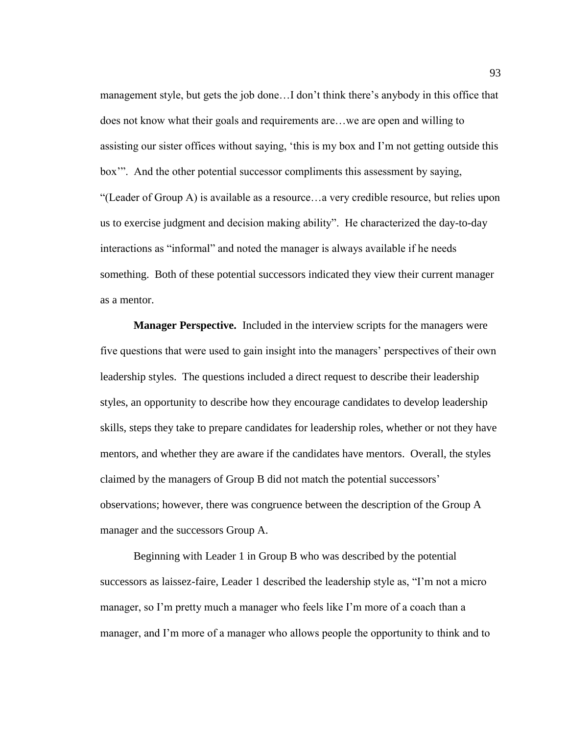management style, but gets the job done…I don't think there's anybody in this office that does not know what their goals and requirements are…we are open and willing to assisting our sister offices without saying, 'this is my box and I'm not getting outside this box'". And the other potential successor compliments this assessment by saying, "(Leader of Group A) is available as a resource…a very credible resource, but relies upon us to exercise judgment and decision making ability". He characterized the day-to-day interactions as "informal" and noted the manager is always available if he needs something. Both of these potential successors indicated they view their current manager as a mentor.

**Manager Perspective.** Included in the interview scripts for the managers were five questions that were used to gain insight into the managers' perspectives of their own leadership styles. The questions included a direct request to describe their leadership styles, an opportunity to describe how they encourage candidates to develop leadership skills, steps they take to prepare candidates for leadership roles, whether or not they have mentors, and whether they are aware if the candidates have mentors. Overall, the styles claimed by the managers of Group B did not match the potential successors' observations; however, there was congruence between the description of the Group A manager and the successors Group A.

Beginning with Leader 1 in Group B who was described by the potential successors as laissez-faire, Leader 1 described the leadership style as, "I'm not a micro manager, so I'm pretty much a manager who feels like I'm more of a coach than a manager, and I'm more of a manager who allows people the opportunity to think and to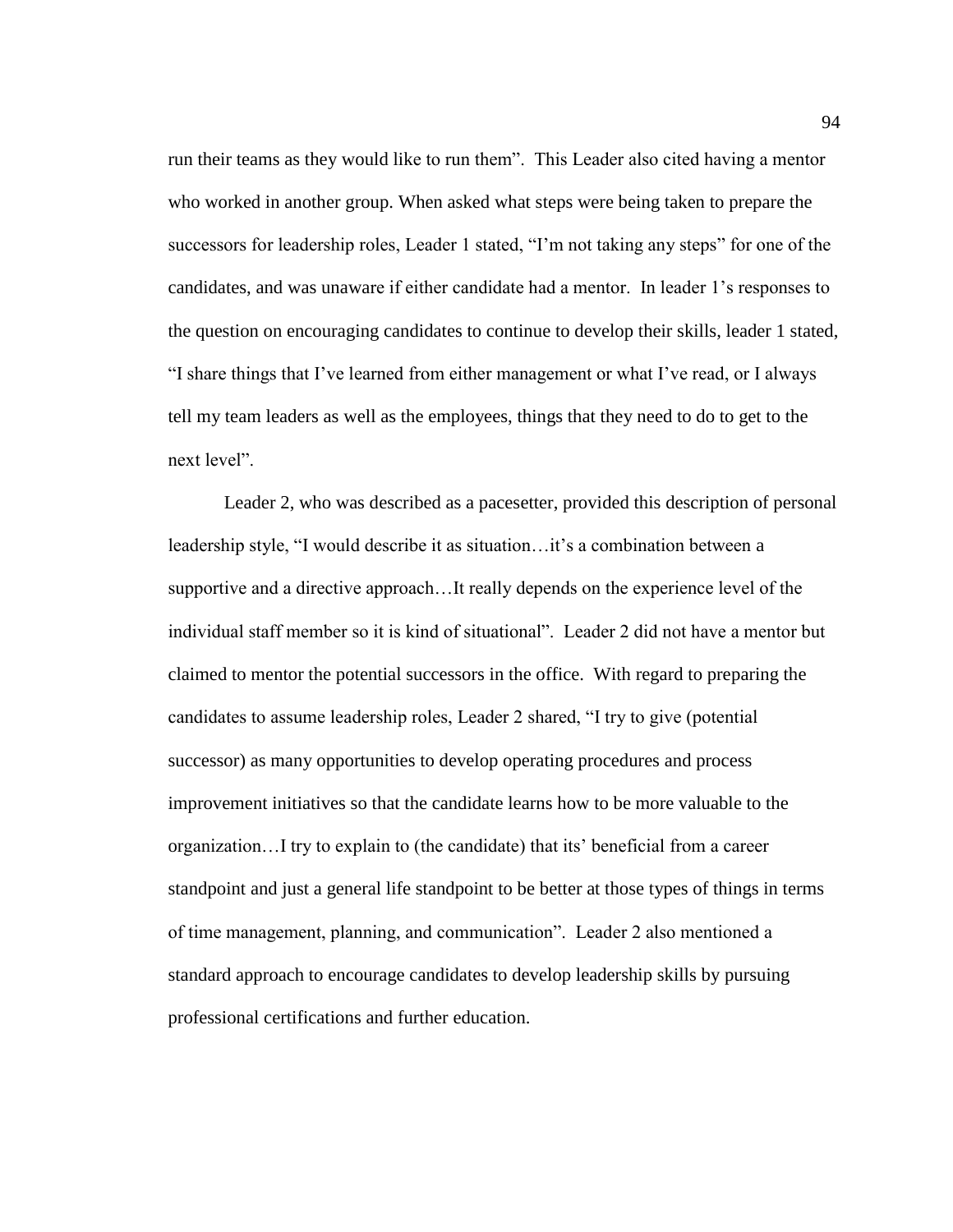run their teams as they would like to run them". This Leader also cited having a mentor who worked in another group. When asked what steps were being taken to prepare the successors for leadership roles, Leader 1 stated, "I'm not taking any steps" for one of the candidates, and was unaware if either candidate had a mentor. In leader 1's responses to the question on encouraging candidates to continue to develop their skills, leader 1 stated, "I share things that I've learned from either management or what I've read, or I always tell my team leaders as well as the employees, things that they need to do to get to the next level".

Leader 2, who was described as a pacesetter, provided this description of personal leadership style, "I would describe it as situation…it's a combination between a supportive and a directive approach…It really depends on the experience level of the individual staff member so it is kind of situational". Leader 2 did not have a mentor but claimed to mentor the potential successors in the office. With regard to preparing the candidates to assume leadership roles, Leader 2 shared, "I try to give (potential successor) as many opportunities to develop operating procedures and process improvement initiatives so that the candidate learns how to be more valuable to the organization…I try to explain to (the candidate) that its' beneficial from a career standpoint and just a general life standpoint to be better at those types of things in terms of time management, planning, and communication". Leader 2 also mentioned a standard approach to encourage candidates to develop leadership skills by pursuing professional certifications and further education.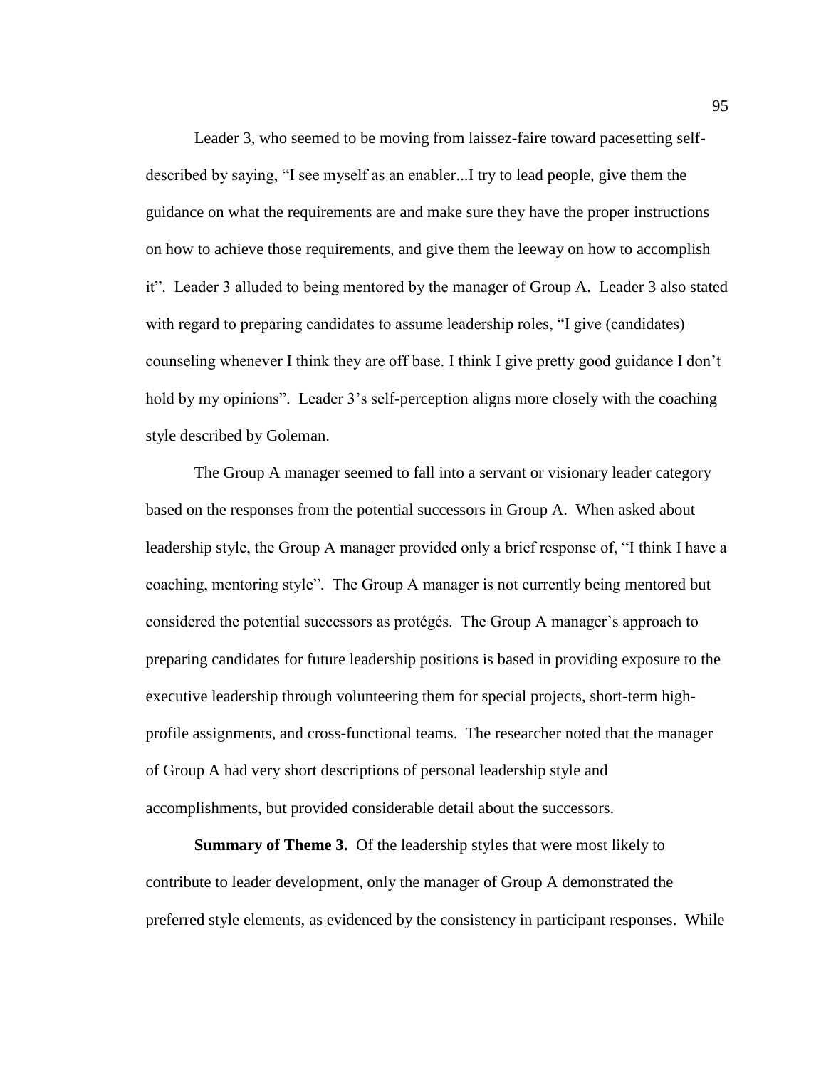Leader 3, who seemed to be moving from laissez-faire toward pacesetting self-described by saying, "I see myself as an enabler...I try to lead people, give them the guidance on what the requirements are and make sure they have the proper instructions on how to achieve those requirements, and give them the leeway on how to accomplish it". Leader 3 alluded to being mentored by the manager of Group A. Leader 3 also stated with regard to preparing candidates to assume leadership roles, "I give (candidates) counseling whenever I think they are off base. I think I give pretty good guidance I don't hold by my opinions". Leader 3's self-perception aligns more closely with the coaching style described by Goleman.

The Group A manager seemed to fall into a servant or visionary leader category based on the responses from the potential successors in Group A. When asked about leadership style, the Group A manager provided only a brief response of, "I think I have a coaching, mentoring style". The Group A manager is not currently being mentored but considered the potential successors as protégés. The Group A manager's approach to preparing candidates for future leadership positions is based in providing exposure to the executive leadership through volunteering them for special projects, short-term high-profile assignments, and cross-functional teams. The researcher noted that the manager of Group A had very short descriptions of personal leadership style and accomplishments, but provided considerable detail about the successors.

**Summary of Theme 3.** Of the leadership styles that were most likely to contribute to leader development, only the manager of Group A demonstrated the preferred style elements, as evidenced by the consistency in participant responses. While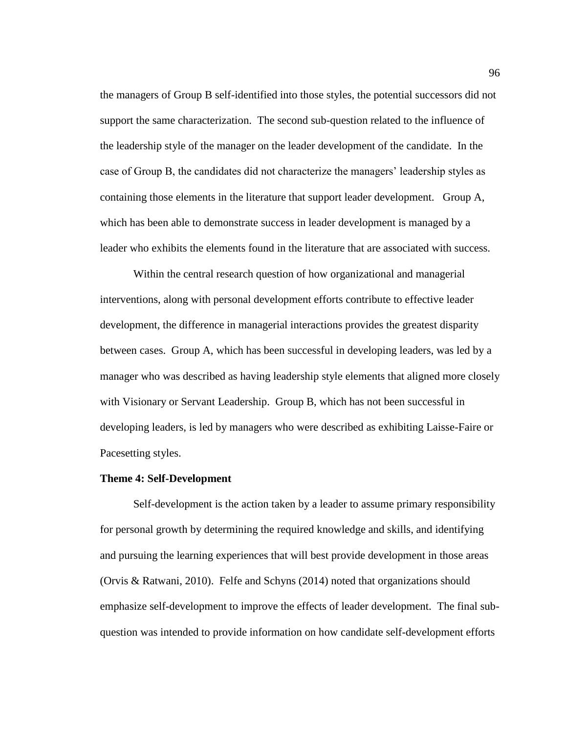the managers of Group B self-identified into those styles, the potential successors did not support the same characterization. The second sub-question related to the influence of the leadership style of the manager on the leader development of the candidate. In the case of Group B, the candidates did not characterize the managers' leadership styles as containing those elements in the literature that support leader development. Group A, which has been able to demonstrate success in leader development is managed by a leader who exhibits the elements found in the literature that are associated with success.

Within the central research question of how organizational and managerial interventions, along with personal development efforts contribute to effective leader development, the difference in managerial interactions provides the greatest disparity between cases. Group A, which has been successful in developing leaders, was led by a manager who was described as having leadership style elements that aligned more closely with Visionary or Servant Leadership. Group B, which has not been successful in developing leaders, is led by managers who were described as exhibiting Laisse-Faire or Pacesetting styles.

**Theme 4: Self-Development**

Self-development is the action taken by a leader to assume primary responsibility for personal growth by determining the required knowledge and skills, and identifying and pursuing the learning experiences that will best provide development in those areas (Orvis & Ratwani, 2010). Felfe and Schyns (2014) noted that organizations should emphasize self-development to improve the effects of leader development. The final sub-question was intended to provide information on how candidate self-development efforts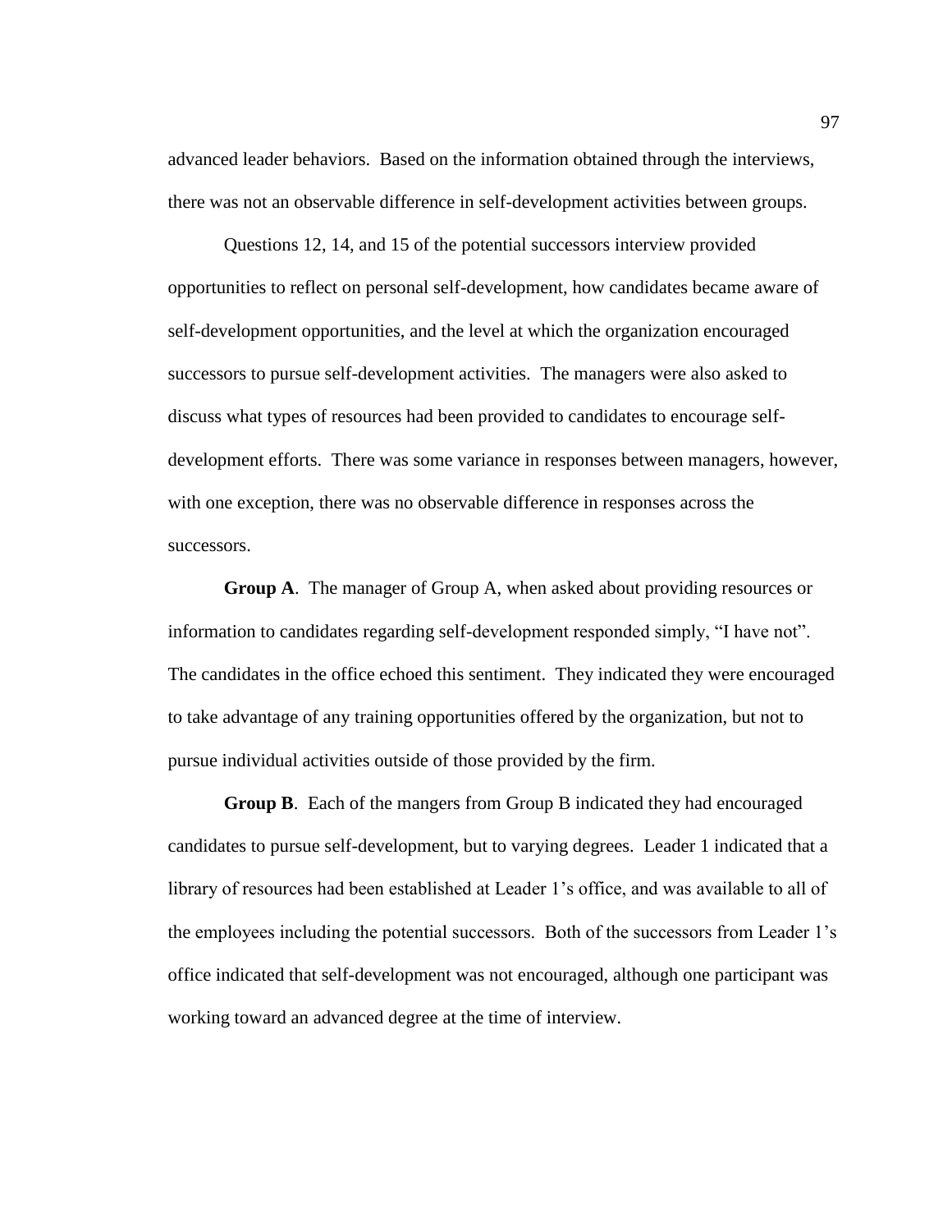advanced leader behaviors. Based on the information obtained through the interviews, there was not an observable difference in self-development activities between groups.

Questions 12, 14, and 15 of the potential successors interview provided opportunities to reflect on personal self-development, how candidates became aware of self-development opportunities, and the level at which the organization encouraged successors to pursue self-development activities. The managers were also asked to discuss what types of resources had been provided to candidates to encourage self-development efforts. There was some variance in responses between managers, however, with one exception, there was no observable difference in responses across the successors.

**Group A**. The manager of Group A, when asked about providing resources or information to candidates regarding self-development responded simply, "I have not". The candidates in the office echoed this sentiment. They indicated they were encouraged to take advantage of any training opportunities offered by the organization, but not to pursue individual activities outside of those provided by the firm.

**Group B**. Each of the mangers from Group B indicated they had encouraged candidates to pursue self-development, but to varying degrees. Leader 1 indicated that a library of resources had been established at Leader 1's office, and was available to all of the employees including the potential successors. Both of the successors from Leader 1's office indicated that self-development was not encouraged, although one participant was working toward an advanced degree at the time of interview.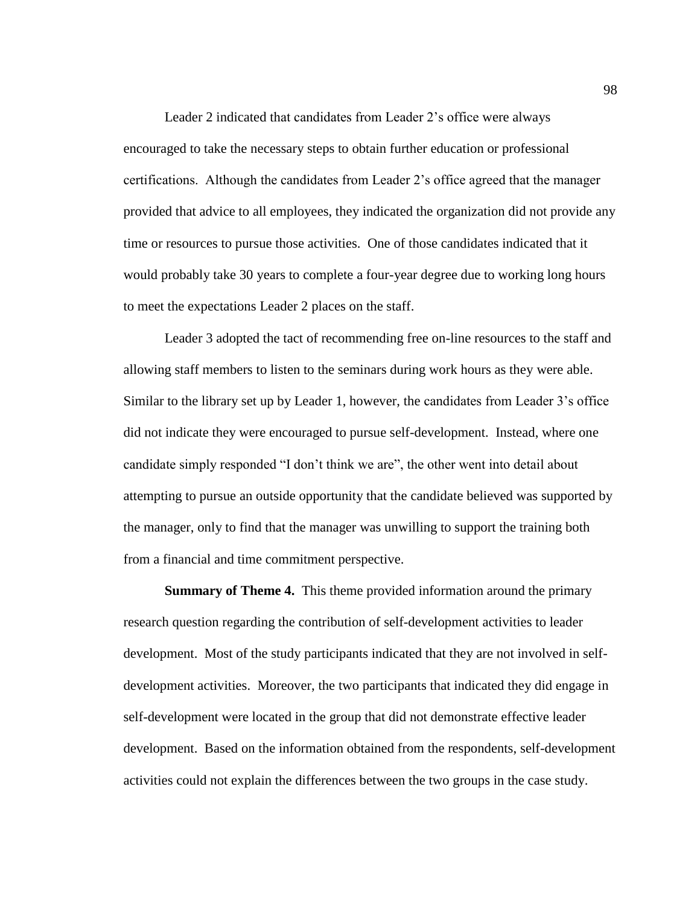Leader 2 indicated that candidates from Leader 2's office were always encouraged to take the necessary steps to obtain further education or professional certifications. Although the candidates from Leader 2's office agreed that the manager provided that advice to all employees, they indicated the organization did not provide any time or resources to pursue those activities. One of those candidates indicated that it would probably take 30 years to complete a four-year degree due to working long hours to meet the expectations Leader 2 places on the staff.

Leader 3 adopted the tact of recommending free on-line resources to the staff and allowing staff members to listen to the seminars during work hours as they were able. Similar to the library set up by Leader 1, however, the candidates from Leader 3's office did not indicate they were encouraged to pursue self-development. Instead, where one candidate simply responded "I don't think we are", the other went into detail about attempting to pursue an outside opportunity that the candidate believed was supported by the manager, only to find that the manager was unwilling to support the training both from a financial and time commitment perspective.

**Summary of Theme 4.** This theme provided information around the primary research question regarding the contribution of self-development activities to leader development. Most of the study participants indicated that they are not involved in self-development activities. Moreover, the two participants that indicated they did engage in self-development were located in the group that did not demonstrate effective leader development. Based on the information obtained from the respondents, self-development activities could not explain the differences between the two groups in the case study.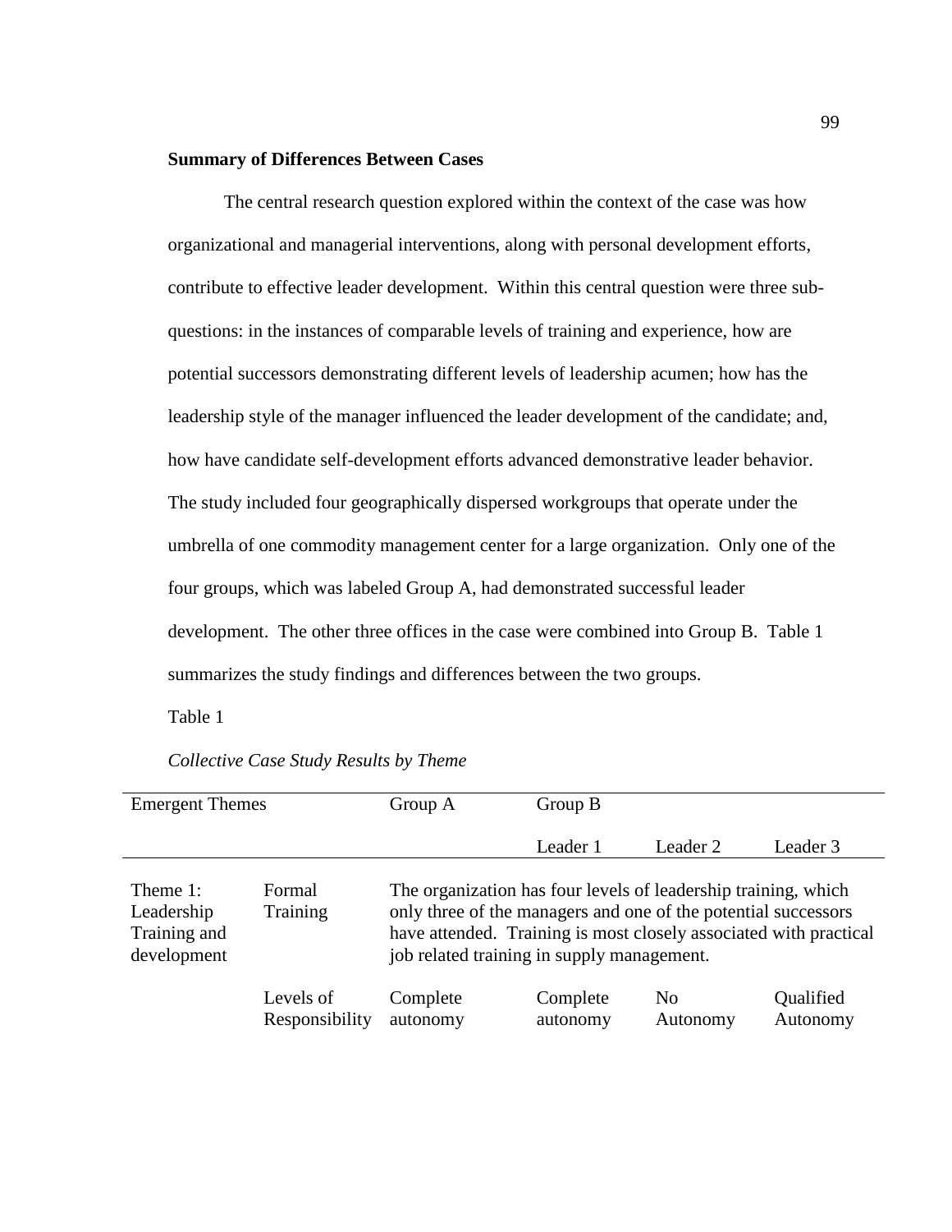**Summary of Differences Between Cases**

The central research question explored within the context of the case was how organizational and managerial interventions, along with personal development efforts, contribute to effective leader development. Within this central question were three sub-questions: in the instances of comparable levels of training and experience, how are potential successors demonstrating different levels of leadership acumen; how has the leadership style of the manager influenced the leader development of the candidate; and, how have candidate self-development efforts advanced demonstrative leader behavior. The study included four geographically dispersed workgroups that operate under the umbrella of one commodity management center for a large organization. Only one of the four groups, which was labeled Group A, had demonstrated successful leader development. The other three offices in the case were combined into Group B. Table 1 summarizes the study findings and differences between the two groups.

Table 1

*Collective Case Study Results by Theme*

| Emergent Themes | | Group A | Group B | | |
|---|---|---|---|---|---|
| | | | Leader 1 | Leader 2 | Leader 3 |
| Theme 1: Leadership Training and development | Formal Training | The organization has four levels of leadership training, which only three of the managers and one of the potential successors have attended. Training is most closely associated with practical job related training in supply management. | | | |
| | Levels of Responsibility | Complete autonomy | Complete autonomy | No Autonomy | Qualified Autonomy |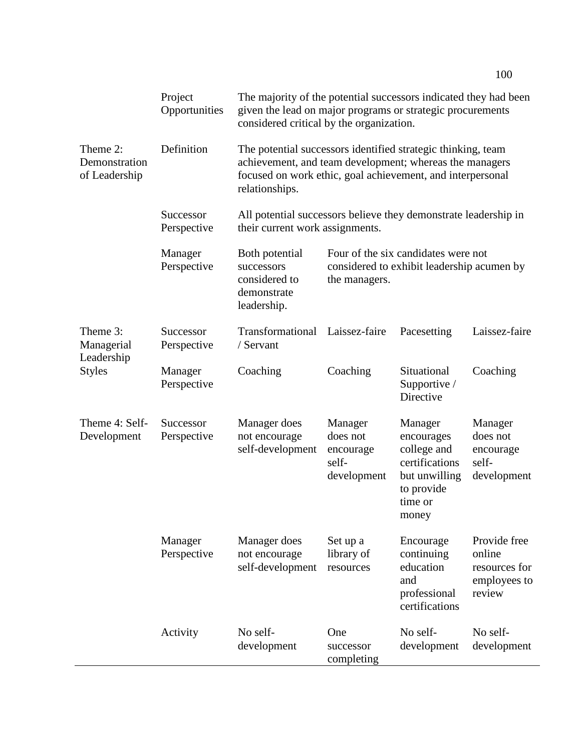| | | | | | |
|---|---|---|---|---|---|
| | Project Opportunities | The majority of the potential successors indicated they had been given the lead on major programs or strategic procurements considered critical by the organization. | | | |
| Theme 2: Demonstration of Leadership | Definition | The potential successors identified strategic thinking, team achievement, and team development; whereas the managers focused on work ethic, goal achievement, and interpersonal relationships. | | | |
| | Successor Perspective | All potential successors believe they demonstrate leadership in their current work assignments. | | | |
| | Manager Perspective | Both potential successors considered to demonstrate leadership. | Four of the six candidates were not considered to exhibit leadership acumen by the managers. | | |
| Theme 3: Managerial Leadership Styles | Successor Perspective | Transformational / Servant | Laissez-faire | Pacesetting | Laissez-faire |
| | Manager Perspective | Coaching | Coaching | Situational Supportive / Directive | Coaching |
| Theme 4: Self-Development | Successor Perspective | Manager does not encourage self-development | Manager does not encourage self-development | Manager encourages college and certifications but unwilling to provide time or money | Manager does not encourage self-development |
| | Manager Perspective | Manager does not encourage self-development | Set up a library of resources | Encourage continuing education and professional certifications | Provide free online resources for employees to review |
| | Activity | No self-development | One successor completing | No self-development | No self-development |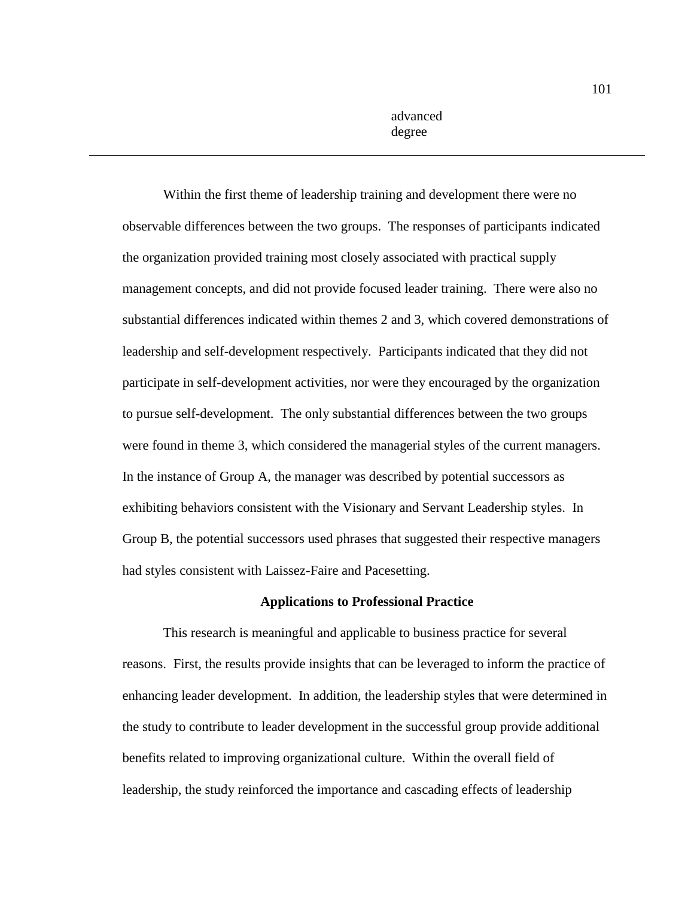advanced degree

---

Within the first theme of leadership training and development there were no observable differences between the two groups. The responses of participants indicated the organization provided training most closely associated with practical supply management concepts, and did not provide focused leader training. There were also no substantial differences indicated within themes 2 and 3, which covered demonstrations of leadership and self-development respectively. Participants indicated that they did not participate in self-development activities, nor were they encouraged by the organization to pursue self-development. The only substantial differences between the two groups were found in theme 3, which considered the managerial styles of the current managers. In the instance of Group A, the manager was described by potential successors as exhibiting behaviors consistent with the Visionary and Servant Leadership styles. In Group B, the potential successors used phrases that suggested their respective managers had styles consistent with Laissez-Faire and Pacesetting.

## Applications to Professional Practice

This research is meaningful and applicable to business practice for several reasons. First, the results provide insights that can be leveraged to inform the practice of enhancing leader development. In addition, the leadership styles that were determined in the study to contribute to leader development in the successful group provide additional benefits related to improving organizational culture. Within the overall field of leadership, the study reinforced the importance and cascading effects of leadership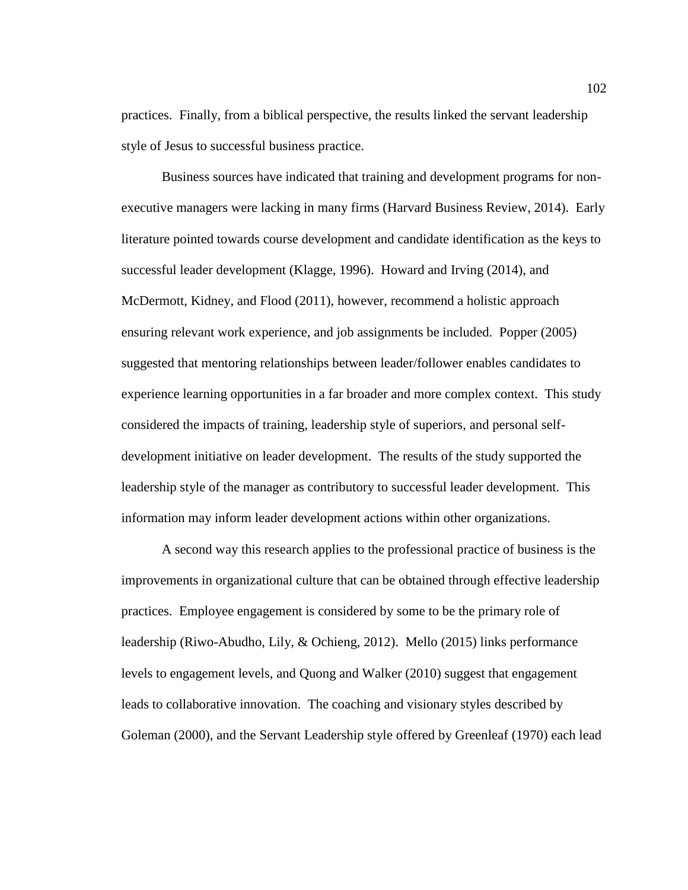practices. Finally, from a biblical perspective, the results linked the servant leadership style of Jesus to successful business practice.

Business sources have indicated that training and development programs for non-executive managers were lacking in many firms (Harvard Business Review, 2014). Early literature pointed towards course development and candidate identification as the keys to successful leader development (Klagge, 1996). Howard and Irving (2014), and McDermott, Kidney, and Flood (2011), however, recommend a holistic approach ensuring relevant work experience, and job assignments be included. Popper (2005) suggested that mentoring relationships between leader/follower enables candidates to experience learning opportunities in a far broader and more complex context. This study considered the impacts of training, leadership style of superiors, and personal self-development initiative on leader development. The results of the study supported the leadership style of the manager as contributory to successful leader development. This information may inform leader development actions within other organizations.

A second way this research applies to the professional practice of business is the improvements in organizational culture that can be obtained through effective leadership practices. Employee engagement is considered by some to be the primary role of leadership (Riwo-Abudho, Lily, & Ochieng, 2012). Mello (2015) links performance levels to engagement levels, and Quong and Walker (2010) suggest that engagement leads to collaborative innovation. The coaching and visionary styles described by Goleman (2000), and the Servant Leadership style offered by Greenleaf (1970) each lead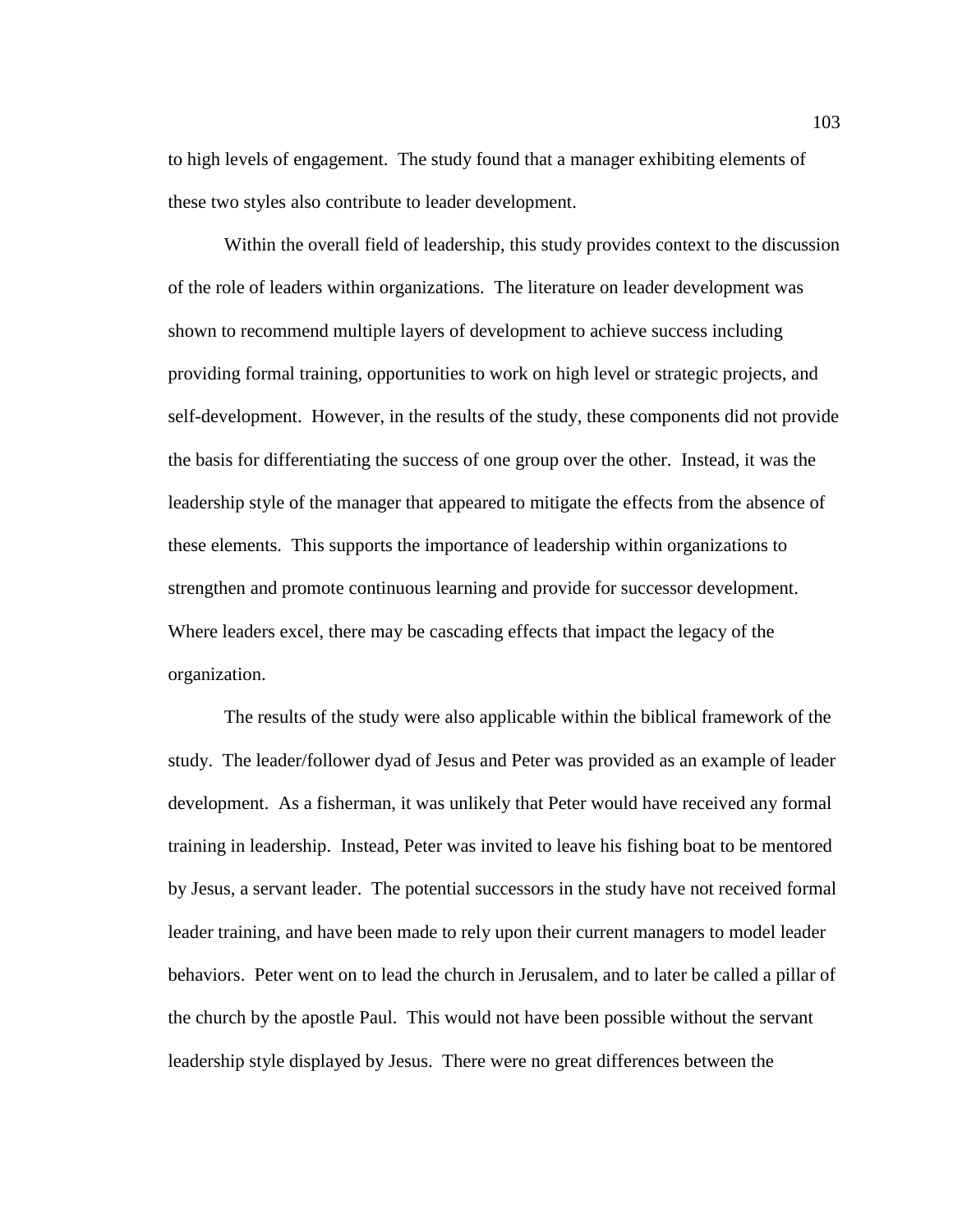to high levels of engagement. The study found that a manager exhibiting elements of these two styles also contribute to leader development.

Within the overall field of leadership, this study provides context to the discussion of the role of leaders within organizations. The literature on leader development was shown to recommend multiple layers of development to achieve success including providing formal training, opportunities to work on high level or strategic projects, and self-development. However, in the results of the study, these components did not provide the basis for differentiating the success of one group over the other. Instead, it was the leadership style of the manager that appeared to mitigate the effects from the absence of these elements. This supports the importance of leadership within organizations to strengthen and promote continuous learning and provide for successor development. Where leaders excel, there may be cascading effects that impact the legacy of the organization.

The results of the study were also applicable within the biblical framework of the study. The leader/follower dyad of Jesus and Peter was provided as an example of leader development. As a fisherman, it was unlikely that Peter would have received any formal training in leadership. Instead, Peter was invited to leave his fishing boat to be mentored by Jesus, a servant leader. The potential successors in the study have not received formal leader training, and have been made to rely upon their current managers to model leader behaviors. Peter went on to lead the church in Jerusalem, and to later be called a pillar of the church by the apostle Paul. This would not have been possible without the servant leadership style displayed by Jesus. There were no great differences between the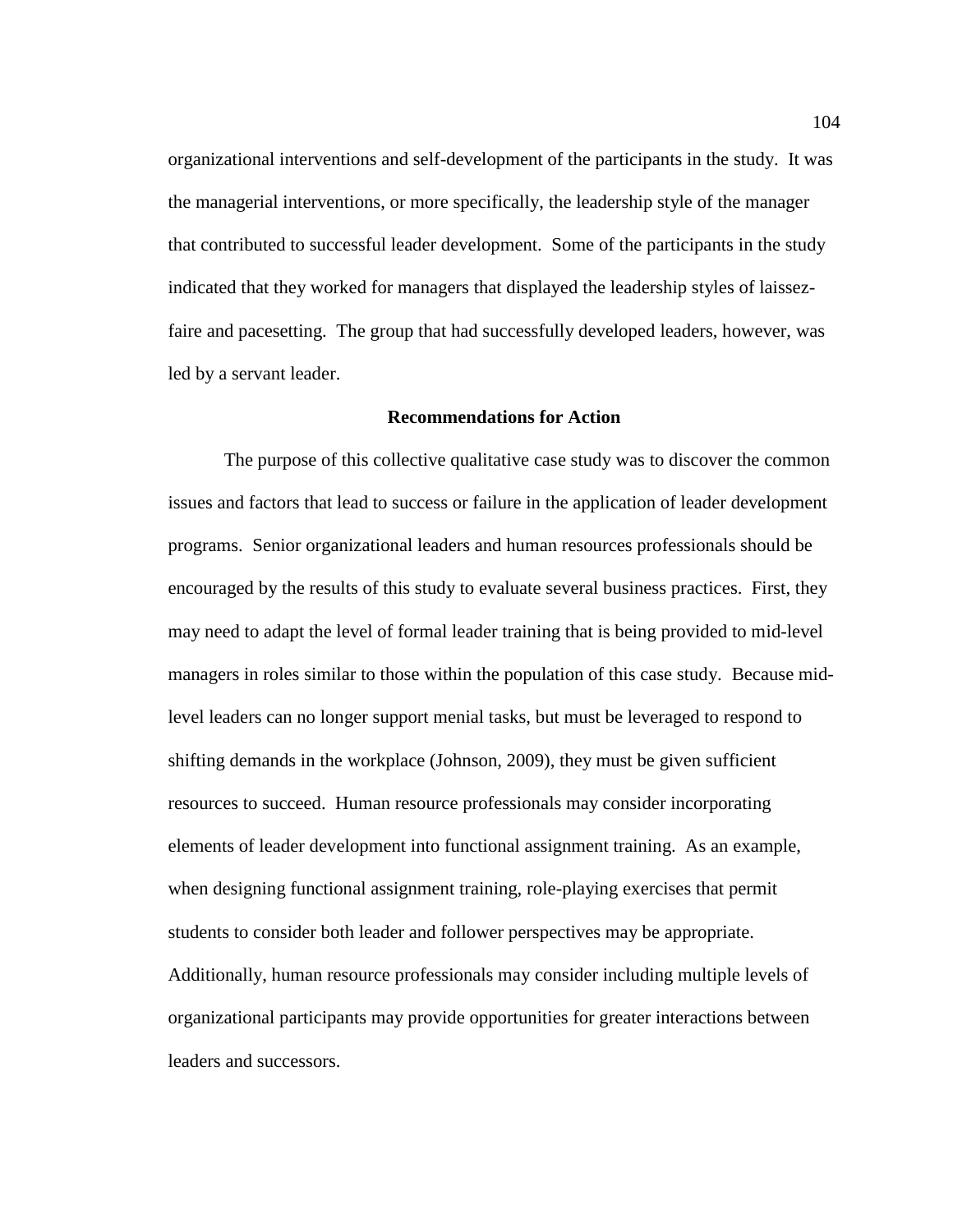organizational interventions and self-development of the participants in the study. It was the managerial interventions, or more specifically, the leadership style of the manager that contributed to successful leader development. Some of the participants in the study indicated that they worked for managers that displayed the leadership styles of laissez-faire and pacesetting. The group that had successfully developed leaders, however, was led by a servant leader.

## Recommendations for Action

The purpose of this collective qualitative case study was to discover the common issues and factors that lead to success or failure in the application of leader development programs. Senior organizational leaders and human resources professionals should be encouraged by the results of this study to evaluate several business practices. First, they may need to adapt the level of formal leader training that is being provided to mid-level managers in roles similar to those within the population of this case study. Because mid-level leaders can no longer support menial tasks, but must be leveraged to respond to shifting demands in the workplace (Johnson, 2009), they must be given sufficient resources to succeed. Human resource professionals may consider incorporating elements of leader development into functional assignment training. As an example, when designing functional assignment training, role-playing exercises that permit students to consider both leader and follower perspectives may be appropriate. Additionally, human resource professionals may consider including multiple levels of organizational participants may provide opportunities for greater interactions between leaders and successors.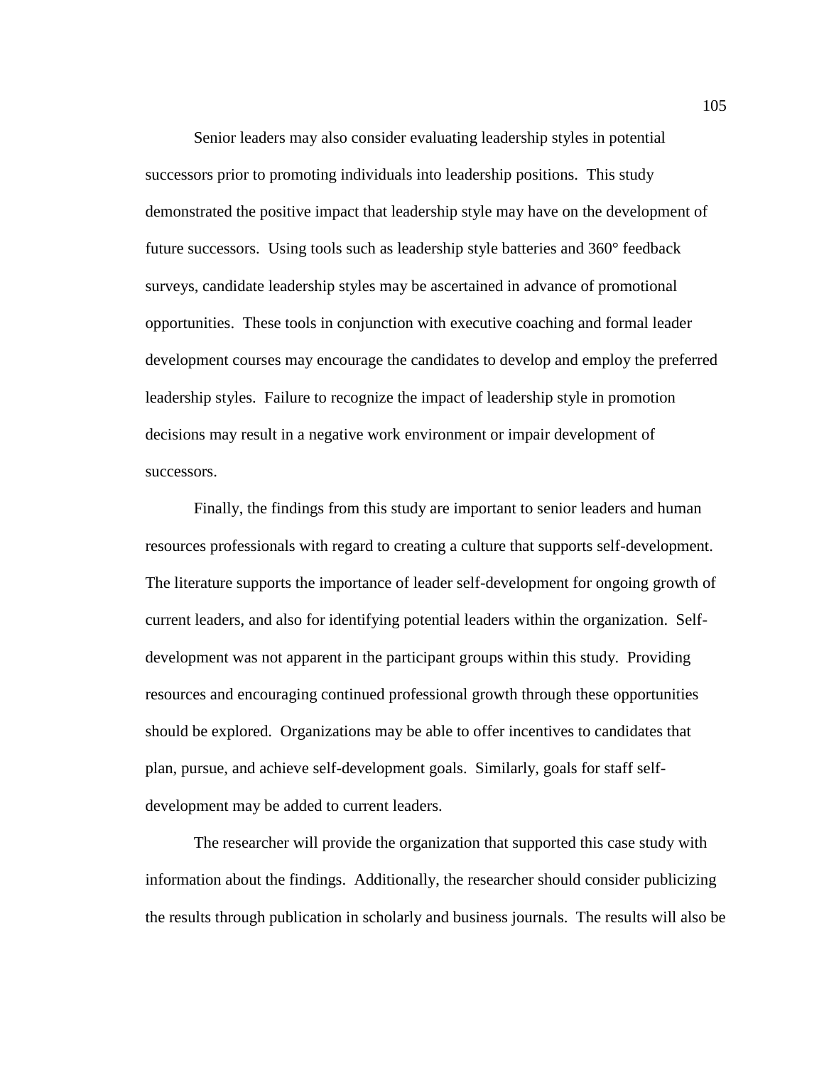Senior leaders may also consider evaluating leadership styles in potential successors prior to promoting individuals into leadership positions. This study demonstrated the positive impact that leadership style may have on the development of future successors. Using tools such as leadership style batteries and 360° feedback surveys, candidate leadership styles may be ascertained in advance of promotional opportunities. These tools in conjunction with executive coaching and formal leader development courses may encourage the candidates to develop and employ the preferred leadership styles. Failure to recognize the impact of leadership style in promotion decisions may result in a negative work environment or impair development of successors.

Finally, the findings from this study are important to senior leaders and human resources professionals with regard to creating a culture that supports self-development. The literature supports the importance of leader self-development for ongoing growth of current leaders, and also for identifying potential leaders within the organization. Self-development was not apparent in the participant groups within this study. Providing resources and encouraging continued professional growth through these opportunities should be explored. Organizations may be able to offer incentives to candidates that plan, pursue, and achieve self-development goals. Similarly, goals for staff self-development may be added to current leaders.

The researcher will provide the organization that supported this case study with information about the findings. Additionally, the researcher should consider publicizing the results through publication in scholarly and business journals. The results will also be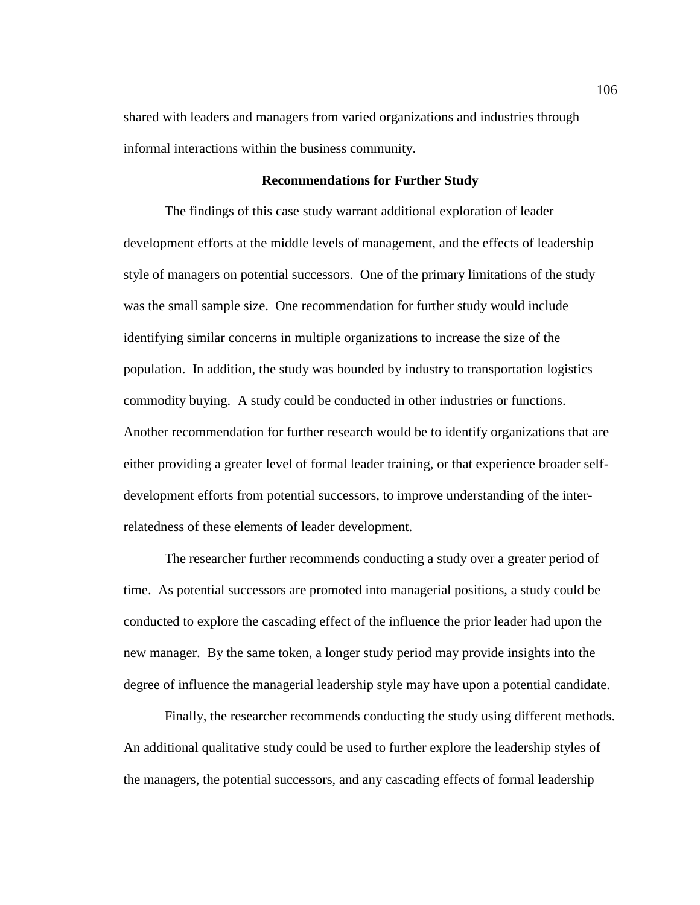shared with leaders and managers from varied organizations and industries through informal interactions within the business community.

## Recommendations for Further Study

The findings of this case study warrant additional exploration of leader development efforts at the middle levels of management, and the effects of leadership style of managers on potential successors. One of the primary limitations of the study was the small sample size. One recommendation for further study would include identifying similar concerns in multiple organizations to increase the size of the population. In addition, the study was bounded by industry to transportation logistics commodity buying. A study could be conducted in other industries or functions. Another recommendation for further research would be to identify organizations that are either providing a greater level of formal leader training, or that experience broader self-development efforts from potential successors, to improve understanding of the inter-relatedness of these elements of leader development.

The researcher further recommends conducting a study over a greater period of time. As potential successors are promoted into managerial positions, a study could be conducted to explore the cascading effect of the influence the prior leader had upon the new manager. By the same token, a longer study period may provide insights into the degree of influence the managerial leadership style may have upon a potential candidate.

Finally, the researcher recommends conducting the study using different methods. An additional qualitative study could be used to further explore the leadership styles of the managers, the potential successors, and any cascading effects of formal leadership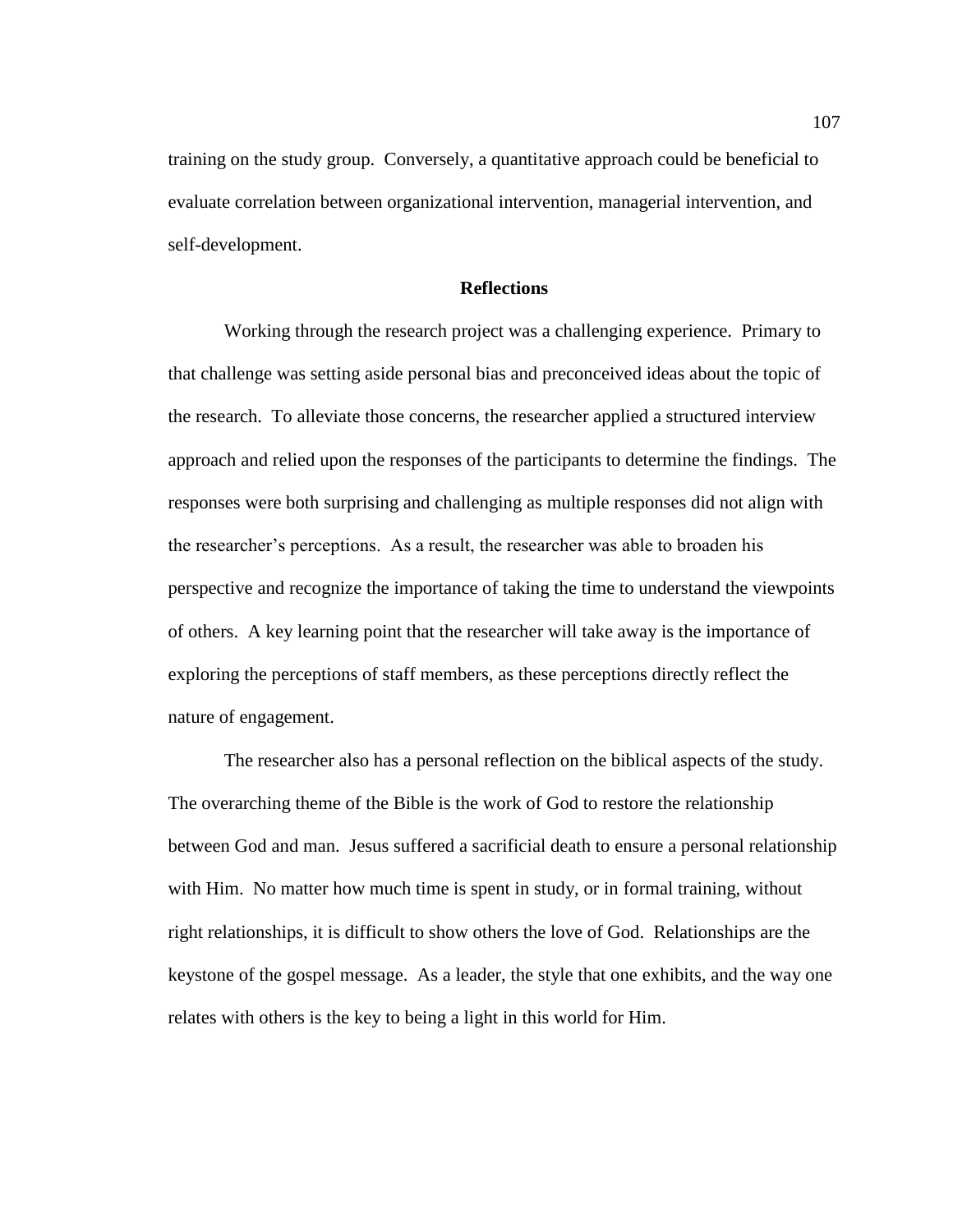training on the study group. Conversely, a quantitative approach could be beneficial to evaluate correlation between organizational intervention, managerial intervention, and self-development.

## Reflections

Working through the research project was a challenging experience. Primary to that challenge was setting aside personal bias and preconceived ideas about the topic of the research. To alleviate those concerns, the researcher applied a structured interview approach and relied upon the responses of the participants to determine the findings. The responses were both surprising and challenging as multiple responses did not align with the researcher's perceptions. As a result, the researcher was able to broaden his perspective and recognize the importance of taking the time to understand the viewpoints of others. A key learning point that the researcher will take away is the importance of exploring the perceptions of staff members, as these perceptions directly reflect the nature of engagement.

The researcher also has a personal reflection on the biblical aspects of the study. The overarching theme of the Bible is the work of God to restore the relationship between God and man. Jesus suffered a sacrificial death to ensure a personal relationship with Him. No matter how much time is spent in study, or in formal training, without right relationships, it is difficult to show others the love of God. Relationships are the keystone of the gospel message. As a leader, the style that one exhibits, and the way one relates with others is the key to being a light in this world for Him.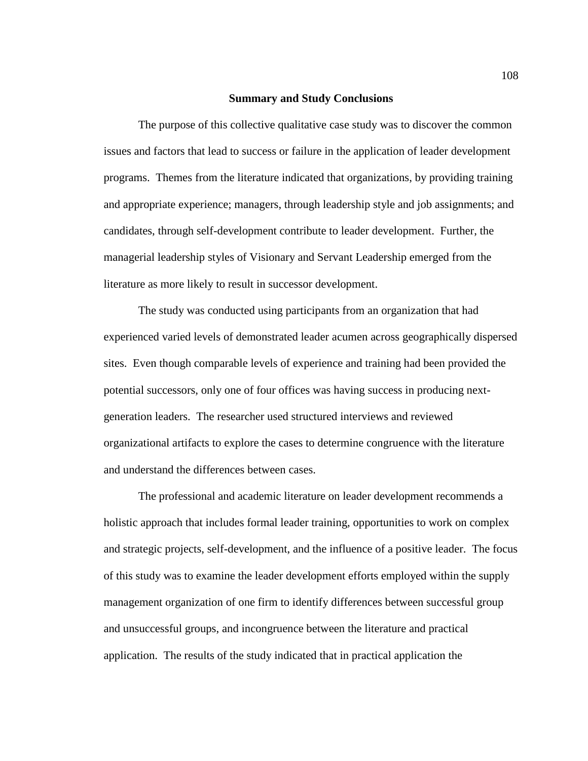## Summary and Study Conclusions

The purpose of this collective qualitative case study was to discover the common issues and factors that lead to success or failure in the application of leader development programs. Themes from the literature indicated that organizations, by providing training and appropriate experience; managers, through leadership style and job assignments; and candidates, through self-development contribute to leader development. Further, the managerial leadership styles of Visionary and Servant Leadership emerged from the literature as more likely to result in successor development.

The study was conducted using participants from an organization that had experienced varied levels of demonstrated leader acumen across geographically dispersed sites. Even though comparable levels of experience and training had been provided the potential successors, only one of four offices was having success in producing next-generation leaders. The researcher used structured interviews and reviewed organizational artifacts to explore the cases to determine congruence with the literature and understand the differences between cases.

The professional and academic literature on leader development recommends a holistic approach that includes formal leader training, opportunities to work on complex and strategic projects, self-development, and the influence of a positive leader. The focus of this study was to examine the leader development efforts employed within the supply management organization of one firm to identify differences between successful group and unsuccessful groups, and incongruence between the literature and practical application. The results of the study indicated that in practical application the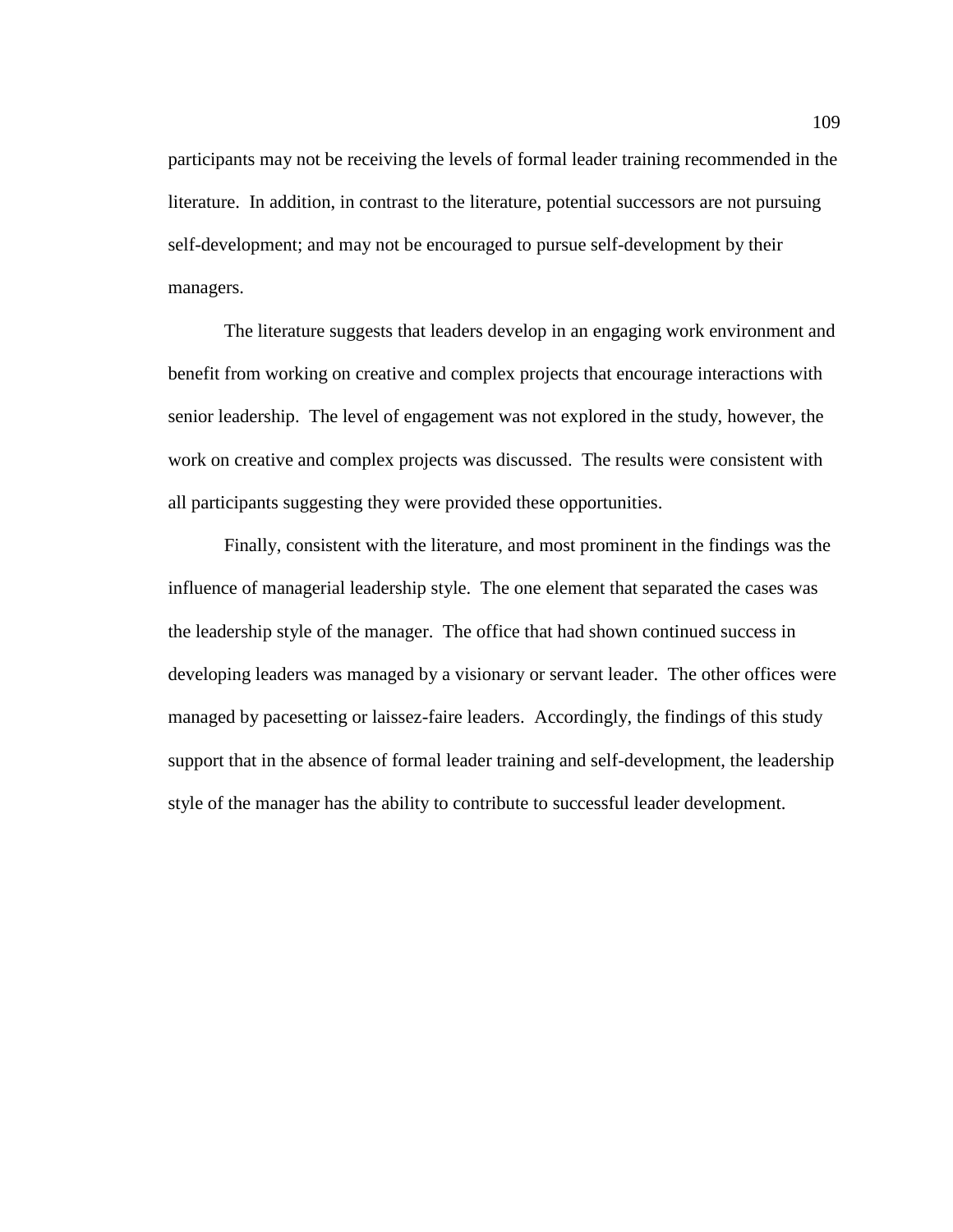participants may not be receiving the levels of formal leader training recommended in the literature. In addition, in contrast to the literature, potential successors are not pursuing self-development; and may not be encouraged to pursue self-development by their managers.

The literature suggests that leaders develop in an engaging work environment and benefit from working on creative and complex projects that encourage interactions with senior leadership. The level of engagement was not explored in the study, however, the work on creative and complex projects was discussed. The results were consistent with all participants suggesting they were provided these opportunities.

Finally, consistent with the literature, and most prominent in the findings was the influence of managerial leadership style. The one element that separated the cases was the leadership style of the manager. The office that had shown continued success in developing leaders was managed by a visionary or servant leader. The other offices were managed by pacesetting or laissez-faire leaders. Accordingly, the findings of this study support that in the absence of formal leader training and self-development, the leadership style of the manager has the ability to contribute to successful leader development.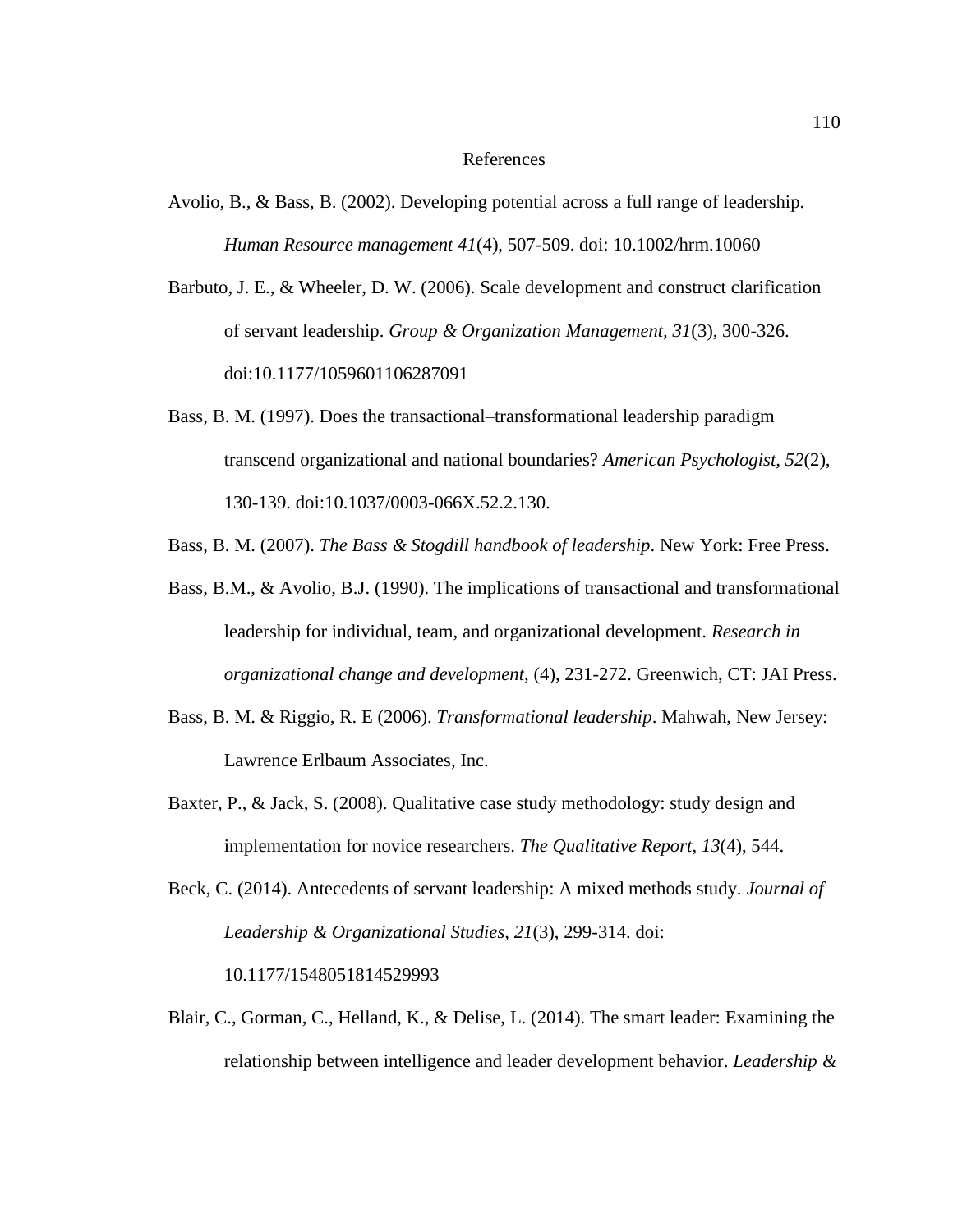# References

Avolio, B., & Bass, B. (2002). Developing potential across a full range of leadership. *Human Resource management 41*(4), 507-509. doi: 10.1002/hrm.10060

Barbuto, J. E., & Wheeler, D. W. (2006). Scale development and construct clarification of servant leadership. *Group & Organization Management, 31*(3), 300-326. doi:10.1177/1059601106287091

Bass, B. M. (1997). Does the transactional–transformational leadership paradigm transcend organizational and national boundaries? *American Psychologist, 52*(2), 130-139. doi:10.1037/0003-066X.52.2.130.

Bass, B. M. (2007). *The Bass & Stogdill handbook of leadership*. New York: Free Press.

Bass, B.M., & Avolio, B.J. (1990). The implications of transactional and transformational leadership for individual, team, and organizational development. *Research in organizational change and development*, (4), 231-272. Greenwich, CT: JAI Press.

Bass, B. M. & Riggio, R. E (2006). *Transformational leadership*. Mahwah, New Jersey: Lawrence Erlbaum Associates, Inc.

Baxter, P., & Jack, S. (2008). Qualitative case study methodology: study design and implementation for novice researchers. *The Qualitative Report*, *13*(4), 544.

Beck, C. (2014). Antecedents of servant leadership: A mixed methods study. *Journal of Leadership & Organizational Studies, 21*(3), 299-314. doi: 10.1177/1548051814529993

Blair, C., Gorman, C., Helland, K., & Delise, L. (2014). The smart leader: Examining the relationship between intelligence and leader development behavior. *Leadership &*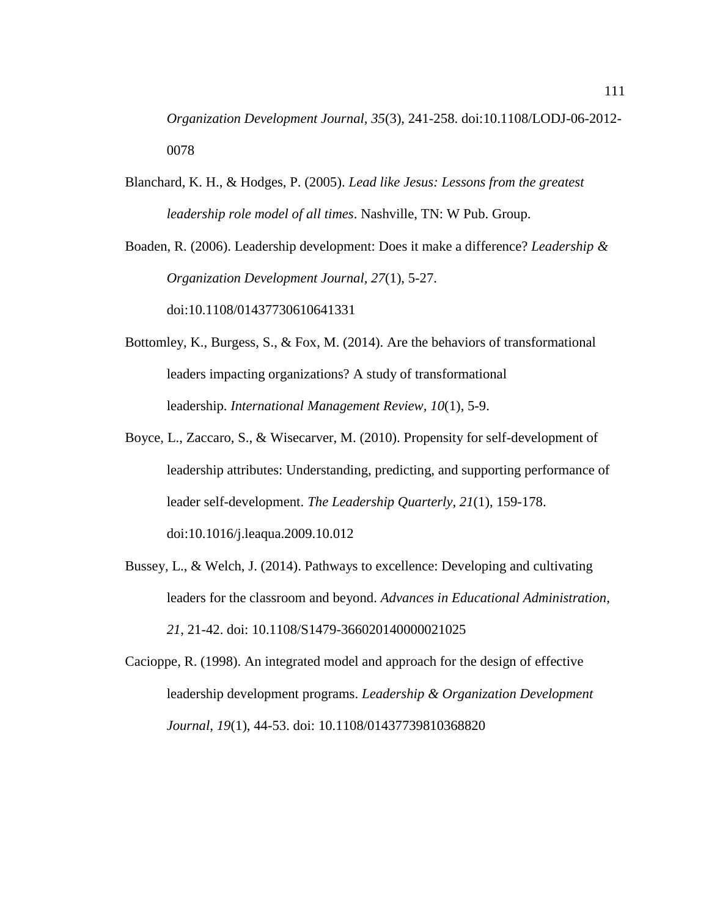*Organization Development Journal, 35*(3), 241-258. doi:10.1108/LODJ-06-2012-0078

Blanchard, K. H., & Hodges, P. (2005). *Lead like Jesus: Lessons from the greatest leadership role model of all times*. Nashville, TN: W Pub. Group.

Boaden, R. (2006). Leadership development: Does it make a difference? *Leadership & Organization Development Journal, 27*(1), 5-27. doi:10.1108/01437730610641331

Bottomley, K., Burgess, S., & Fox, M. (2014). Are the behaviors of transformational leaders impacting organizations? A study of transformational leadership. *International Management Review, 10*(1), 5-9.

Boyce, L., Zaccaro, S., & Wisecarver, M. (2010). Propensity for self-development of leadership attributes: Understanding, predicting, and supporting performance of leader self-development. *The Leadership Quarterly, 21*(1), 159-178. doi:10.1016/j.leaqua.2009.10.012

Bussey, L., & Welch, J. (2014). Pathways to excellence: Developing and cultivating leaders for the classroom and beyond. *Advances in Educational Administration, 21*, 21-42. doi: 10.1108/S1479-366020140000021025

Cacioppe, R. (1998). An integrated model and approach for the design of effective leadership development programs. *Leadership & Organization Development Journal, 19*(1), 44-53. doi: 10.1108/01437739810368820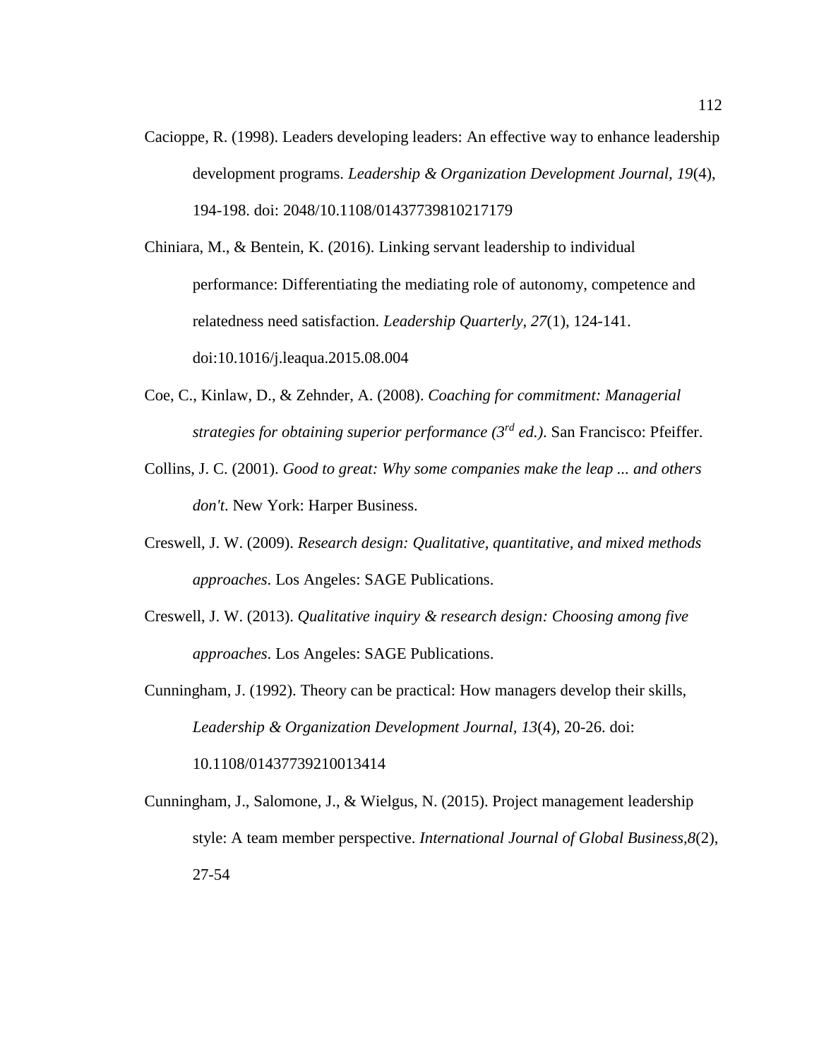Cacioppe, R. (1998). Leaders developing leaders: An effective way to enhance leadership development programs. *Leadership & Organization Development Journal*, *19*(4), 194-198. doi: 2048/10.1108/01437739810217179

Chiniara, M., & Bentein, K. (2016). Linking servant leadership to individual performance: Differentiating the mediating role of autonomy, competence and relatedness need satisfaction. *Leadership Quarterly*, *27*(1), 124-141. doi:10.1016/j.leaqua.2015.08.004

Coe, C., Kinlaw, D., & Zehnder, A. (2008). *Coaching for commitment: Managerial strategies for obtaining superior performance (3rd ed.)*. San Francisco: Pfeiffer.

Collins, J. C. (2001). *Good to great: Why some companies make the leap ... and others don't*. New York: Harper Business.

Creswell, J. W. (2009). *Research design: Qualitative, quantitative, and mixed methods approaches*. Los Angeles: SAGE Publications.

Creswell, J. W. (2013). *Qualitative inquiry & research design: Choosing among five approaches*. Los Angeles: SAGE Publications.

Cunningham, J. (1992). Theory can be practical: How managers develop their skills, *Leadership & Organization Development Journal, 13*(4), 20-26. doi: 10.1108/01437739210013414

Cunningham, J., Salomone, J., & Wielgus, N. (2015). Project management leadership style: A team member perspective. *International Journal of Global Business,8*(2), 27-54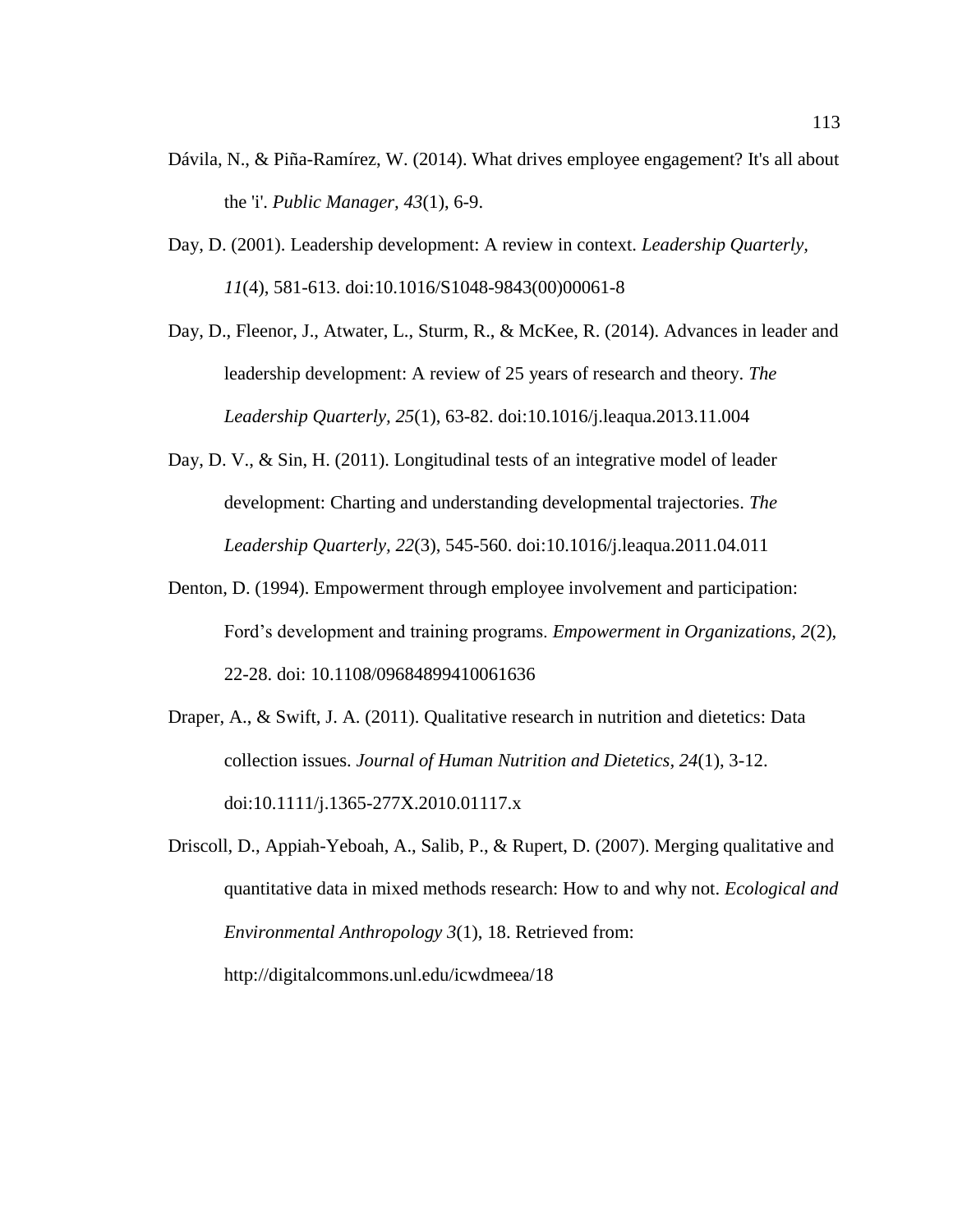Dávila, N., & Piña-Ramírez, W. (2014). What drives employee engagement? It's all about the 'i'. *Public Manager, 43*(1), 6-9.

Day, D. (2001). Leadership development: A review in context. *Leadership Quarterly, 11*(4), 581-613. doi:10.1016/S1048-9843(00)00061-8

Day, D., Fleenor, J., Atwater, L., Sturm, R., & McKee, R. (2014). Advances in leader and leadership development: A review of 25 years of research and theory. *The Leadership Quarterly, 25*(1), 63-82. doi:10.1016/j.leaqua.2013.11.004

Day, D. V., & Sin, H. (2011). Longitudinal tests of an integrative model of leader development: Charting and understanding developmental trajectories. *The Leadership Quarterly, 22*(3), 545-560. doi:10.1016/j.leaqua.2011.04.011

Denton, D. (1994). Empowerment through employee involvement and participation: Ford's development and training programs. *Empowerment in Organizations, 2*(2), 22-28. doi: 10.1108/09684899410061636

Draper, A., & Swift, J. A. (2011). Qualitative research in nutrition and dietetics: Data collection issues. *Journal of Human Nutrition and Dietetics*, *24*(1), 3-12. doi:10.1111/j.1365-277X.2010.01117.x

Driscoll, D., Appiah-Yeboah, A., Salib, P., & Rupert, D. (2007). Merging qualitative and quantitative data in mixed methods research: How to and why not. *Ecological and Environmental Anthropology 3*(1), 18. Retrieved from: http://digitalcommons.unl.edu/icwdmeea/18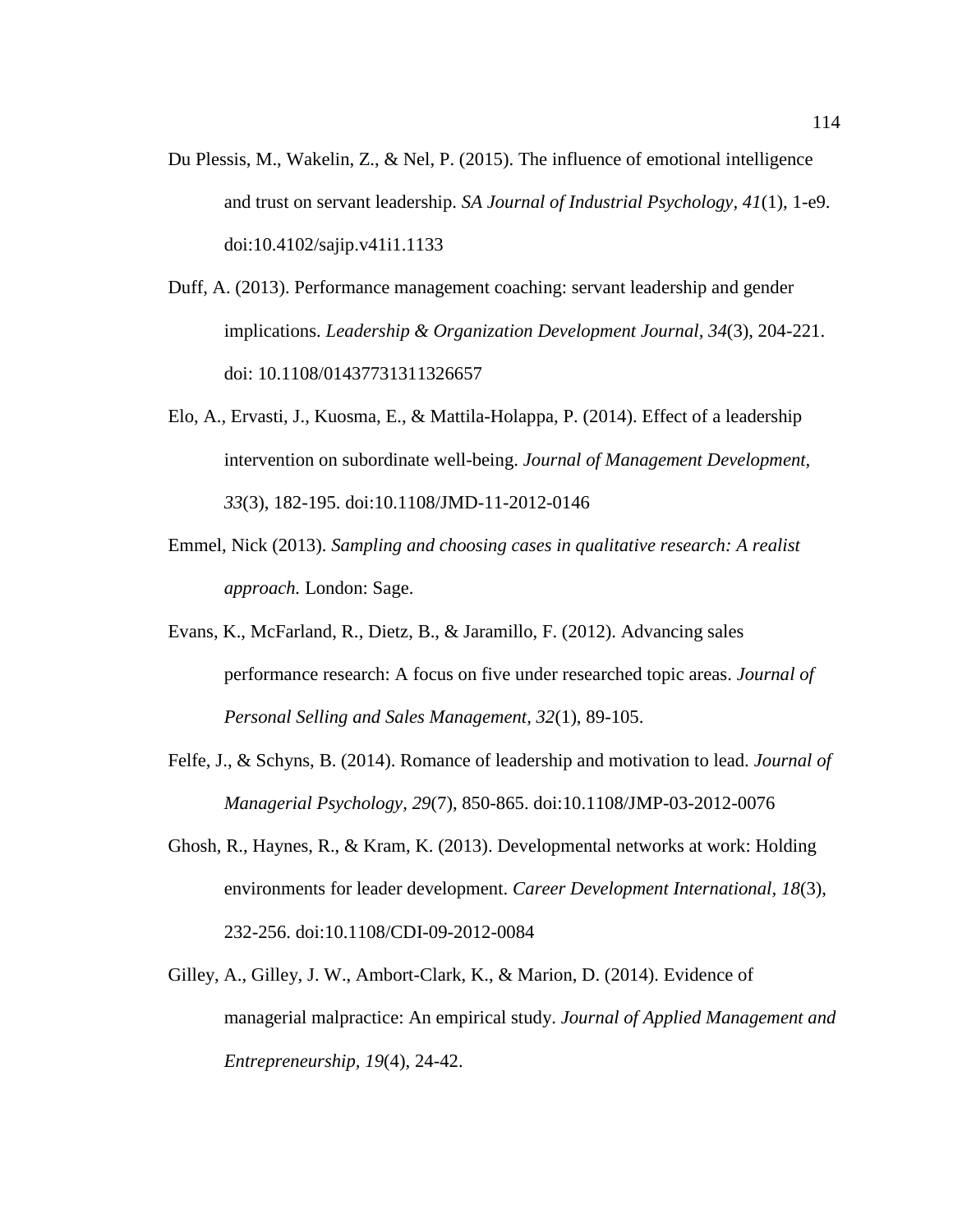Du Plessis, M., Wakelin, Z., & Nel, P. (2015). The influence of emotional intelligence and trust on servant leadership. *SA Journal of Industrial Psychology, 41*(1), 1-e9. doi:10.4102/sajip.v41i1.1133

Duff, A. (2013). Performance management coaching: servant leadership and gender implications. *Leadership & Organization Development Journal, 34*(3), 204-221. doi: 10.1108/01437731311326657

Elo, A., Ervasti, J., Kuosma, E., & Mattila-Holappa, P. (2014). Effect of a leadership intervention on subordinate well-being. *Journal of Management Development, 33*(3), 182-195. doi:10.1108/JMD-11-2012-0146

Emmel, Nick (2013). *Sampling and choosing cases in qualitative research: A realist approach.* London: Sage.

Evans, K., McFarland, R., Dietz, B., & Jaramillo, F. (2012). Advancing sales performance research: A focus on five under researched topic areas. *Journal of Personal Selling and Sales Management, 32*(1), 89-105.

Felfe, J., & Schyns, B. (2014). Romance of leadership and motivation to lead. *Journal of Managerial Psychology, 29*(7), 850-865. doi:10.1108/JMP-03-2012-0076

Ghosh, R., Haynes, R., & Kram, K. (2013). Developmental networks at work: Holding environments for leader development. *Career Development International, 18*(3), 232-256. doi:10.1108/CDI-09-2012-0084

Gilley, A., Gilley, J. W., Ambort-Clark, K., & Marion, D. (2014). Evidence of managerial malpractice: An empirical study. *Journal of Applied Management and Entrepreneurship, 19*(4), 24-42.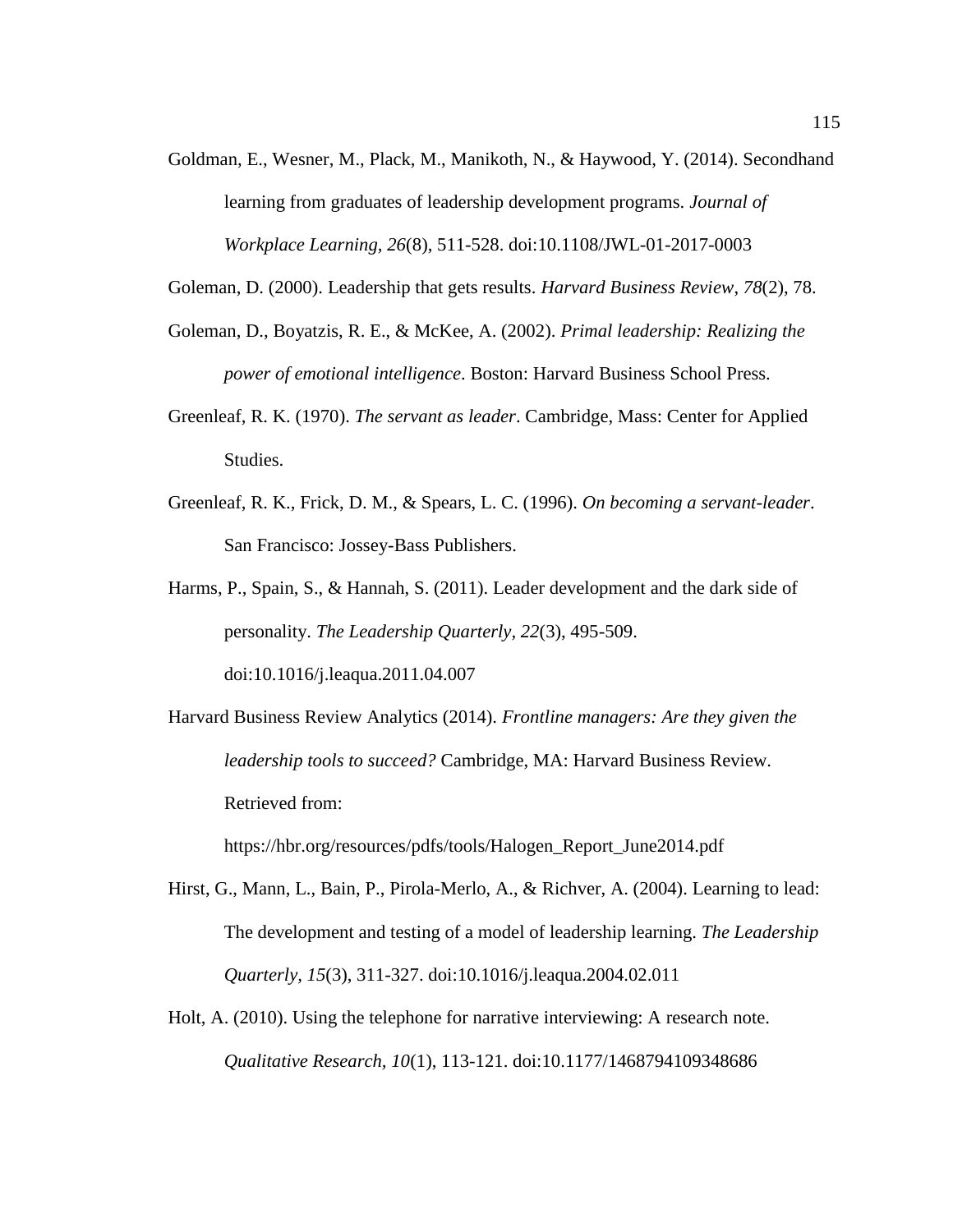Goldman, E., Wesner, M., Plack, M., Manikoth, N., & Haywood, Y. (2014). Secondhand learning from graduates of leadership development programs. *Journal of Workplace Learning, 26*(8), 511-528. doi:10.1108/JWL-01-2017-0003

Goleman, D. (2000). Leadership that gets results. *Harvard Business Review*, *78*(2), 78.

Goleman, D., Boyatzis, R. E., & McKee, A. (2002). *Primal leadership: Realizing the power of emotional intelligence*. Boston: Harvard Business School Press.

Greenleaf, R. K. (1970). *The servant as leader*. Cambridge, Mass: Center for Applied Studies.

Greenleaf, R. K., Frick, D. M., & Spears, L. C. (1996). *On becoming a servant-leader*. San Francisco: Jossey-Bass Publishers.

Harms, P., Spain, S., & Hannah, S. (2011). Leader development and the dark side of personality. *The Leadership Quarterly*, *22*(3), 495-509. doi:10.1016/j.leaqua.2011.04.007

Harvard Business Review Analytics (2014). *Frontline managers: Are they given the leadership tools to succeed?* Cambridge, MA: Harvard Business Review. Retrieved from: https://hbr.org/resources/pdfs/tools/Halogen_Report_June2014.pdf

Hirst, G., Mann, L., Bain, P., Pirola-Merlo, A., & Richver, A. (2004). Learning to lead: The development and testing of a model of leadership learning. *The Leadership Quarterly, 15*(3), 311-327. doi:10.1016/j.leaqua.2004.02.011

Holt, A. (2010). Using the telephone for narrative interviewing: A research note. *Qualitative Research, 10*(1), 113-121. doi:10.1177/1468794109348686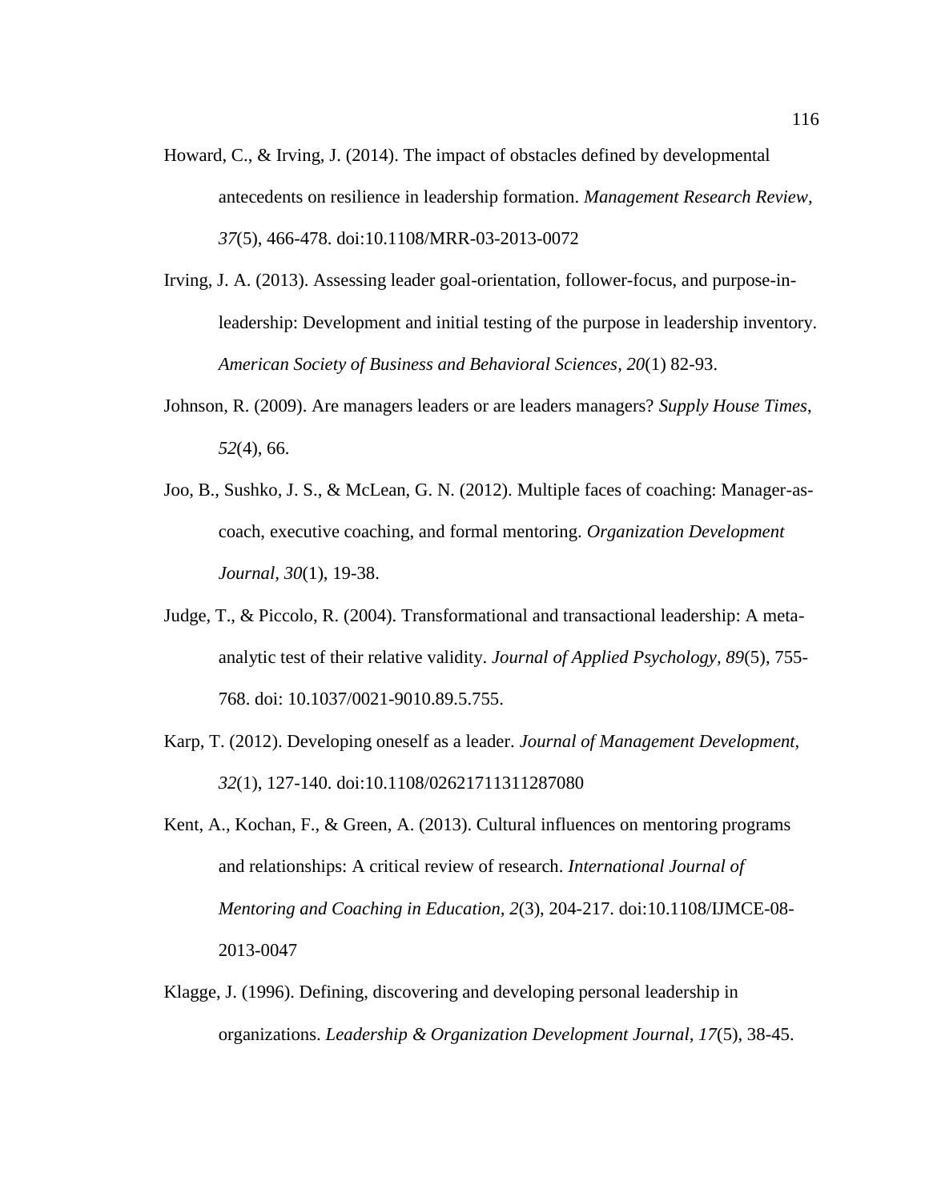Howard, C., & Irving, J. (2014). The impact of obstacles defined by developmental antecedents on resilience in leadership formation. *Management Research Review, 37*(5), 466-478. doi:10.1108/MRR-03-2013-0072

Irving, J. A. (2013). Assessing leader goal-orientation, follower-focus, and purpose-in-leadership: Development and initial testing of the purpose in leadership inventory. *American Society of Business and Behavioral Sciences, 20*(1) 82-93.

Johnson, R. (2009). Are managers leaders or are leaders managers? *Supply House Times, 52*(4), 66.

Joo, B., Sushko, J. S., & McLean, G. N. (2012). Multiple faces of coaching: Manager-as-coach, executive coaching, and formal mentoring. *Organization Development Journal, 30*(1), 19-38.

Judge, T., & Piccolo, R. (2004). Transformational and transactional leadership: A meta-analytic test of their relative validity. *Journal of Applied Psychology, 89*(5), 755-768. doi: 10.1037/0021-9010.89.5.755.

Karp, T. (2012). Developing oneself as a leader. *Journal of Management Development, 32*(1), 127-140. doi:10.1108/02621711311287080

Kent, A., Kochan, F., & Green, A. (2013). Cultural influences on mentoring programs and relationships: A critical review of research. *International Journal of Mentoring and Coaching in Education, 2*(3), 204-217. doi:10.1108/IJMCE-08-2013-0047

Klagge, J. (1996). Defining, discovering and developing personal leadership in organizations. *Leadership & Organization Development Journal, 17*(5), 38-45.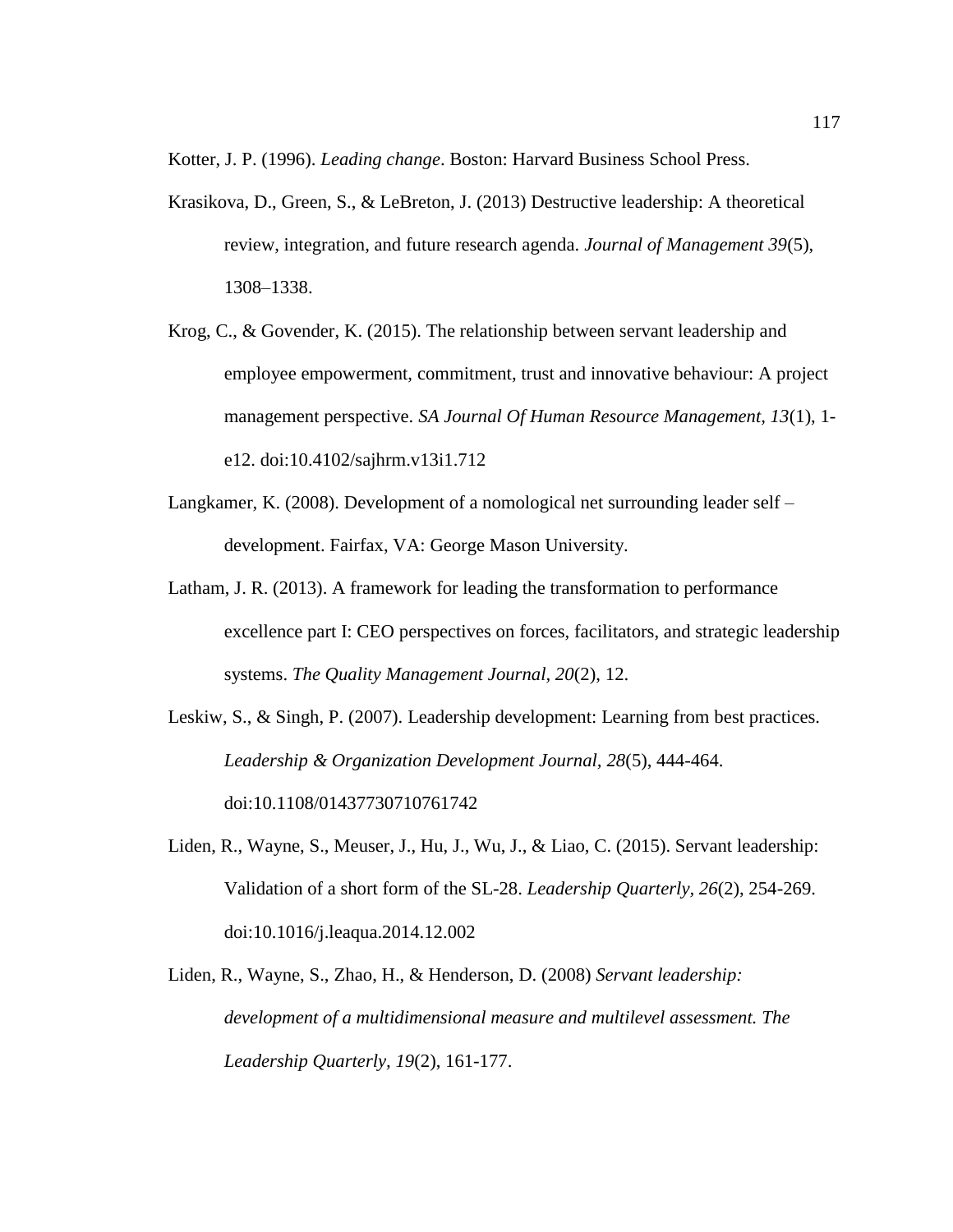Kotter, J. P. (1996). *Leading change*. Boston: Harvard Business School Press.

Krasikova, D., Green, S., & LeBreton, J. (2013) Destructive leadership: A theoretical review, integration, and future research agenda. *Journal of Management 39*(5), 1308–1338.

Krog, C., & Govender, K. (2015). The relationship between servant leadership and employee empowerment, commitment, trust and innovative behaviour: A project management perspective. *SA Journal Of Human Resource Management, 13*(1), 1-e12. doi:10.4102/sajhrm.v13i1.712

Langkamer, K. (2008). Development of a nomological net surrounding leader self – development. Fairfax, VA: George Mason University.

Latham, J. R. (2013). A framework for leading the transformation to performance excellence part I: CEO perspectives on forces, facilitators, and strategic leadership systems. *The Quality Management Journal, 20*(2), 12.

Leskiw, S., & Singh, P. (2007). Leadership development: Learning from best practices. *Leadership & Organization Development Journal, 28*(5), 444-464. doi:10.1108/01437730710761742

Liden, R., Wayne, S., Meuser, J., Hu, J., Wu, J., & Liao, C. (2015). Servant leadership: Validation of a short form of the SL-28. *Leadership Quarterly*, *26*(2), 254-269. doi:10.1016/j.leaqua.2014.12.002

Liden, R., Wayne, S., Zhao, H., & Henderson, D. (2008) *Servant leadership: development of a multidimensional measure and multilevel assessment. The Leadership Quarterly, 19*(2), 161-177.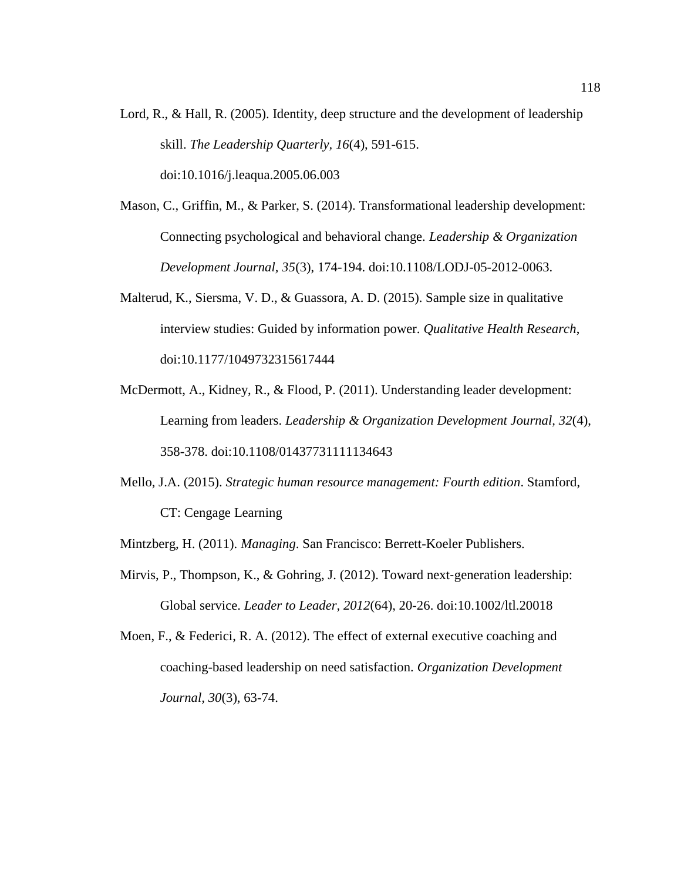Lord, R., & Hall, R. (2005). Identity, deep structure and the development of leadership skill. *The Leadership Quarterly, 16*(4), 591-615. doi:10.1016/j.leaqua.2005.06.003

Mason, C., Griffin, M., & Parker, S. (2014). Transformational leadership development: Connecting psychological and behavioral change. *Leadership & Organization Development Journal, 35*(3), 174-194. doi:10.1108/LODJ-05-2012-0063.

Malterud, K., Siersma, V. D., & Guassora, A. D. (2015). Sample size in qualitative interview studies: Guided by information power. *Qualitative Health Research*, doi:10.1177/1049732315617444

McDermott, A., Kidney, R., & Flood, P. (2011). Understanding leader development: Learning from leaders. *Leadership & Organization Development Journal, 32*(4), 358-378. doi:10.1108/01437731111134643

Mello, J.A. (2015). *Strategic human resource management: Fourth edition*. Stamford, CT: Cengage Learning

Mintzberg, H. (2011). *Managing*. San Francisco: Berrett-Koeler Publishers.

Mirvis, P., Thompson, K., & Gohring, J. (2012). Toward next-generation leadership: Global service. *Leader to Leader, 2012*(64), 20-26. doi:10.1002/ltl.20018

Moen, F., & Federici, R. A. (2012). The effect of external executive coaching and coaching-based leadership on need satisfaction. *Organization Development Journal, 30*(3), 63-74.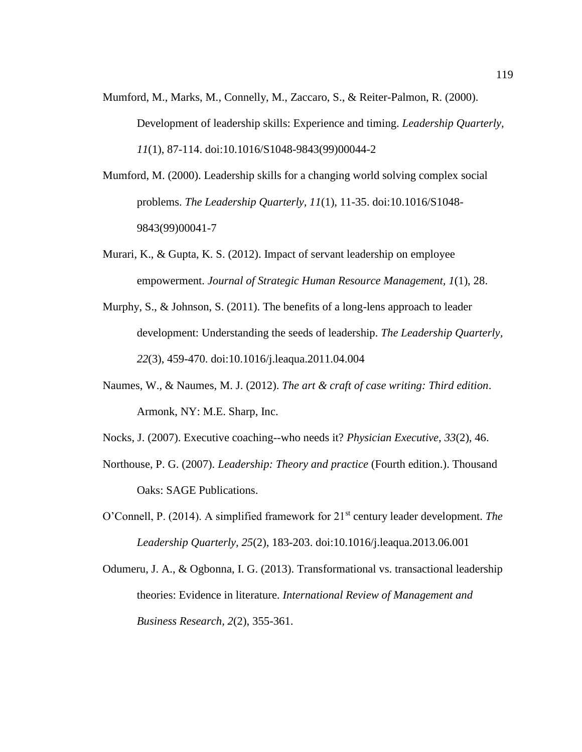Mumford, M., Marks, M., Connelly, M., Zaccaro, S., & Reiter-Palmon, R. (2000). Development of leadership skills: Experience and timing. *Leadership Quarterly, 11*(1), 87-114. doi:10.1016/S1048-9843(99)00044-2

Mumford, M. (2000). Leadership skills for a changing world solving complex social problems. *The Leadership Quarterly*, *11*(1), 11-35. doi:10.1016/S1048-9843(99)00041-7

Murari, K., & Gupta, K. S. (2012). Impact of servant leadership on employee empowerment. *Journal of Strategic Human Resource Management*, *1*(1), 28.

Murphy, S., & Johnson, S. (2011). The benefits of a long-lens approach to leader development: Understanding the seeds of leadership. *The Leadership Quarterly, 22*(3), 459-470. doi:10.1016/j.leaqua.2011.04.004

Naumes, W., & Naumes, M. J. (2012). *The art & craft of case writing: Third edition*. Armonk, NY: M.E. Sharp, Inc.

Nocks, J. (2007). Executive coaching--who needs it? *Physician Executive*, *33*(2), 46.

Northouse, P. G. (2007). *Leadership: Theory and practice* (Fourth edition.). Thousand Oaks: SAGE Publications.

O'Connell, P. (2014). A simplified framework for 21st century leader development. *The Leadership Quarterly, 25*(2), 183-203. doi:10.1016/j.leaqua.2013.06.001

Odumeru, J. A., & Ogbonna, I. G. (2013). Transformational vs. transactional leadership theories: Evidence in literature. *International Review of Management and Business Research, 2*(2), 355-361.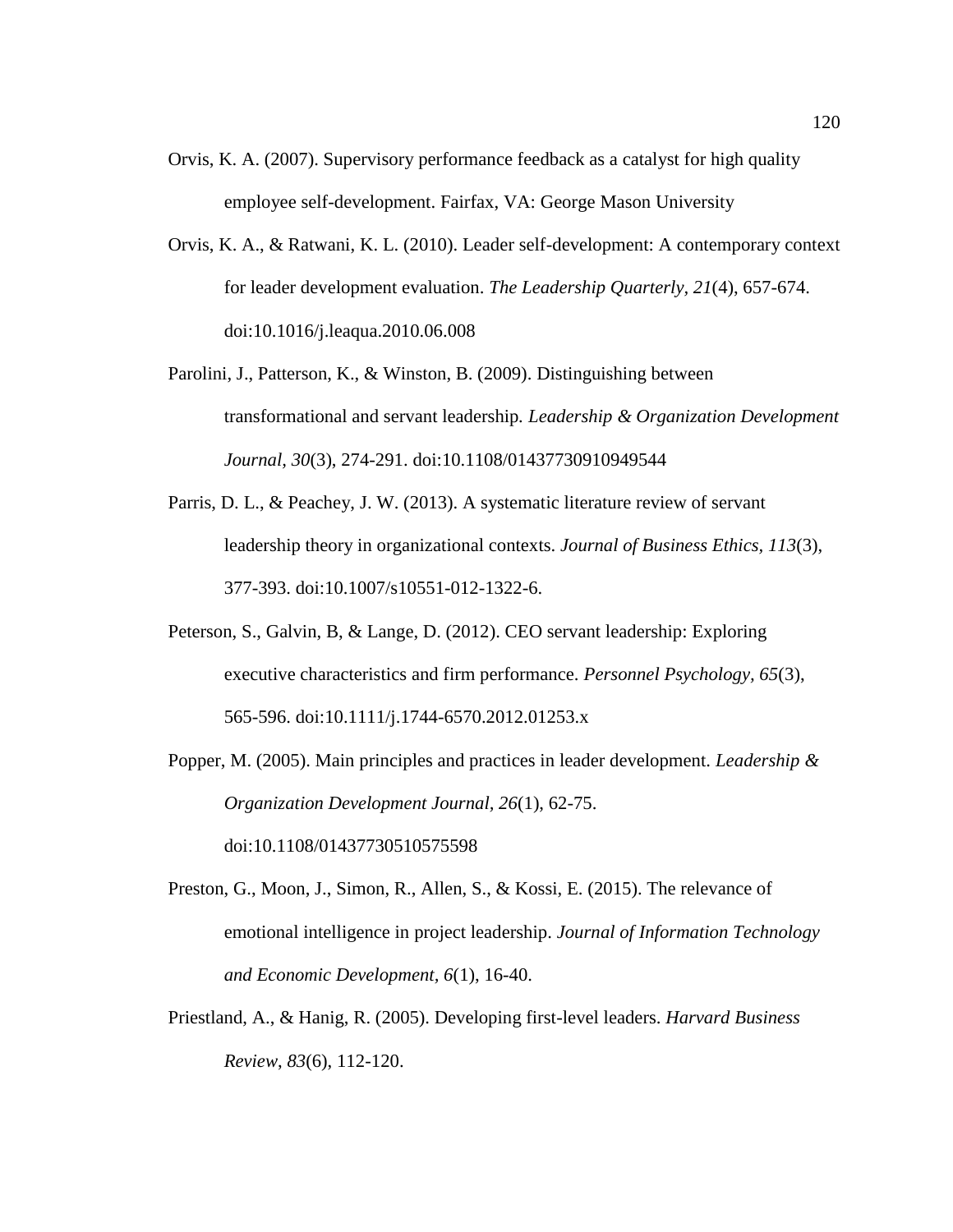Orvis, K. A. (2007). Supervisory performance feedback as a catalyst for high quality employee self-development. Fairfax, VA: George Mason University

Orvis, K. A., & Ratwani, K. L. (2010). Leader self-development: A contemporary context for leader development evaluation. *The Leadership Quarterly, 21*(4), 657-674. doi:10.1016/j.leaqua.2010.06.008

Parolini, J., Patterson, K., & Winston, B. (2009). Distinguishing between transformational and servant leadership. *Leadership & Organization Development Journal, 30*(3), 274-291. doi:10.1108/01437730910949544

Parris, D. L., & Peachey, J. W. (2013). A systematic literature review of servant leadership theory in organizational contexts. *Journal of Business Ethics, 113*(3), 377-393. doi:10.1007/s10551-012-1322-6.

Peterson, S., Galvin, B, & Lange, D. (2012). CEO servant leadership: Exploring executive characteristics and firm performance. *Personnel Psychology, 65*(3), 565-596. doi:10.1111/j.1744-6570.2012.01253.x

Popper, M. (2005). Main principles and practices in leader development. *Leadership & Organization Development Journal, 26*(1), 62-75. doi:10.1108/01437730510575598

Preston, G., Moon, J., Simon, R., Allen, S., & Kossi, E. (2015). The relevance of emotional intelligence in project leadership. *Journal of Information Technology and Economic Development, 6*(1), 16-40.

Priestland, A., & Hanig, R. (2005). Developing first-level leaders. *Harvard Business Review, 83*(6), 112-120.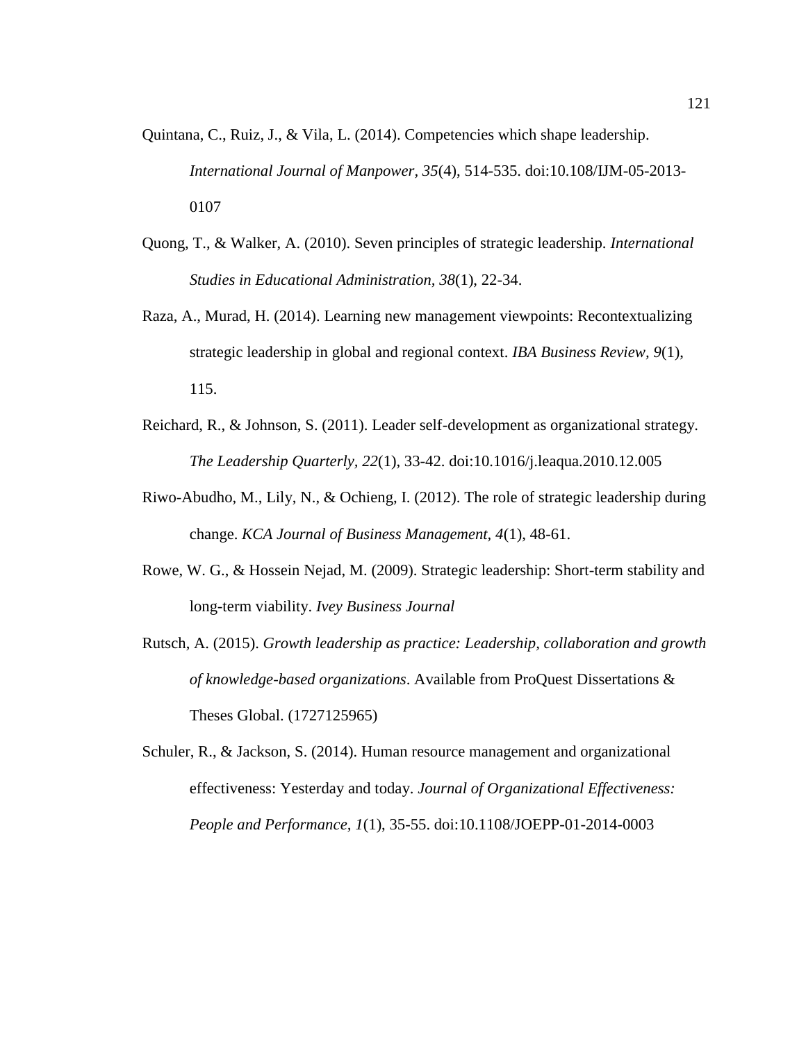Quintana, C., Ruiz, J., & Vila, L. (2014). Competencies which shape leadership. *International Journal of Manpower, 35*(4), 514-535. doi:10.108/IJM-05-2013-0107

Quong, T., & Walker, A. (2010). Seven principles of strategic leadership. *International Studies in Educational Administration, 38*(1), 22-34.

Raza, A., Murad, H. (2014). Learning new management viewpoints: Recontextualizing strategic leadership in global and regional context. *IBA Business Review, 9*(1), 115.

Reichard, R., & Johnson, S. (2011). Leader self-development as organizational strategy. *The Leadership Quarterly, 22*(1), 33-42. doi:10.1016/j.leaqua.2010.12.005

Riwo-Abudho, M., Lily, N., & Ochieng, I. (2012). The role of strategic leadership during change. *KCA Journal of Business Management, 4*(1), 48-61.

Rowe, W. G., & Hossein Nejad, M. (2009). Strategic leadership: Short-term stability and long-term viability. *Ivey Business Journal*

Rutsch, A. (2015). *Growth leadership as practice: Leadership, collaboration and growth of knowledge-based organizations*. Available from ProQuest Dissertations & Theses Global. (1727125965)

Schuler, R., & Jackson, S. (2014). Human resource management and organizational effectiveness: Yesterday and today. *Journal of Organizational Effectiveness: People and Performance, 1*(1), 35-55. doi:10.1108/JOEPP-01-2014-0003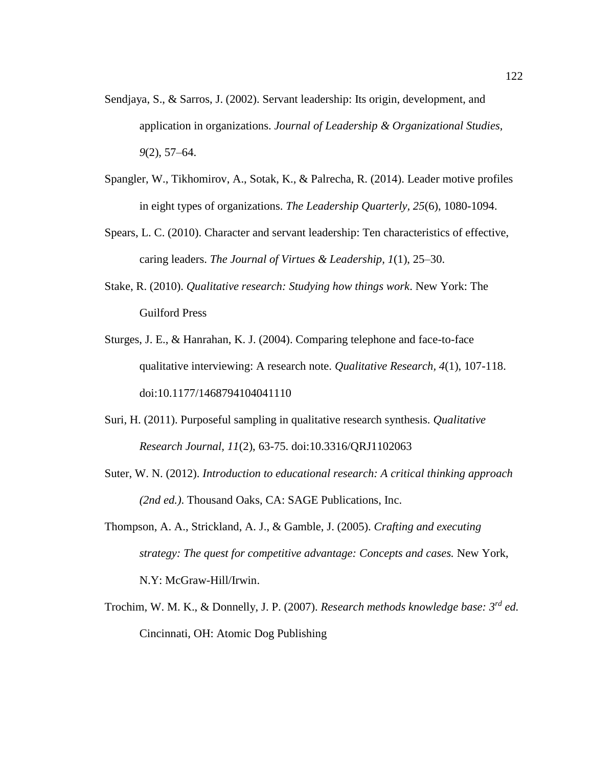Sendjaya, S., & Sarros, J. (2002). Servant leadership: Its origin, development, and application in organizations. *Journal of Leadership & Organizational Studies, 9*(2), 57–64.

Spangler, W., Tikhomirov, A., Sotak, K., & Palrecha, R. (2014). Leader motive profiles in eight types of organizations. *The Leadership Quarterly*, *25*(6), 1080-1094.

Spears, L. C. (2010). Character and servant leadership: Ten characteristics of effective, caring leaders. *The Journal of Virtues & Leadership, 1*(1), 25–30.

Stake, R. (2010). *Qualitative research: Studying how things work*. New York: The Guilford Press

Sturges, J. E., & Hanrahan, K. J. (2004). Comparing telephone and face-to-face qualitative interviewing: A research note. *Qualitative Research*, *4*(1), 107-118. doi:10.1177/1468794104041110

Suri, H. (2011). Purposeful sampling in qualitative research synthesis. *Qualitative Research Journal, 11*(2), 63-75. doi:10.3316/QRJ1102063

Suter, W. N. (2012). *Introduction to educational research: A critical thinking approach (2nd ed.)*. Thousand Oaks, CA: SAGE Publications, Inc.

Thompson, A. A., Strickland, A. J., & Gamble, J. (2005). *Crafting and executing strategy: The quest for competitive advantage: Concepts and cases.* New York, N.Y: McGraw-Hill/Irwin.

Trochim, W. M. K., & Donnelly, J. P. (2007). *Research methods knowledge base: 3rd ed.* Cincinnati, OH: Atomic Dog Publishing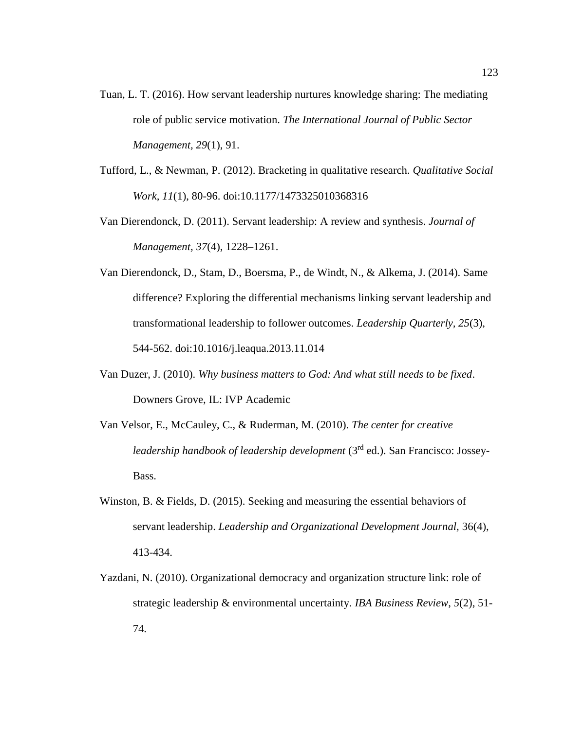Tuan, L. T. (2016). How servant leadership nurtures knowledge sharing: The mediating role of public service motivation. *The International Journal of Public Sector Management, 29*(1), 91.

Tufford, L., & Newman, P. (2012). Bracketing in qualitative research. *Qualitative Social Work, 11*(1), 80-96. doi:10.1177/1473325010368316

Van Dierendonck, D. (2011). Servant leadership: A review and synthesis. *Journal of Management, 37*(4), 1228–1261.

Van Dierendonck, D., Stam, D., Boersma, P., de Windt, N., & Alkema, J. (2014). Same difference? Exploring the differential mechanisms linking servant leadership and transformational leadership to follower outcomes. *Leadership Quarterly, 25*(3), 544-562. doi:10.1016/j.leaqua.2013.11.014

Van Duzer, J. (2010). *Why business matters to God: And what still needs to be fixed*. Downers Grove, IL: IVP Academic

Van Velsor, E., McCauley, C., & Ruderman, M. (2010). *The center for creative leadership handbook of leadership development* (3rd ed.). San Francisco: Jossey-Bass.

Winston, B. & Fields, D. (2015). Seeking and measuring the essential behaviors of servant leadership. *Leadership and Organizational Development Journal*, 36(4), 413-434.

Yazdani, N. (2010). Organizational democracy and organization structure link: role of strategic leadership & environmental uncertainty. *IBA Business Review, 5*(2), 51-74.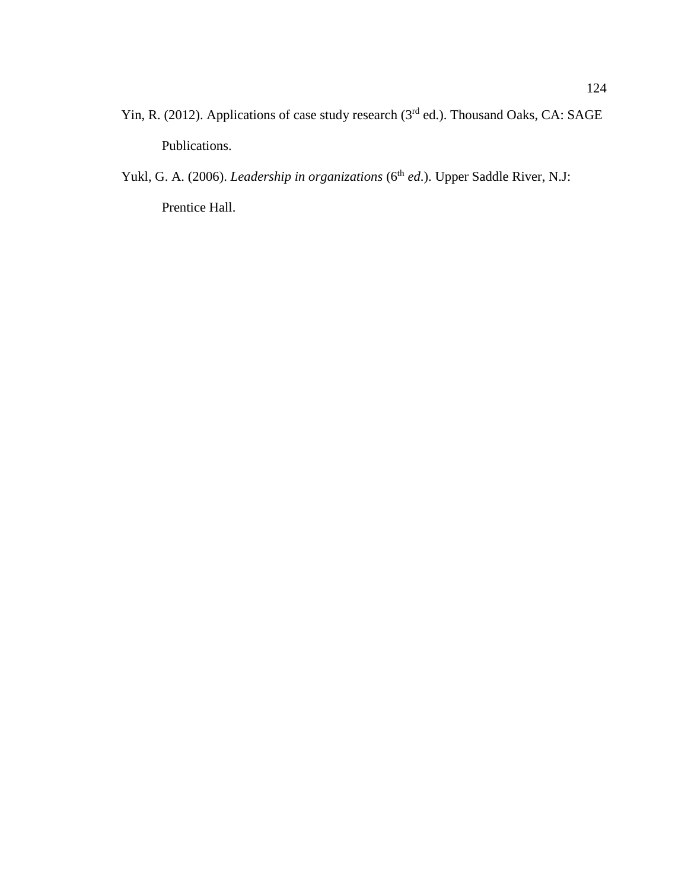Yin, R. (2012). Applications of case study research (3rd ed.). Thousand Oaks, CA: SAGE Publications.

Yukl, G. A. (2006). *Leadership in organizations* (6th *ed*.). Upper Saddle River, N.J: Prentice Hall.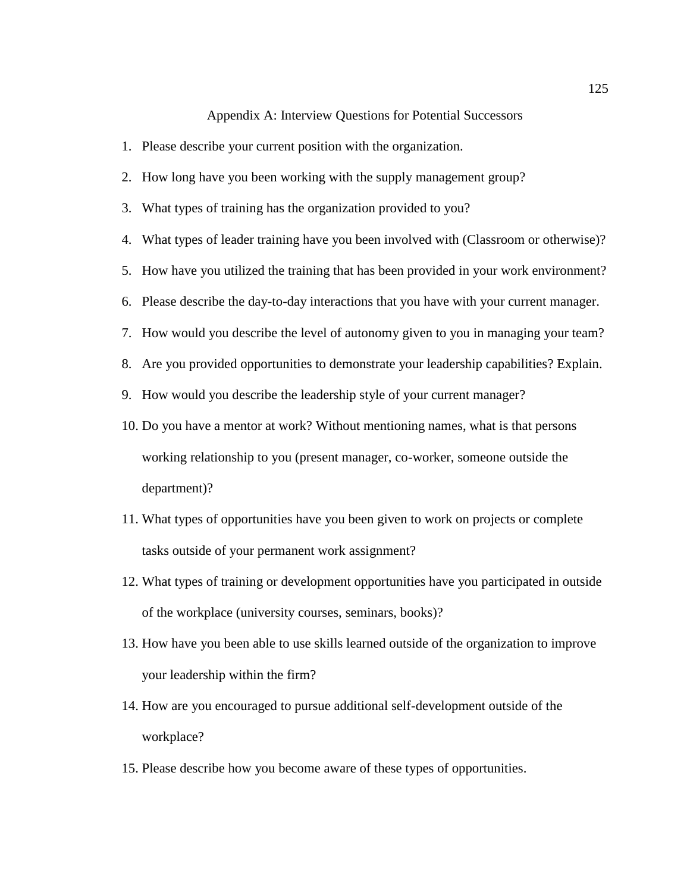# Appendix A: Interview Questions for Potential Successors

1. Please describe your current position with the organization.
2. How long have you been working with the supply management group?
3. What types of training has the organization provided to you?
4. What types of leader training have you been involved with (Classroom or otherwise)?
5. How have you utilized the training that has been provided in your work environment?
6. Please describe the day-to-day interactions that you have with your current manager.
7. How would you describe the level of autonomy given to you in managing your team?
8. Are you provided opportunities to demonstrate your leadership capabilities? Explain.
9. How would you describe the leadership style of your current manager?
10. Do you have a mentor at work? Without mentioning names, what is that persons working relationship to you (present manager, co-worker, someone outside the department)?
11. What types of opportunities have you been given to work on projects or complete tasks outside of your permanent work assignment?
12. What types of training or development opportunities have you participated in outside of the workplace (university courses, seminars, books)?
13. How have you been able to use skills learned outside of the organization to improve your leadership within the firm?
14. How are you encouraged to pursue additional self-development outside of the workplace?
15. Please describe how you become aware of these types of opportunities.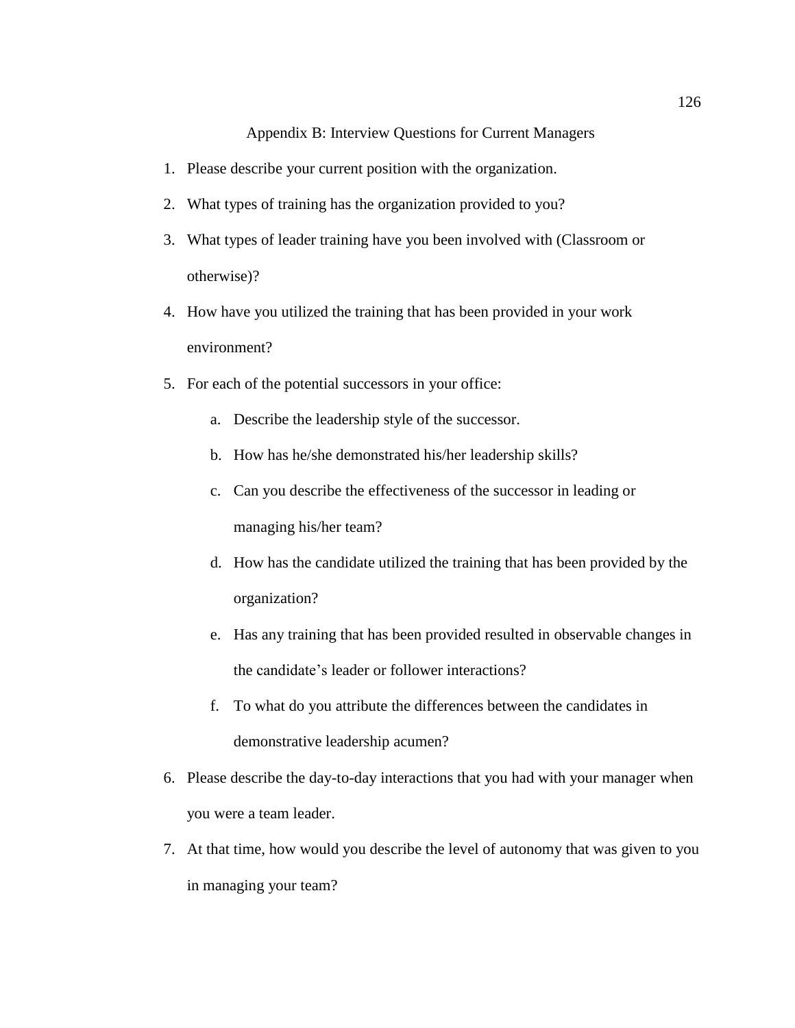## Appendix B: Interview Questions for Current Managers

1. Please describe your current position with the organization.
2. What types of training has the organization provided to you?
3. What types of leader training have you been involved with (Classroom or otherwise)?
4. How have you utilized the training that has been provided in your work environment?
5. For each of the potential successors in your office:
   a. Describe the leadership style of the successor.
   b. How has he/she demonstrated his/her leadership skills?
   c. Can you describe the effectiveness of the successor in leading or managing his/her team?
   d. How has the candidate utilized the training that has been provided by the organization?
   e. Has any training that has been provided resulted in observable changes in the candidate's leader or follower interactions?
   f. To what do you attribute the differences between the candidates in demonstrative leadership acumen?
6. Please describe the day-to-day interactions that you had with your manager when you were a team leader.
7. At that time, how would you describe the level of autonomy that was given to you in managing your team?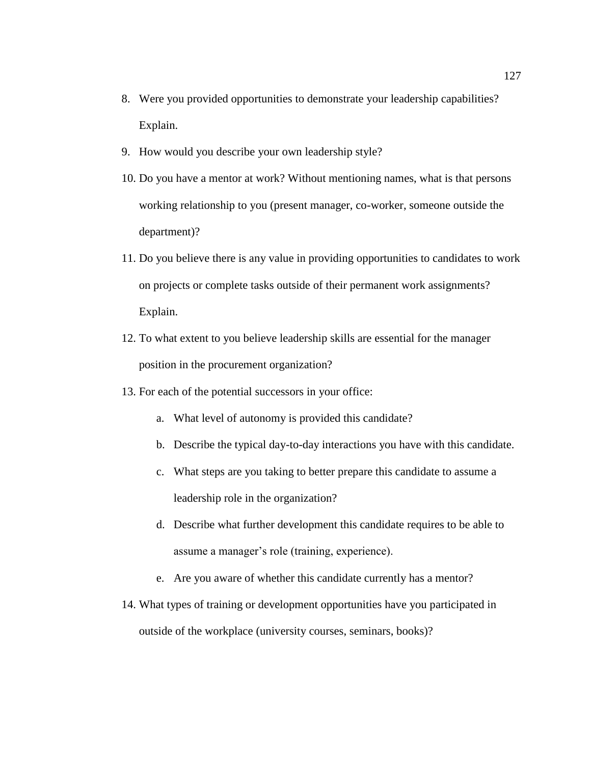8. Were you provided opportunities to demonstrate your leadership capabilities? Explain.
9. How would you describe your own leadership style?
10. Do you have a mentor at work? Without mentioning names, what is that persons working relationship to you (present manager, co-worker, someone outside the department)?
11. Do you believe there is any value in providing opportunities to candidates to work on projects or complete tasks outside of their permanent work assignments? Explain.
12. To what extent to you believe leadership skills are essential for the manager position in the procurement organization?
13. For each of the potential successors in your office:
    a. What level of autonomy is provided this candidate?
    b. Describe the typical day-to-day interactions you have with this candidate.
    c. What steps are you taking to better prepare this candidate to assume a leadership role in the organization?
    d. Describe what further development this candidate requires to be able to assume a manager's role (training, experience).
    e. Are you aware of whether this candidate currently has a mentor?
14. What types of training or development opportunities have you participated in outside of the workplace (university courses, seminars, books)?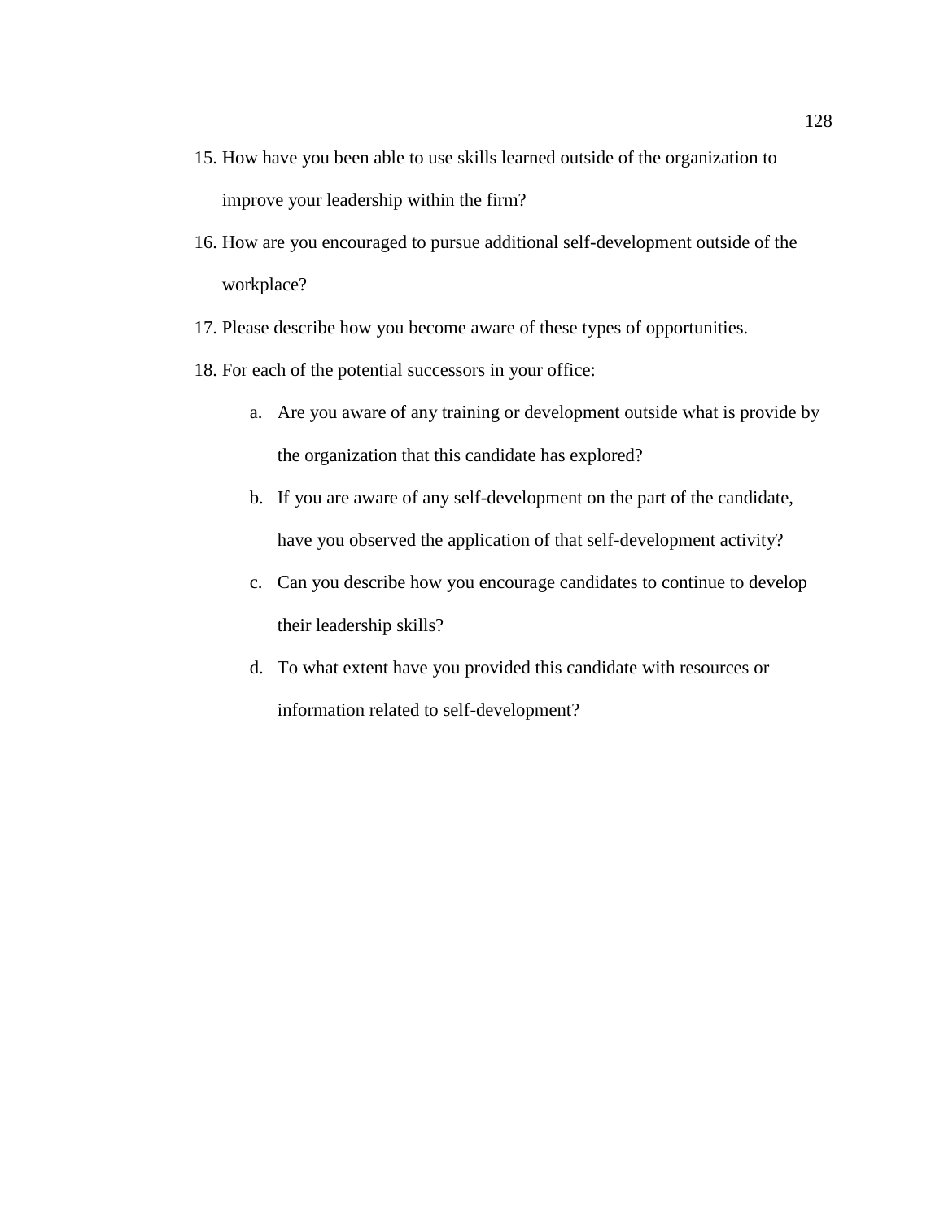15. How have you been able to use skills learned outside of the organization to improve your leadership within the firm?
16. How are you encouraged to pursue additional self-development outside of the workplace?
17. Please describe how you become aware of these types of opportunities.
18. For each of the potential successors in your office:
    a. Are you aware of any training or development outside what is provide by the organization that this candidate has explored?
    b. If you are aware of any self-development on the part of the candidate, have you observed the application of that self-development activity?
    c. Can you describe how you encourage candidates to continue to develop their leadership skills?
    d. To what extent have you provided this candidate with resources or information related to self-development?